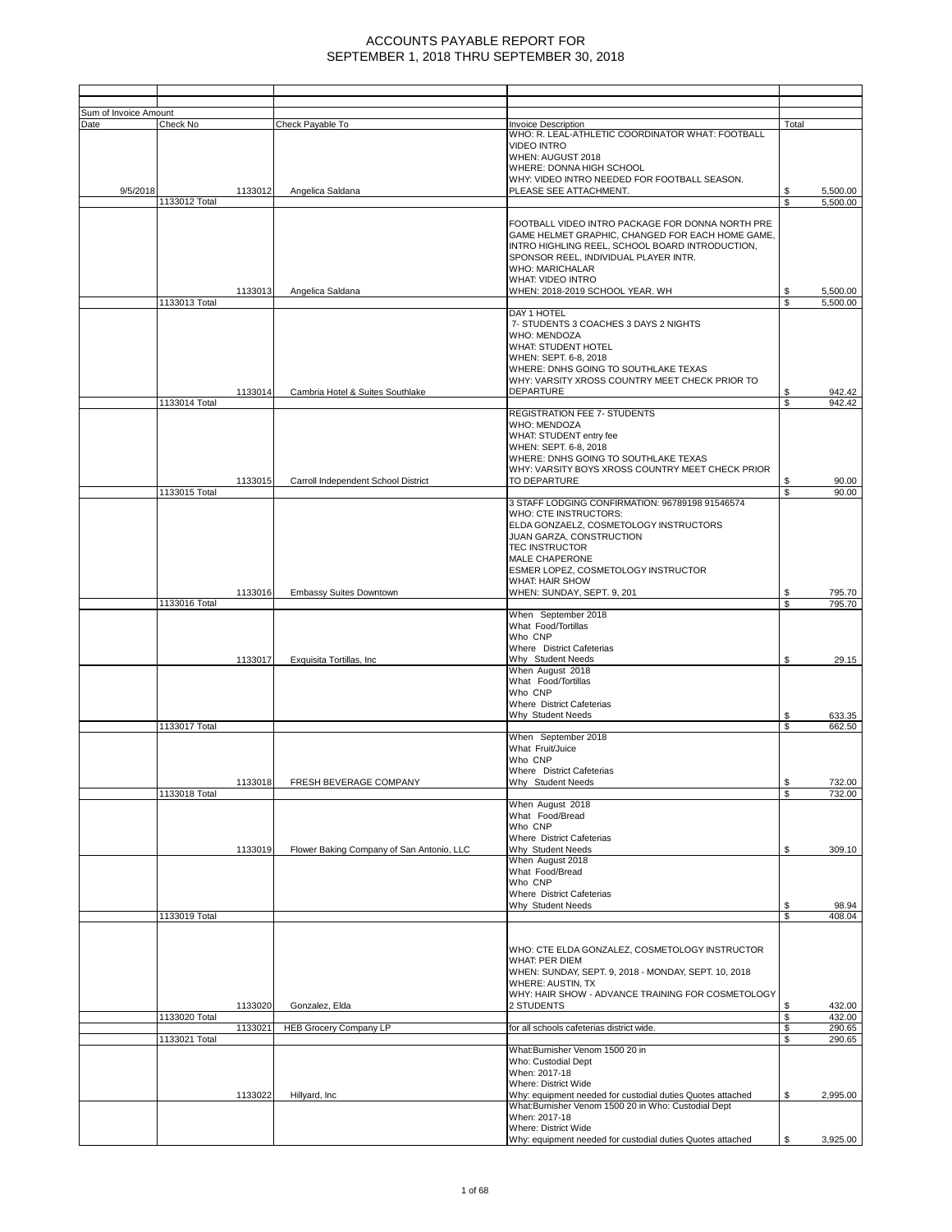# ACCOUNTS PAYABLE REPORT FOR SEPTEMBER 1, 2018 THRU SEPTEMBER 30, 2018

| Sum of Invoice Amount | | | | |
|---|---|---|---|---|
| Date | Check No | Check Payable To | Invoice Description | Total |
| 9/5/2018 | 1133012 | Angelica Saldana | WHO: R. LEAL-ATHLETIC COORDINATOR WHAT: FOOTBALL VIDEO INTRO WHEN: AUGUST 2018 WHERE: DONNA HIGH SCHOOL WHY: VIDEO INTRO NEEDED FOR FOOTBALL SEASON. PLEASE SEE ATTACHMENT. | $ 5,500.00 |
| | 1133012 Total | | | $ 5,500.00 |
| | 1133013 | Angelica Saldana | FOOTBALL VIDEO INTRO PACKAGE FOR DONNA NORTH PRE GAME HELMET GRAPHIC, CHANGED FOR EACH HOME GAME, INTRO HIGHLING REEL, SCHOOL BOARD INTRODUCTION, SPONSOR REEL, INDIVIDUAL PLAYER INTR. WHO: MARICHALAR WHAT: VIDEO INTRO WHEN: 2018-2019 SCHOOL YEAR. WH | $ 5,500.00 |
| | 1133013 Total | | | $ 5,500.00 |
| | 1133014 | Cambria Hotel & Suites Southlake | DAY 1 HOTEL 7- STUDENTS 3 COACHES 3 DAYS 2 NIGHTS WHO: MENDOZA WHAT: STUDENT HOTEL WHEN: SEPT. 6-8, 2018 WHERE: DNHS GOING TO SOUTHLAKE TEXAS WHY: VARSITY XROSS COUNTRY MEET CHECK PRIOR TO DEPARTURE | $ 942.42 |
| | 1133014 Total | | | $ 942.42 |
| | 1133015 | Carroll Independent School District | REGISTRATION FEE 7- STUDENTS WHO: MENDOZA WHAT: STUDENT entry fee WHEN: SEPT. 6-8, 2018 WHERE: DNHS GOING TO SOUTHLAKE TEXAS WHY: VARSITY BOYS XROSS COUNTRY MEET CHECK PRIOR TO DEPARTURE | $ 90.00 |
| | 1133015 Total | | | $ 90.00 |
| | 1133016 | Embassy Suites Downtown | 3 STAFF LODGING CONFIRMATION: 96789198 91546574 WHO: CTE INSTRUCTORS: ELDA GONZAELZ, COSMETOLOGY INSTRUCTORS JUAN GARZA, CONSTRUCTION TEC INSTRUCTOR MALE CHAPERONE ESMER LOPEZ, COSMETOLOGY INSTRUCTOR WHAT: HAIR SHOW WHEN: SUNDAY, SEPT. 9, 201 | $ 795.70 |
| | 1133016 Total | | | $ 795.70 |
| | 1133017 | Exquisita Tortillas, Inc | When September 2018 What Food/Tortillas Who CNP Where District Cafeterias Why Student Needs | $ 29.15 |
| | | | When August 2018 What Food/Tortillas Who CNP Where District Cafeterias Why Student Needs | $ 633.35 |
| | 1133017 Total | | | $ 662.50 |
| | 1133018 | FRESH BEVERAGE COMPANY | When September 2018 What Fruit/Juice Who CNP Where District Cafeterias Why Student Needs | $ 732.00 |
| | 1133018 Total | | | $ 732.00 |
| | 1133019 | Flower Baking Company of San Antonio, LLC | When August 2018 What Food/Bread Who CNP Where District Cafeterias Why Student Needs | $ 309.10 |
| | | | When August 2018 What Food/Bread Who CNP Where District Cafeterias Why Student Needs | $ 98.94 |
| | 1133019 Total | | | $ 408.04 |
| | 1133020 | Gonzalez, Elda | WHO: CTE ELDA GONZALEZ, COSMETOLOGY INSTRUCTOR WHAT: PER DIEM WHEN: SUNDAY, SEPT. 9, 2018 - MONDAY, SEPT. 10, 2018 WHERE: AUSTIN, TX WHY: HAIR SHOW - ADVANCE TRAINING FOR COSMETOLOGY 2 STUDENTS | $ 432.00 |
| | 1133020 Total | | | $ 432.00 |
| | 1133021 | HEB Grocery Company LP | for all schools cafeterias district wide. | $ 290.65 |
| | 1133021 Total | | | $ 290.65 |
| | 1133022 | Hillyard, Inc | What:Burnisher Venom 1500 20 in Who: Custodial Dept When: 2017-18 Where: District Wide Why: equipment needed for custodial duties Quotes attached | $ 2,995.00 |
| | | | What:Burnisher Venom 1500 20 in Who: Custodial Dept When: 2017-18 Where: District Wide Why: equipment needed for custodial duties Quotes attached | $ 3,925.00 |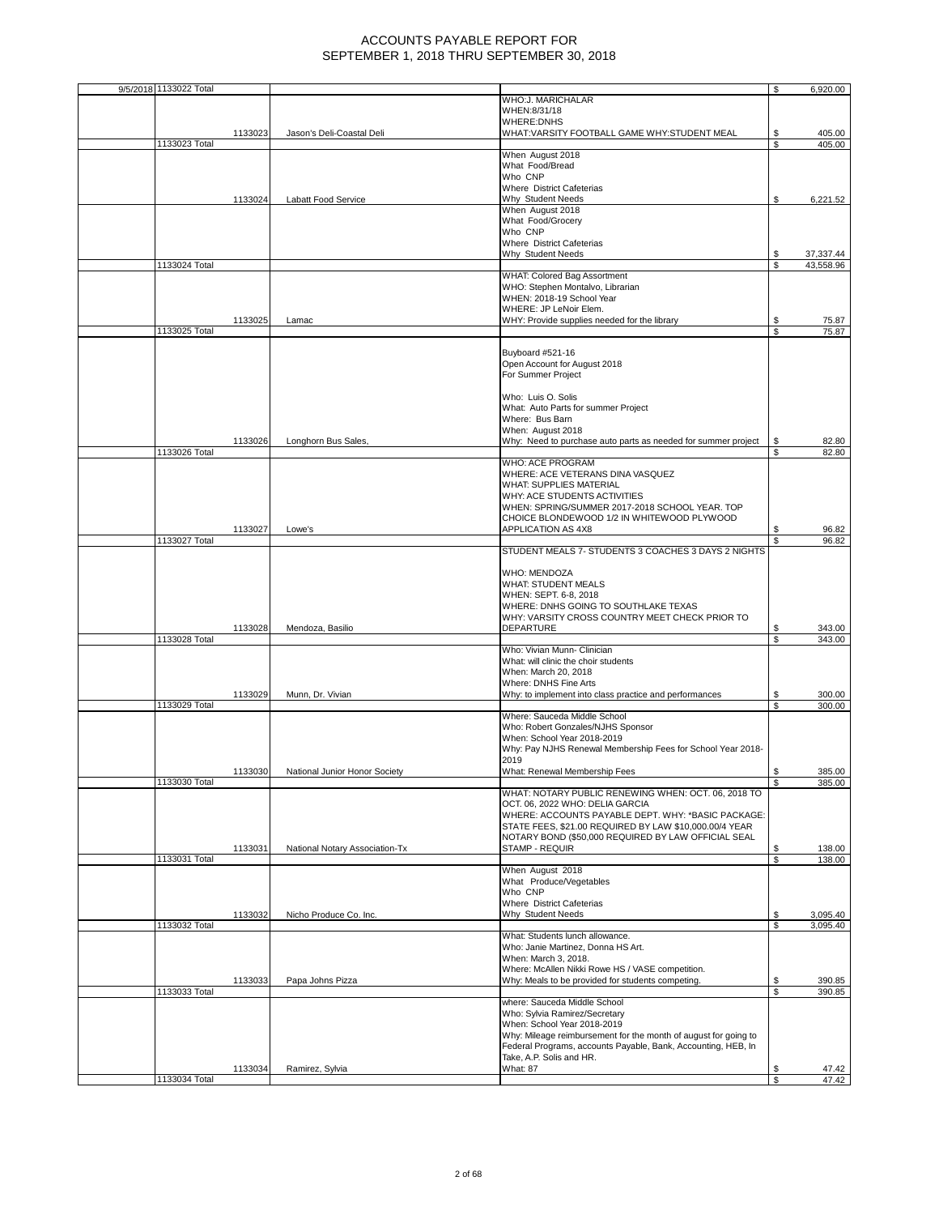# ACCOUNTS PAYABLE REPORT FOR
# SEPTEMBER 1, 2018 THRU SEPTEMBER 30, 2018

| Date | Check | Vendor | Description | Amount |
|---|---|---|---|---|
| 9/5/2018 | 1133022 Total | | | $ 6,920.00 |
| | 1133023 | Jason's Deli-Coastal Deli | WHO:J. MARICHALAR WHEN:8/31/18 WHERE:DNHS WHAT:VARSITY FOOTBALL GAME WHY:STUDENT MEAL | $ 405.00 |
| | 1133023 Total | | | $ 405.00 |
| | 1133024 | Labatt Food Service | When August 2018 What Food/Bread Who CNP Where District Cafeterias Why Student Needs | $ 6,221.52 |
| | | | When August 2018 What Food/Grocery Who CNP Where District Cafeterias Why Student Needs | $ 37,337.44 |
| | 1133024 Total | | | $ 43,558.96 |
| | 1133025 | Lamac | WHAT: Colored Bag Assortment WHO: Stephen Montalvo, Librarian WHEN: 2018-19 School Year WHERE: JP LeNoir Elem. WHY: Provide supplies needed for the library | $ 75.87 |
| | 1133025 Total | | | $ 75.87 |
| | 1133026 | Longhorn Bus Sales, | Buyboard #521-16 Open Account for August 2018 For Summer Project Who: Luis O. Solis What: Auto Parts for summer Project Where: Bus Barn When: August 2018 Why: Need to purchase auto parts as needed for summer project | $ 82.80 |
| | 1133026 Total | | | $ 82.80 |
| | 1133027 | Lowe's | WHO: ACE PROGRAM WHERE: ACE VETERANS DINA VASQUEZ WHAT: SUPPLIES MATERIAL WHY: ACE STUDENTS ACTIVITIES WHEN: SPRING/SUMMER 2017-2018 SCHOOL YEAR. TOP CHOICE BLONDEWOOD 1/2 IN WHITEWOOD PLYWOOD APPLICATION AS 4X8 | $ 96.82 |
| | 1133027 Total | | | $ 96.82 |
| | 1133028 | Mendoza, Basilio | STUDENT MEALS 7- STUDENTS 3 COACHES 3 DAYS 2 NIGHTS WHO: MENDOZA WHAT: STUDENT MEALS WHEN: SEPT. 6-8, 2018 WHERE: DNHS GOING TO SOUTHLAKE TEXAS WHY: VARSITY CROSS COUNTRY MEET CHECK PRIOR TO DEPARTURE | $ 343.00 |
| | 1133028 Total | | | $ 343.00 |
| | 1133029 | Munn, Dr. Vivian | Who: Vivian Munn- Clinician What: will clinic the choir students When: March 20, 2018 Where: DNHS Fine Arts Why: to implement into class practice and performances | $ 300.00 |
| | 1133029 Total | | | $ 300.00 |
| | 1133030 | National Junior Honor Society | Where: Sauceda Middle School Who: Robert Gonzales/NJHS Sponsor When: School Year 2018-2019 Why: Pay NJHS Renewal Membership Fees for School Year 2018-2019 What: Renewal Membership Fees | $ 385.00 |
| | 1133030 Total | | | $ 385.00 |
| | 1133031 | National Notary Association-Tx | WHAT: NOTARY PUBLIC RENEWING WHEN: OCT. 06, 2018 TO OCT. 06, 2022 WHO: DELIA GARCIA WHERE: ACCOUNTS PAYABLE DEPT. WHY: *BASIC PACKAGE: STATE FEES, $21.00 REQUIRED BY LAW $10,000.00/4 YEAR NOTARY BOND ($50,000 REQUIRED BY LAW OFFICIAL SEAL STAMP - REQUIR | $ 138.00 |
| | 1133031 Total | | | $ 138.00 |
| | 1133032 | Nicho Produce Co. Inc. | When August 2018 What Produce/Vegetables Who CNP Where District Cafeterias Why Student Needs | $ 3,095.40 |
| | 1133032 Total | | | $ 3,095.40 |
| | 1133033 | Papa Johns Pizza | What: Students lunch allowance. Who: Janie Martinez, Donna HS Art. When: March 3, 2018. Where: McAllen Nikki Rowe HS / VASE competition. Why: Meals to be provided for students competing. | $ 390.85 |
| | 1133033 Total | | | $ 390.85 |
| | 1133034 | Ramirez, Sylvia | where: Sauceda Middle School Who: Sylvia Ramirez/Secretary When: School Year 2018-2019 Why: Mileage reimbursement for the month of august for going to Federal Programs, accounts Payable, Bank, Accounting, HEB, In Take, A.P. Solis and HR. What: 87 | $ 47.42 |
| | 1133034 Total | | | $ 47.42 |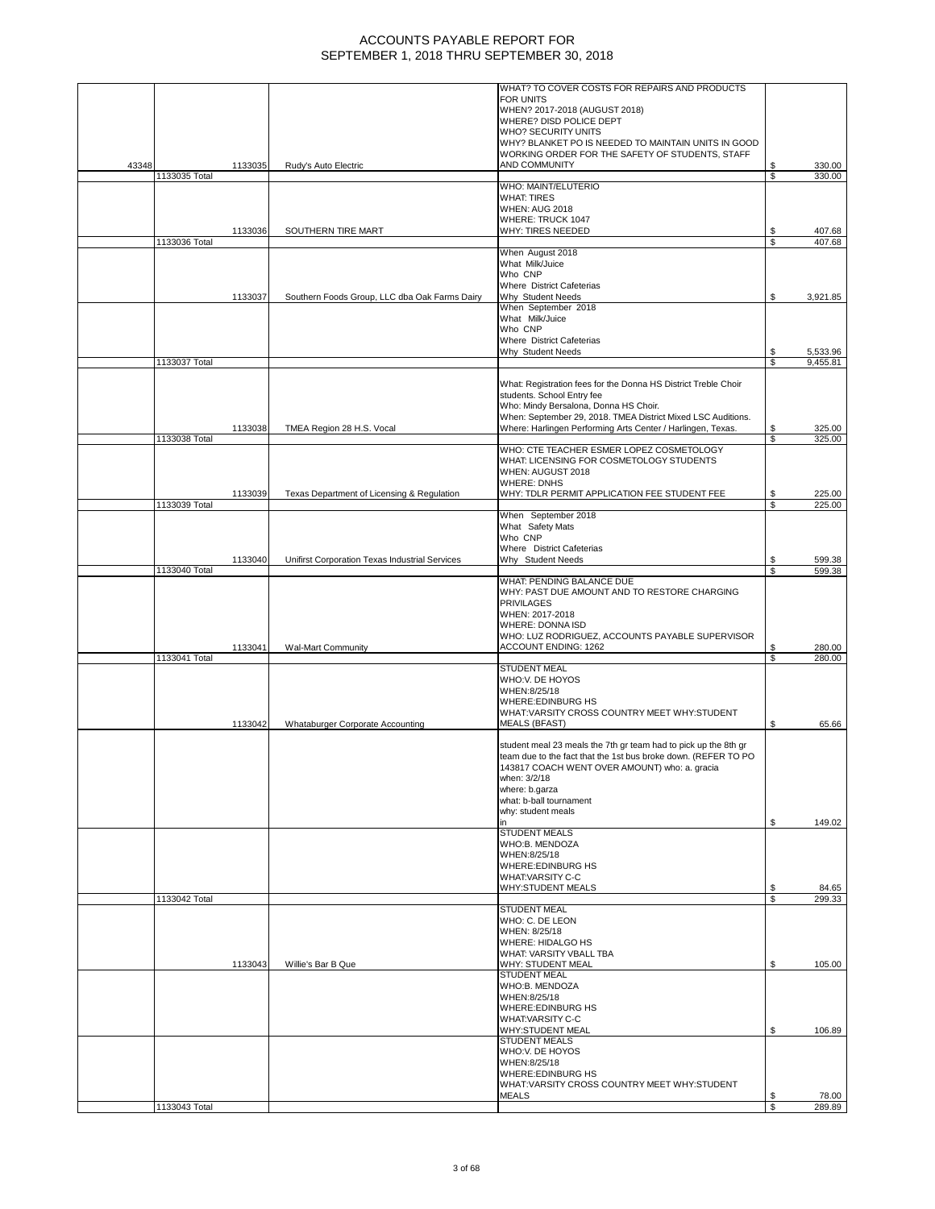# ACCOUNTS PAYABLE REPORT FOR
# SEPTEMBER 1, 2018 THRU SEPTEMBER 30, 2018

| | | | | | |
|---|---|---|---|---|---|
| 43348 | | 1133035 | Rudy's Auto Electric | WHAT? TO COVER COSTS FOR REPAIRS AND PRODUCTS FOR UNITS WHEN? 2017-2018 (AUGUST 2018) WHERE? DISD POLICE DEPT WHO? SECURITY UNITS WHY? BLANKET PO IS NEEDED TO MAINTAIN UNITS IN GOOD WORKING ORDER FOR THE SAFETY OF STUDENTS, STAFF AND COMMUNITY | $ 330.00 |
| | 1133035 Total | | | | $ 330.00 |
| | | 1133036 | SOUTHERN TIRE MART | WHO: MAINT/ELUTERIO WHAT: TIRES WHEN: AUG 2018 WHERE: TRUCK 1047 WHY: TIRES NEEDED | $ 407.68 |
| | 1133036 Total | | | | $ 407.68 |
| | | 1133037 | Southern Foods Group, LLC dba Oak Farms Dairy | When August 2018 What Milk/Juice Who CNP Where District Cafeterias Why Student Needs | $ 3,921.85 |
| | | | | When September 2018 What Milk/Juice Who CNP Where District Cafeterias Why Student Needs | $ 5,533.96 |
| | 1133037 Total | | | | $ 9,455.81 |
| | | 1133038 | TMEA Region 28 H.S. Vocal | What: Registration fees for the Donna HS District Treble Choir students. School Entry fee Who: Mindy Bersalona, Donna HS Choir. When: September 29, 2018. TMEA District Mixed LSC Auditions. Where: Harlingen Performing Arts Center / Harlingen, Texas. | $ 325.00 |
| | 1133038 Total | | | | $ 325.00 |
| | | 1133039 | Texas Department of Licensing & Regulation | WHO: CTE TEACHER ESMER LOPEZ COSMETOLOGY WHAT: LICENSING FOR COSMETOLOGY STUDENTS WHEN: AUGUST 2018 WHERE: DNHS WHY: TDLR PERMIT APPLICATION FEE STUDENT FEE | $ 225.00 |
| | 1133039 Total | | | | $ 225.00 |
| | | 1133040 | Unifirst Corporation Texas Industrial Services | When September 2018 What Safety Mats Who CNP Where District Cafeterias Why Student Needs | $ 599.38 |
| | 1133040 Total | | | | $ 599.38 |
| | | 1133041 | Wal-Mart Community | WHAT: PENDING BALANCE DUE WHY: PAST DUE AMOUNT AND TO RESTORE CHARGING PRIVILAGES WHEN: 2017-2018 WHERE: DONNA ISD WHO: LUZ RODRIGUEZ, ACCOUNTS PAYABLE SUPERVISOR ACCOUNT ENDING: 1262 | $ 280.00 |
| | 1133041 Total | | | | $ 280.00 |
| | | 1133042 | Whataburger Corporate Accounting | STUDENT MEAL WHO:V. DE HOYOS WHEN:8/25/18 WHERE:EDINBURG HS WHAT:VARSITY CROSS COUNTRY MEET WHY:STUDENT MEALS (BFAST) | $ 65.66 |
| | | | | student meal 23 meals the 7th gr team had to pick up the 8th gr team due to the fact that the 1st bus broke down. (REFER TO PO 143817 COACH WENT OVER AMOUNT) who: a. gracia when: 3/2/18 where: b.garza what: b-ball tournament why: student meals in | $ 149.02 |
| | | | | STUDENT MEALS WHO:B. MENDOZA WHEN:8/25/18 WHERE:EDINBURG HS WHAT:VARSITY C-C WHY:STUDENT MEALS | $ 84.65 |
| | 1133042 Total | | | | $ 299.33 |
| | | 1133043 | Willie's Bar B Que | STUDENT MEAL WHO: C. DE LEON WHEN: 8/25/18 WHERE: HIDALGO HS WHAT: VARSITY VBALL TBA WHY: STUDENT MEAL | $ 105.00 |
| | | | | STUDENT MEAL WHO:B. MENDOZA WHEN:8/25/18 WHERE:EDINBURG HS WHAT:VARSITY C-C WHY:STUDENT MEAL | $ 106.89 |
| | | | | STUDENT MEALS WHO:V. DE HOYOS WHEN:8/25/18 WHERE:EDINBURG HS WHAT:VARSITY CROSS COUNTRY MEET WHY:STUDENT MEALS | $ 78.00 |
| | 1133043 Total | | | | $ 289.89 |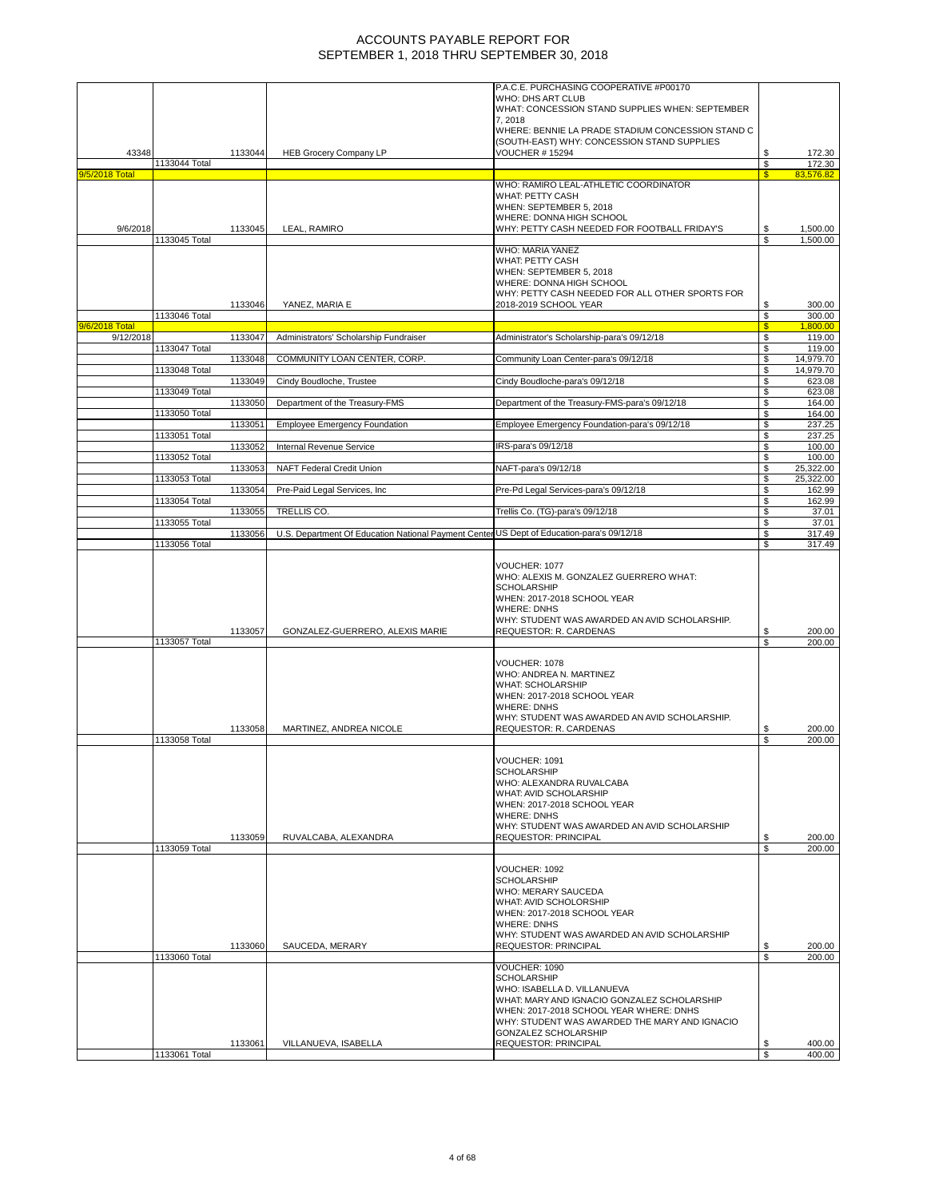# ACCOUNTS PAYABLE REPORT FOR SEPTEMBER 1, 2018 THRU SEPTEMBER 30, 2018

| | | | | | |
|---|---|---|---|---|---|
| 43348 | | 1133044 | HEB Grocery Company LP | P.A.C.E. PURCHASING COOPERATIVE #P00170 WHO: DHS ART CLUB WHAT: CONCESSION STAND SUPPLIES WHEN: SEPTEMBER 7, 2018 WHERE: BENNIE LA PRADE STADIUM CONCESSION STAND C (SOUTH-EAST) WHY: CONCESSION STAND SUPPLIES VOUCHER # 15294 | $ 172.30 |
| | 1133044 Total | | | | $ 172.30 |
| 9/5/2018 Total | | | | | $ 83,576.82 |
| 9/6/2018 | | 1133045 | LEAL, RAMIRO | WHO: RAMIRO LEAL-ATHLETIC COORDINATOR WHAT: PETTY CASH WHEN: SEPTEMBER 5, 2018 WHERE: DONNA HIGH SCHOOL WHY: PETTY CASH NEEDED FOR FOOTBALL FRIDAY'S | $ 1,500.00 |
| | 1133045 Total | | | | $ 1,500.00 |
| | | 1133046 | YANEZ, MARIA E | WHO: MARIA YANEZ WHAT: PETTY CASH WHEN: SEPTEMBER 5, 2018 WHERE: DONNA HIGH SCHOOL WHY: PETTY CASH NEEDED FOR ALL OTHER SPORTS FOR 2018-2019 SCHOOL YEAR | $ 300.00 |
| | 1133046 Total | | | | $ 300.00 |
| 9/6/2018 Total | | | | | $ 1,800.00 |
| 9/12/2018 | | 1133047 | Administrators' Scholarship Fundraiser | Administrator's Scholarship-para's 09/12/18 | $ 119.00 |
| | 1133047 Total | | | | $ 119.00 |
| | | 1133048 | COMMUNITY LOAN CENTER, CORP. | Community Loan Center-para's 09/12/18 | $ 14,979.70 |
| | 1133048 Total | | | | $ 14,979.70 |
| | | 1133049 | Cindy Boudloche, Trustee | Cindy Boudloche-para's 09/12/18 | $ 623.08 |
| | 1133049 Total | | | | $ 623.08 |
| | | 1133050 | Department of the Treasury-FMS | Department of the Treasury-FMS-para's 09/12/18 | $ 164.00 |
| | 1133050 Total | | | | $ 164.00 |
| | | 1133051 | Employee Emergency Foundation | Employee Emergency Foundation-para's 09/12/18 | $ 237.25 |
| | 1133051 Total | | | | $ 237.25 |
| | | 1133052 | Internal Revenue Service | IRS-para's 09/12/18 | $ 100.00 |
| | 1133052 Total | | | | $ 100.00 |
| | | 1133053 | NAFT Federal Credit Union | NAFT-para's 09/12/18 | $ 25,322.00 |
| | 1133053 Total | | | | $ 25,322.00 |
| | | 1133054 | Pre-Paid Legal Services, Inc | Pre-Pd Legal Services-para's 09/12/18 | $ 162.99 |
| | 1133054 Total | | | | $ 162.99 |
| | | 1133055 | TRELLIS CO. | Trellis Co. (TG)-para's 09/12/18 | $ 37.01 |
| | 1133055 Total | | | | $ 37.01 |
| | | 1133056 | U.S. Department Of Education National Payment Center | US Dept of Education-para's 09/12/18 | $ 317.49 |
| | 1133056 Total | | | | $ 317.49 |
| | | 1133057 | GONZALEZ-GUERRERO, ALEXIS MARIE | VOUCHER: 1077 WHO: ALEXIS M. GONZALEZ GUERRERO WHAT: SCHOLARSHIP WHEN: 2017-2018 SCHOOL YEAR WHERE: DNHS WHY: STUDENT WAS AWARDED AN AVID SCHOLARSHIP. REQUESTOR: R. CARDENAS | $ 200.00 |
| | 1133057 Total | | | | $ 200.00 |
| | | 1133058 | MARTINEZ, ANDREA NICOLE | VOUCHER: 1078 WHO: ANDREA N. MARTINEZ WHAT: SCHOLARSHIP WHEN: 2017-2018 SCHOOL YEAR WHERE: DNHS WHY: STUDENT WAS AWARDED AN AVID SCHOLARSHIP. REQUESTOR: R. CARDENAS | $ 200.00 |
| | 1133058 Total | | | | $ 200.00 |
| | | 1133059 | RUVALCABA, ALEXANDRA | VOUCHER: 1091 SCHOLARSHIP WHO: ALEXANDRA RUVALCABA WHAT: AVID SCHOLARSHIP WHEN: 2017-2018 SCHOOL YEAR WHERE: DNHS WHY: STUDENT WAS AWARDED AN AVID SCHOLARSHIP REQUESTOR: PRINCIPAL | $ 200.00 |
| | 1133059 Total | | | | $ 200.00 |
| | | 1133060 | SAUCEDA, MERARY | VOUCHER: 1092 SCHOLARSHIP WHO: MERARY SAUCEDA WHAT: AVID SCHOLORSHIP WHEN: 2017-2018 SCHOOL YEAR WHERE: DNHS WHY: STUDENT WAS AWARDED AN AVID SCHOLARSHIP REQUESTOR: PRINCIPAL | $ 200.00 |
| | 1133060 Total | | | | $ 200.00 |
| | | 1133061 | VILLANUEVA, ISABELLA | VOUCHER: 1090 SCHOLARSHIP WHO: ISABELLA D. VILLANUEVA WHAT: MARY AND IGNACIO GONZALEZ SCHOLARSHIP WHEN: 2017-2018 SCHOOL YEAR WHERE: DNHS WHY: STUDENT WAS AWARDED THE MARY AND IGNACIO GONZALEZ SCHOLARSHIP REQUESTOR: PRINCIPAL | $ 400.00 |
| | 1133061 Total | | | | $ 400.00 |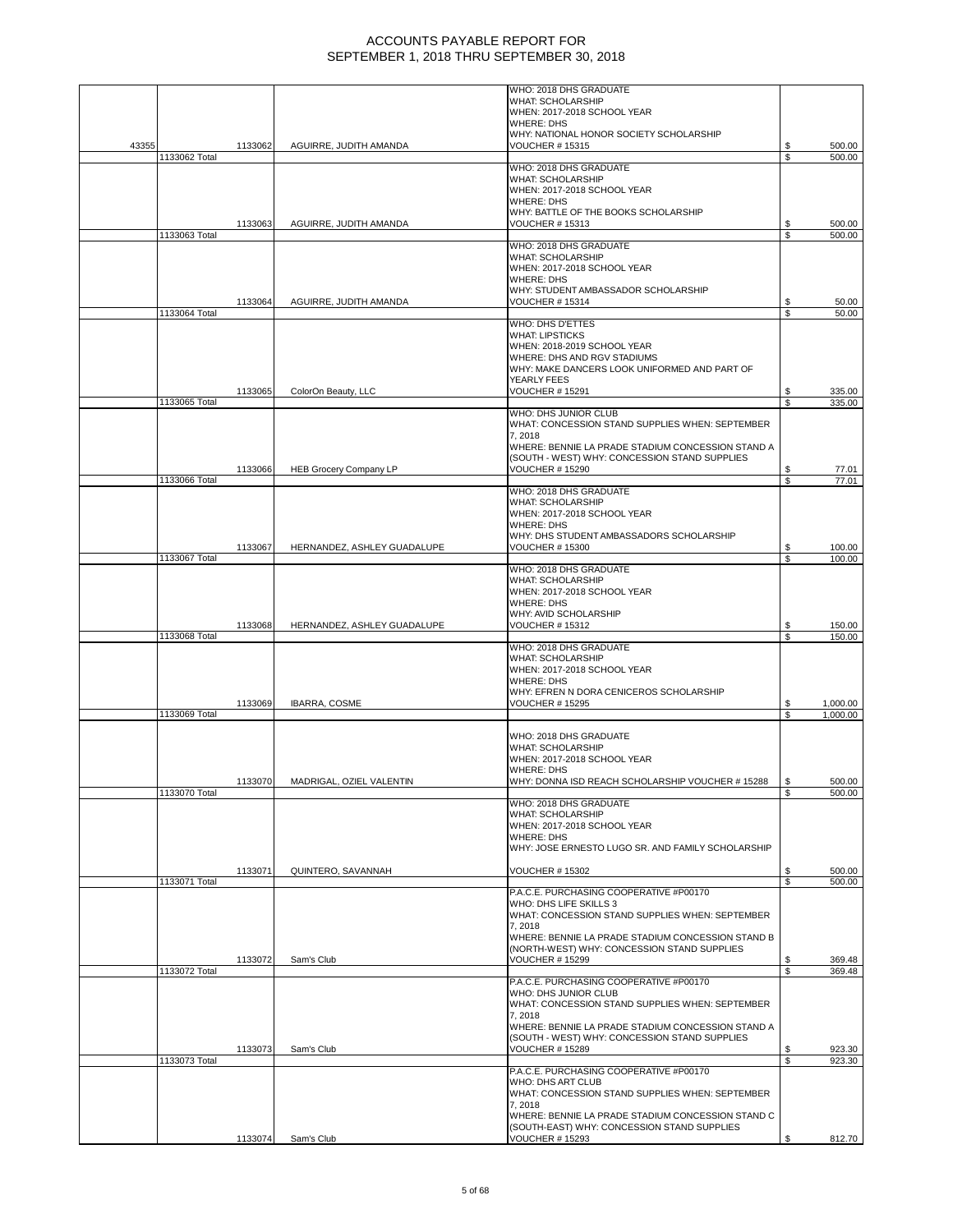# ACCOUNTS PAYABLE REPORT FOR SEPTEMBER 1, 2018 THRU SEPTEMBER 30, 2018

| | | | | | |
|---|---|---|---|---|---|
| 43355 | 1133062 | AGUIRRE, JUDITH AMANDA | WHO: 2018 DHS GRADUATE WHAT: SCHOLARSHIP WHEN: 2017-2018 SCHOOL YEAR WHERE: DHS WHY: NATIONAL HONOR SOCIETY SCHOLARSHIP VOUCHER # 15315 | $ | 500.00 |
| | 1133062 Total | | | $ | 500.00 |
| | 1133063 | AGUIRRE, JUDITH AMANDA | WHO: 2018 DHS GRADUATE WHAT: SCHOLARSHIP WHEN: 2017-2018 SCHOOL YEAR WHERE: DHS WHY: BATTLE OF THE BOOKS SCHOLARSHIP VOUCHER # 15313 | $ | 500.00 |
| | 1133063 Total | | | $ | 500.00 |
| | 1133064 | AGUIRRE, JUDITH AMANDA | WHO: 2018 DHS GRADUATE WHAT: SCHOLARSHIP WHEN: 2017-2018 SCHOOL YEAR WHERE: DHS WHY: STUDENT AMBASSADOR SCHOLARSHIP VOUCHER # 15314 | $ | 50.00 |
| | 1133064 Total | | | $ | 50.00 |
| | 1133065 | ColorOn Beauty, LLC | WHO: DHS D'ETTES WHAT: LIPSTICKS WHEN: 2018-2019 SCHOOL YEAR WHERE: DHS AND RGV STADIUMS WHY: MAKE DANCERS LOOK UNIFORMED AND PART OF YEARLY FEES VOUCHER # 15291 | $ | 335.00 |
| | 1133065 Total | | | $ | 335.00 |
| | 1133066 | HEB Grocery Company LP | WHO: DHS JUNIOR CLUB WHAT: CONCESSION STAND SUPPLIES WHEN: SEPTEMBER 7, 2018 WHERE: BENNIE LA PRADE STADIUM CONCESSION STAND A (SOUTH - WEST) WHY: CONCESSION STAND SUPPLIES VOUCHER # 15290 | $ | 77.01 |
| | 1133066 Total | | | $ | 77.01 |
| | 1133067 | HERNANDEZ, ASHLEY GUADALUPE | WHO: 2018 DHS GRADUATE WHAT: SCHOLARSHIP WHEN: 2017-2018 SCHOOL YEAR WHERE: DHS WHY: DHS STUDENT AMBASSADORS SCHOLARSHIP VOUCHER # 15300 | $ | 100.00 |
| | 1133067 Total | | | $ | 100.00 |
| | 1133068 | HERNANDEZ, ASHLEY GUADALUPE | WHO: 2018 DHS GRADUATE WHAT: SCHOLARSHIP WHEN: 2017-2018 SCHOOL YEAR WHERE: DHS WHY: AVID SCHOLARSHIP VOUCHER # 15312 | $ | 150.00 |
| | 1133068 Total | | | $ | 150.00 |
| | 1133069 | IBARRA, COSME | WHO: 2018 DHS GRADUATE WHAT: SCHOLARSHIP WHEN: 2017-2018 SCHOOL YEAR WHERE: DHS WHY: EFREN N DORA CENICEROS SCHOLARSHIP VOUCHER # 15295 | $ | 1,000.00 |
| | 1133069 Total | | | $ | 1,000.00 |
| | 1133070 | MADRIGAL, OZIEL VALENTIN | WHO: 2018 DHS GRADUATE WHAT: SCHOLARSHIP WHEN: 2017-2018 SCHOOL YEAR WHERE: DHS WHY: DONNA ISD REACH SCHOLARSHIP VOUCHER # 15288 | $ | 500.00 |
| | 1133070 Total | | | $ | 500.00 |
| | 1133071 | QUINTERO, SAVANNAH | WHO: 2018 DHS GRADUATE WHAT: SCHOLARSHIP WHEN: 2017-2018 SCHOOL YEAR WHERE: DHS WHY: JOSE ERNESTO LUGO SR. AND FAMILY SCHOLARSHIP VOUCHER # 15302 | $ | 500.00 |
| | 1133071 Total | | | $ | 500.00 |
| | 1133072 | Sam's Club | P.A.C.E. PURCHASING COOPERATIVE #P00170 WHO: DHS LIFE SKILLS 3 WHAT: CONCESSION STAND SUPPLIES WHEN: SEPTEMBER 7, 2018 WHERE: BENNIE LA PRADE STADIUM CONCESSION STAND B (NORTH-WEST) WHY: CONCESSION STAND SUPPLIES VOUCHER # 15299 | $ | 369.48 |
| | 1133072 Total | | | $ | 369.48 |
| | 1133073 | Sam's Club | P.A.C.E. PURCHASING COOPERATIVE #P00170 WHO: DHS JUNIOR CLUB WHAT: CONCESSION STAND SUPPLIES WHEN: SEPTEMBER 7, 2018 WHERE: BENNIE LA PRADE STADIUM CONCESSION STAND A (SOUTH - WEST) WHY: CONCESSION STAND SUPPLIES VOUCHER # 15289 | $ | 923.30 |
| | 1133073 Total | | | $ | 923.30 |
| | 1133074 | Sam's Club | P.A.C.E. PURCHASING COOPERATIVE #P00170 WHO: DHS ART CLUB WHAT: CONCESSION STAND SUPPLIES WHEN: SEPTEMBER 7, 2018 WHERE: BENNIE LA PRADE STADIUM CONCESSION STAND C (SOUTH-EAST) WHY: CONCESSION STAND SUPPLIES VOUCHER # 15293 | $ | 812.70 |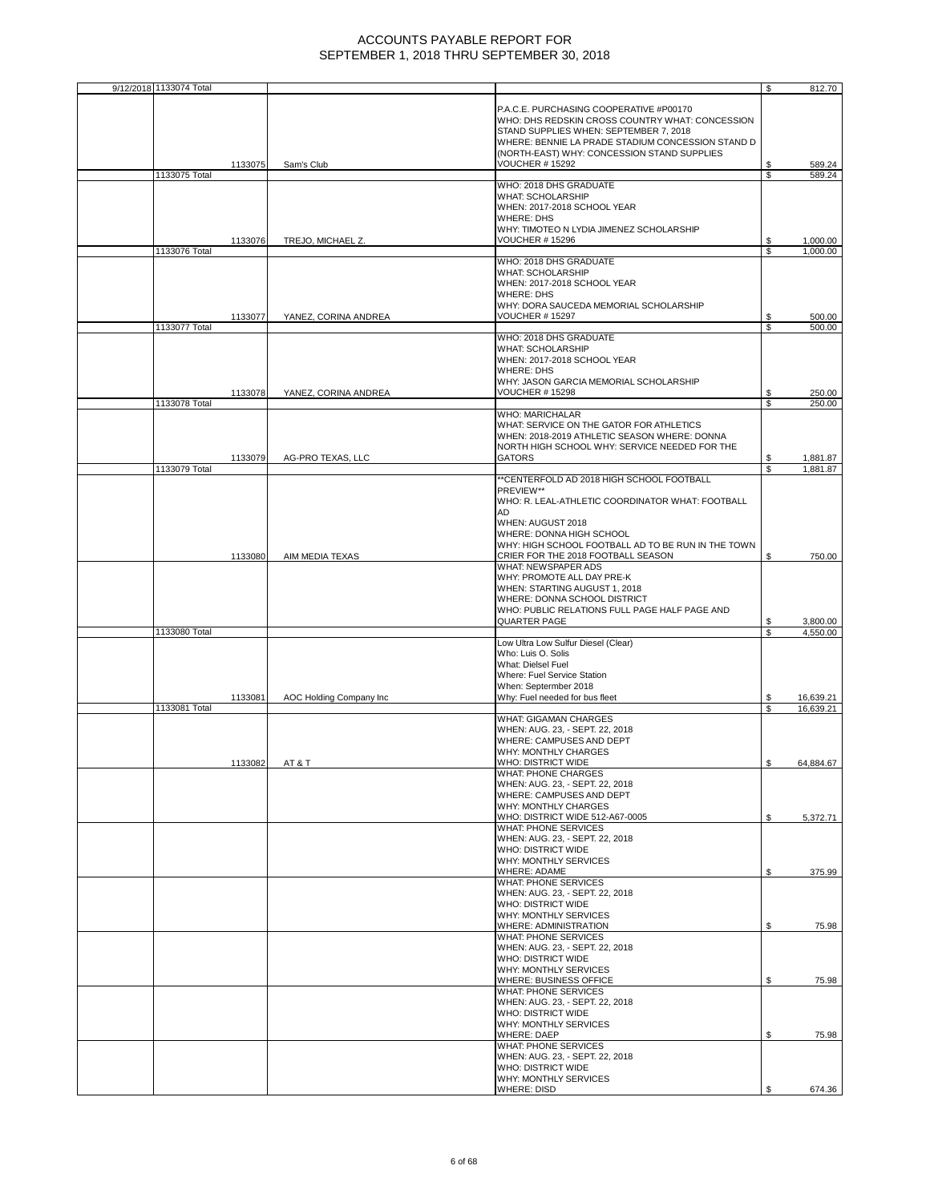# ACCOUNTS PAYABLE REPORT FOR SEPTEMBER 1, 2018 THRU SEPTEMBER 30, 2018

| Date | Check # | Vendor | Description | Amount |
|---|---|---|---|---|
| 9/12/2018 | 1133074 Total | | | $ 812.70 |
| | 1133075 | Sam's Club | P.A.C.E. PURCHASING COOPERATIVE #P00170 WHO: DHS REDSKIN CROSS COUNTRY WHAT: CONCESSION STAND SUPPLIES WHEN: SEPTEMBER 7, 2018 WHERE: BENNIE LA PRADE STADIUM CONCESSION STAND D (NORTH-EAST) WHY: CONCESSION STAND SUPPLIES VOUCHER # 15292 | $ 589.24 |
| | 1133075 Total | | | $ 589.24 |
| | 1133076 | TREJO, MICHAEL Z. | WHO: 2018 DHS GRADUATE WHAT: SCHOLARSHIP WHEN: 2017-2018 SCHOOL YEAR WHERE: DHS WHY: TIMOTEO N LYDIA JIMENEZ SCHOLARSHIP VOUCHER # 15296 | $ 1,000.00 |
| | 1133076 Total | | | $ 1,000.00 |
| | 1133077 | YANEZ, CORINA ANDREA | WHO: 2018 DHS GRADUATE WHAT: SCHOLARSHIP WHEN: 2017-2018 SCHOOL YEAR WHERE: DHS WHY: DORA SAUCEDA MEMORIAL SCHOLARSHIP VOUCHER # 15297 | $ 500.00 |
| | 1133077 Total | | | $ 500.00 |
| | 1133078 | YANEZ, CORINA ANDREA | WHO: 2018 DHS GRADUATE WHAT: SCHOLARSHIP WHEN: 2017-2018 SCHOOL YEAR WHERE: DHS WHY: JASON GARCIA MEMORIAL SCHOLARSHIP VOUCHER # 15298 | $ 250.00 |
| | 1133078 Total | | | $ 250.00 |
| | 1133079 | AG-PRO TEXAS, LLC | WHO: MARICHALAR WHAT: SERVICE ON THE GATOR FOR ATHLETICS WHEN: 2018-2019 ATHLETIC SEASON WHERE: DONNA NORTH HIGH SCHOOL WHY: SERVICE NEEDED FOR THE GATORS | $ 1,881.87 |
| | 1133079 Total | | | $ 1,881.87 |
| | 1133080 | AIM MEDIA TEXAS | **CENTERFOLD AD 2018 HIGH SCHOOL FOOTBALL PREVIEW** WHO: R. LEAL-ATHLETIC COORDINATOR WHAT: FOOTBALL AD WHEN: AUGUST 2018 WHERE: DONNA HIGH SCHOOL WHY: HIGH SCHOOL FOOTBALL AD TO BE RUN IN THE TOWN CRIER FOR THE 2018 FOOTBALL SEASON | $ 750.00 |
| | | | WHAT: NEWSPAPER ADS WHY: PROMOTE ALL DAY PRE-K WHEN: STARTING AUGUST 1, 2018 WHERE: DONNA SCHOOL DISTRICT WHO: PUBLIC RELATIONS FULL PAGE HALF PAGE AND QUARTER PAGE | $ 3,800.00 |
| | 1133080 Total | | | $ 4,550.00 |
| | 1133081 | AOC Holding Company Inc | Low Ultra Low Sulfur Diesel (Clear) Who: Luis O. Solis What: Dielsel Fuel Where: Fuel Service Station When: Septermber 2018 Why: Fuel needed for bus fleet | $ 16,639.21 |
| | 1133081 Total | | | $ 16,639.21 |
| | 1133082 | AT & T | WHAT: GIGAMAN CHARGES WHEN: AUG. 23, - SEPT. 22, 2018 WHERE: CAMPUSES AND DEPT WHY: MONTHLY CHARGES WHO: DISTRICT WIDE | $ 64,884.67 |
| | | | WHAT: PHONE CHARGES WHEN: AUG. 23, - SEPT. 22, 2018 WHERE: CAMPUSES AND DEPT WHY: MONTHLY CHARGES WHO: DISTRICT WIDE 512-A67-0005 | $ 5,372.71 |
| | | | WHAT: PHONE SERVICES WHEN: AUG. 23, - SEPT. 22, 2018 WHO: DISTRICT WIDE WHY: MONTHLY SERVICES WHERE: ADAME | $ 375.99 |
| | | | WHAT: PHONE SERVICES WHEN: AUG. 23, - SEPT. 22, 2018 WHO: DISTRICT WIDE WHY: MONTHLY SERVICES WHERE: ADMINISTRATION | $ 75.98 |
| | | | WHAT: PHONE SERVICES WHEN: AUG. 23, - SEPT. 22, 2018 WHO: DISTRICT WIDE WHY: MONTHLY SERVICES WHERE: BUSINESS OFFICE | $ 75.98 |
| | | | WHAT: PHONE SERVICES WHEN: AUG. 23, - SEPT. 22, 2018 WHO: DISTRICT WIDE WHY: MONTHLY SERVICES WHERE: DAEP | $ 75.98 |
| | | | WHAT: PHONE SERVICES WHEN: AUG. 23, - SEPT. 22, 2018 WHO: DISTRICT WIDE WHY: MONTHLY SERVICES WHERE: DISD | $ 674.36 |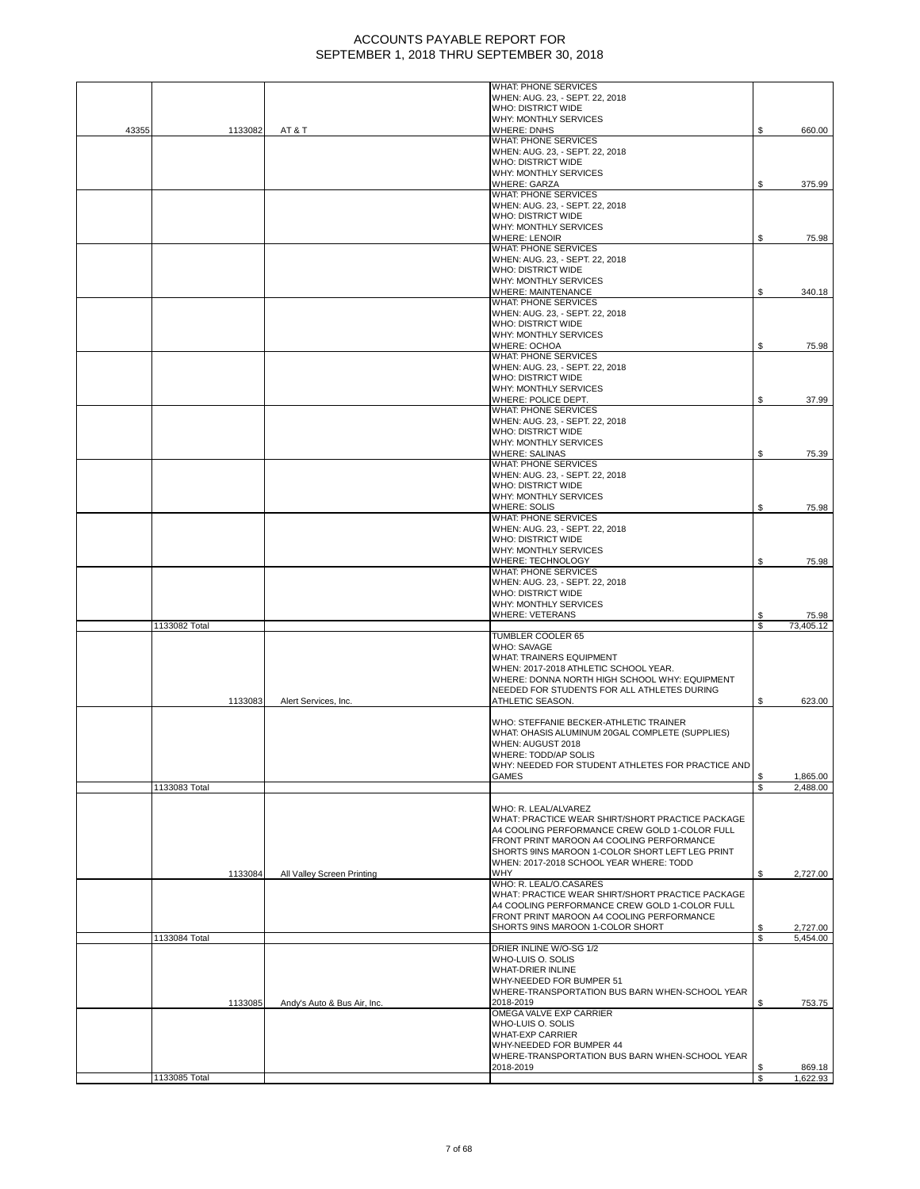# ACCOUNTS PAYABLE REPORT FOR SEPTEMBER 1, 2018 THRU SEPTEMBER 30, 2018

| | | | | |
|---|---|---|---|---|
| 43355 | 1133082 | AT & T | WHAT: PHONE SERVICES WHEN: AUG. 23, - SEPT. 22, 2018 WHO: DISTRICT WIDE WHY: MONTHLY SERVICES WHERE: DNHS | $ 660.00 |
| | | | WHAT: PHONE SERVICES WHEN: AUG. 23, - SEPT. 22, 2018 WHO: DISTRICT WIDE WHY: MONTHLY SERVICES WHERE: GARZA | $ 375.99 |
| | | | WHAT: PHONE SERVICES WHEN: AUG. 23, - SEPT. 22, 2018 WHO: DISTRICT WIDE WHY: MONTHLY SERVICES WHERE: LENOIR | $ 75.98 |
| | | | WHAT: PHONE SERVICES WHEN: AUG. 23, - SEPT. 22, 2018 WHO: DISTRICT WIDE WHY: MONTHLY SERVICES WHERE: MAINTENANCE | $ 340.18 |
| | | | WHAT: PHONE SERVICES WHEN: AUG. 23, - SEPT. 22, 2018 WHO: DISTRICT WIDE WHY: MONTHLY SERVICES WHERE: OCHOA | $ 75.98 |
| | | | WHAT: PHONE SERVICES WHEN: AUG. 23, - SEPT. 22, 2018 WHO: DISTRICT WIDE WHY: MONTHLY SERVICES WHERE: POLICE DEPT. | $ 37.99 |
| | | | WHAT: PHONE SERVICES WHEN: AUG. 23, - SEPT. 22, 2018 WHO: DISTRICT WIDE WHY: MONTHLY SERVICES WHERE: SALINAS | $ 75.39 |
| | | | WHAT: PHONE SERVICES WHEN: AUG. 23, - SEPT. 22, 2018 WHO: DISTRICT WIDE WHY: MONTHLY SERVICES WHERE: SOLIS | $ 75.98 |
| | | | WHAT: PHONE SERVICES WHEN: AUG. 23, - SEPT. 22, 2018 WHO: DISTRICT WIDE WHY: MONTHLY SERVICES WHERE: TECHNOLOGY | $ 75.98 |
| | | | WHAT: PHONE SERVICES WHEN: AUG. 23, - SEPT. 22, 2018 WHO: DISTRICT WIDE WHY: MONTHLY SERVICES WHERE: VETERANS | $ 75.98 |
| | 1133082 Total | | | $ 73,405.12 |
| | 1133083 | Alert Services, Inc. | TUMBLER COOLER 65 WHO: SAVAGE WHAT: TRAINERS EQUIPMENT WHEN: 2017-2018 ATHLETIC SCHOOL YEAR. WHERE: DONNA NORTH HIGH SCHOOL WHY: EQUIPMENT NEEDED FOR STUDENTS FOR ALL ATHLETES DURING ATHLETIC SEASON. | $ 623.00 |
| | | | WHO: STEFFANIE BECKER-ATHLETIC TRAINER WHAT: OHASIS ALUMINUM 20GAL COMPLETE (SUPPLIES) WHEN: AUGUST 2018 WHERE: TODD/AP SOLIS WHY: NEEDED FOR STUDENT ATHLETES FOR PRACTICE AND GAMES | $ 1,865.00 |
| | 1133083 Total | | | $ 2,488.00 |
| | 1133084 | All Valley Screen Printing | WHO: R. LEAL/ALVAREZ WHAT: PRACTICE WEAR SHIRT/SHORT PRACTICE PACKAGE A4 COOLING PERFORMANCE CREW GOLD 1-COLOR FULL FRONT PRINT MAROON A4 COOLING PERFORMANCE SHORTS 9INS MAROON 1-COLOR SHORT LEFT LEG PRINT WHEN: 2017-2018 SCHOOL YEAR WHERE: TODD WHY | $ 2,727.00 |
| | | | WHO: R. LEAL/O.CASARES WHAT: PRACTICE WEAR SHIRT/SHORT PRACTICE PACKAGE A4 COOLING PERFORMANCE CREW GOLD 1-COLOR FULL FRONT PRINT MAROON A4 COOLING PERFORMANCE SHORTS 9INS MAROON 1-COLOR SHORT | $ 2,727.00 |
| | 1133084 Total | | | $ 5,454.00 |
| | 1133085 | Andy's Auto & Bus Air, Inc. | DRIER INLINE W/O-SG 1/2 WHO-LUIS O. SOLIS WHAT-DRIER INLINE WHY-NEEDED FOR BUMPER 51 WHERE-TRANSPORTATION BUS BARN WHEN-SCHOOL YEAR 2018-2019 | $ 753.75 |
| | | | OMEGA VALVE EXP CARRIER WHO-LUIS O. SOLIS WHAT-EXP CARRIER WHY-NEEDED FOR BUMPER 44 WHERE-TRANSPORTATION BUS BARN WHEN-SCHOOL YEAR 2018-2019 | $ 869.18 |
| | 1133085 Total | | | $ 1,622.93 |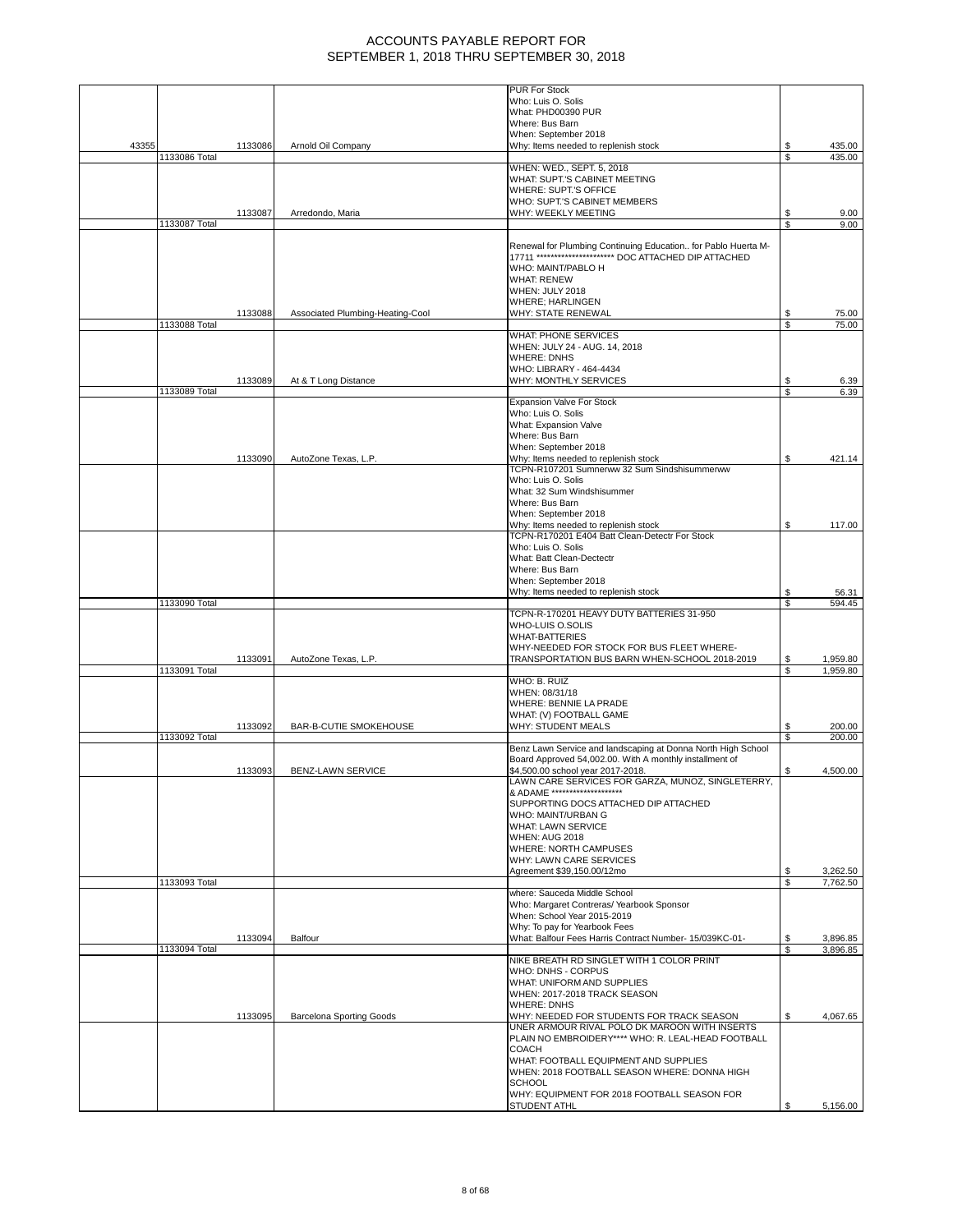# ACCOUNTS PAYABLE REPORT FOR SEPTEMBER 1, 2018 THRU SEPTEMBER 30, 2018

| | | | | | |
|---|---|---|---|---|---|
| 43355 | | 1133086 | Arnold Oil Company | PUR For Stock<br>Who: Luis O. Solis<br>What: PHD00390 PUR<br>Where: Bus Barn<br>When: September 2018<br>Why: Items needed to replenish stock | $ 435.00 |
| | 1133086 Total | | | | $ 435.00 |
| | | 1133087 | Arredondo, Maria | WHEN: WED., SEPT. 5, 2018<br>WHAT: SUPT.'S CABINET MEETING<br>WHERE: SUPT.'S OFFICE<br>WHO: SUPT.'S CABINET MEMBERS<br>WHY: WEEKLY MEETING | $ 9.00 |
| | 1133087 Total | | | | $ 9.00 |
| | | 1133088 | Associated Plumbing-Heating-Cool | Renewal for Plumbing Continuing Education.. for Pablo Huerta M-17711 ********************* DOC ATTACHED DIP ATTACHED<br>WHO: MAINT/PABLO H<br>WHAT: RENEW<br>WHEN: JULY 2018<br>WHERE; HARLINGEN<br>WHY: STATE RENEWAL | $ 75.00 |
| | 1133088 Total | | | | $ 75.00 |
| | | 1133089 | At & T Long Distance | WHAT: PHONE SERVICES<br>WHEN: JULY 24 - AUG. 14, 2018<br>WHERE: DNHS<br>WHO: LIBRARY - 464-4434<br>WHY: MONTHLY SERVICES | $ 6.39 |
| | 1133089 Total | | | | $ 6.39 |
| | | 1133090 | AutoZone Texas, L.P. | Expansion Valve For Stock<br>Who: Luis O. Solis<br>What: Expansion Valve<br>Where: Bus Barn<br>When: September 2018<br>Why: Items needed to replenish stock | $ 421.14 |
| | | | | TCPN-R107201 Sumnerww 32 Sum Sindshisummerww<br>Who: Luis O. Solis<br>What: 32 Sum Windshisummer<br>Where: Bus Barn<br>When: September 2018<br>Why: Items needed to replenish stock | $ 117.00 |
| | | | | TCPN-R170201 E404 Batt Clean-Detectr For Stock<br>Who: Luis O. Solis<br>What: Batt Clean-Dectectr<br>Where: Bus Barn<br>When: September 2018<br>Why: Items needed to replenish stock | $ 56.31 |
| | 1133090 Total | | | | $ 594.45 |
| | | 1133091 | AutoZone Texas, L.P. | TCPN-R-170201 HEAVY DUTY BATTERIES 31-950<br>WHO-LUIS O.SOLIS<br>WHAT-BATTERIES<br>WHY-NEEDED FOR STOCK FOR BUS FLEET WHERE-TRANSPORTATION BUS BARN WHEN-SCHOOL 2018-2019 | $ 1,959.80 |
| | 1133091 Total | | | | $ 1,959.80 |
| | | 1133092 | BAR-B-CUTIE SMOKEHOUSE | WHO: B. RUIZ<br>WHEN: 08/31/18<br>WHERE: BENNIE LA PRADE<br>WHAT: (V) FOOTBALL GAME<br>WHY: STUDENT MEALS | $ 200.00 |
| | 1133092 Total | | | | $ 200.00 |
| | | 1133093 | BENZ-LAWN SERVICE | Benz Lawn Service and landscaping at Donna North High School Board Approved 54,002.00. With A monthly installment of $4,500.00 school year 2017-2018. | $ 4,500.00 |
| | | | | LAWN CARE SERVICES FOR GARZA, MUNOZ, SINGLETERRY, & ADAME *******************<br>SUPPORTING DOCS ATTACHED DIP ATTACHED<br>WHO: MAINT/URBAN G<br>WHAT: LAWN SERVICE<br>WHEN: AUG 2018<br>WHERE: NORTH CAMPUSES<br>WHY: LAWN CARE SERVICES<br>Agreement $39,150.00/12mo | $ 3,262.50 |
| | 1133093 Total | | | | $ 7,762.50 |
| | | 1133094 | Balfour | where: Sauceda Middle School<br>Who: Margaret Contreras/ Yearbook Sponsor<br>When: School Year 2015-2019<br>Why: To pay for Yearbook Fees<br>What: Balfour Fees Harris Contract Number- 15/039KC-01- | $ 3,896.85 |
| | 1133094 Total | | | | $ 3,896.85 |
| | | 1133095 | Barcelona Sporting Goods | NIKE BREATH RD SINGLET WITH 1 COLOR PRINT<br>WHO: DNHS - CORPUS<br>WHAT: UNIFORM AND SUPPLIES<br>WHEN: 2017-2018 TRACK SEASON<br>WHERE: DNHS<br>WHY: NEEDED FOR STUDENTS FOR TRACK SEASON | $ 4,067.65 |
| | | | | UNER ARMOUR RIVAL POLO DK MAROON WITH INSERTS PLAIN NO EMBROIDERY**** WHO: R. LEAL-HEAD FOOTBALL COACH<br>WHAT: FOOTBALL EQUIPMENT AND SUPPLIES<br>WHEN: 2018 FOOTBALL SEASON WHERE: DONNA HIGH SCHOOL<br>WHY: EQUIPMENT FOR 2018 FOOTBALL SEASON FOR STUDENT ATHL | $ 5,156.00 |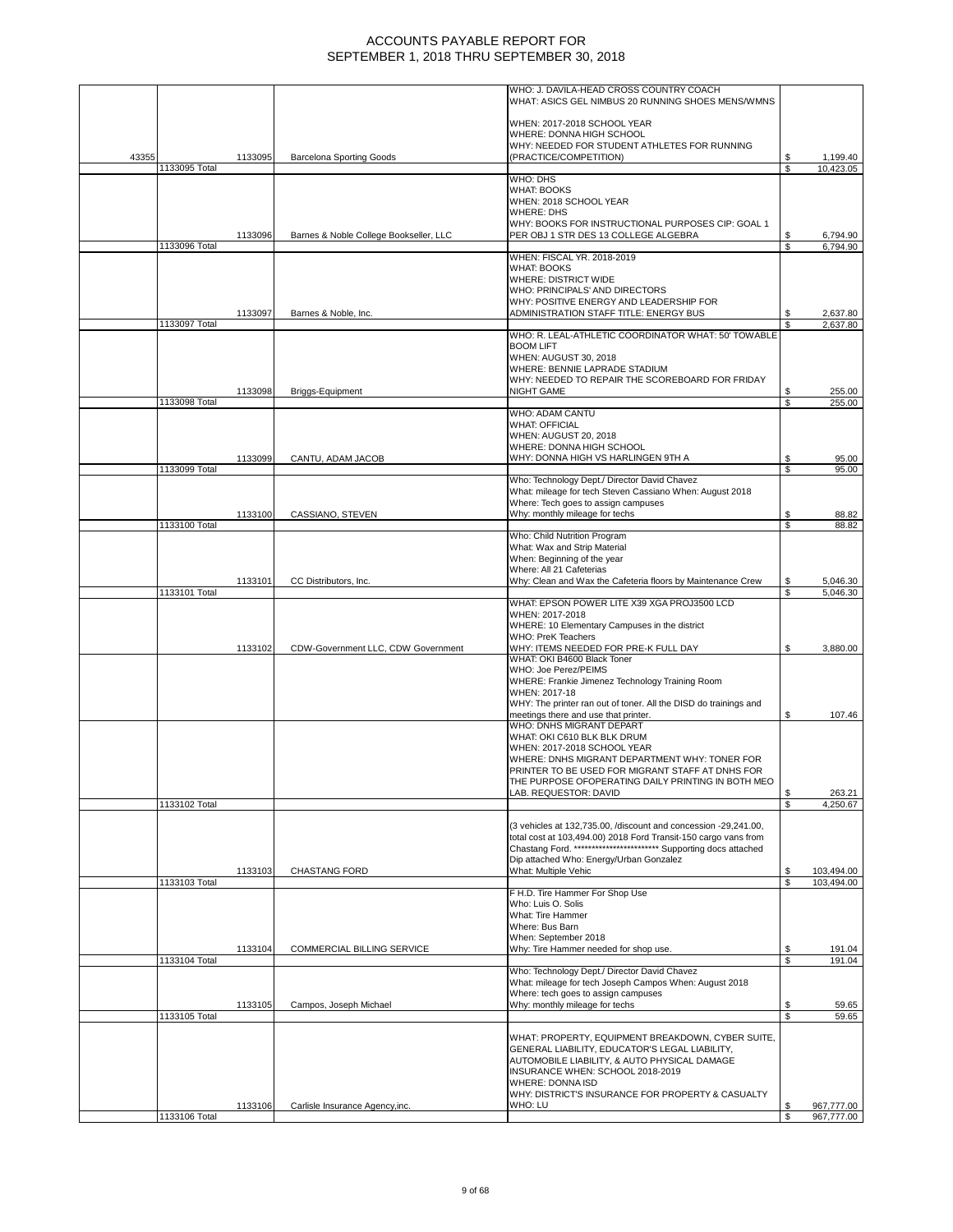# ACCOUNTS PAYABLE REPORT FOR SEPTEMBER 1, 2018 THRU SEPTEMBER 30, 2018

| | | | Description | | Amount |
|---|---|---|---|---|---|
| 43355 | 1133095 | Barcelona Sporting Goods | WHO: J. DAVILA-HEAD CROSS COUNTRY COACH WHAT: ASICS GEL NIMBUS 20 RUNNING SHOES MENS/WMNS WHEN: 2017-2018 SCHOOL YEAR WHERE: DONNA HIGH SCHOOL WHY: NEEDED FOR STUDENT ATHLETES FOR RUNNING (PRACTICE/COMPETITION) | $ | 1,199.40 |
| | 1133095 Total | | | $ | 10,423.05 |
| | 1133096 | Barnes & Noble College Bookseller, LLC | WHO: DHS WHAT: BOOKS WHEN: 2018 SCHOOL YEAR WHERE: DHS WHY: BOOKS FOR INSTRUCTIONAL PURPOSES CIP: GOAL 1 PER OBJ 1 STR DES 13 COLLEGE ALGEBRA | $ | 6,794.90 |
| | 1133096 Total | | | $ | 6,794.90 |
| | 1133097 | Barnes & Noble, Inc. | WHEN: FISCAL YR. 2018-2019 WHAT: BOOKS WHERE: DISTRICT WIDE WHO: PRINCIPALS' AND DIRECTORS WHY: POSITIVE ENERGY AND LEADERSHIP FOR ADMINISTRATION STAFF TITLE: ENERGY BUS | $ | 2,637.80 |
| | 1133097 Total | | | $ | 2,637.80 |
| | 1133098 | Briggs-Equipment | WHO: R. LEAL-ATHLETIC COORDINATOR WHAT: 50' TOWABLE BOOM LIFT WHEN: AUGUST 30, 2018 WHERE: BENNIE LAPRADE STADIUM WHY: NEEDED TO REPAIR THE SCOREBOARD FOR FRIDAY NIGHT GAME | $ | 255.00 |
| | 1133098 Total | | | $ | 255.00 |
| | 1133099 | CANTU, ADAM JACOB | WHO: ADAM CANTU WHAT: OFFICIAL WHEN: AUGUST 20, 2018 WHERE: DONNA HIGH SCHOOL WHY: DONNA HIGH VS HARLINGEN 9TH A | $ | 95.00 |
| | 1133099 Total | | | $ | 95.00 |
| | 1133100 | CASSIANO, STEVEN | Who: Technology Dept./ Director David Chavez What: mileage for tech Steven Cassiano When: August 2018 Where: Tech goes to assign campuses Why: monthly mileage for techs | $ | 88.82 |
| | 1133100 Total | | | $ | 88.82 |
| | 1133101 | CC Distributors, Inc. | Who: Child Nutrition Program What: Wax and Strip Material When: Beginning of the year Where: All 21 Cafeterias Why: Clean and Wax the Cafeteria floors by Maintenance Crew | $ | 5,046.30 |
| | 1133101 Total | | | $ | 5,046.30 |
| | 1133102 | CDW-Government LLC, CDW Government | WHAT: EPSON POWER LITE X39 XGA PROJ3500 LCD WHEN: 2017-2018 WHERE: 10 Elementary Campuses in the district WHO: PreK Teachers WHY: ITEMS NEEDED FOR PRE-K FULL DAY | $ | 3,880.00 |
| | | | WHAT: OKI B4600 Black Toner WHO: Joe Perez/PEIMS WHERE: Frankie Jimenez Technology Training Room WHEN: 2017-18 WHY: The printer ran out of toner. All the DISD do trainings and meetings there and use that printer. | $ | 107.46 |
| | | | WHO: DNHS MIGRANT DEPART WHAT: OKI C610 BLK BLK DRUM WHEN: 2017-2018 SCHOOL YEAR WHERE: DNHS MIGRANT DEPARTMENT WHY: TONER FOR PRINTER TO BE USED FOR MIGRANT STAFF AT DNHS FOR THE PURPOSE OFOPERATING DAILY PRINTING IN BOTH MEO LAB. REQUESTOR: DAVID | $ | 263.21 |
| | 1133102 Total | | | $ | 4,250.67 |
| | 1133103 | CHASTANG FORD | (3 vehicles at 132,735.00, /discount and concession -29,241.00, total cost at 103,494.00) 2018 Ford Transit-150 cargo vans from Chastang Ford. ************************ Supporting docs attached Dip attached Who: Energy/Urban Gonzalez What: Multiple Vehic | $ | 103,494.00 |
| | 1133103 Total | | | $ | 103,494.00 |
| | 1133104 | COMMERCIAL BILLING SERVICE | F H.D. Tire Hammer For Shop Use Who: Luis O. Solis What: Tire Hammer Where: Bus Barn When: September 2018 Why: Tire Hammer needed for shop use. | $ | 191.04 |
| | 1133104 Total | | | $ | 191.04 |
| | 1133105 | Campos, Joseph Michael | Who: Technology Dept./ Director David Chavez What: mileage for tech Joseph Campos When: August 2018 Where: tech goes to assign campuses Why: monthly mileage for techs | $ | 59.65 |
| | 1133105 Total | | | $ | 59.65 |
| | 1133106 | Carlisle Insurance Agency,inc. | WHAT: PROPERTY, EQUIPMENT BREAKDOWN, CYBER SUITE, GENERAL LIABILITY, EDUCATOR'S LEGAL LIABILITY, AUTOMOBILE LIABILITY, & AUTO PHYSICAL DAMAGE INSURANCE WHEN: SCHOOL 2018-2019 WHERE: DONNA ISD WHY: DISTRICT'S INSURANCE FOR PROPERTY & CASUALTY WHO: LU | $ | 967,777.00 |
| | 1133106 Total | | | $ | 967,777.00 |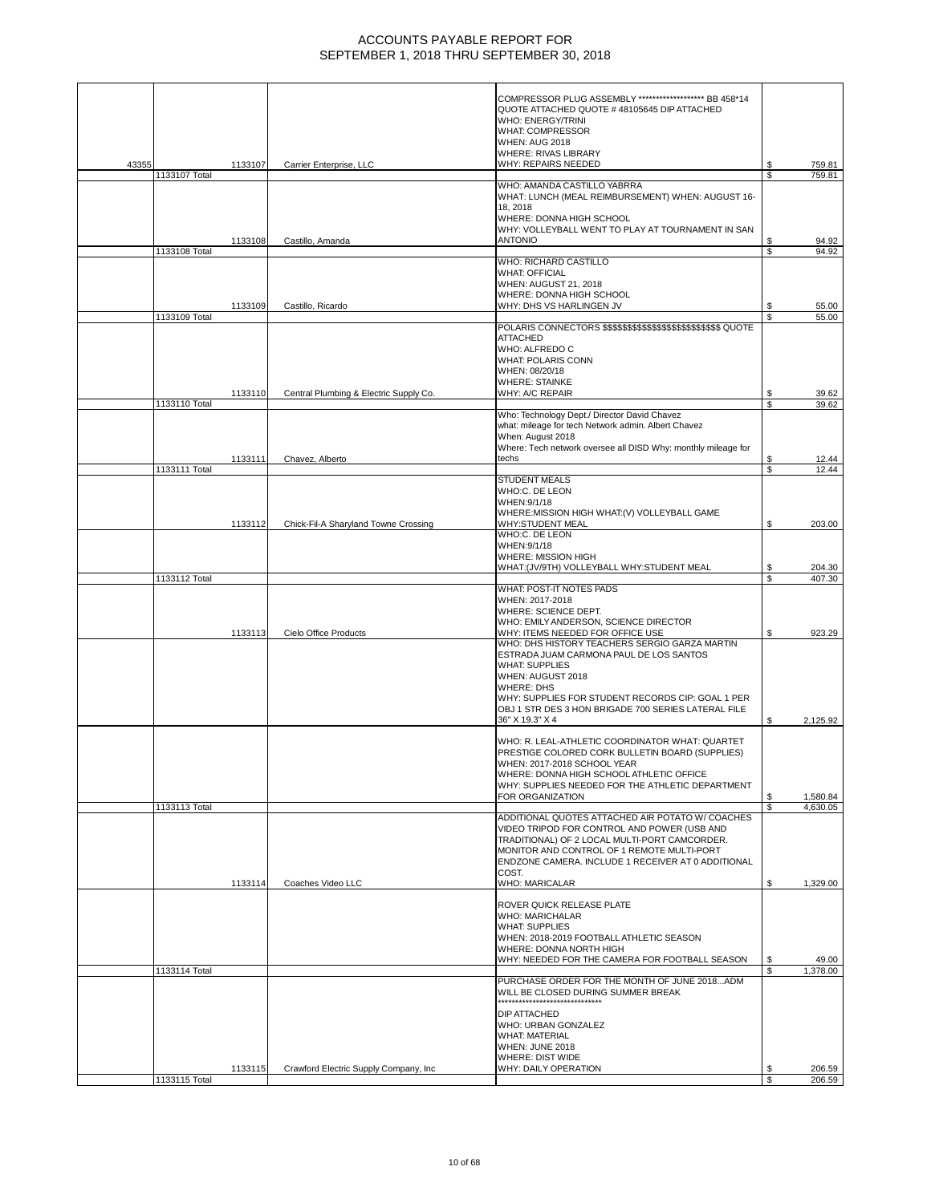# ACCOUNTS PAYABLE REPORT FOR
# SEPTEMBER 1, 2018 THRU SEPTEMBER 30, 2018

| | | | | | |
|---|---|---|---|---|---|
| 43355 | 1133107 | Carrier Enterprise, LLC | COMPRESSOR PLUG ASSEMBLY ******************* BB 458*14 QUOTE ATTACHED QUOTE # 48105645 DIP ATTACHED WHO: ENERGY/TRINI WHAT: COMPRESSOR WHEN: AUG 2018 WHERE: RIVAS LIBRARY WHY: REPAIRS NEEDED | $ | 759.81 |
| | 1133107 Total | | | $ | 759.81 |
| | 1133108 | Castillo, Amanda | WHO: AMANDA CASTILLO YABRRA WHAT: LUNCH (MEAL REIMBURSEMENT) WHEN: AUGUST 16-18, 2018 WHERE: DONNA HIGH SCHOOL WHY: VOLLEYBALL WENT TO PLAY AT TOURNAMENT IN SAN ANTONIO | $ | 94.92 |
| | 1133108 Total | | | $ | 94.92 |
| | 1133109 | Castillo, Ricardo | WHO: RICHARD CASTILLO WHAT: OFFICIAL WHEN: AUGUST 21, 2018 WHERE: DONNA HIGH SCHOOL WHY: DHS VS HARLINGEN JV | $ | 55.00 |
| | 1133109 Total | | | $ | 55.00 |
| | 1133110 | Central Plumbing & Electric Supply Co. | POLARIS CONNECTORS $$$$$$$$$$$$$$$$$$$$$$$$$$$ QUOTE ATTACHED WHO: ALFREDO C WHAT: POLARIS CONN WHEN: 08/20/18 WHERE: STAINKE WHY: A/C REPAIR | $ | 39.62 |
| | 1133110 Total | | | $ | 39.62 |
| | 1133111 | Chavez, Alberto | Who: Technology Dept./ Director David Chavez what: mileage for tech Network admin. Albert Chavez When: August 2018 Where: Tech network oversee all DISD Why: monthly mileage for techs | $ | 12.44 |
| | 1133111 Total | | | $ | 12.44 |
| | 1133112 | Chick-Fil-A Sharyland Towne Crossing | STUDENT MEALS WHO:C. DE LEON WHEN:9/1/18 WHERE:MISSION HIGH WHAT:(V) VOLLEYBALL GAME WHY:STUDENT MEAL | $ | 203.00 |
| | | | WHO:C. DE LEON WHEN:9/1/18 WHERE: MISSION HIGH WHAT:(JV/9TH) VOLLEYBALL WHY:STUDENT MEAL | $ | 204.30 |
| | 1133112 Total | | | $ | 407.30 |
| | 1133113 | Cielo Office Products | WHAT: POST-IT NOTES PADS WHEN: 2017-2018 WHERE: SCIENCE DEPT. WHO: EMILY ANDERSON, SCIENCE DIRECTOR WHY: ITEMS NEEDED FOR OFFICE USE | $ | 923.29 |
| | | | WHO: DHS HISTORY TEACHERS SERGIO GARZA MARTIN ESTRADA JUAM CARMONA PAUL DE LOS SANTOS WHAT: SUPPLIES WHEN: AUGUST 2018 WHERE: DHS WHY: SUPPLIES FOR STUDENT RECORDS CIP: GOAL 1 PER OBJ 1 STR DES 3 HON BRIGADE 700 SERIES LATERAL FILE 36" X 19.3" X 4 | $ | 2,125.92 |
| | | | WHO: R. LEAL-ATHLETIC COORDINATOR WHAT: QUARTET PRESTIGE COLORED CORK BULLETIN BOARD (SUPPLIES) WHEN: 2017-2018 SCHOOL YEAR WHERE: DONNA HIGH SCHOOL ATHLETIC OFFICE WHY: SUPPLIES NEEDED FOR THE ATHLETIC DEPARTMENT FOR ORGANIZATION | $ | 1,580.84 |
| | 1133113 Total | | | $ | 4,630.05 |
| | 1133114 | Coaches Video LLC | ADDITIONAL QUOTES ATTACHED AIR POTATO W/ COACHES VIDEO TRIPOD FOR CONTROL AND POWER (USB AND TRADITIONAL) OF 2 LOCAL MULTI-PORT CAMCORDER. MONITOR AND CONTROL OF 1 REMOTE MULTI-PORT ENDZONE CAMERA. INCLUDE 1 RECEIVER AT 0 ADDITIONAL COST. WHO: MARICALAR | $ | 1,329.00 |
| | | | ROVER QUICK RELEASE PLATE WHO: MARICHALAR WHAT: SUPPLIES WHEN: 2018-2019 FOOTBALL ATHLETIC SEASON WHERE: DONNA NORTH HIGH WHY: NEEDED FOR THE CAMERA FOR FOOTBALL SEASON | $ | 49.00 |
| | 1133114 Total | | | $ | 1,378.00 |
| | 1133115 | Crawford Electric Supply Company, Inc | PURCHASE ORDER FOR THE MONTH OF JUNE 2018...ADM WILL BE CLOSED DURING SUMMER BREAK ****************************** DIP ATTACHED WHO: URBAN GONZALEZ WHAT: MATERIAL WHEN: JUNE 2018 WHERE: DIST WIDE WHY: DAILY OPERATION | $ | 206.59 |
| | 1133115 Total | | | $ | 206.59 |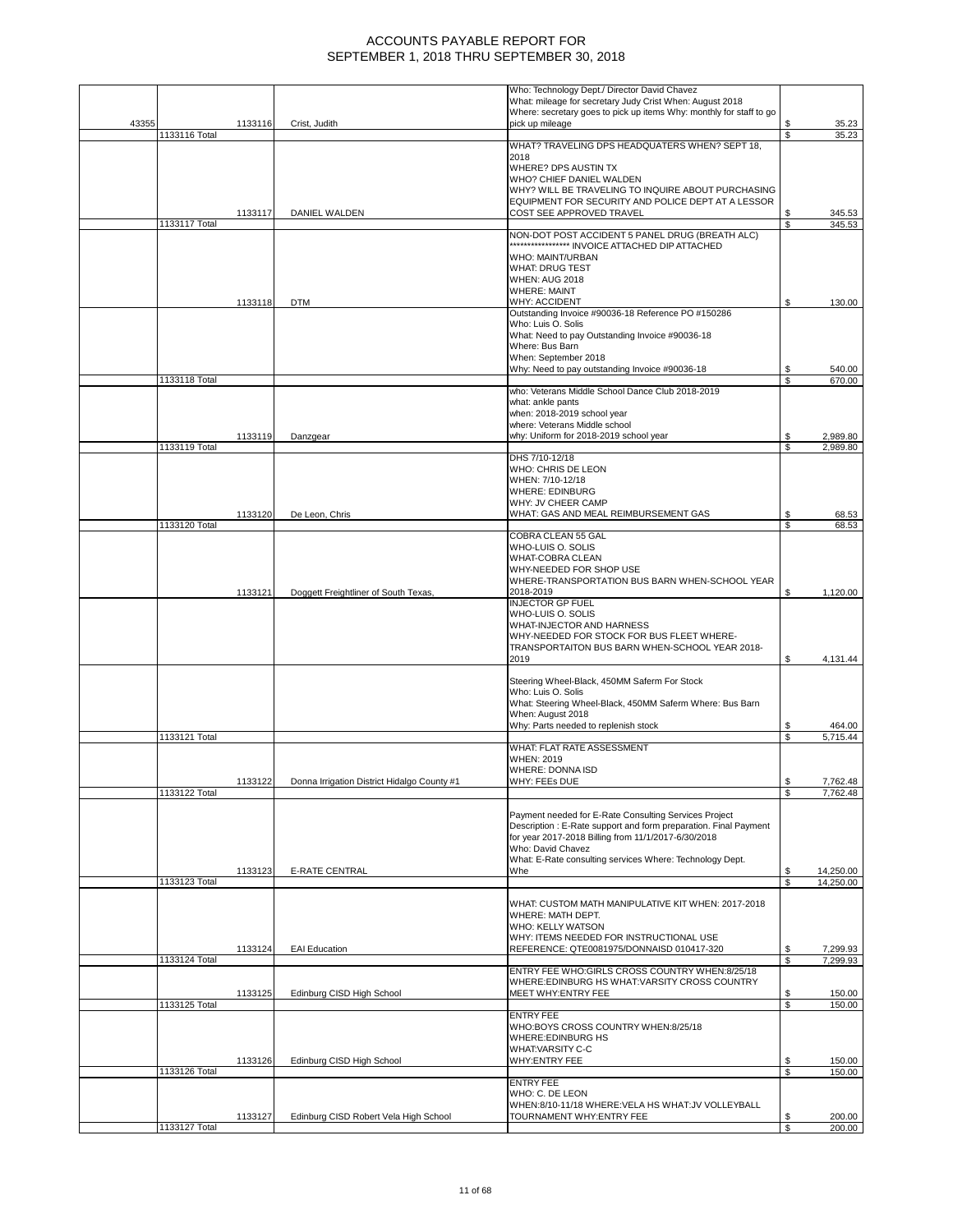# ACCOUNTS PAYABLE REPORT FOR SEPTEMBER 1, 2018 THRU SEPTEMBER 30, 2018

| | | | | | |
|---|---|---|---|---|---|
| 43355 | 1133116 | Crist, Judith | Who: Technology Dept./ Director David Chavez What: mileage for secretary Judy Crist When: August 2018 Where: secretary goes to pick up items Why: monthly for staff to go pick up mileage | $ | 35.23 |
| | 1133116 Total | | | $ | 35.23 |
| | 1133117 | DANIEL WALDEN | WHAT? TRAVELING DPS HEADQUATERS WHEN? SEPT 18, 2018 WHERE? DPS AUSTIN TX WHO? CHIEF DANIEL WALDEN WHY? WILL BE TRAVELING TO INQUIRE ABOUT PURCHASING EQUIPMENT FOR SECURITY AND POLICE DEPT AT A LESSOR COST SEE APPROVED TRAVEL | $ | 345.53 |
| | 1133117 Total | | | $ | 345.53 |
| | 1133118 | DTM | NON-DOT POST ACCIDENT 5 PANEL DRUG (BREATH ALC) ***************** INVOICE ATTACHED DIP ATTACHED WHO: MAINT/URBAN WHAT: DRUG TEST WHEN: AUG 2018 WHERE: MAINT WHY: ACCIDENT | $ | 130.00 |
| | | | Outstanding Invoice #90036-18 Reference PO #150286 Who: Luis O. Solis What: Need to pay Outstanding Invoice #90036-18 Where: Bus Barn When: September 2018 Why: Need to pay outstanding Invoice #90036-18 | $ | 540.00 |
| | 1133118 Total | | | $ | 670.00 |
| | 1133119 | Danzgear | who: Veterans Middle School Dance Club 2018-2019 what: ankle pants when: 2018-2019 school year where: Veterans Middle school why: Uniform for 2018-2019 school year | $ | 2,989.80 |
| | 1133119 Total | | | $ | 2,989.80 |
| | 1133120 | De Leon, Chris | DHS 7/10-12/18 WHO: CHRIS DE LEON WHEN: 7/10-12/18 WHERE: EDINBURG WHY: JV CHEER CAMP WHAT: GAS AND MEAL REIMBURSEMENT GAS | $ | 68.53 |
| | 1133120 Total | | | $ | 68.53 |
| | 1133121 | Doggett Freightliner of South Texas, | COBRA CLEAN 55 GAL WHO-LUIS O. SOLIS WHAT-COBRA CLEAN WHY-NEEDED FOR SHOP USE WHERE-TRANSPORTATION BUS BARN WHEN-SCHOOL YEAR 2018-2019 | $ | 1,120.00 |
| | | | INJECTOR GP FUEL WHO-LUIS O. SOLIS WHAT-INJECTOR AND HARNESS WHY-NEEDED FOR STOCK FOR BUS FLEET WHERE-TRANSPORTAITON BUS BARN WHEN-SCHOOL YEAR 2018-2019 | $ | 4,131.44 |
| | | | Steering Wheel-Black, 450MM Saferm For Stock Who: Luis O. Solis What: Steering Wheel-Black, 450MM Saferm Where: Bus Barn When: August 2018 Why: Parts needed to replenish stock | $ | 464.00 |
| | 1133121 Total | | | $ | 5,715.44 |
| | 1133122 | Donna Irrigation District Hidalgo County #1 | WHAT: FLAT RATE ASSESSMENT WHEN: 2019 WHERE: DONNA ISD WHY: FEEs DUE | $ | 7,762.48 |
| | 1133122 Total | | | $ | 7,762.48 |
| | 1133123 | E-RATE CENTRAL | Payment needed for E-Rate Consulting Services Project Description : E-Rate support and form preparation. Final Payment for year 2017-2018 Billing from 11/1/2017-6/30/2018 Who: David Chavez What: E-Rate consulting services Where: Technology Dept. Whe | $ | 14,250.00 |
| | 1133123 Total | | | $ | 14,250.00 |
| | 1133124 | EAI Education | WHAT: CUSTOM MATH MANIPULATIVE KIT WHEN: 2017-2018 WHERE: MATH DEPT. WHO: KELLY WATSON WHY: ITEMS NEEDED FOR INSTRUCTIONAL USE REFERENCE: QTE0081975/DONNAISD 010417-320 | $ | 7,299.93 |
| | 1133124 Total | | | $ | 7,299.93 |
| | 1133125 | Edinburg CISD High School | ENTRY FEE WHO:GIRLS CROSS COUNTRY WHEN:8/25/18 WHERE:EDINBURG HS WHAT:VARSITY CROSS COUNTRY MEET WHY:ENTRY FEE | $ | 150.00 |
| | 1133125 Total | | | $ | 150.00 |
| | 1133126 | Edinburg CISD High School | ENTRY FEE WHO:BOYS CROSS COUNTRY WHEN:8/25/18 WHERE:EDINBURG HS WHAT:VARSITY C-C WHY:ENTRY FEE | $ | 150.00 |
| | 1133126 Total | | | $ | 150.00 |
| | 1133127 | Edinburg CISD Robert Vela High School | ENTRY FEE WHO: C. DE LEON WHEN:8/10-11/18 WHERE:VELA HS WHAT:JV VOLLEYBALL TOURNAMENT WHY:ENTRY FEE | $ | 200.00 |
| | 1133127 Total | | | $ | 200.00 |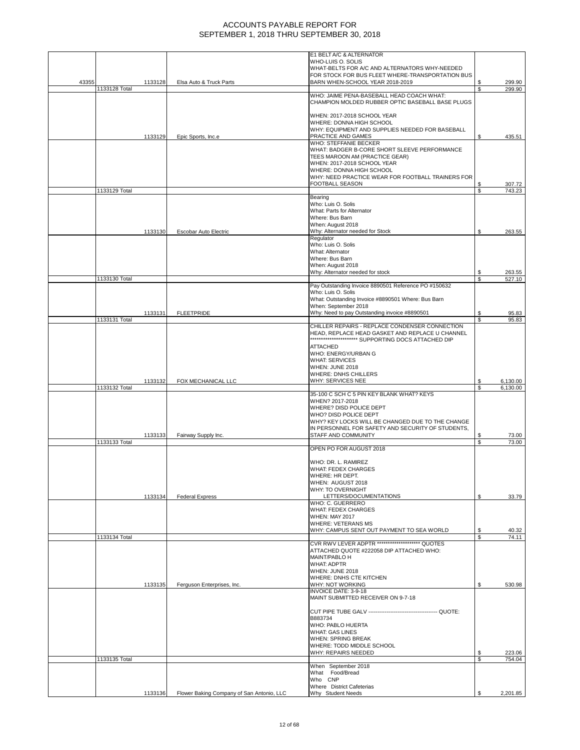# ACCOUNTS PAYABLE REPORT FOR SEPTEMBER 1, 2018 THRU SEPTEMBER 30, 2018

| | | | | | |
|---|---|---|---|---|---|
| 43355 | | 1133128 | Elsa Auto & Truck Parts | E1 BELT A/C & ALTERNATOR WHO-LUIS O. SOLIS WHAT-BELTS FOR A/C AND ALTERNATORS WHY-NEEDED FOR STOCK FOR BUS FLEET WHERE-TRANSPORTATION BUS BARN WHEN-SCHOOL YEAR 2018-2019 | $ 299.90 |
| | 1133128 Total | | | | $ 299.90 |
| | | 1133129 | Epic Sports, Inc.e | WHO: JAIME PENA-BASEBALL HEAD COACH WHAT: CHAMPION MOLDED RUBBER OPTIC BASEBALL BASE PLUGS WHEN: 2017-2018 SCHOOL YEAR WHERE: DONNA HIGH SCHOOL WHY: EQUIPMENT AND SUPPLIES NEEDED FOR BASEBALL PRACTICE AND GAMES | $ 435.51 |
| | | | | WHO: STEFFANIE BECKER WHAT: BADGER B-CORE SHORT SLEEVE PERFORMANCE TEES MAROON AM (PRACTICE GEAR) WHEN: 2017-2018 SCHOOL YEAR WHERE: DONNA HIGH SCHOOL WHY: NEED PRACTICE WEAR FOR FOOTBALL TRAINERS FOR FOOTBALL SEASON | $ 307.72 |
| | 1133129 Total | | | | $ 743.23 |
| | | 1133130 | Escobar Auto Electric | Bearing Who: Luis O. Solis What: Parts for Alternator Where: Bus Barn When: August 2018 Why: Alternator needed for Stock | $ 263.55 |
| | | | | Regulator Who: Luis O. Solis What: Alternator Where: Bus Barn When: August 2018 Why: Alternator needed for stock | $ 263.55 |
| | 1133130 Total | | | | $ 527.10 |
| | | 1133131 | FLEETPRIDE | Pay Outstanding Invoice 8890501 Reference PO #150632 Who: Luis O. Solis What: Outstanding Invoice #8890501 Where: Bus Barn When: September 2018 Why: Need to pay Outstanding invoice #8890501 | $ 95.83 |
| | 1133131 Total | | | | $ 95.83 |
| | | 1133132 | FOX MECHANICAL LLC | CHILLER REPAIRS - REPLACE CONDENSER CONNECTION HEAD, REPLACE HEAD GASKET AND REPLACE U CHANNEL ********************** SUPPORTING DOCS ATTACHED DIP ATTACHED WHO: ENERGY/URBAN G WHAT: SERVICES WHEN: JUNE 2018 WHERE: DNHS CHILLERS WHY: SERVICES NEE | $ 6,130.00 |
| | 1133132 Total | | | | $ 6,130.00 |
| | | 1133133 | Fairway Supply Inc. | 35-100 C SCH C 5 PIN KEY BLANK WHAT? KEYS WHEN? 2017-2018 WHERE? DISD POLICE DEPT WHO? DISD POLICE DEPT WHY? KEY LOCKS WILL BE CHANGED DUE TO THE CHANGE IN PERSONNEL FOR SAFETY AND SECURITY OF STUDENTS, STAFF AND COMMUNITY | $ 73.00 |
| | 1133133 Total | | | | $ 73.00 |
| | | 1133134 | Federal Express | OPEN PO FOR AUGUST 2018 WHO: DR. L. RAMIREZ WHAT: FEDEX CHARGES WHERE: HR DEPT. WHEN: AUGUST 2018 WHY: TO OVERNIGHT LETTERS/DOCUMENTATIONS | $ 33.79 |
| | | | | WHO: C. GUERRERO WHAT: FEDEX CHARGES WHEN: MAY 2017 WHERE: VETERANS MS WHY: CAMPUS SENT OUT PAYMENT TO SEA WORLD | $ 40.32 |
| | 1133134 Total | | | | $ 74.11 |
| | | 1133135 | Ferguson Enterprises, Inc. | CVR RWV LEVER ADPTR ******************** QUOTES ATTACHED QUOTE #222058 DIP ATTACHED WHO: MAINT/PABLO H WHAT: ADPTR WHEN: JUNE 2018 WHERE: DNHS CTE KITCHEN WHY: NOT WORKING | $ 530.98 |
| | | | | INVOICE DATE: 3-9-18 MAINT SUBMITTED RECEIVER ON 9-7-18 CUT PIPE TUBE GALV -------------------------------------- QUOTE: B883734 WHO: PABLO HUERTA WHAT: GAS LINES WHEN: SPRING BREAK WHERE: TODD MIDDLE SCHOOL WHY: REPAIRS NEEDED | $ 223.06 |
| | 1133135 Total | | | | $ 754.04 |
| | | 1133136 | Flower Baking Company of San Antonio, LLC | When September 2018 What Food/Bread Who CNP Where District Cafeterias Why Student Needs | $ 2,201.85 |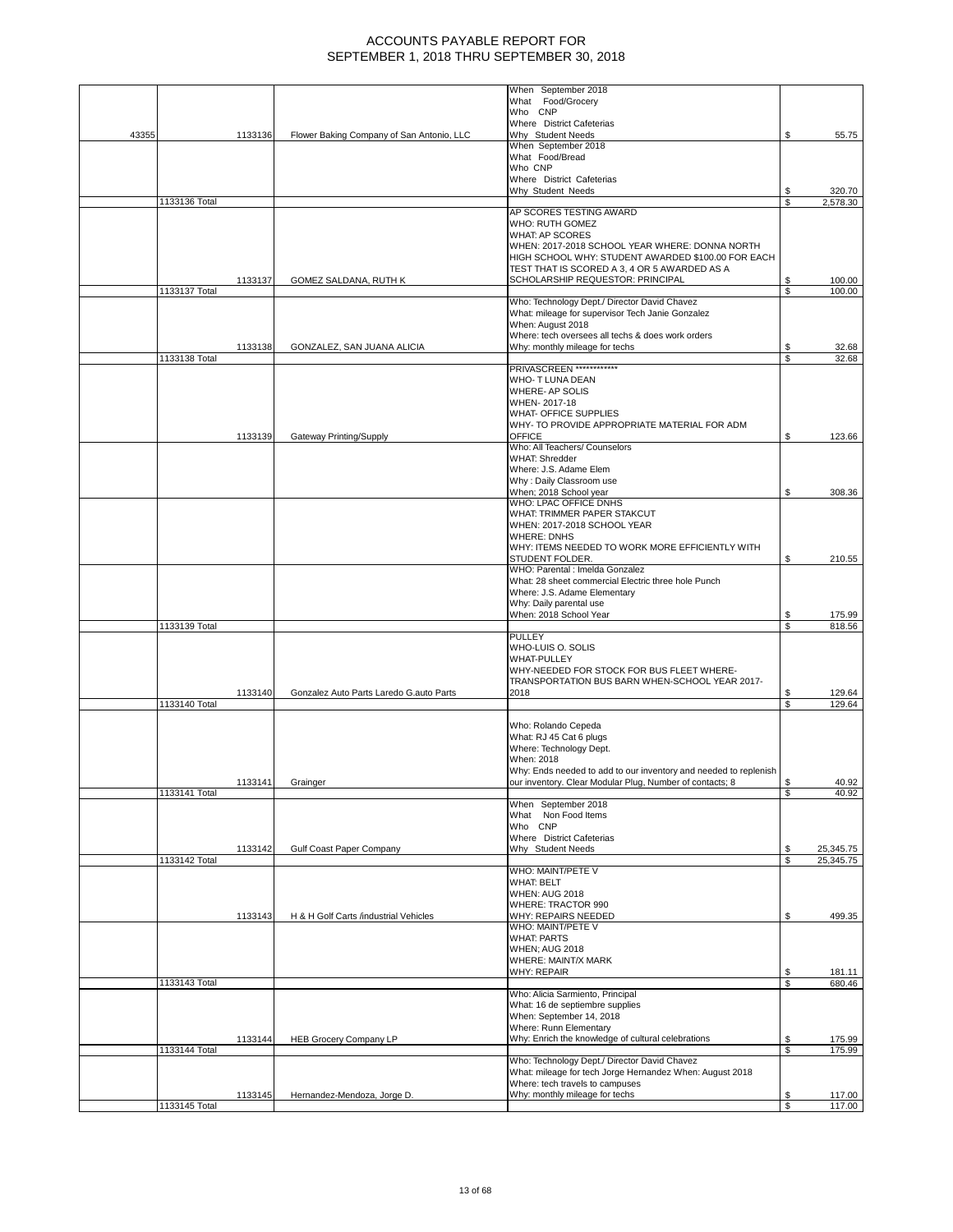# ACCOUNTS PAYABLE REPORT FOR SEPTEMBER 1, 2018 THRU SEPTEMBER 30, 2018

| | | | | | |
|---|---|---|---|---|---|
| 43355 | | 1133136 | Flower Baking Company of San Antonio, LLC | When September 2018 What Food/Grocery Who CNP Where District Cafeterias Why Student Needs | $ 55.75 |
| | | | | When September 2018 What Food/Bread Who CNP Where District Cafeterias Why Student Needs | $ 320.70 |
| | 1133136 Total | | | | $ 2,578.30 |
| | | 1133137 | GOMEZ SALDANA, RUTH K | AP SCORES TESTING AWARD WHO: RUTH GOMEZ WHAT: AP SCORES WHEN: 2017-2018 SCHOOL YEAR WHERE: DONNA NORTH HIGH SCHOOL WHY: STUDENT AWARDED $100.00 FOR EACH TEST THAT IS SCORED A 3, 4 OR 5 AWARDED AS A SCHOLARSHIP REQUESTOR: PRINCIPAL | $ 100.00 |
| | 1133137 Total | | | | $ 100.00 |
| | | 1133138 | GONZALEZ, SAN JUANA ALICIA | Who: Technology Dept./ Director David Chavez What: mileage for supervisor Tech Janie Gonzalez When: August 2018 Where: tech oversees all techs & does work orders Why: monthly mileage for techs | $ 32.68 |
| | 1133138 Total | | | | $ 32.68 |
| | | 1133139 | Gateway Printing/Supply | PRIVASCREEN ************ WHO- T LUNA DEAN WHERE- AP SOLIS WHEN- 2017-18 WHAT- OFFICE SUPPLIES WHY- TO PROVIDE APPROPRIATE MATERIAL FOR ADM OFFICE | $ 123.66 |
| | | | | Who: All Teachers/ Counselors WHAT: Shredder Where: J.S. Adame Elem Why : Daily Classroom use When; 2018 School year | $ 308.36 |
| | | | | WHO: LPAC OFFICE DNHS WHAT: TRIMMER PAPER STAKCUT WHEN: 2017-2018 SCHOOL YEAR WHERE: DNHS WHY: ITEMS NEEDED TO WORK MORE EFFICIENTLY WITH STUDENT FOLDER. | $ 210.55 |
| | | | | WHO: Parental : Imelda Gonzalez What: 28 sheet commercial Electric three hole Punch Where: J.S. Adame Elementary Why: Daily parental use When: 2018 School Year | $ 175.99 |
| | 1133139 Total | | | | $ 818.56 |
| | | 1133140 | Gonzalez Auto Parts Laredo G.auto Parts | PULLEY WHO-LUIS O. SOLIS WHAT-PULLEY WHY-NEEDED FOR STOCK FOR BUS FLEET WHERE-TRANSPORTATION BUS BARN WHEN-SCHOOL YEAR 2017-2018 | $ 129.64 |
| | 1133140 Total | | | | $ 129.64 |
| | | 1133141 | Grainger | Who: Rolando Cepeda What: RJ 45 Cat 6 plugs Where: Technology Dept. When: 2018 Why: Ends needed to add to our inventory and needed to replenish our inventory. Clear Modular Plug, Number of contacts; 8 | $ 40.92 |
| | 1133141 Total | | | | $ 40.92 |
| | | 1133142 | Gulf Coast Paper Company | When September 2018 What Non Food Items Who CNP Where District Cafeterias Why Student Needs | $ 25,345.75 |
| | 1133142 Total | | | | $ 25,345.75 |
| | | 1133143 | H & H Golf Carts /industrial Vehicles | WHO: MAINT/PETE V WHAT: BELT WHEN: AUG 2018 WHERE: TRACTOR 990 WHY: REPAIRS NEEDED | $ 499.35 |
| | | | | WHO: MAINT/PETE V WHAT: PARTS WHEN; AUG 2018 WHERE: MAINT/X MARK WHY: REPAIR | $ 181.11 |
| | 1133143 Total | | | | $ 680.46 |
| | | 1133144 | HEB Grocery Company LP | Who: Alicia Sarmiento, Principal What: 16 de septiembre supplies When: September 14, 2018 Where: Runn Elementary Why: Enrich the knowledge of cultural celebrations | $ 175.99 |
| | 1133144 Total | | | | $ 175.99 |
| | | 1133145 | Hernandez-Mendoza, Jorge D. | Who: Technology Dept./ Director David Chavez What: mileage for tech Jorge Hernandez When: August 2018 Where: tech travels to campuses Why: monthly mileage for techs | $ 117.00 |
| | 1133145 Total | | | | $ 117.00 |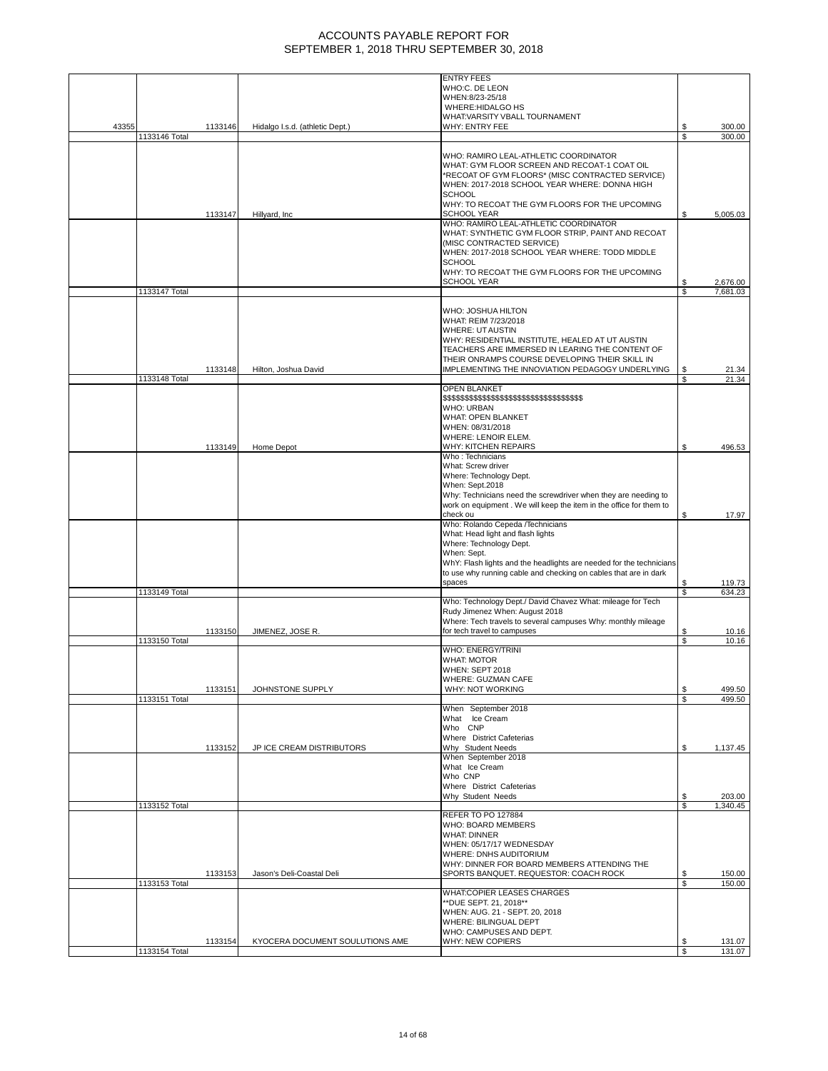# ACCOUNTS PAYABLE REPORT FOR SEPTEMBER 1, 2018 THRU SEPTEMBER 30, 2018

| | | | | |
|---|---|---|---|---|
| 43355 | 1133146 | Hidalgo I.s.d. (athletic Dept.) | ENTRY FEES WHO:C. DE LEON WHEN:8/23-25/18 WHERE:HIDALGO HS WHAT:VARSITY VBALL TOURNAMENT WHY: ENTRY FEE | $ 300.00 |
| | 1133146 Total | | | $ 300.00 |
| | 1133147 | Hillyard, Inc | WHO: RAMIRO LEAL-ATHLETIC COORDINATOR WHAT: GYM FLOOR SCREEN AND RECOAT-1 COAT OIL *RECOAT OF GYM FLOORS* (MISC CONTRACTED SERVICE) WHEN: 2017-2018 SCHOOL YEAR WHERE: DONNA HIGH SCHOOL WHY: TO RECOAT THE GYM FLOORS FOR THE UPCOMING SCHOOL YEAR | $ 5,005.03 |
| | | | WHO: RAMIRO LEAL-ATHLETIC COORDINATOR WHAT: SYNTHETIC GYM FLOOR STRIP, PAINT AND RECOAT (MISC CONTRACTED SERVICE) WHEN: 2017-2018 SCHOOL YEAR WHERE: TODD MIDDLE SCHOOL WHY: TO RECOAT THE GYM FLOORS FOR THE UPCOMING SCHOOL YEAR | $ 2,676.00 |
| | 1133147 Total | | | $ 7,681.03 |
| | 1133148 | Hilton, Joshua David | WHO: JOSHUA HILTON WHAT: REIM 7/23/2018 WHERE: UT AUSTIN WHY: RESIDENTIAL INSTITUTE, HEALED AT UT AUSTIN TEACHERS ARE IMMERSED IN LEARING THE CONTENT OF THEIR ONRAMPS COURSE DEVELOPING THEIR SKILL IN IMPLEMENTING THE INNOVIATION PEDAGOGY UNDERLYING | $ 21.34 |
| | 1133148 Total | | | $ 21.34 |
| | 1133149 | Home Depot | OPEN BLANKET $$$$$$$$$$$$$$$$$$$$$$$$$$$$$$$$$$ WHO: URBAN WHAT: OPEN BLANKET WHEN: 08/31/2018 WHERE: LENOIR ELEM. WHY: KITCHEN REPAIRS | $ 496.53 |
| | | | Who : Technicians What: Screw driver Where: Technology Dept. When: Sept.2018 Why: Technicians need the screwdriver when they are needing to work on equipment . We will keep the item in the office for them to check ou | $ 17.97 |
| | | | Who: Rolando Cepeda /Technicians What: Head light and flash lights Where: Technology Dept. When: Sept. WhY: Flash lights and the headlights are needed for the technicians to use why running cable and checking on cables that are in dark spaces | $ 119.73 |
| | 1133149 Total | | | $ 634.23 |
| | 1133150 | JIMENEZ, JOSE R. | Who: Technology Dept./ David Chavez What: mileage for Tech Rudy Jimenez When: August 2018 Where: Tech travels to several campuses Why: monthly mileage for tech travel to campuses | $ 10.16 |
| | 1133150 Total | | | $ 10.16 |
| | 1133151 | JOHNSTONE SUPPLY | WHO: ENERGY/TRINI WHAT: MOTOR WHEN: SEPT 2018 WHERE: GUZMAN CAFE WHY: NOT WORKING | $ 499.50 |
| | 1133151 Total | | | $ 499.50 |
| | 1133152 | JP ICE CREAM DISTRIBUTORS | When September 2018 What Ice Cream Who CNP Where District Cafeterias Why Student Needs | $ 1,137.45 |
| | | | When September 2018 What Ice Cream Who CNP Where District Cafeterias Why Student Needs | $ 203.00 |
| | 1133152 Total | | | $ 1,340.45 |
| | 1133153 | Jason's Deli-Coastal Deli | REFER TO PO 127884 WHO: BOARD MEMBERS WHAT: DINNER WHEN: 05/17/17 WEDNESDAY WHERE: DNHS AUDITORIUM WHY: DINNER FOR BOARD MEMBERS ATTENDING THE SPORTS BANQUET. REQUESTOR: COACH ROCK | $ 150.00 |
| | 1133153 Total | | | $ 150.00 |
| | 1133154 | KYOCERA DOCUMENT SOULUTIONS AME | WHAT:COPIER LEASES CHARGES **DUE SEPT. 21, 2018** WHEN: AUG. 21 - SEPT. 20, 2018 WHERE: BILINGUAL DEPT WHO: CAMPUSES AND DEPT. WHY: NEW COPIERS | $ 131.07 |
| | 1133154 Total | | | $ 131.07 |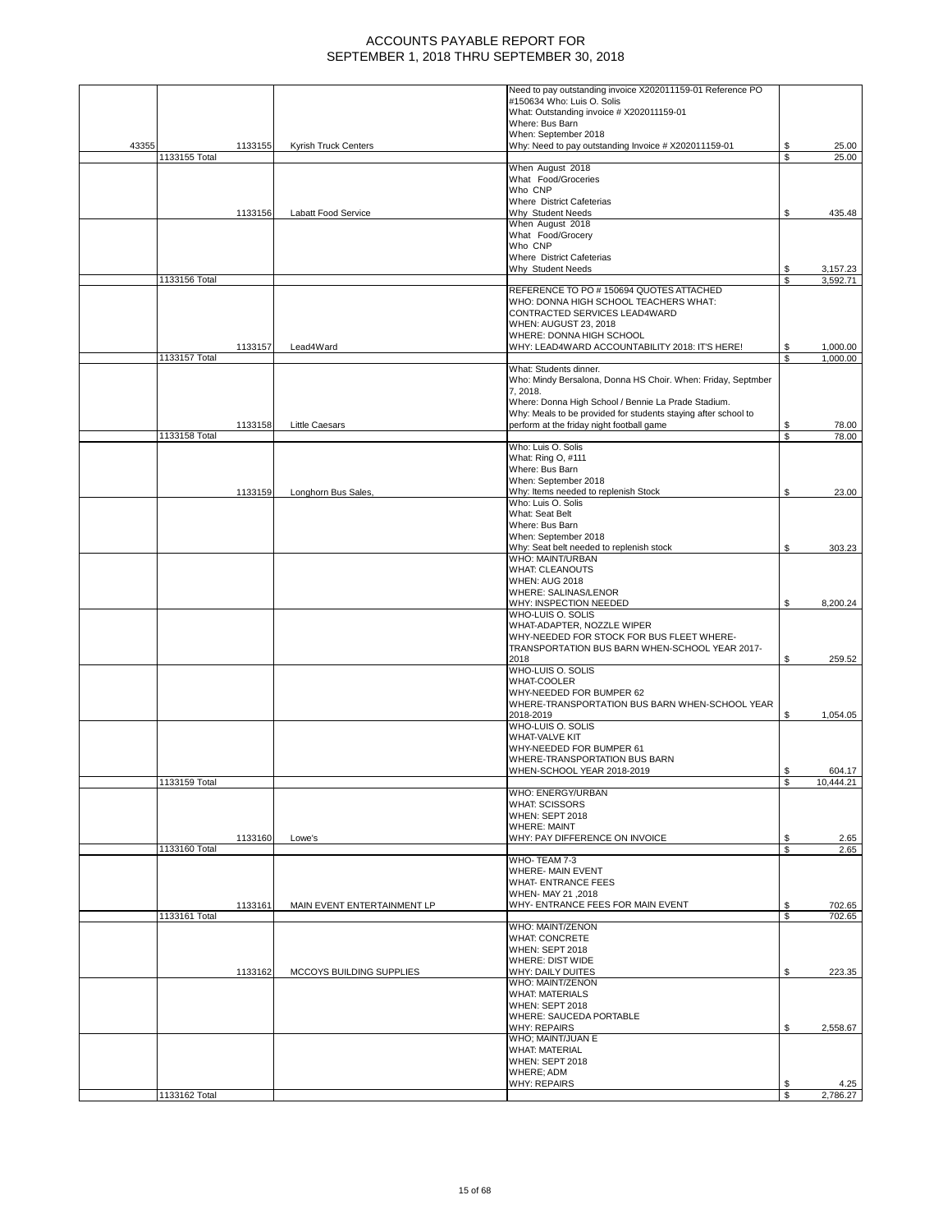# ACCOUNTS PAYABLE REPORT FOR
# SEPTEMBER 1, 2018 THRU SEPTEMBER 30, 2018

| | | | | |
|---|---|---|---|---|
| 43355 | 1133155 | Kyrish Truck Centers | Need to pay outstanding invoice X202011159-01 Reference PO #150634 Who: Luis O. Solis What: Outstanding invoice # X202011159-01 Where: Bus Barn When: September 2018 Why: Need to pay outstanding Invoice # X202011159-01 | $ 25.00 |
| | 1133155 Total | | | $ 25.00 |
| | 1133156 | Labatt Food Service | When August 2018 What Food/Groceries Who CNP Where District Cafeterias Why Student Needs | $ 435.48 |
| | | | When August 2018 What Food/Grocery Who CNP Where District Cafeterias Why Student Needs | $ 3,157.23 |
| | 1133156 Total | | | $ 3,592.71 |
| | 1133157 | Lead4Ward | REFERENCE TO PO # 150694 QUOTES ATTACHED WHO: DONNA HIGH SCHOOL TEACHERS WHAT: CONTRACTED SERVICES LEAD4WARD WHEN: AUGUST 23, 2018 WHERE: DONNA HIGH SCHOOL WHY: LEAD4WARD ACCOUNTABILITY 2018: IT'S HERE! | $ 1,000.00 |
| | 1133157 Total | | | $ 1,000.00 |
| | 1133158 | Little Caesars | What: Students dinner. Who: Mindy Bersalona, Donna HS Choir. When: Friday, Septmber 7, 2018. Where: Donna High School / Bennie La Prade Stadium. Why: Meals to be provided for students staying after school to perform at the friday night football game | $ 78.00 |
| | 1133158 Total | | | $ 78.00 |
| | 1133159 | Longhorn Bus Sales, | Who: Luis O. Solis What: Ring O, #111 Where: Bus Barn When: September 2018 Why: Items needed to replenish Stock | $ 23.00 |
| | | | Who: Luis O. Solis What: Seat Belt Where: Bus Barn When: September 2018 Why: Seat belt needed to replenish stock | $ 303.23 |
| | | | WHO: MAINT/URBAN WHAT: CLEANOUTS WHEN: AUG 2018 WHERE: SALINAS/LENOR WHY: INSPECTION NEEDED | $ 8,200.24 |
| | | | WHO-LUIS O. SOLIS WHAT-ADAPTER, NOZZLE WIPER WHY-NEEDED FOR STOCK FOR BUS FLEET WHERE-TRANSPORTATION BUS BARN WHEN-SCHOOL YEAR 2017-2018 | $ 259.52 |
| | | | WHO-LUIS O. SOLIS WHAT-COOLER WHY-NEEDED FOR BUMPER 62 WHERE-TRANSPORTATION BUS BARN WHEN-SCHOOL YEAR 2018-2019 | $ 1,054.05 |
| | | | WHO-LUIS O. SOLIS WHAT-VALVE KIT WHY-NEEDED FOR BUMPER 61 WHERE-TRANSPORTATION BUS BARN WHEN-SCHOOL YEAR 2018-2019 | $ 604.17 |
| | 1133159 Total | | | $ 10,444.21 |
| | 1133160 | Lowe's | WHO: ENERGY/URBAN WHAT: SCISSORS WHEN: SEPT 2018 WHERE: MAINT WHY: PAY DIFFERENCE ON INVOICE | $ 2.65 |
| | 1133160 Total | | | $ 2.65 |
| | 1133161 | MAIN EVENT ENTERTAINMENT LP | WHO- TEAM 7-3 WHERE- MAIN EVENT WHAT- ENTRANCE FEES WHEN- MAY 21 ,2018 WHY- ENTRANCE FEES FOR MAIN EVENT | $ 702.65 |
| | 1133161 Total | | | $ 702.65 |
| | 1133162 | MCCOYS BUILDING SUPPLIES | WHO: MAINT/ZENON WHAT: CONCRETE WHEN: SEPT 2018 WHERE: DIST WIDE WHY: DAILY DUITES | $ 223.35 |
| | | | WHO: MAINT/ZENON WHAT: MATERIALS WHEN: SEPT 2018 WHERE: SAUCEDA PORTABLE WHY: REPAIRS | $ 2,558.67 |
| | | | WHO; MAINT/JUAN E WHAT: MATERIAL WHEN: SEPT 2018 WHERE; ADM WHY: REPAIRS | $ 4.25 |
| | 1133162 Total | | | $ 2,786.27 |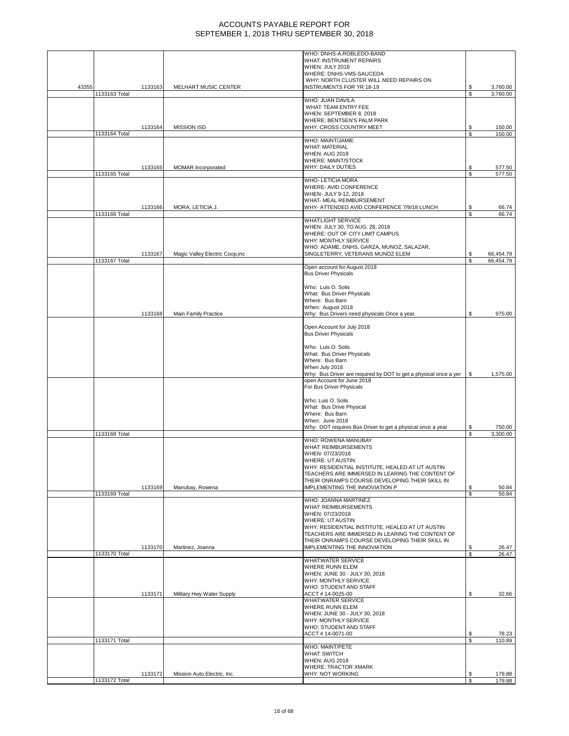# ACCOUNTS PAYABLE REPORT FOR SEPTEMBER 1, 2018 THRU SEPTEMBER 30, 2018

| | | | | Description | | Amount |
|---|---|---|---|---|---|---|
| 43355 | | 1133163 | MELHART MUSIC CENTER | WHO: DNHS-A.ROBLEDO-BAND<br>WHAT: INSTRUMENT REPAIRS<br>WHEN: JULY 2018<br>WHERE: DNHS-VMS-SAUCEDA<br>WHY: NORTH CLUSTER WILL NEED REPAIRS ON INSTRUMENTS FOR YR 18-19 | $ | 3,760.00 |
| | 1133163 Total | | | | $ | 3,760.00 |
| | | 1133164 | MISSION ISD | WHO: JUAN DAVILA<br>WHAT: TEAM ENTRY FEE<br>WHEN: SEPTEMBER 8, 2018<br>WHERE: BENTSEN'S PALM PARK<br>WHY: CROSS COUNTRY MEET | $ | 150.00 |
| | 1133164 Total | | | | $ | 150.00 |
| | | 1133165 | MOMAR Incorporated | WHO: MAINT/JAMIE<br>WHAT: MATERIAL<br>WHEN: AUG 2018<br>WHERE: MAINT/STOCK<br>WHY: DAILY DUTIES | $ | 577.50 |
| | 1133165 Total | | | | $ | 577.50 |
| | | 1133166 | MORA, LETICIA J. | WHO- LETICIA MORA<br>WHERE- AVID CONFERENCE<br>WHEN- JULY 9-12, 2018<br>WHAT- MEAL REIMBURSEMENT<br>WHY- ATTENDED AVID CONFERENCE 7/9/18 LUNCH | $ | 66.74 |
| | 1133166 Total | | | | $ | 66.74 |
| | | 1133167 | Magic Valley Electric Coop,inc | WHAT:LIGHT SERVICE<br>WHEN: JULY 30, TO AUG. 28, 2018<br>WHERE: OUT OF CITY LIMIT CAMPUS<br>WHY: MONTHLY SERVICE<br>WHO: ADAME, DNHS, GARZA, MUNOZ, SALAZAR, SINGLETERRY, VETERANS MUNOZ ELEM | $ | 66,454.79 |
| | 1133167 Total | | | | $ | 66,454.79 |
| | | 1133168 | Main Family Practice | Open account for August 2018<br>Bus Driver Physicals<br><br>Who: Luis O. Solis<br>What: Bus Driver Physicals<br>Where: Bus Barn<br>When: August 2018<br>Why: Bus Drivers need physicals Once a year. | $ | 975.00 |
| | | | | Open Account for July 2018<br>Bus Driver Physicals<br><br>Who: Luis O. Solis<br>What: Bus Driver Physicals<br>Where: Bus Barn<br>When July 2018<br>Why: Bus Driver are required by DOT to get a physical once a yer | $ | 1,575.00 |
| | | | | open Account for June 2018<br>For Bus Driver Physicals<br><br>Who: Luis O. Solis<br>What: Bus Drive Physical<br>Where: Bus Barn<br>When: June 2018<br>Why: DOT requires Bus Driver to get a physical once a year | $ | 750.00 |
| | 1133168 Total | | | | $ | 3,300.00 |
| | | 1133169 | Manubay, Rowena | WHO: ROWENA MANUBAY<br>WHAT: REIMBURSEMENTS<br>WHEN: 07/23/2018<br>WHERE: UT AUSTIN<br>WHY: RESIDENTIAL INSTITUTE, HEALED AT UT AUSTIN TEACHERS ARE IMMERSED IN LEARING THE CONTENT OF THEIR ONRAMPS COURSE DEVELOPING THEIR SKILL IN IMPLEMENTING THE INNOVIATION P | $ | 50.84 |
| | 1133169 Total | | | | $ | 50.84 |
| | | 1133170 | Martinez, Joanna | WHO: JOANNA MARTINEZ<br>WHAT: REIMBURSEMENTS<br>WHEN: 07/23/2018<br>WHERE: UT AUSTIN<br>WHY: RESIDENTIAL INSTITUTE, HEALED AT UT AUSTIN TEACHERS ARE IMMERSED IN LEARING THE CONTENT OF THEIR ONRAMPS COURSE DEVELOPING THEIR SKILL IN IMPLEMENTING THE INNOVIATION | $ | 26.47 |
| | 1133170 Total | | | | $ | 26.47 |
| | | 1133171 | Military Hwy Water Supply | WHAT:WATER SERVICE<br>WHERE RUNN ELEM<br>WHEN: JUNE 30 - JULY 30, 2018<br>WHY: MONTHLY SERVICE<br>WHO: STUDENT AND STAFF<br>ACCT # 14-0025-00 | $ | 32.66 |
| | | | | WHAT:WATER SERVICE<br>WHERE RUNN ELEM<br>WHEN: JUNE 30 - JULY 30, 2018<br>WHY: MONTHLY SERVICE<br>WHO: STUDENT AND STAFF<br>ACCT # 14-0071-00 | $ | 78.23 |
| | 1133171 Total | | | | $ | 110.89 |
| | | 1133172 | Mission Auto Electric, Inc. | WHO: MAINT/PETE<br>WHAT: SWITCH<br>WHEN: AUG 2018<br>WHERE: TRACTOR XMARK<br>WHY: NOT WORKING | $ | 179.88 |
| | 1133172 Total | | | | $ | 179.88 |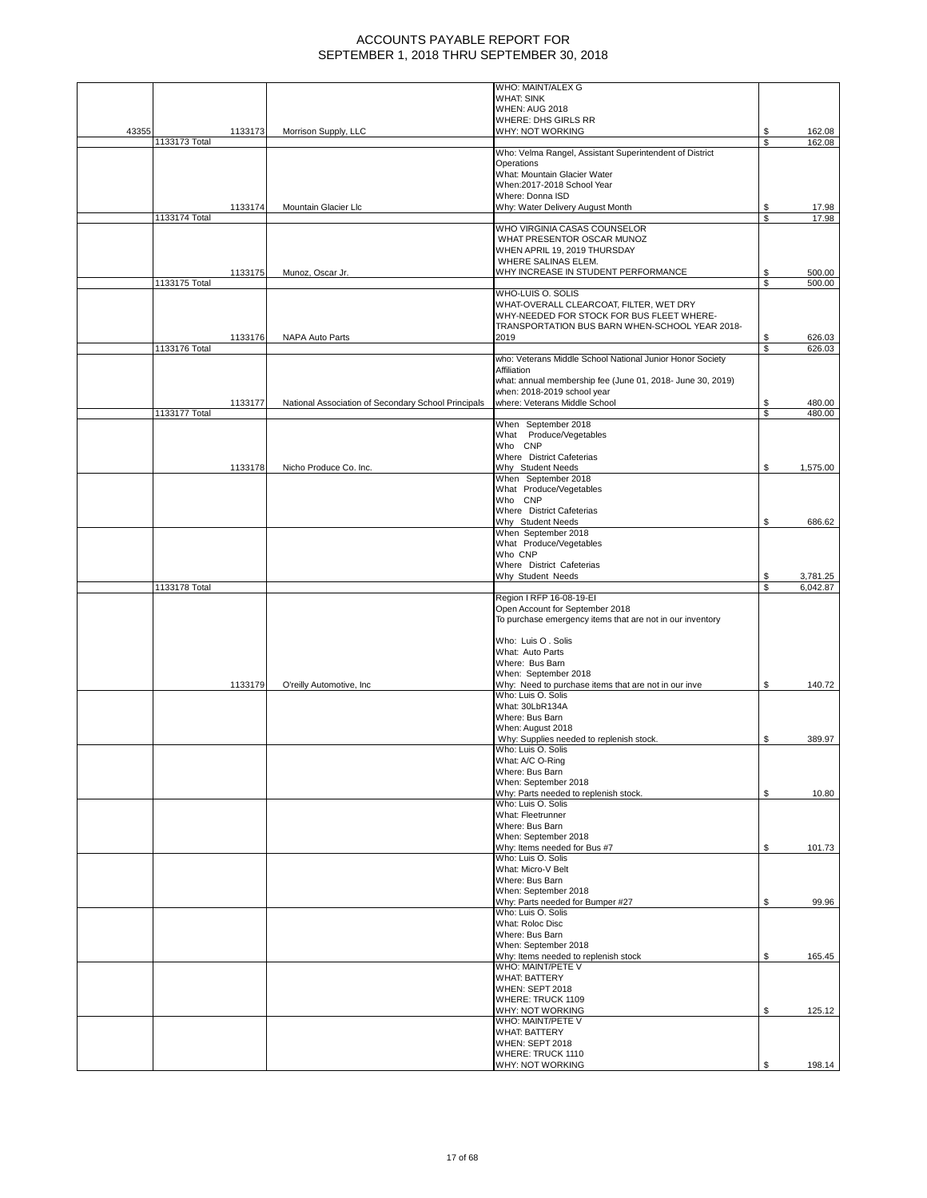# ACCOUNTS PAYABLE REPORT FOR SEPTEMBER 1, 2018 THRU SEPTEMBER 30, 2018

| | | | | | |
|---|---|---|---|---|---|
| 43355 | | 1133173 | Morrison Supply, LLC | WHO: MAINT/ALEX G WHAT: SINK WHEN: AUG 2018 WHERE: DHS GIRLS RR WHY: NOT WORKING | $ 162.08 |
| | 1133173 Total | | | | $ 162.08 |
| | | 1133174 | Mountain Glacier Llc | Who: Velma Rangel, Assistant Superintendent of District Operations What: Mountain Glacier Water When:2017-2018 School Year Where: Donna ISD Why: Water Delivery August Month | $ 17.98 |
| | 1133174 Total | | | | $ 17.98 |
| | | 1133175 | Munoz, Oscar Jr. | WHO VIRGINIA CASAS COUNSELOR WHAT PRESENTOR OSCAR MUNOZ WHEN APRIL 19, 2019 THURSDAY WHERE SALINAS ELEM. WHY INCREASE IN STUDENT PERFORMANCE | $ 500.00 |
| | 1133175 Total | | | | $ 500.00 |
| | | 1133176 | NAPA Auto Parts | WHO-LUIS O. SOLIS WHAT-OVERALL CLEARCOAT, FILTER, WET DRY WHY-NEEDED FOR STOCK FOR BUS FLEET WHERE-TRANSPORTATION BUS BARN WHEN-SCHOOL YEAR 2018-2019 | $ 626.03 |
| | 1133176 Total | | | | $ 626.03 |
| | | 1133177 | National Association of Secondary School Principals | who: Veterans Middle School National Junior Honor Society Affiliation what: annual membership fee (June 01, 2018- June 30, 2019) when: 2018-2019 school year where: Veterans Middle School | $ 480.00 |
| | 1133177 Total | | | | $ 480.00 |
| | | 1133178 | Nicho Produce Co. Inc. | When September 2018 What Produce/Vegetables Who CNP Where District Cafeterias Why Student Needs | $ 1,575.00 |
| | | | | When September 2018 What Produce/Vegetables Who CNP Where District Cafeterias Why Student Needs | $ 686.62 |
| | | | | When September 2018 What Produce/Vegetables Who CNP Where District Cafeterias Why Student Needs | $ 3,781.25 |
| | 1133178 Total | | | | $ 6,042.87 |
| | | 1133179 | O'reilly Automotive, Inc | Region I RFP 16-08-19-EI Open Account for September 2018 To purchase emergency items that are not in our inventory Who: Luis O . Solis What: Auto Parts Where: Bus Barn When: September 2018 Why: Need to purchase items that are not in our inve | $ 140.72 |
| | | | | Who: Luis O. Solis What: 30LbR134A Where: Bus Barn When: August 2018 Why: Supplies needed to replenish stock. | $ 389.97 |
| | | | | Who: Luis O. Solis What: A/C O-Ring Where: Bus Barn When: September 2018 Why: Parts needed to replenish stock. | $ 10.80 |
| | | | | Who: Luis O. Solis What: Fleetrunner Where: Bus Barn When: September 2018 Why: Items needed for Bus #7 | $ 101.73 |
| | | | | Who: Luis O. Solis What: Micro-V Belt Where: Bus Barn When: September 2018 Why: Parts needed for Bumper #27 | $ 99.96 |
| | | | | Who: Luis O. Solis What: Roloc Disc Where: Bus Barn When: September 2018 Why: Items needed to replenish stock | $ 165.45 |
| | | | | WHO: MAINT/PETE V WHAT: BATTERY WHEN: SEPT 2018 WHERE: TRUCK 1109 WHY: NOT WORKING | $ 125.12 |
| | | | | WHO: MAINT/PETE V WHAT: BATTERY WHEN: SEPT 2018 WHERE: TRUCK 1110 WHY: NOT WORKING | $ 198.14 |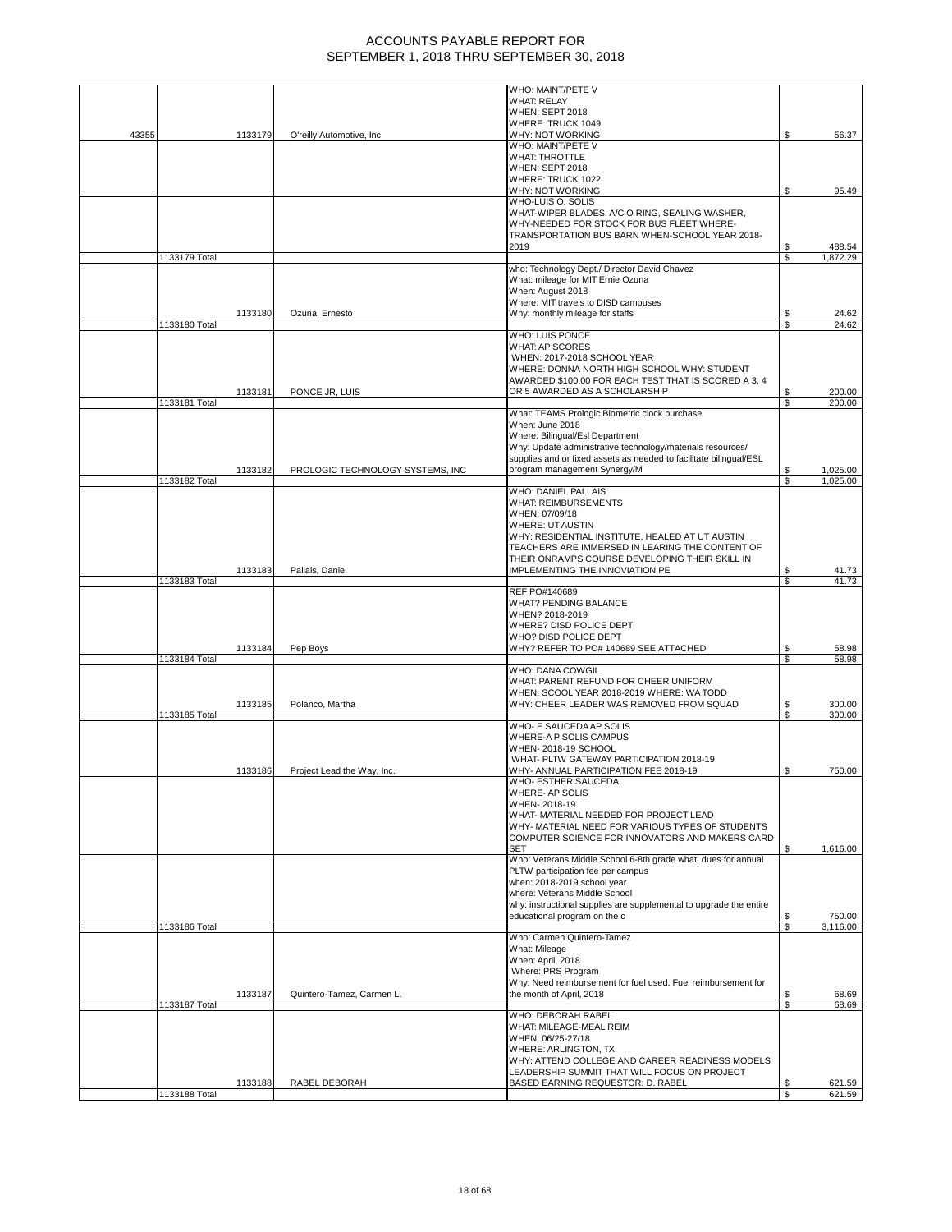# ACCOUNTS PAYABLE REPORT FOR SEPTEMBER 1, 2018 THRU SEPTEMBER 30, 2018

| | | | | | |
|---|---|---|---|---|---|
| 43355 | | 1133179 | O'reilly Automotive, Inc | WHO: MAINT/PETE V WHAT: RELAY WHEN: SEPT 2018 WHERE: TRUCK 1049 WHY: NOT WORKING | $ 56.37 |
| | | | | WHO: MAINT/PETE V WHAT: THROTTLE WHEN: SEPT 2018 WHERE: TRUCK 1022 WHY: NOT WORKING | $ 95.49 |
| | | | | WHO-LUIS O. SOLIS WHAT-WIPER BLADES, A/C O RING, SEALING WASHER, WHY-NEEDED FOR STOCK FOR BUS FLEET WHERE-TRANSPORTATION BUS BARN WHEN-SCHOOL YEAR 2018-2019 | $ 488.54 |
| | 1133179 Total | | | | $ 1,872.29 |
| | | 1133180 | Ozuna, Ernesto | who: Technology Dept./ Director David Chavez What: mileage for MIT Ernie Ozuna When: August 2018 Where: MIT travels to DISD campuses Why: monthly mileage for staffs | $ 24.62 |
| | 1133180 Total | | | | $ 24.62 |
| | | 1133181 | PONCE JR, LUIS | WHO: LUIS PONCE WHAT: AP SCORES WHEN: 2017-2018 SCHOOL YEAR WHERE: DONNA NORTH HIGH SCHOOL WHY: STUDENT AWARDED $100.00 FOR EACH TEST THAT IS SCORED A 3, 4 OR 5 AWARDED AS A SCHOLARSHIP | $ 200.00 |
| | 1133181 Total | | | | $ 200.00 |
| | | 1133182 | PROLOGIC TECHNOLOGY SYSTEMS, INC | What: TEAMS Prologic Biometric clock purchase When: June 2018 Where: Bilingual/Esl Department Why: Update administrative technology/materials resources/ supplies and or fixed assets as needed to facilitate bilingual/ESL program management Synergy/M | $ 1,025.00 |
| | 1133182 Total | | | | $ 1,025.00 |
| | | 1133183 | Pallais, Daniel | WHO: DANIEL PALLAIS WHAT: REIMBURSEMENTS WHEN: 07/09/18 WHERE: UT AUSTIN WHY: RESIDENTIAL INSTITUTE, HEALED AT UT AUSTIN TEACHERS ARE IMMERSED IN LEARING THE CONTENT OF THEIR ONRAMPS COURSE DEVELOPING THEIR SKILL IN IMPLEMENTING THE INNOVIATION PE | $ 41.73 |
| | 1133183 Total | | | | $ 41.73 |
| | | 1133184 | Pep Boys | REF PO#140689 WHAT? PENDING BALANCE WHEN? 2018-2019 WHERE? DISD POLICE DEPT WHO? DISD POLICE DEPT WHY? REFER TO PO# 140689 SEE ATTACHED | $ 58.98 |
| | 1133184 Total | | | | $ 58.98 |
| | | 1133185 | Polanco, Martha | WHO: DANA COWGIL WHAT: PARENT REFUND FOR CHEER UNIFORM WHEN: SCOOL YEAR 2018-2019 WHERE: WA TODD WHY: CHEER LEADER WAS REMOVED FROM SQUAD | $ 300.00 |
| | 1133185 Total | | | | $ 300.00 |
| | | 1133186 | Project Lead the Way, Inc. | WHO- E SAUCEDA AP SOLIS WHERE-A P SOLIS CAMPUS WHEN- 2018-19 SCHOOL WHAT- PLTW GATEWAY PARTICIPATION 2018-19 WHY- ANNUAL PARTICIPATION FEE 2018-19 | $ 750.00 |
| | | | | WHO- ESTHER SAUCEDA WHERE- AP SOLIS WHEN- 2018-19 WHAT- MATERIAL NEEDED FOR PROJECT LEAD WHY- MATERIAL NEED FOR VARIOUS TYPES OF STUDENTS COMPUTER SCIENCE FOR INNOVATORS AND MAKERS CARD SET | $ 1,616.00 |
| | | | | Who: Veterans Middle School 6-8th grade what: dues for annual PLTW participation fee per campus when: 2018-2019 school year where: Veterans Middle School why: instructional supplies are supplemental to upgrade the entire educational program on the c | $ 750.00 |
| | 1133186 Total | | | | $ 3,116.00 |
| | | 1133187 | Quintero-Tamez, Carmen L. | Who: Carmen Quintero-Tamez What: Mileage When: April, 2018 Where: PRS Program Why: Need reimbursement for fuel used. Fuel reimbursement for the month of April, 2018 | $ 68.69 |
| | 1133187 Total | | | | $ 68.69 |
| | | 1133188 | RABEL DEBORAH | WHO: DEBORAH RABEL WHAT: MILEAGE-MEAL REIM WHEN: 06/25-27/18 WHERE: ARLINGTON, TX WHY: ATTEND COLLEGE AND CAREER READINESS MODELS LEADERSHIP SUMMIT THAT WILL FOCUS ON PROJECT BASED EARNING REQUESTOR: D. RABEL | $ 621.59 |
| | 1133188 Total | | | | $ 621.59 |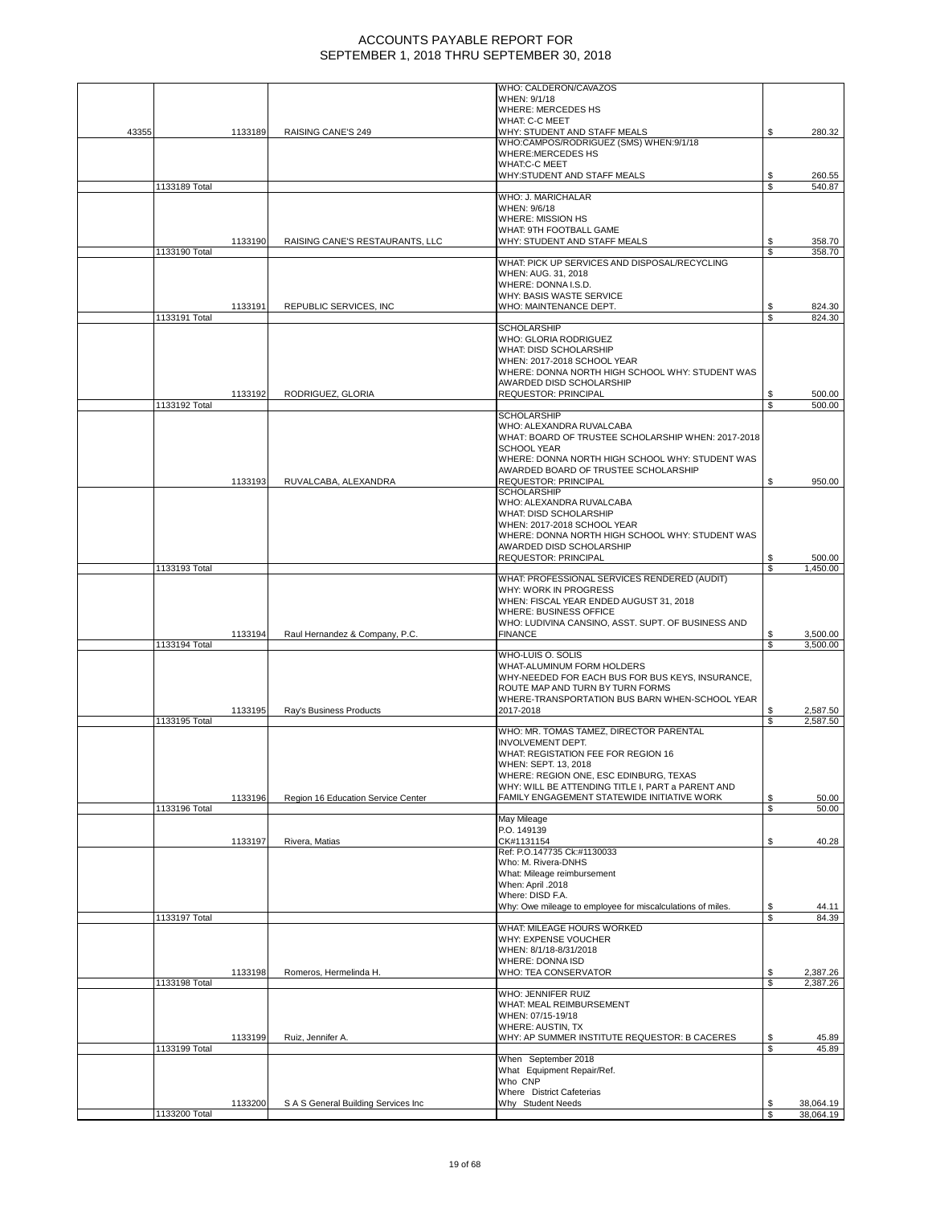# ACCOUNTS PAYABLE REPORT FOR SEPTEMBER 1, 2018 THRU SEPTEMBER 30, 2018

| | | | | |
|---|---|---|---|---|
| 43355 | 1133189 | RAISING CANE'S 249 | WHO: CALDERON/CAVAZOS WHEN: 9/1/18 WHERE: MERCEDES HS WHAT: C-C MEET WHY: STUDENT AND STAFF MEALS | $ 280.32 |
| | | | WHO:CAMPOS/RODRIGUEZ (SMS) WHEN:9/1/18 WHERE:MERCEDES HS WHAT:C-C MEET WHY:STUDENT AND STAFF MEALS | $ 260.55 |
| | 1133189 Total | | | $ 540.87 |
| | 1133190 | RAISING CANE'S RESTAURANTS, LLC | WHO: J. MARICHALAR WHEN: 9/6/18 WHERE: MISSION HS WHAT: 9TH FOOTBALL GAME WHY: STUDENT AND STAFF MEALS | $ 358.70 |
| | 1133190 Total | | | $ 358.70 |
| | 1133191 | REPUBLIC SERVICES, INC | WHAT: PICK UP SERVICES AND DISPOSAL/RECYCLING WHEN: AUG. 31, 2018 WHERE: DONNA I.S.D. WHY: BASIS WASTE SERVICE WHO: MAINTENANCE DEPT. | $ 824.30 |
| | 1133191 Total | | | $ 824.30 |
| | 1133192 | RODRIGUEZ, GLORIA | SCHOLARSHIP WHO: GLORIA RODRIGUEZ WHAT: DISD SCHOLARSHIP WHEN: 2017-2018 SCHOOL YEAR WHERE: DONNA NORTH HIGH SCHOOL WHY: STUDENT WAS AWARDED DISD SCHOLARSHIP REQUESTOR: PRINCIPAL | $ 500.00 |
| | 1133192 Total | | | $ 500.00 |
| | 1133193 | RUVALCABA, ALEXANDRA | SCHOLARSHIP WHO: ALEXANDRA RUVALCABA WHAT: BOARD OF TRUSTEE SCHOLARSHIP WHEN: 2017-2018 SCHOOL YEAR WHERE: DONNA NORTH HIGH SCHOOL WHY: STUDENT WAS AWARDED BOARD OF TRUSTEE SCHOLARSHIP REQUESTOR: PRINCIPAL | $ 950.00 |
| | | | SCHOLARSHIP WHO: ALEXANDRA RUVALCABA WHAT: DISD SCHOLARSHIP WHEN: 2017-2018 SCHOOL YEAR WHERE: DONNA NORTH HIGH SCHOOL WHY: STUDENT WAS AWARDED DISD SCHOLARSHIP REQUESTOR: PRINCIPAL | $ 500.00 |
| | 1133193 Total | | | $ 1,450.00 |
| | 1133194 | Raul Hernandez & Company, P.C. | WHAT: PROFESSIONAL SERVICES RENDERED (AUDIT) WHY: WORK IN PROGRESS WHEN: FISCAL YEAR ENDED AUGUST 31, 2018 WHERE: BUSINESS OFFICE WHO: LUDIVINA CANSINO, ASST. SUPT. OF BUSINESS AND FINANCE | $ 3,500.00 |
| | 1133194 Total | | | $ 3,500.00 |
| | 1133195 | Ray's Business Products | WHO-LUIS O. SOLIS WHAT-ALUMINUM FORM HOLDERS WHY-NEEDED FOR EACH BUS FOR BUS KEYS, INSURANCE, ROUTE MAP AND TURN BY TURN FORMS WHERE-TRANSPORTATION BUS BARN WHEN-SCHOOL YEAR 2017-2018 | $ 2,587.50 |
| | 1133195 Total | | | $ 2,587.50 |
| | 1133196 | Region 16 Education Service Center | WHO: MR. TOMAS TAMEZ, DIRECTOR PARENTAL INVOLVEMENT DEPT. WHAT: REGISTATION FEE FOR REGION 16 WHEN: SEPT. 13, 2018 WHERE: REGION ONE, ESC EDINBURG, TEXAS WHY: WILL BE ATTENDING TITLE I, PART a PARENT AND FAMILY ENGAGEMENT STATEWIDE INITIATIVE WORK | $ 50.00 |
| | 1133196 Total | | | $ 50.00 |
| | 1133197 | Rivera, Matias | May Mileage P.O. 149139 CK#1131154 | $ 40.28 |
| | | | Ref: P.O.147735 Ck:#1130033 Who: M. Rivera-DNHS What: Mileage reimbursement When: April .2018 Where: DISD F.A. Why: Owe mileage to employee for miscalculations of miles. | $ 44.11 |
| | 1133197 Total | | | $ 84.39 |
| | 1133198 | Romeros, Hermelinda H. | WHAT: MILEAGE HOURS WORKED WHY: EXPENSE VOUCHER WHEN: 8/1/18-8/31/2018 WHERE: DONNA ISD WHO: TEA CONSERVATOR | $ 2,387.26 |
| | 1133198 Total | | | $ 2,387.26 |
| | 1133199 | Ruiz, Jennifer A. | WHO: JENNIFER RUIZ WHAT: MEAL REIMBURSEMENT WHEN: 07/15-19/18 WHERE: AUSTIN, TX WHY: AP SUMMER INSTITUTE REQUESTOR: B CACERES | $ 45.89 |
| | 1133199 Total | | | $ 45.89 |
| | 1133200 | S A S General Building Services Inc | When September 2018 What Equipment Repair/Ref. Who CNP Where District Cafeterias Why Student Needs | $ 38,064.19 |
| | 1133200 Total | | | $ 38,064.19 |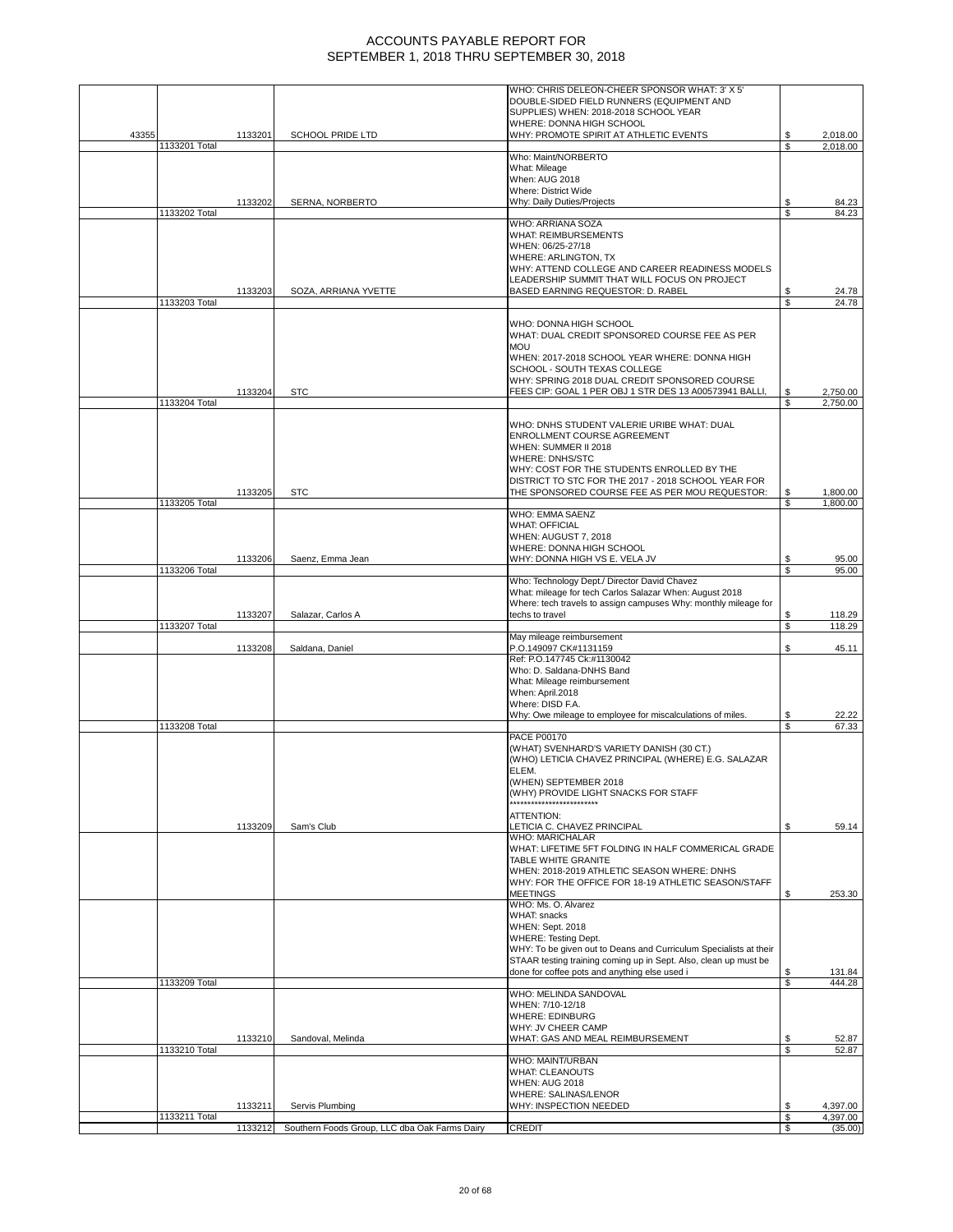# ACCOUNTS PAYABLE REPORT FOR SEPTEMBER 1, 2018 THRU SEPTEMBER 30, 2018

| | | | | | |
|---|---|---|---|---|---|
| 43355 | | 1133201 | SCHOOL PRIDE LTD | WHO: CHRIS DELEON-CHEER SPONSOR WHAT: 3' X 5' DOUBLE-SIDED FIELD RUNNERS (EQUIPMENT AND SUPPLIES) WHEN: 2018-2018 SCHOOL YEAR WHERE: DONNA HIGH SCHOOL WHY: PROMOTE SPIRIT AT ATHLETIC EVENTS | $ 2,018.00 |
| | 1133201 Total | | | | $ 2,018.00 |
| | | 1133202 | SERNA, NORBERTO | Who: Maint/NORBERTO What: Mileage When: AUG 2018 Where: District Wide Why: Daily Duties/Projects | $ 84.23 |
| | 1133202 Total | | | | $ 84.23 |
| | | 1133203 | SOZA, ARRIANA YVETTE | WHO: ARRIANA SOZA WHAT: REIMBURSEMENTS WHEN: 06/25-27/18 WHERE: ARLINGTON, TX WHY: ATTEND COLLEGE AND CAREER READINESS MODELS LEADERSHIP SUMMIT THAT WILL FOCUS ON PROJECT BASED EARNING REQUESTOR: D. RABEL | $ 24.78 |
| | 1133203 Total | | | | $ 24.78 |
| | | 1133204 | STC | WHO: DONNA HIGH SCHOOL WHAT: DUAL CREDIT SPONSORED COURSE FEE AS PER MOU WHEN: 2017-2018 SCHOOL YEAR WHERE: DONNA HIGH SCHOOL - SOUTH TEXAS COLLEGE WHY: SPRING 2018 DUAL CREDIT SPONSORED COURSE FEES CIP: GOAL 1 PER OBJ 1 STR DES 13 A00573941 BALLI, | $ 2,750.00 |
| | 1133204 Total | | | | $ 2,750.00 |
| | | 1133205 | STC | WHO: DNHS STUDENT VALERIE URIBE WHAT: DUAL ENROLLMENT COURSE AGREEMENT WHEN: SUMMER II 2018 WHERE: DNHS/STC WHY: COST FOR THE STUDENTS ENROLLED BY THE DISTRICT TO STC FOR THE 2017 - 2018 SCHOOL YEAR FOR THE SPONSORED COURSE FEE AS PER MOU REQUESTOR: | $ 1,800.00 |
| | 1133205 Total | | | | $ 1,800.00 |
| | | 1133206 | Saenz, Emma Jean | WHO: EMMA SAENZ WHAT: OFFICIAL WHEN: AUGUST 7, 2018 WHERE: DONNA HIGH SCHOOL WHY: DONNA HIGH VS E. VELA JV | $ 95.00 |
| | 1133206 Total | | | | $ 95.00 |
| | | 1133207 | Salazar, Carlos A | Who: Technology Dept./ Director David Chavez What: mileage for tech Carlos Salazar When: August 2018 Where: tech travels to assign campuses Why: monthly mileage for techs to travel | $ 118.29 |
| | 1133207 Total | | | | $ 118.29 |
| | | 1133208 | Saldana, Daniel | May mileage reimbursement P.O.149097 CK#1131159 | $ 45.11 |
| | | | | Ref: P.O.147745 Ck:#1130042 Who: D. Saldana-DNHS Band What: Mileage reimbursement When: April.2018 Where: DISD F.A. Why: Owe mileage to employee for miscalculations of miles. | $ 22.22 |
| | 1133208 Total | | | | $ 67.33 |
| | | 1133209 | Sam's Club | PACE P00170 (WHAT) SVENHARD'S VARIETY DANISH (30 CT.) (WHO) LETICIA CHAVEZ PRINCIPAL (WHERE) E.G. SALAZAR ELEM. (WHEN) SEPTEMBER 2018 (WHY) PROVIDE LIGHT SNACKS FOR STAFF ************************ ATTENTION: LETICIA C. CHAVEZ PRINCIPAL | $ 59.14 |
| | | | | WHO: MARICHALAR WHAT: LIFETIME 5FT FOLDING IN HALF COMMERICAL GRADE TABLE WHITE GRANITE WHEN: 2018-2019 ATHLETIC SEASON WHERE: DNHS WHY: FOR THE OFFICE FOR 18-19 ATHLETIC SEASON/STAFF MEETINGS | $ 253.30 |
| | | | | WHO: Ms. O. Alvarez WHAT: snacks WHEN: Sept. 2018 WHERE: Testing Dept. WHY: To be given out to Deans and Curriculum Specialists at their STAAR testing training coming up in Sept. Also, clean up must be done for coffee pots and anything else used i | $ 131.84 |
| | 1133209 Total | | | | $ 444.28 |
| | | 1133210 | Sandoval, Melinda | WHO: MELINDA SANDOVAL WHEN: 7/10-12/18 WHERE: EDINBURG WHY: JV CHEER CAMP WHAT: GAS AND MEAL REIMBURSEMENT | $ 52.87 |
| | 1133210 Total | | | | $ 52.87 |
| | | 1133211 | Servis Plumbing | WHO: MAINT/URBAN WHAT: CLEANOUTS WHEN: AUG 2018 WHERE: SALINAS/LENOR WHY: INSPECTION NEEDED | $ 4,397.00 |
| | 1133211 Total | | | | $ 4,397.00 |
| | | 1133212 | Southern Foods Group, LLC dba Oak Farms Dairy | CREDIT | $ (35.00) |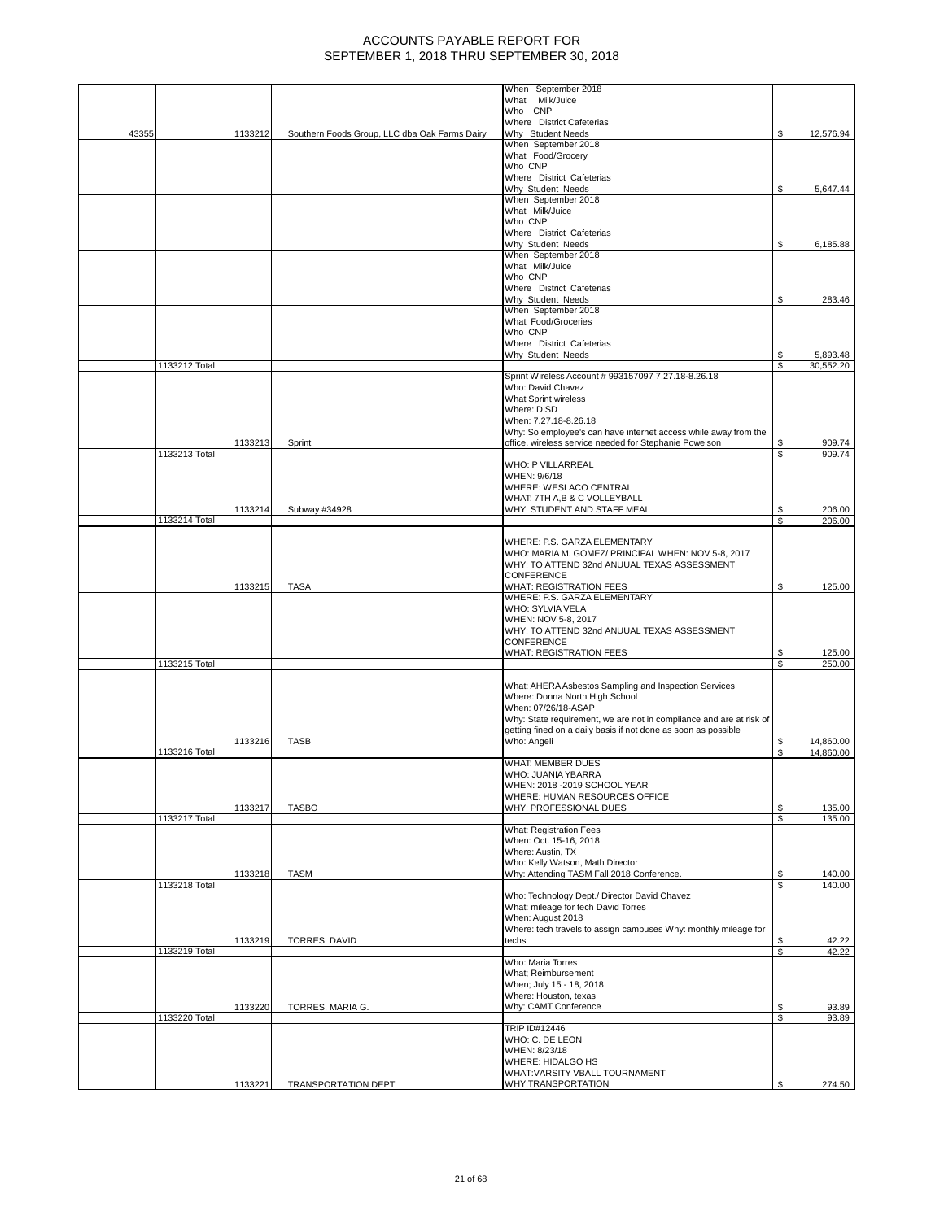# ACCOUNTS PAYABLE REPORT FOR
# SEPTEMBER 1, 2018 THRU SEPTEMBER 30, 2018

| | | | | |
|---|---|---|---|---|
| 43355 | 1133212 | Southern Foods Group, LLC dba Oak Farms Dairy | When September 2018 What Milk/Juice Who CNP Where District Cafeterias Why Student Needs | $ 12,576.94 |
| | | | When September 2018 What Food/Grocery Who CNP Where District Cafeterias Why Student Needs | $ 5,647.44 |
| | | | When September 2018 What Milk/Juice Who CNP Where District Cafeterias Why Student Needs | $ 6,185.88 |
| | | | When September 2018 What Milk/Juice Who CNP Where District Cafeterias Why Student Needs | $ 283.46 |
| | | | When September 2018 What Food/Groceries Who CNP Where District Cafeterias Why Student Needs | $ 5,893.48 |
| | 1133212 Total | | | $ 30,552.20 |
| | 1133213 | Sprint | Sprint Wireless Account # 993157097 7.27.18-8.26.18 Who: David Chavez What Sprint wireless Where: DISD When: 7.27.18-8.26.18 Why: So employee's can have internet access while away from the office. wireless service needed for Stephanie Powelson | $ 909.74 |
| | 1133213 Total | | | $ 909.74 |
| | 1133214 | Subway #34928 | WHO: P VILLARREAL WHEN: 9/6/18 WHERE: WESLACO CENTRAL WHAT: 7TH A,B & C VOLLEYBALL WHY: STUDENT AND STAFF MEAL | $ 206.00 |
| | 1133214 Total | | | $ 206.00 |
| | 1133215 | TASA | WHERE: P.S. GARZA ELEMENTARY WHO: MARIA M. GOMEZ/ PRINCIPAL WHEN: NOV 5-8, 2017 WHY: TO ATTEND 32nd ANUUAL TEXAS ASSESSMENT CONFERENCE WHAT: REGISTRATION FEES | $ 125.00 |
| | | | WHERE: P.S. GARZA ELEMENTARY WHO: SYLVIA VELA WHEN: NOV 5-8, 2017 WHY: TO ATTEND 32nd ANUUAL TEXAS ASSESSMENT CONFERENCE WHAT: REGISTRATION FEES | $ 125.00 |
| | 1133215 Total | | | $ 250.00 |
| | 1133216 | TASB | What: AHERA Asbestos Sampling and Inspection Services Where: Donna North High School When: 07/26/18-ASAP Why: State requirement, we are not in compliance and are at risk of getting fined on a daily basis if not done as soon as possible Who: Angeli | $ 14,860.00 |
| | 1133216 Total | | | $ 14,860.00 |
| | 1133217 | TASBO | WHAT: MEMBER DUES WHO: JUANIA YBARRA WHEN: 2018 -2019 SCHOOL YEAR WHERE: HUMAN RESOURCES OFFICE WHY: PROFESSIONAL DUES | $ 135.00 |
| | 1133217 Total | | | $ 135.00 |
| | 1133218 | TASM | What: Registration Fees When: Oct. 15-16, 2018 Where: Austin, TX Who: Kelly Watson, Math Director Why: Attending TASM Fall 2018 Conference. | $ 140.00 |
| | 1133218 Total | | | $ 140.00 |
| | 1133219 | TORRES, DAVID | Who: Technology Dept./ Director David Chavez What: mileage for tech David Torres When: August 2018 Where: tech travels to assign campuses Why: monthly mileage for techs | $ 42.22 |
| | 1133219 Total | | | $ 42.22 |
| | 1133220 | TORRES, MARIA G. | Who: Maria Torres What; Reimbursement When; July 15 - 18, 2018 Where: Houston, texas Why: CAMT Conference | $ 93.89 |
| | 1133220 Total | | | $ 93.89 |
| | 1133221 | TRANSPORTATION DEPT | TRIP ID#12446 WHO: C. DE LEON WHEN: 8/23/18 WHERE: HIDALGO HS WHAT:VARSITY VBALL TOURNAMENT WHY:TRANSPORTATION | $ 274.50 |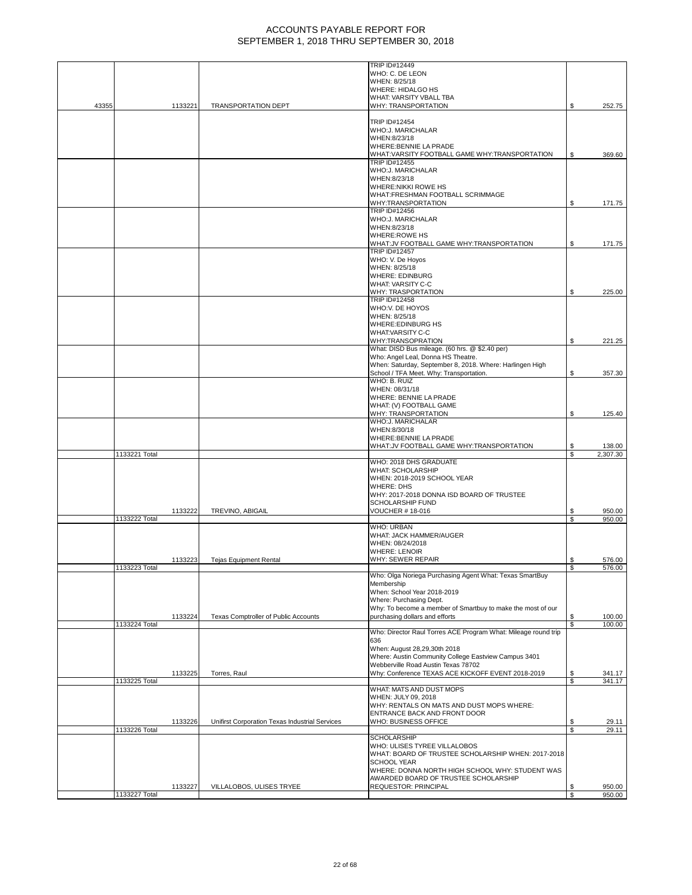# ACCOUNTS PAYABLE REPORT FOR
# SEPTEMBER 1, 2018 THRU SEPTEMBER 30, 2018

| | | | | | |
|---|---|---|---|---|---|
| 43355 | 1133221 | TRANSPORTATION DEPT | TRIP ID#12449 WHO: C. DE LEON WHEN: 8/25/18 WHERE: HIDALGO HS WHAT: VARSITY VBALL TBA WHY: TRANSPORTATION | $ | 252.75 |
| | | | TRIP ID#12454 WHO:J. MARICHALAR WHEN:8/23/18 WHERE:BENNIE LA PRADE WHAT:VARSITY FOOTBALL GAME WHY:TRANSPORTATION | $ | 369.60 |
| | | | TRIP ID#12455 WHO:J. MARICHALAR WHEN:8/23/18 WHERE:NIKKI ROWE HS WHAT:FRESHMAN FOOTBALL SCRIMMAGE WHY:TRANSPORTATION | $ | 171.75 |
| | | | TRIP ID#12456 WHO:J. MARICHALAR WHEN:8/23/18 WHERE:ROWE HS WHAT:JV FOOTBALL GAME WHY:TRANSPORTATION | $ | 171.75 |
| | | | TRIP ID#12457 WHO: V. De Hoyos WHEN: 8/25/18 WHERE: EDINBURG WHAT: VARSITY C-C WHY: TRASPORTATION | $ | 225.00 |
| | | | TRIP ID#12458 WHO:V. DE HOYOS WHEN: 8/25/18 WHERE:EDINBURG HS WHAT:VARSITY C-C WHY:TRANSOPRATION | $ | 221.25 |
| | | | What: DISD Bus mileage. (60 hrs. @ $2.40 per) Who: Angel Leal, Donna HS Theatre. When: Saturday, September 8, 2018. Where: Harlingen High School / TFA Meet. Why: Transportation. | $ | 357.30 |
| | | | WHO: B. RUIZ WHEN: 08/31/18 WHERE: BENNIE LA PRADE WHAT: (V) FOOTBALL GAME WHY: TRANSPORTATION | $ | 125.40 |
| | | | WHO:J. MARICHALAR WHEN:8/30/18 WHERE:BENNIE LA PRADE WHAT:JV FOOTBALL GAME WHY:TRANSPORTATION | $ | 138.00 |
| | 1133221 Total | | | $ | 2,307.30 |
| | 1133222 | TREVINO, ABIGAIL | WHO: 2018 DHS GRADUATE WHAT: SCHOLARSHIP WHEN: 2018-2019 SCHOOL YEAR WHERE: DHS WHY: 2017-2018 DONNA ISD BOARD OF TRUSTEE SCHOLARSHIP FUND VOUCHER # 18-016 | $ | 950.00 |
| | 1133222 Total | | | $ | 950.00 |
| | 1133223 | Tejas Equipment Rental | WHO: URBAN WHAT: JACK HAMMER/AUGER WHEN: 08/24/2018 WHERE: LENOIR WHY: SEWER REPAIR | $ | 576.00 |
| | 1133223 Total | | | $ | 576.00 |
| | 1133224 | Texas Comptroller of Public Accounts | Who: Olga Noriega Purchasing Agent What: Texas SmartBuy Membership When: School Year 2018-2019 Where: Purchasing Dept. Why: To become a member of Smartbuy to make the most of our purchasing dollars and efforts | $ | 100.00 |
| | 1133224 Total | | | $ | 100.00 |
| | 1133225 | Torres, Raul | Who: Director Raul Torres ACE Program What: Mileage round trip 636 When: August 28,29,30th 2018 Where: Austin Community College Eastview Campus 3401 Webberville Road Austin Texas 78702 Why: Conference TEXAS ACE KICKOFF EVENT 2018-2019 | $ | 341.17 |
| | 1133225 Total | | | $ | 341.17 |
| | 1133226 | Unifirst Corporation Texas Industrial Services | WHAT: MATS AND DUST MOPS WHEN: JULY 09, 2018 WHY: RENTALS ON MATS AND DUST MOPS WHERE: ENTRANCE BACK AND FRONT DOOR WHO: BUSINESS OFFICE | $ | 29.11 |
| | 1133226 Total | | | $ | 29.11 |
| | 1133227 | VILLALOBOS, ULISES TRYEE | SCHOLARSHIP WHO: ULISES TYREE VILLALOBOS WHAT: BOARD OF TRUSTEE SCHOLARSHIP WHEN: 2017-2018 SCHOOL YEAR WHERE: DONNA NORTH HIGH SCHOOL WHY: STUDENT WAS AWARDED BOARD OF TRUSTEE SCHOLARSHIP REQUESTOR: PRINCIPAL | $ | 950.00 |
| | 1133227 Total | | | $ | 950.00 |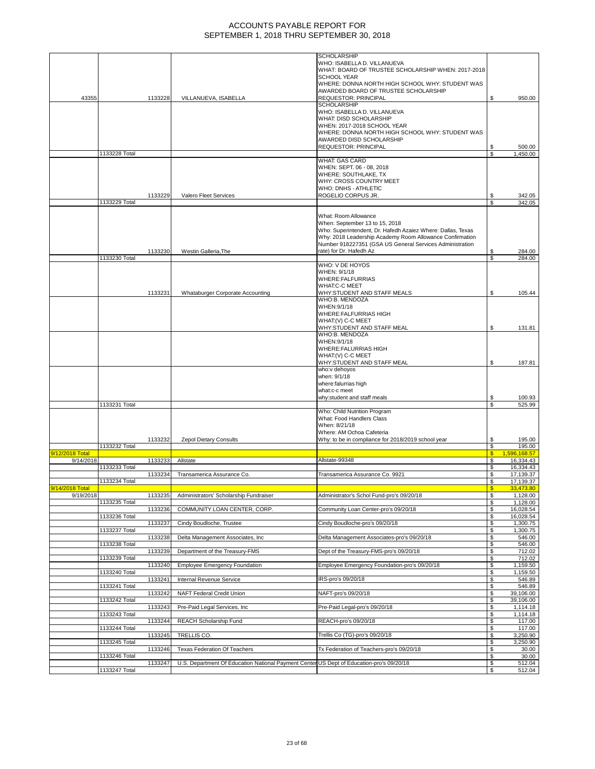# ACCOUNTS PAYABLE REPORT FOR SEPTEMBER 1, 2018 THRU SEPTEMBER 30, 2018

| | | | | | |
|---|---|---|---|---|---|
| 43355 | | 1133228 | VILLANUEVA, ISABELLA | SCHOLARSHIP WHO: ISABELLA D. VILLANUEVA WHAT: BOARD OF TRUSTEE SCHOLARSHIP WHEN: 2017-2018 SCHOOL YEAR WHERE: DONNA NORTH HIGH SCHOOL WHY: STUDENT WAS AWARDED BOARD OF TRUSTEE SCHOLARSHIP REQUESTOR: PRINCIPAL | $ 950.00 |
| | | | | SCHOLARSHIP WHO: ISABELLA D. VILLANUEVA WHAT: DISD SCHOLARSHIP WHEN: 2017-2018 SCHOOL YEAR WHERE: DONNA NORTH HIGH SCHOOL WHY: STUDENT WAS AWARDED DISD SCHOLARSHIP REQUESTOR: PRINCIPAL | $ 500.00 |
| | 1133228 Total | | | | $ 1,450.00 |
| | | 1133229 | Valero Fleet Services | WHAT: GAS CARD WHEN: SEPT. 06 - 08, 2018 WHERE: SOUTHLAKE, TX WHY: CROSS COUNTRY MEET WHO: DNHS - ATHLETIC ROGELIO CORPUS JR. | $ 342.05 |
| | 1133229 Total | | | | $ 342.05 |
| | | 1133230 | Westin Galleria,The | What: Room Allowance When: September 13 to 15, 2018 Who: Superintendent, Dr. Hafedh Azaiez Where: Dallas, Texas Why: 2018 Leadership Academy Room Allowance Confirmation Number 918227351 (GSA US General Services Administration rate) for Dr. Hafedh Az | $ 284.00 |
| | 1133230 Total | | | | $ 284.00 |
| | | 1133231 | Whataburger Corporate Accounting | WHO: V DE HOYOS WHEN: 9/1/18 WHERE:FALFURRIAS WHAT:C-C MEET WHY:STUDENT AND STAFF MEALS | $ 105.44 |
| | | | | WHO:B. MENDOZA WHEN:9/1/18 WHERE:FALFURRIAS HIGH WHAT:(V) C-C MEET WHY:STUDENT AND STAFF MEAL | $ 131.81 |
| | | | | WHO:B. MENDOZA WHEN:9/1/18 WHERE:FALURRIAS HIGH WHAT:(V) C-C MEET WHY:STUDENT AND STAFF MEAL | $ 187.81 |
| | | | | who:v dehoyos when: 9/1/18 where:falurrias high what:c-c meet why:student and staff meals | $ 100.93 |
| | 1133231 Total | | | | $ 525.99 |
| | | 1133232 | Zepol Dietary Consults | Who: Child Nutrition Program What: Food Handlers Class When: 8/21/18 Where: AM Ochoa Cafeteria Why: to be in compliance for 2018/2019 school year | $ 195.00 |
| | 1133232 Total | | | | $ 195.00 |
| 9/12/2018 Total | | | | | $ 1,596,168.57 |
| 9/14/2018 | | 1133233 | Allstate | Allstate-99348 | $ 16,334.43 |
| | 1133233 Total | | | | $ 16,334.43 |
| | | 1133234 | Transamerica Assurance Co. | Transamerica Assurance Co. 9921 | $ 17,139.37 |
| | 1133234 Total | | | | $ 17,139.37 |
| 9/14/2018 Total | | | | | $ 33,473.80 |
| 9/19/2018 | | 1133235 | Administrators' Scholarship Fundraiser | Administrator's Schol Fund-pro's 09/20/18 | $ 1,128.00 |
| | 1133235 Total | | | | $ 1,128.00 |
| | | 1133236 | COMMUNITY LOAN CENTER, CORP. | Community Loan Center-pro's 09/20/18 | $ 16,028.54 |
| | 1133236 Total | | | | $ 16,028.54 |
| | | 1133237 | Cindy Boudloche, Trustee | Cindy Boudloche-pro's 09/20/18 | $ 1,300.75 |
| | 1133237 Total | | | | $ 1,300.75 |
| | | 1133238 | Delta Management Associates, Inc | Delta Management Associates-pro's 09/20/18 | $ 546.00 |
| | 1133238 Total | | | | $ 546.00 |
| | | 1133239 | Department of the Treasury-FMS | Dept of the Treasury-FMS-pro's 09/20/18 | $ 712.02 |
| | 1133239 Total | | | | $ 712.02 |
| | | 1133240 | Employee Emergency Foundation | Employee Emergency Foundation-pro's 09/20/18 | $ 1,159.50 |
| | 1133240 Total | | | | $ 1,159.50 |
| | | 1133241 | Internal Revenue Service | IRS-pro's 09/20/18 | $ 546.89 |
| | 1133241 Total | | | | $ 546.89 |
| | | 1133242 | NAFT Federal Credit Union | NAFT-pro's 09/20/18 | $ 39,106.00 |
| | 1133242 Total | | | | $ 39,106.00 |
| | | 1133243 | Pre-Paid Legal Services, Inc | Pre-Paid Legal-pro's 09/20/18 | $ 1,114.18 |
| | 1133243 Total | | | | $ 1,114.18 |
| | | 1133244 | REACH Scholarship Fund | REACH-pro's 09/20/18 | $ 117.00 |
| | 1133244 Total | | | | $ 117.00 |
| | | 1133245 | TRELLIS CO. | Trellis Co (TG)-pro's 09/20/18 | $ 3,250.90 |
| | 1133245 Total | | | | $ 3,250.90 |
| | | 1133246 | Texas Federation Of Teachers | Tx Federation of Teachers-pro's 09/20/18 | $ 30.00 |
| | 1133246 Total | | | | $ 30.00 |
| | | 1133247 | U.S. Department Of Education National Payment Center | US Dept of Education-pro's 09/20/18 | $ 512.04 |
| | 1133247 Total | | | | $ 512.04 |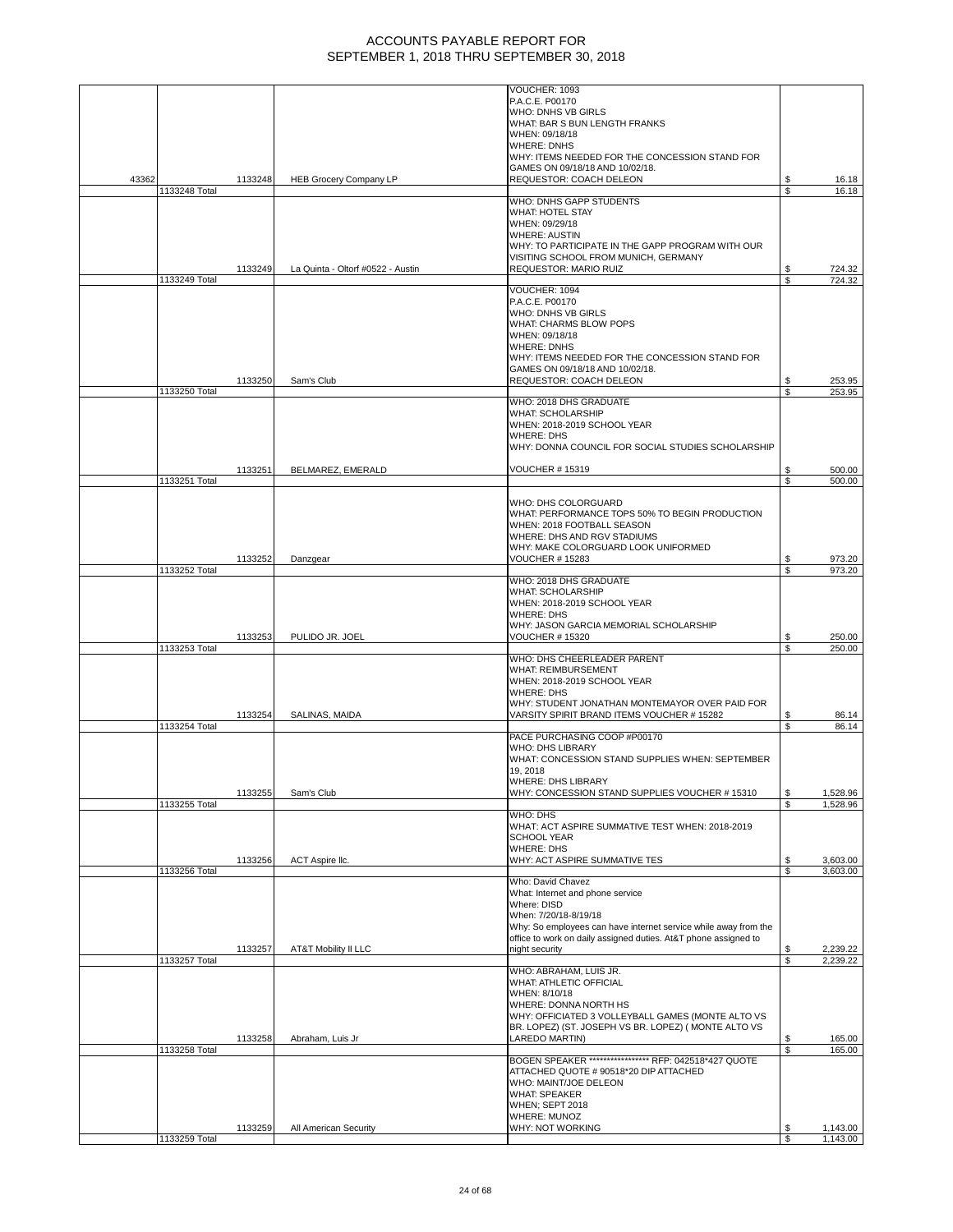# ACCOUNTS PAYABLE REPORT FOR SEPTEMBER 1, 2018 THRU SEPTEMBER 30, 2018

| | | | | |
|---|---|---|---|---|
| 43362 | 1133248 | HEB Grocery Company LP | VOUCHER: 1093<br>P.A.C.E. P00170<br>WHO: DNHS VB GIRLS<br>WHAT: BAR S BUN LENGTH FRANKS<br>WHEN: 09/18/18<br>WHERE: DNHS<br>WHY: ITEMS NEEDED FOR THE CONCESSION STAND FOR GAMES ON 09/18/18 AND 10/02/18.<br>REQUESTOR: COACH DELEON | $ 16.18 |
| | 1133248 Total | | | $ 16.18 |
| | 1133249 | La Quinta - Oltorf #0522 - Austin | WHO: DNHS GAPP STUDENTS<br>WHAT: HOTEL STAY<br>WHEN: 09/29/18<br>WHERE: AUSTIN<br>WHY: TO PARTICIPATE IN THE GAPP PROGRAM WITH OUR VISITING SCHOOL FROM MUNICH, GERMANY<br>REQUESTOR: MARIO RUIZ | $ 724.32 |
| | 1133249 Total | | | $ 724.32 |
| | 1133250 | Sam's Club | VOUCHER: 1094<br>P.A.C.E. P00170<br>WHO: DNHS VB GIRLS<br>WHAT: CHARMS BLOW POPS<br>WHEN: 09/18/18<br>WHERE: DNHS<br>WHY: ITEMS NEEDED FOR THE CONCESSION STAND FOR GAMES ON 09/18/18 AND 10/02/18.<br>REQUESTOR: COACH DELEON | $ 253.95 |
| | 1133250 Total | | | $ 253.95 |
| | 1133251 | BELMAREZ, EMERALD | WHO: 2018 DHS GRADUATE<br>WHAT: SCHOLARSHIP<br>WHEN: 2018-2019 SCHOOL YEAR<br>WHERE: DHS<br>WHY: DONNA COUNCIL FOR SOCIAL STUDIES SCHOLARSHIP<br>VOUCHER # 15319 | $ 500.00 |
| | 1133251 Total | | | $ 500.00 |
| | 1133252 | Danzgear | WHO: DHS COLORGUARD<br>WHAT: PERFORMANCE TOPS 50% TO BEGIN PRODUCTION<br>WHEN: 2018 FOOTBALL SEASON<br>WHERE: DHS AND RGV STADIUMS<br>WHY: MAKE COLORGUARD LOOK UNIFORMED<br>VOUCHER # 15283 | $ 973.20 |
| | 1133252 Total | | | $ 973.20 |
| | 1133253 | PULIDO JR. JOEL | WHO: 2018 DHS GRADUATE<br>WHAT: SCHOLARSHIP<br>WHEN: 2018-2019 SCHOOL YEAR<br>WHERE: DHS<br>WHY: JASON GARCIA MEMORIAL SCHOLARSHIP<br>VOUCHER # 15320 | $ 250.00 |
| | 1133253 Total | | | $ 250.00 |
| | 1133254 | SALINAS, MAIDA | WHO: DHS CHEERLEADER PARENT<br>WHAT: REIMBURSEMENT<br>WHEN: 2018-2019 SCHOOL YEAR<br>WHERE: DHS<br>WHY: STUDENT JONATHAN MONTEMAYOR OVER PAID FOR VARSITY SPIRIT BRAND ITEMS VOUCHER # 15282 | $ 86.14 |
| | 1133254 Total | | | $ 86.14 |
| | 1133255 | Sam's Club | PACE PURCHASING COOP #P00170<br>WHO: DHS LIBRARY<br>WHAT: CONCESSION STAND SUPPLIES WHEN: SEPTEMBER 19, 2018<br>WHERE: DHS LIBRARY<br>WHY: CONCESSION STAND SUPPLIES VOUCHER # 15310 | $ 1,528.96 |
| | 1133255 Total | | | $ 1,528.96 |
| | 1133256 | ACT Aspire llc. | WHO: DHS<br>WHAT: ACT ASPIRE SUMMATIVE TEST WHEN: 2018-2019 SCHOOL YEAR<br>WHERE: DHS<br>WHY: ACT ASPIRE SUMMATIVE TES | $ 3,603.00 |
| | 1133256 Total | | | $ 3,603.00 |
| | 1133257 | AT&T Mobility II LLC | Who: David Chavez<br>What: Internet and phone service<br>Where: DISD<br>When: 7/20/18-8/19/18<br>Why: So employees can have internet service while away from the office to work on daily assigned duties. At&T phone assigned to night security | $ 2,239.22 |
| | 1133257 Total | | | $ 2,239.22 |
| | 1133258 | Abraham, Luis Jr | WHO: ABRAHAM, LUIS JR.<br>WHAT: ATHLETIC OFFICIAL<br>WHEN: 8/10/18<br>WHERE: DONNA NORTH HS<br>WHY: OFFICIATED 3 VOLLEYBALL GAMES (MONTE ALTO VS BR. LOPEZ) (ST. JOSEPH VS BR. LOPEZ) ( MONTE ALTO VS LAREDO MARTIN) | $ 165.00 |
| | 1133258 Total | | | $ 165.00 |
| | 1133259 | All American Security | BOGEN SPEAKER ***************** RFP: 042518*427 QUOTE ATTACHED QUOTE # 90518*20 DIP ATTACHED<br>WHO: MAINT/JOE DELEON<br>WHAT: SPEAKER<br>WHEN; SEPT 2018<br>WHERE: MUNOZ<br>WHY: NOT WORKING | $ 1,143.00 |
| | 1133259 Total | | | $ 1,143.00 |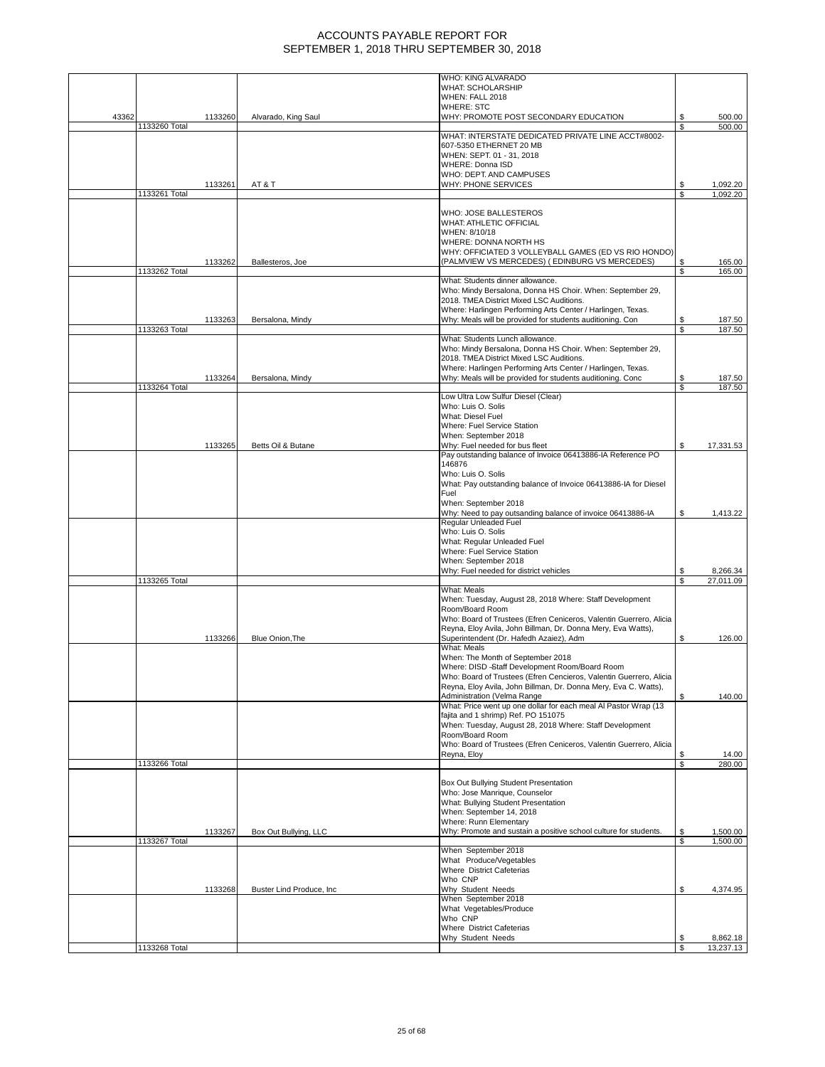# ACCOUNTS PAYABLE REPORT FOR
# SEPTEMBER 1, 2018 THRU SEPTEMBER 30, 2018

| | | | | | |
|---|---|---|---|---|---|
| 43362 | | 1133260 | Alvarado, King Saul | WHO: KING ALVARADO<br>WHAT: SCHOLARSHIP<br>WHEN: FALL 2018<br>WHERE: STC<br>WHY: PROMOTE POST SECONDARY EDUCATION | $ 500.00 |
| | 1133260 Total | | | | $ 500.00 |
| | | 1133261 | AT & T | WHAT: INTERSTATE DEDICATED PRIVATE LINE ACCT#8002-607-5350 ETHERNET 20 MB<br>WHEN: SEPT. 01 - 31, 2018<br>WHERE: Donna ISD<br>WHO: DEPT. AND CAMPUSES<br>WHY: PHONE SERVICES | $ 1,092.20 |
| | 1133261 Total | | | | $ 1,092.20 |
| | | 1133262 | Ballesteros, Joe | WHO: JOSE BALLESTEROS<br>WHAT: ATHLETIC OFFICIAL<br>WHEN: 8/10/18<br>WHERE: DONNA NORTH HS<br>WHY: OFFICIATED 3 VOLLEYBALL GAMES (ED VS RIO HONDO) (PALMVIEW VS MERCEDES) ( EDINBURG VS MERCEDES) | $ 165.00 |
| | 1133262 Total | | | | $ 165.00 |
| | | 1133263 | Bersalona, Mindy | What: Students dinner allowance.<br>Who: Mindy Bersalona, Donna HS Choir. When: September 29, 2018. TMEA District Mixed LSC Auditions.<br>Where: Harlingen Performing Arts Center / Harlingen, Texas.<br>Why: Meals will be provided for students auditioning. Con | $ 187.50 |
| | 1133263 Total | | | | $ 187.50 |
| | | 1133264 | Bersalona, Mindy | What: Students Lunch allowance.<br>Who: Mindy Bersalona, Donna HS Choir. When: September 29, 2018. TMEA District Mixed LSC Auditions.<br>Where: Harlingen Performing Arts Center / Harlingen, Texas.<br>Why: Meals will be provided for students auditioning. Conc | $ 187.50 |
| | 1133264 Total | | | | $ 187.50 |
| | | 1133265 | Betts Oil & Butane | Low Ultra Low Sulfur Diesel (Clear)<br>Who: Luis O. Solis<br>What: Diesel Fuel<br>Where: Fuel Service Station<br>When: September 2018<br>Why: Fuel needed for bus fleet | $ 17,331.53 |
| | | | | Pay outstanding balance of Invoice 06413886-IA Reference PO 146876<br>Who: Luis O. Solis<br>What: Pay outstanding balance of Invoice 06413886-IA for Diesel Fuel<br>When: September 2018<br>Why: Need to pay outsanding balance of invoice 06413886-IA | $ 1,413.22 |
| | | | | Regular Unleaded Fuel<br>Who: Luis O. Solis<br>What: Regular Unleaded Fuel<br>Where: Fuel Service Station<br>When: September 2018<br>Why: Fuel needed for district vehicles | $ 8,266.34 |
| | 1133265 Total | | | | $ 27,011.09 |
| | | 1133266 | Blue Onion,The | What: Meals<br>When: Tuesday, August 28, 2018 Where: Staff Development Room/Board Room<br>Who: Board of Trustees (Efren Ceniceros, Valentin Guerrero, Alicia Reyna, Eloy Avila, John Billman, Dr. Donna Mery, Eva Watts), Superintendent (Dr. Hafedh Azaiez), Adm | $ 126.00 |
| | | | | What: Meals<br>When: The Month of September 2018<br>Where: DISD -Staff Development Room/Board Room<br>Who: Board of Trustees (Efren Cenicerosl, Valentin Guerrero, Alicia Reyna, Eloy Avila, John Billman, Dr. Donna Mery, Eva C. Watts), Administration (Velma Range | $ 140.00 |
| | | | | What: Price went up one dollar for each meal Al Pastor Wrap (13 fajita and 1 shrimp) Ref. PO 151075<br>When: Tuesday, August 28, 2018 Where: Staff Development Room/Board Room<br>Who: Board of Trustees (Efren Ceniceros, Valentin Guerrero, Alicia Reyna, Eloy | $ 14.00 |
| | 1133266 Total | | | | $ 280.00 |
| | | 1133267 | Box Out Bullying, LLC | Box Out Bullying Student Presentation<br>Who: Jose Manrique, Counselor<br>What: Bullying Student Presentation<br>When: September 14, 2018<br>Where: Runn Elementary<br>Why: Promote and sustain a positive school culture for students. | $ 1,500.00 |
| | 1133267 Total | | | | $ 1,500.00 |
| | | 1133268 | Buster Lind Produce, Inc | When September 2018<br>What Produce/Vegetables<br>Where District Cafeterias<br>Who CNP<br>Why Student Needs | $ 4,374.95 |
| | | | | When September 2018<br>What Vegetables/Produce<br>Who CNP<br>Where District Cafeterias<br>Why Student Needs | $ 8,862.18 |
| | 1133268 Total | | | | $ 13,237.13 |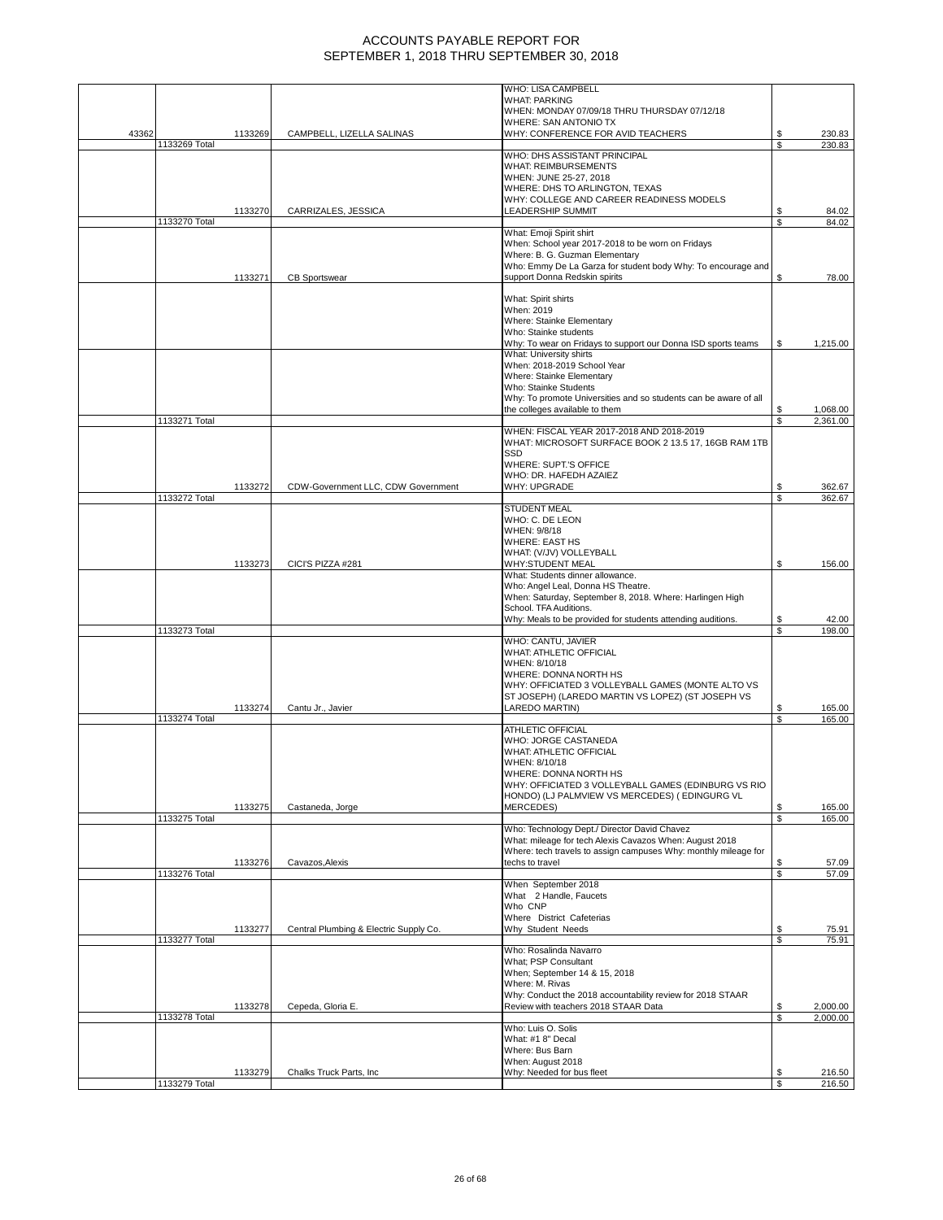# ACCOUNTS PAYABLE REPORT FOR SEPTEMBER 1, 2018 THRU SEPTEMBER 30, 2018

| | | | | | |
|---|---|---|---|---|---|
| 43362 | | 1133269 | CAMPBELL, LIZELLA SALINAS | WHO: LISA CAMPBELL<br>WHAT: PARKING<br>WHEN: MONDAY 07/09/18 THRU THURSDAY 07/12/18<br>WHERE: SAN ANTONIO TX<br>WHY: CONFERENCE FOR AVID TEACHERS | $ 230.83 |
| | 1133269 Total | | | | $ 230.83 |
| | | 1133270 | CARRIZALES, JESSICA | WHO: DHS ASSISTANT PRINCIPAL<br>WHAT: REIMBURSEMENTS<br>WHEN: JUNE 25-27, 2018<br>WHERE: DHS TO ARLINGTON, TEXAS<br>WHY: COLLEGE AND CAREER READINESS MODELS LEADERSHIP SUMMIT | $ 84.02 |
| | 1133270 Total | | | | $ 84.02 |
| | | 1133271 | CB Sportswear | What: Emoji Spirit shirt<br>When: School year 2017-2018 to be worn on Fridays<br>Where: B. G. Guzman Elementary<br>Who: Emmy De La Garza for student body Why: To encourage and support Donna Redskin spirits | $ 78.00 |
| | | | | What: Spirit shirts<br>When: 2019<br>Where: Stainke Elementary<br>Who: Stainke students<br>Why: To wear on Fridays to support our Donna ISD sports teams | $ 1,215.00 |
| | | | | What: University shirts<br>When: 2018-2019 School Year<br>Where: Stainke Elementary<br>Who: Stainke Students<br>Why: To promote Universities and so students can be aware of all the colleges available to them | $ 1,068.00 |
| | 1133271 Total | | | | $ 2,361.00 |
| | | 1133272 | CDW-Government LLC, CDW Government | WHEN: FISCAL YEAR 2017-2018 AND 2018-2019<br>WHAT: MICROSOFT SURFACE BOOK 2 13.5 17, 16GB RAM 1TB SSD<br>WHERE: SUPT.'S OFFICE<br>WHO: DR. HAFEDH AZAIEZ<br>WHY: UPGRADE | $ 362.67 |
| | 1133272 Total | | | | $ 362.67 |
| | | 1133273 | CICI'S PIZZA #281 | STUDENT MEAL<br>WHO: C. DE LEON<br>WHEN: 9/8/18<br>WHERE: EAST HS<br>WHAT: (V/JV) VOLLEYBALL<br>WHY:STUDENT MEAL | $ 156.00 |
| | | | | What: Students dinner allowance.<br>Who: Angel Leal, Donna HS Theatre.<br>When: Saturday, September 8, 2018. Where: Harlingen High School. TFA Auditions.<br>Why: Meals to be provided for students attending auditions. | $ 42.00 |
| | 1133273 Total | | | | $ 198.00 |
| | | 1133274 | Cantu Jr., Javier | WHO: CANTU, JAVIER<br>WHAT: ATHLETIC OFFICIAL<br>WHEN: 8/10/18<br>WHERE: DONNA NORTH HS<br>WHY: OFFICIATED 3 VOLLEYBALL GAMES (MONTE ALTO VS ST JOSEPH) (LAREDO MARTIN VS LOPEZ) (ST JOSEPH VS LAREDO MARTIN) | $ 165.00 |
| | 1133274 Total | | | | $ 165.00 |
| | | 1133275 | Castaneda, Jorge | ATHLETIC OFFICIAL<br>WHO: JORGE CASTANEDA<br>WHAT: ATHLETIC OFFICIAL<br>WHEN: 8/10/18<br>WHERE: DONNA NORTH HS<br>WHY: OFFICIATED 3 VOLLEYBALL GAMES (EDINBURG VS RIO HONDO) (LJ PALMVIEW VS MERCEDES) ( EDINGURG VL MERCEDES) | $ 165.00 |
| | 1133275 Total | | | | $ 165.00 |
| | | 1133276 | Cavazos,Alexis | Who: Technology Dept./ Director David Chavez<br>What: mileage for tech Alexis Cavazos When: August 2018<br>Where: tech travels to assign campuses Why: monthly mileage for techs to travel | $ 57.09 |
| | 1133276 Total | | | | $ 57.09 |
| | | 1133277 | Central Plumbing & Electric Supply Co. | When September 2018<br>What 2 Handle, Faucets<br>Who CNP<br>Where District Cafeterias<br>Why Student Needs | $ 75.91 |
| | 1133277 Total | | | | $ 75.91 |
| | | 1133278 | Cepeda, Gloria E. | Who: Rosalinda Navarro<br>What; PSP Consultant<br>When; September 14 & 15, 2018<br>Where: M. Rivas<br>Why: Conduct the 2018 accountability review for 2018 STAAR Review with teachers 2018 STAAR Data | $ 2,000.00 |
| | 1133278 Total | | | | $ 2,000.00 |
| | | 1133279 | Chalks Truck Parts, Inc | Who: Luis O. Solis<br>What: #1 8" Decal<br>Where: Bus Barn<br>When: August 2018<br>Why: Needed for bus fleet | $ 216.50 |
| | 1133279 Total | | | | $ 216.50 |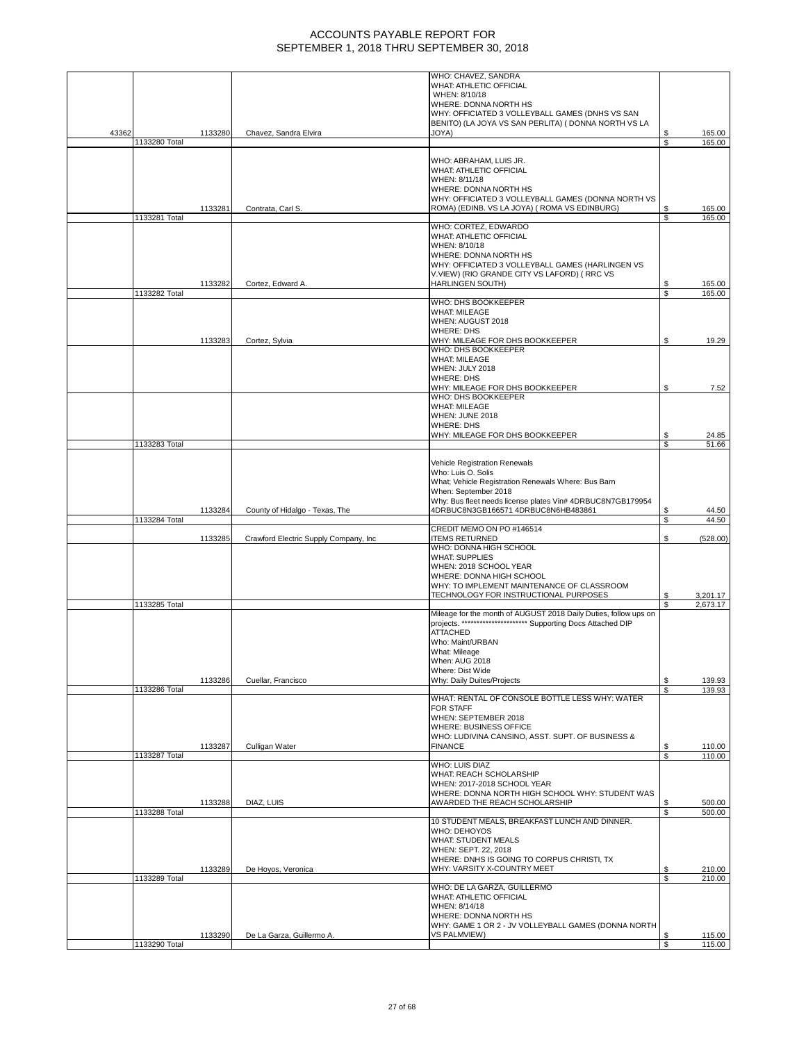# ACCOUNTS PAYABLE REPORT FOR
# SEPTEMBER 1, 2018 THRU SEPTEMBER 30, 2018

| | | | | | |
|---|---|---|---|---|---|
| 43362 | 1133280 | Chavez, Sandra Elvira | WHO: CHAVEZ, SANDRA<br>WHAT: ATHLETIC OFFICIAL<br>WHEN: 8/10/18<br>WHERE: DONNA NORTH HS<br>WHY: OFFICIATED 3 VOLLEYBALL GAMES (DNHS VS SAN BENITO) (LA JOYA VS SAN PERLITA) ( DONNA NORTH VS LA JOYA) | $ | 165.00 |
| | 1133280 Total | | | $ | 165.00 |
| | 1133281 | Contrata, Carl S. | WHO: ABRAHAM, LUIS JR.<br>WHAT: ATHLETIC OFFICIAL<br>WHEN: 8/11/18<br>WHERE: DONNA NORTH HS<br>WHY: OFFICIATED 3 VOLLEYBALL GAMES (DONNA NORTH VS ROMA) (EDINB. VS LA JOYA) ( ROMA VS EDINBURG) | $ | 165.00 |
| | 1133281 Total | | | $ | 165.00 |
| | 1133282 | Cortez, Edward A. | WHO: CORTEZ, EDWARDO<br>WHAT: ATHLETIC OFFICIAL<br>WHEN: 8/10/18<br>WHERE: DONNA NORTH HS<br>WHY: OFFICIATED 3 VOLLEYBALL GAMES (HARLINGEN VS V.VIEW) (RIO GRANDE CITY VS LAFORD) ( RRC VS HARLINGEN SOUTH) | $ | 165.00 |
| | 1133282 Total | | | $ | 165.00 |
| | 1133283 | Cortez, Sylvia | WHO: DHS BOOKKEEPER<br>WHAT: MILEAGE<br>WHEN: AUGUST 2018<br>WHERE: DHS<br>WHY: MILEAGE FOR DHS BOOKKEEPER | $ | 19.29 |
| | | | WHO: DHS BOOKKEEPER<br>WHAT: MILEAGE<br>WHEN: JULY 2018<br>WHERE: DHS<br>WHY: MILEAGE FOR DHS BOOKKEEPER | $ | 7.52 |
| | | | WHO: DHS BOOKKEEPER<br>WHAT: MILEAGE<br>WHEN: JUNE 2018<br>WHERE: DHS<br>WHY: MILEAGE FOR DHS BOOKKEEPER | $ | 24.85 |
| | 1133283 Total | | | $ | 51.66 |
| | 1133284 | County of Hidalgo - Texas, The | Vehicle Registration Renewals<br>Who: Luis O. Solis<br>What; Vehicle Registration Renewals Where: Bus Barn<br>When: September 2018<br>Why: Bus fleet needs license plates Vin# 4DRBUC8N7GB179954 4DRBUC8N3GB166571 4DRBUC8N6HB483861 | $ | 44.50 |
| | 1133284 Total | | | $ | 44.50 |
| | 1133285 | Crawford Electric Supply Company, Inc | CREDIT MEMO ON PO #146514<br>ITEMS RETURNED | $ | (528.00) |
| | | | WHO: DONNA HIGH SCHOOL<br>WHAT: SUPPLIES<br>WHEN: 2018 SCHOOL YEAR<br>WHERE: DONNA HIGH SCHOOL<br>WHY: TO IMPLEMENT MAINTENANCE OF CLASSROOM TECHNOLOGY FOR INSTRUCTIONAL PURPOSES | $ | 3,201.17 |
| | 1133285 Total | | | $ | 2,673.17 |
| | 1133286 | Cuellar, Francisco | Mileage for the month of AUGUST 2018 Daily Duties, follow ups on projects. ********************** Supporting Docs Attached DIP ATTACHED<br>Who: Maint/URBAN<br>What: Mileage<br>When: AUG 2018<br>Where: Dist Wide<br>Why: Daily Duites/Projects | $ | 139.93 |
| | 1133286 Total | | | $ | 139.93 |
| | 1133287 | Culligan Water | WHAT: RENTAL OF CONSOLE BOTTLE LESS WHY: WATER FOR STAFF<br>WHEN: SEPTEMBER 2018<br>WHERE: BUSINESS OFFICE<br>WHO: LUDIVINA CANSINO, ASST. SUPT. OF BUSINESS & FINANCE | $ | 110.00 |
| | 1133287 Total | | | $ | 110.00 |
| | 1133288 | DIAZ, LUIS | WHO: LUIS DIAZ<br>WHAT: REACH SCHOLARSHIP<br>WHEN: 2017-2018 SCHOOL YEAR<br>WHERE: DONNA NORTH HIGH SCHOOL WHY: STUDENT WAS AWARDED THE REACH SCHOLARSHIP | $ | 500.00 |
| | 1133288 Total | | | $ | 500.00 |
| | 1133289 | De Hoyos, Veronica | 10 STUDENT MEALS, BREAKFAST LUNCH AND DINNER.<br>WHO: DEHOYOS<br>WHAT: STUDENT MEALS<br>WHEN: SEPT. 22, 2018<br>WHERE: DNHS IS GOING TO CORPUS CHRISTI, TX<br>WHY: VARSITY X-COUNTRY MEET | $ | 210.00 |
| | 1133289 Total | | | $ | 210.00 |
| | 1133290 | De La Garza, Guillermo A. | WHO: DE LA GARZA, GUILLERMO<br>WHAT: ATHLETIC OFFICIAL<br>WHEN: 8/14/18<br>WHERE: DONNA NORTH HS<br>WHY: GAME 1 OR 2 - JV VOLLEYBALL GAMES (DONNA NORTH VS PALMVIEW) | $ | 115.00 |
| | 1133290 Total | | | $ | 115.00 |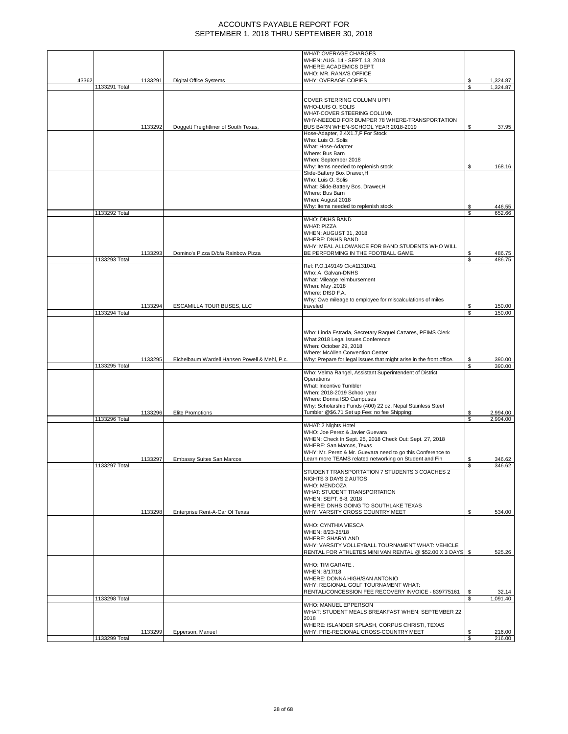# ACCOUNTS PAYABLE REPORT FOR SEPTEMBER 1, 2018 THRU SEPTEMBER 30, 2018

| | | | | |
|---|---|---|---|---|
| 43362 | 1133291 | Digital Office Systems | WHAT: OVERAGE CHARGES<br>WHEN: AUG. 14 - SEPT. 13, 2018<br>WHERE: ACADEMICS DEPT.<br>WHO: MR. RANA'S OFFICE<br>WHY: OVERAGE COPIES | $ 1,324.87 |
| | 1133291 Total | | | $ 1,324.87 |
| | 1133292 | Doggett Freightliner of South Texas, | COVER STERRING COLUMN UPPI<br>WHO-LUIS O. SOLIS<br>WHAT-COVER STEERING COLUMN<br>WHY-NEEDED FOR BUMPER 78 WHERE-TRANSPORTATION BUS BARN WHEN-SCHOOL YEAR 2018-2019 | $ 37.95 |
| | | | Hose-Adapter, 2.4X1.7,F For Stock<br>Who: Luis O. Solis<br>What: Hose-Adapter<br>Where: Bus Barn<br>When: September 2018<br>Why: Items needed to replenish stock | $ 168.16 |
| | | | Slide-Battery Box Drawer,H<br>Who: Luis O. Solis<br>What: Slide-Battery Bos, Drawer,H<br>Where: Bus Barn<br>When: August 2018<br>Why: Items needed to replenish stock | $ 446.55 |
| | 1133292 Total | | | $ 652.66 |
| | 1133293 | Domino's Pizza D/b/a Rainbow Pizza | WHO: DNHS BAND<br>WHAT: PIZZA<br>WHEN: AUGUST 31, 2018<br>WHERE: DNHS BAND<br>WHY: MEAL ALLOWANCE FOR BAND STUDENTS WHO WILL BE PERFORMING IN THE FOOTBALL GAME. | $ 486.75 |
| | 1133293 Total | | | $ 486.75 |
| | 1133294 | ESCAMILLA TOUR BUSES, LLC | Ref: P.O.149149 Ck:#1131041<br>Who: A. Galvan-DNHS<br>What: Mileage reimbursement<br>When: May .2018<br>Where: DISD F.A.<br>Why: Owe mileage to employee for miscalculations of miles traveled | $ 150.00 |
| | 1133294 Total | | | $ 150.00 |
| | 1133295 | Eichelbaum Wardell Hansen Powell & Mehl, P.c. | Who: Linda Estrada, Secretary Raquel Cazares, PEIMS Clerk<br>What 2018 Legal Issues Conference<br>When: October 29, 2018<br>Where: McAllen Convention Center<br>Why: Prepare for legal issues that might arise in the front office. | $ 390.00 |
| | 1133295 Total | | | $ 390.00 |
| | 1133296 | Elite Promotions | Who: Velma Rangel, Assistant Superintendent of District Operations<br>What: Incentive Tumbler<br>When: 2018-2019 School year<br>Where: Donna ISD Campuses<br>Why: Scholarship Funds (400) 22 oz. Nepal Stainless Steel Tumbler @$6.71 Set up Fee: no fee Shipping: | $ 2,994.00 |
| | 1133296 Total | | | $ 2,994.00 |
| | 1133297 | Embassy Suites San Marcos | WHAT: 2 Nights Hotel<br>WHO: Joe Perez & Javier Guevara<br>WHEN: Check In Sept. 25, 2018 Check Out: Sept. 27, 2018<br>WHERE: San Marcos, Texas<br>WHY: Mr. Perez & Mr. Guevara need to go this Conference to Learn more TEAMS related networking on Student and Fin | $ 346.62 |
| | 1133297 Total | | | $ 346.62 |
| | 1133298 | Enterprise Rent-A-Car Of Texas | STUDENT TRANSPORTATION 7 STUDENTS 3 COACHES 2 NIGHTS 3 DAYS 2 AUTOS<br>WHO: MENDOZA<br>WHAT: STUDENT TRANSPORTATION<br>WHEN: SEPT. 6-8, 2018<br>WHERE: DNHS GOING TO SOUTHLAKE TEXAS<br>WHY: VARSITY CROSS COUNTRY MEET | $ 534.00 |
| | | | WHO: CYNTHIA VIESCA<br>WHEN: 8/23-25/18<br>WHERE: SHARYLAND<br>WHY: VARSITY VOLLEYBALL TOURNAMENT WHAT: VEHICLE RENTAL FOR ATHLETES MINI VAN RENTAL @ $52.00 X 3 DAYS | $ 525.26 |
| | | | WHO: TIM GARATE .<br>WHEN: 8/17/18<br>WHERE: DONNA HIGH/SAN ANTONIO<br>WHY: REGIONAL GOLF TOURNAMENT WHAT: RENTAL/CONCESSION FEE RECOVERY INVOICE - 839775161 | $ 32.14 |
| | 1133298 Total | | | $ 1,091.40 |
| | 1133299 | Epperson, Manuel | WHO: MANUEL EPPERSON<br>WHAT: STUDENT MEALS BREAKFAST WHEN: SEPTEMBER 22, 2018<br>WHERE: ISLANDER SPLASH, CORPUS CHRISTI, TEXAS<br>WHY: PRE-REGIONAL CROSS-COUNTRY MEET | $ 216.00 |
| | 1133299 Total | | | $ 216.00 |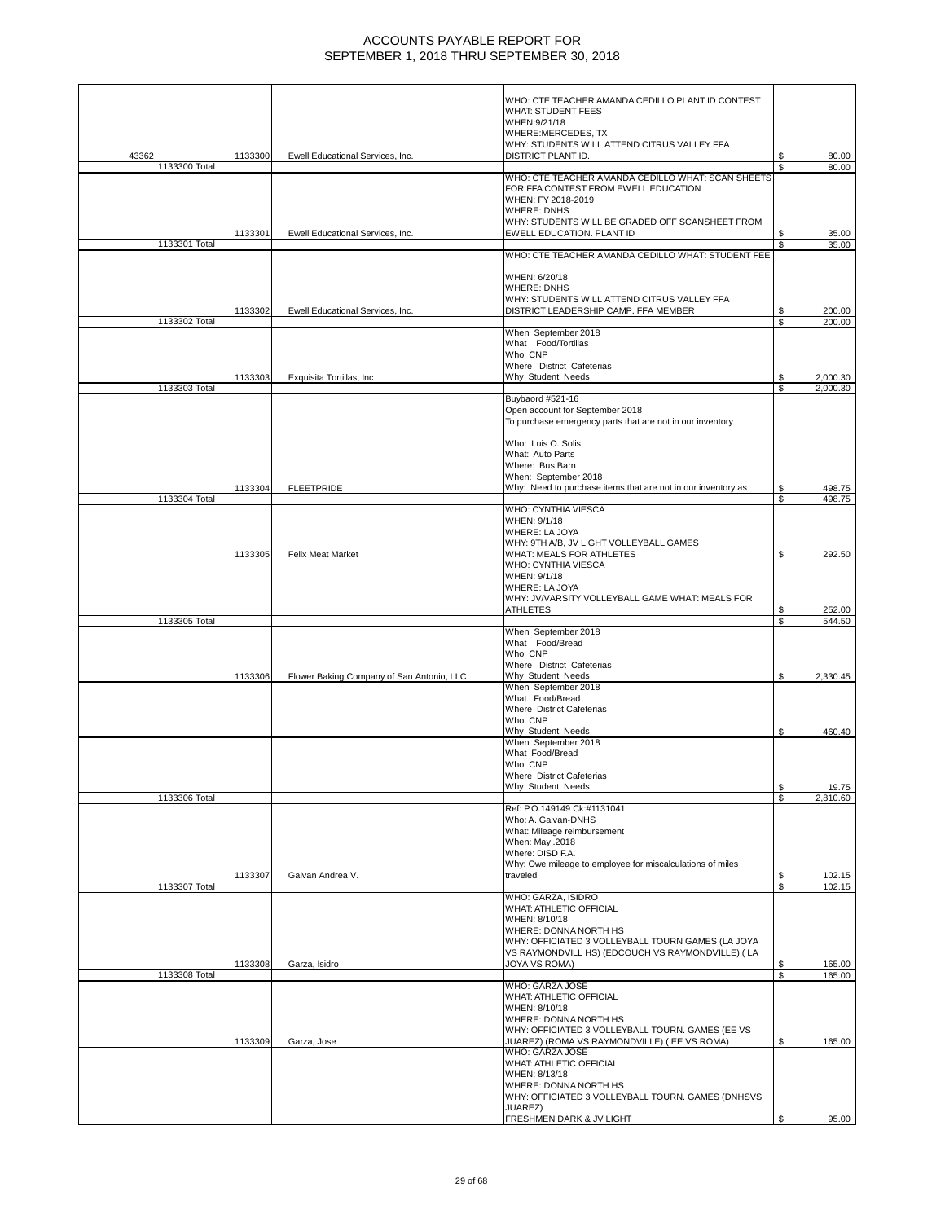# ACCOUNTS PAYABLE REPORT FOR SEPTEMBER 1, 2018 THRU SEPTEMBER 30, 2018

| | | | | | |
|---|---|---|---|---|---|
| 43362 | | 1133300 | Ewell Educational Services, Inc. | WHO: CTE TEACHER AMANDA CEDILLO PLANT ID CONTEST WHAT: STUDENT FEES WHEN:9/21/18 WHERE:MERCEDES, TX WHY: STUDENTS WILL ATTEND CITRUS VALLEY FFA DISTRICT PLANT ID. | $ 80.00 |
| | 1133300 Total | | | | $ 80.00 |
| | | 1133301 | Ewell Educational Services, Inc. | WHO: CTE TEACHER AMANDA CEDILLO WHAT: SCAN SHEETS FOR FFA CONTEST FROM EWELL EDUCATION WHEN: FY 2018-2019 WHERE: DNHS WHY: STUDENTS WILL BE GRADED OFF SCANSHEET FROM EWELL EDUCATION. PLANT ID | $ 35.00 |
| | 1133301 Total | | | | $ 35.00 |
| | | 1133302 | Ewell Educational Services, Inc. | WHO: CTE TEACHER AMANDA CEDILLO WHAT: STUDENT FEE WHEN: 6/20/18 WHERE: DNHS WHY: STUDENTS WILL ATTEND CITRUS VALLEY FFA DISTRICT LEADERSHIP CAMP. FFA MEMBER | $ 200.00 |
| | 1133302 Total | | | | $ 200.00 |
| | | 1133303 | Exquisita Tortillas, Inc | When September 2018 What Food/Tortillas Who CNP Where District Cafeterias Why Student Needs | $ 2,000.30 |
| | 1133303 Total | | | | $ 2,000.30 |
| | | 1133304 | FLEETPRIDE | Buybaord #521-16 Open account for September 2018 To purchase emergency parts that are not in our inventory Who: Luis O. Solis What: Auto Parts Where: Bus Barn When: September 2018 Why: Need to purchase items that are not in our inventory as | $ 498.75 |
| | 1133304 Total | | | | $ 498.75 |
| | | 1133305 | Felix Meat Market | WHO: CYNTHIA VIESCA WHEN: 9/1/18 WHERE: LA JOYA WHY: 9TH A/B, JV LIGHT VOLLEYBALL GAMES WHAT: MEALS FOR ATHLETES | $ 292.50 |
| | | | | WHO: CYNTHIA VIESCA WHEN: 9/1/18 WHERE: LA JOYA WHY: JV/VARSITY VOLLEYBALL GAME WHAT: MEALS FOR ATHLETES | $ 252.00 |
| | 1133305 Total | | | | $ 544.50 |
| | | 1133306 | Flower Baking Company of San Antonio, LLC | When September 2018 What Food/Bread Who CNP Where District Cafeterias Why Student Needs | $ 2,330.45 |
| | | | | When September 2018 What Food/Bread Where District Cafeterias Who CNP Why Student Needs | $ 460.40 |
| | | | | When September 2018 What Food/Bread Who CNP Where District Cafeterias Why Student Needs | $ 19.75 |
| | 1133306 Total | | | | $ 2,810.60 |
| | | 1133307 | Galvan Andrea V. | Ref: P.O.149149 Ck:#1131041 Who: A. Galvan-DNHS What: Mileage reimbursement When: May .2018 Where: DISD F.A. Why: Owe mileage to employee for miscalculations of miles traveled | $ 102.15 |
| | 1133307 Total | | | | $ 102.15 |
| | | 1133308 | Garza, Isidro | WHO: GARZA, ISIDRO WHAT: ATHLETIC OFFICIAL WHEN: 8/10/18 WHERE: DONNA NORTH HS WHY: OFFICIATED 3 VOLLEYBALL TOURN GAMES (LA JOYA VS RAYMONDVILL HS) (EDCOUCH VS RAYMONDVILLE) ( LA JOYA VS ROMA) | $ 165.00 |
| | 1133308 Total | | | | $ 165.00 |
| | | 1133309 | Garza, Jose | WHO: GARZA JOSE WHAT: ATHLETIC OFFICIAL WHEN: 8/10/18 WHERE: DONNA NORTH HS WHY: OFFICIATED 3 VOLLEYBALL TOURN. GAMES (EE VS JUAREZ) (ROMA VS RAYMONDVILLE) ( EE VS ROMA) | $ 165.00 |
| | | | | WHO: GARZA JOSE WHAT: ATHLETIC OFFICIAL WHEN: 8/13/18 WHERE: DONNA NORTH HS WHY: OFFICIATED 3 VOLLEYBALL TOURN. GAMES (DNHSVS JUAREZ) FRESHMEN DARK & JV LIGHT | $ 95.00 |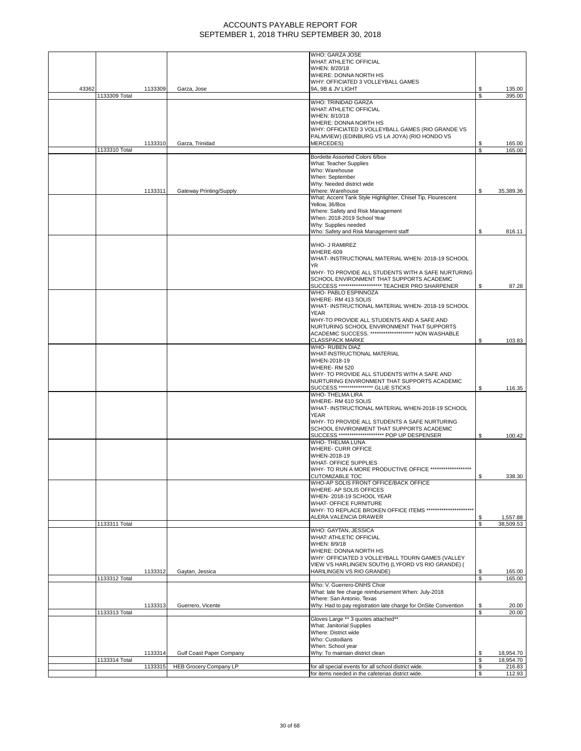# ACCOUNTS PAYABLE REPORT FOR
# SEPTEMBER 1, 2018 THRU SEPTEMBER 30, 2018

| | | | | Description | | Amount |
|---|---|---|---|---|---|---|
| 43362 | | 1133309 | Garza, Jose | WHO: GARZA JOSE<br>WHAT: ATHLETIC OFFICIAL<br>WHEN: 8/20/18<br>WHERE: DONNA NORTH HS<br>WHY: OFFICIATED 3 VOLLEYBALL GAMES<br>9A, 9B & JV LIGHT | $ | 135.00 |
| | 1133309 Total | | | | $ | 395.00 |
| | | 1133310 | Garza, Trinidad | WHO: TRINIDAD GARZA<br>WHAT: ATHLETIC OFFICIAL<br>WHEN: 8/10/18<br>WHERE: DONNA NORTH HS<br>WHY: OFFICIATED 3 VOLLEYBALL GAMES (RIO GRANDE VS PALMVIEW) (EDINBURG VS LA JOYA) (RIO HONDO VS MERCEDES) | $ | 165.00 |
| | 1133310 Total | | | | $ | 165.00 |
| | | 1133311 | Gateway Printing/Supply | Bordette Assorted Colors 6/box<br>What: Teacher Supplies<br>Who: Warehouse<br>When: September<br>Why: Needed district wide<br>Where: Warehouse | $ | 35,389.36 |
| | | | | What: Accent Tank Style Highlighter, Chisel Tip, Flourescent Yellow, 36/Box<br>Where: Safety and Risk Management<br>When: 2018-2019 School Year<br>Why: Supplies needed<br>Who: Safety and Risk Management staff | $ | 816.11 |
| | | | | WHO- J RAMIREZ<br>WHERE-609<br>WHAT- INSTRUCTIONAL MATERIAL WHEN- 2018-19 SCHOOL YR<br>WHY- TO PROVIDE ALL STUDENTS WITH A SAFE NURTURING SCHOOL ENVIRONMENT THAT SUPPORTS ACADEMIC SUCCESS ******************** TEACHER PRO SHARPENER | $ | 87.28 |
| | | | | WHO- PABLO ESPINNOZA<br>WHERE- RM 413 SOLIS<br>WHAT- INSTRUCTIONAL MATERIAL WHEN- 2018-19 SCHOOL YEAR<br>WHY-TO PROVIDE ALL STUDENTS AND A SAFE AND NURTURING SCHOOL ENVIRONMENT THAT SUPPORTS ACADEMIC SUCCESS. ******************** NON WASHABLE CLASSPACK MARKE | $ | 103.83 |
| | | | | WHO- RUBEN DIAZ<br>WHAT-INSTRUCTIONAL MATERIAL<br>WHEN-2018-19<br>WHERE- RM 520<br>WHY- TO PROVIDE ALL STUDENTS WITH A SAFE AND NURTURING ENVIRONMENT THAT SUPPORTS ACADEMIC SUCCESS **************** GLUE STICKS | $ | 116.35 |
| | | | | WHO- THELMA LIRA<br>WHERE- RM 610 SOLIS<br>WHAT- INSTRUCTIONAL MATERIAL WHEN-2018-19 SCHOOL YEAR<br>WHY- TO PROVIDE ALL STUDENTS A SAFE NURTURING SCHOOL ENVIRONMENT THAT SUPPORTS ACADEMIC SUCCESS ********************* POP UP DESPENSER | $ | 100.42 |
| | | | | WHO- THELMA LUNA<br>WHERE- CURR OFFICE<br>WHEN-2018-19<br>WHAT- OFFICE SUPPLIES<br>WHY- TO RUN A MORE PRODUCTIVE OFFICE *******************<br>CUTOMIZABLE TOC | $ | 338.30 |
| | | | | WHO-AP SOLIS FRONT OFFICE/BACK OFFICE<br>WHERE- AP SOLIS OFFICES<br>WHEN- 2018-19 SCHOOL YEAR<br>WHAT- OFFICE FURNITURE<br>WHY- TO REPLACE BROKEN OFFICE ITEMS *********************<br>ALERA VALENCIA DRAWER | $ | 1,557.88 |
| | 1133311 Total | | | | $ | 38,509.53 |
| | | 1133312 | Gaytan, Jessica | WHO: GAYTAN, JESSICA<br>WHAT: ATHLETIC OFFICIAL<br>WHEN: 8/9/18<br>WHERE: DONNA NORTH HS<br>WHY: OFFICIATED 3 VOLLEYBALL TOURN GAMES (VALLEY VIEW VS HARLINGEN SOUTH) (LYFORD VS RIO GRANDE) ( HARILINGEN VS RIO GRANDE) | $ | 165.00 |
| | 1133312 Total | | | | $ | 165.00 |
| | | 1133313 | Guerrero, Vicente | Who: V. Guerrero-DNHS Choir<br>What: late fee charge reimbursement When: July-2018<br>Where: San Antonio, Texas<br>Why: Had to pay registration late charge for OnSite Convention | $ | 20.00 |
| | 1133313 Total | | | | $ | 20.00 |
| | | 1133314 | Gulf Coast Paper Company | Gloves Large ** 3 quotes attached**<br>What: Janitorial Supplies<br>Where: District wide<br>Who: Custodians<br>When: School year<br>Why: To maintain district clean | $ | 18,954.70 |
| | 1133314 Total | | | | $ | 18,954.70 |
| | | 1133315 | HEB Grocery Company LP | for all special events for all school district wide. | $ | 216.83 |
| | | | | for items needed in the cafeterias district wide. | $ | 112.93 |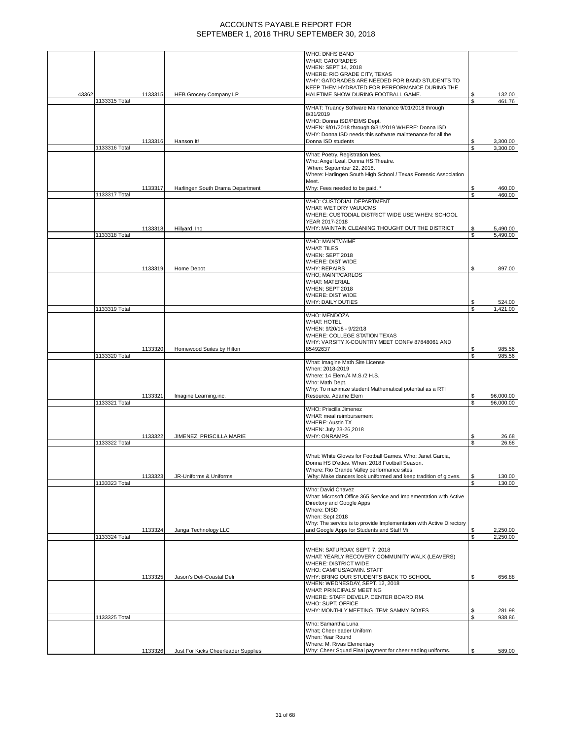# ACCOUNTS PAYABLE REPORT FOR SEPTEMBER 1, 2018 THRU SEPTEMBER 30, 2018

| | | | | | |
|---|---|---|---|---|---|
| 43362 | | 1133315 | HEB Grocery Company LP | WHO: DNHS BAND WHAT: GATORADES WHEN: SEPT 14, 2018 WHERE: RIO GRADE CITY, TEXAS WHY: GATORADES ARE NEEDED FOR BAND STUDENTS TO KEEP THEM HYDRATED FOR PERFORMANCE DURING THE HALFTIME SHOW DURING FOOTBALL GAME. | $ 132.00 |
| | 1133315 Total | | | | $ 461.76 |
| | | 1133316 | Hanson It! | WHAT: Truancy Software Maintenance 9/01/2018 through 8/31/2019 WHO: Donna ISD/PEIMS Dept. WHEN: 9/01/2018 through 8/31/2019 WHERE: Donna ISD WHY: Donna ISD needs this software maintenance for all the Donna ISD students | $ 3,300.00 |
| | 1133316 Total | | | | $ 3,300.00 |
| | | 1133317 | Harlingen South Drama Department | What: Poetry. Registration fees. Who: Angel Leal, Donna HS Theatre. When: September 22, 2018. Where: Harlingen South High School / Texas Forensic Association Meet. Why: Fees needed to be paid. * | $ 460.00 |
| | 1133317 Total | | | | $ 460.00 |
| | | 1133318 | Hillyard, Inc | WHO: CUSTODIAL DEPARTMENT WHAT: WET DRY VAUUCMS WHERE: CUSTODIAL DISTRICT WIDE USE WHEN: SCHOOL YEAR 2017-2018 WHY: MAINTAIN CLEANING THOUGHT OUT THE DISTRICT | $ 5,490.00 |
| | 1133318 Total | | | | $ 5,490.00 |
| | | 1133319 | Home Depot | WHO: MAINT/JAIME WHAT: TILES WHEN: SEPT 2018 WHERE: DIST WIDE WHY: REPAIRS | $ 897.00 |
| | | | | WHO; MAINT/CARLOS WHAT: MATERIAL WHEN; SEPT 2018 WHERE: DIST WIDE WHY: DAILY DUTIES | $ 524.00 |
| | 1133319 Total | | | | $ 1,421.00 |
| | | 1133320 | Homewood Suites by Hilton | WHO: MENDOZA WHAT: HOTEL WHEN: 9/20/18 - 9/22/18 WHERE: COLLEGE STATION TEXAS WHY: VARSITY X-COUNTRY MEET CONF# 87848061 AND 85492637 | $ 985.56 |
| | 1133320 Total | | | | $ 985.56 |
| | | 1133321 | Imagine Learning,inc. | What: Imagine Math Site License When: 2018-2019 Where: 14 Elem./4 M.S./2 H.S. Who: Math Dept. Why: To maximize student Mathematical potential as a RTI Resource. Adame Elem | $ 96,000.00 |
| | 1133321 Total | | | | $ 96,000.00 |
| | | 1133322 | JIMENEZ, PRISCILLA MARIE | WHO: Priscilla Jimenez WHAT: meal reimbursement WHERE: Austin TX WHEN: July 23-26,2018 WHY: ONRAMPS | $ 26.68 |
| | 1133322 Total | | | | $ 26.68 |
| | | 1133323 | JR-Uniforms & Uniforms | What: White Gloves for Football Games. Who: Janet Garcia, Donna HS D'ettes. When: 2018 Football Season. Where: Rio Grande Valley performance sites. Why: Make dancers look uniformed and keep tradition of gloves. | $ 130.00 |
| | 1133323 Total | | | | $ 130.00 |
| | | 1133324 | Janga Technology LLC | Who: David Chavez What: Microsoft Office 365 Service and Implementation with Active Directory and Google Apps Where: DISD When: Sept.2018 Why: The service is to provide Implementation with Active Directory and Google Apps for Students and Staff Mi | $ 2,250.00 |
| | 1133324 Total | | | | $ 2,250.00 |
| | | 1133325 | Jason's Deli-Coastal Deli | WHEN: SATURDAY, SEPT. 7, 2018 WHAT: YEARLY RECOVERY COMMUNITY WALK (LEAVERS) WHERE: DISTRICT WIDE WHO: CAMPUS/ADMIN. STAFF WHY: BRING OUR STUDENTS BACK TO SCHOOL | $ 656.88 |
| | | | | WHEN: WEDNESDAY, SEPT. 12, 2018 WHAT: PRINCIPALS' MEETING WHERE: STAFF DEVELP. CENTER BOARD RM. WHO: SUPT. OFFICE WHY: MONTHLY MEETING ITEM: SAMMY BOXES | $ 281.98 |
| | 1133325 Total | | | | $ 938.86 |
| | | 1133326 | Just For Kicks Cheerleader Supplies | Who: Samantha Luna What; Cheerleader Uniform When: Year Round Where: M. Rivas Elementary Why: Cheer Squad Final payment for cheerleading uniforms. | $ 589.00 |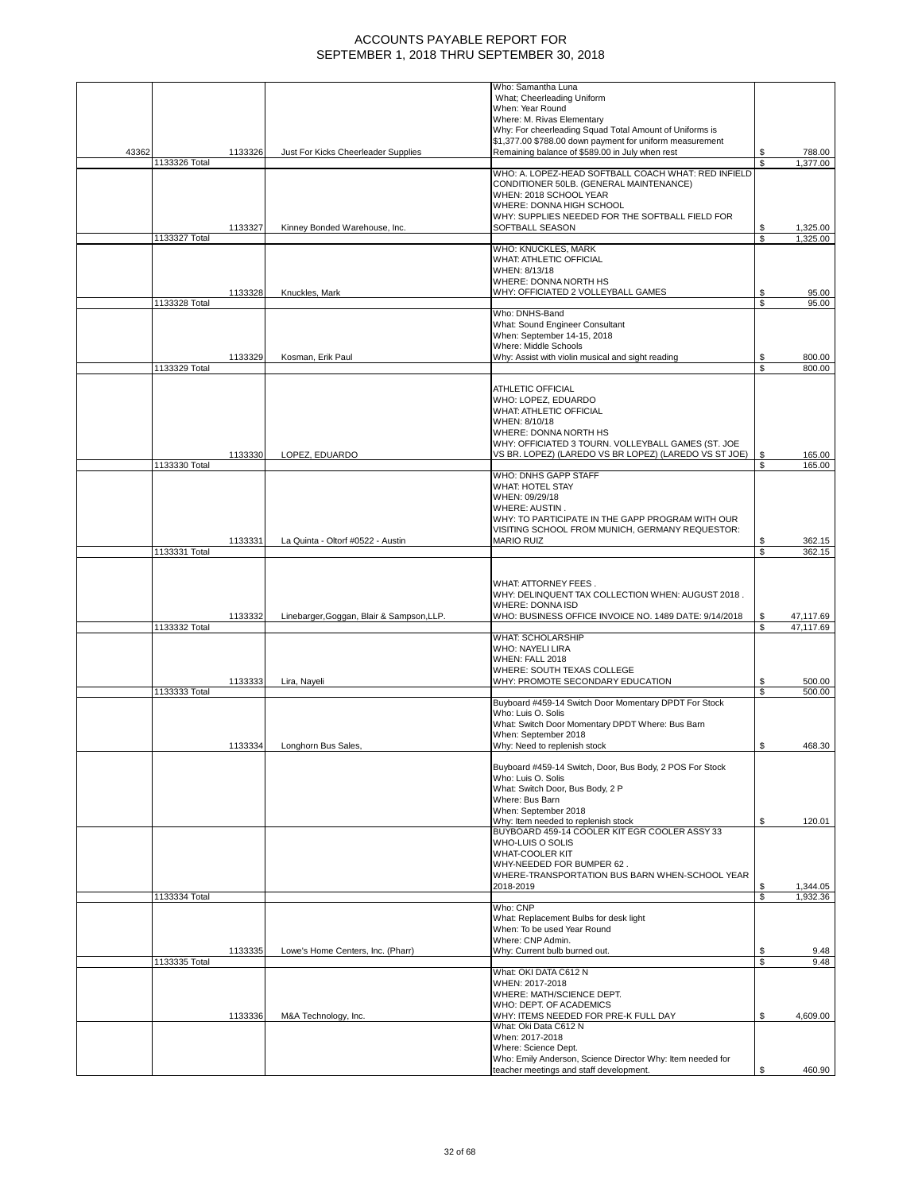# ACCOUNTS PAYABLE REPORT FOR SEPTEMBER 1, 2018 THRU SEPTEMBER 30, 2018

| | | | | | |
|---|---|---|---|---|---|
| 43362 | | 1133326 | Just For Kicks Cheerleader Supplies | Who: Samantha Luna What; Cheerleading Uniform When: Year Round Where: M. Rivas Elementary Why: For cheerleading Squad Total Amount of Uniforms is $1,377.00 $788.00 down payment for uniform measurement Remaining balance of $589.00 in July when rest | $ 788.00 |
| | 1133326 Total | | | | $ 1,377.00 |
| | | 1133327 | Kinney Bonded Warehouse, Inc. | WHO: A. LOPEZ-HEAD SOFTBALL COACH WHAT: RED INFIELD CONDITIONER 50LB. (GENERAL MAINTENANCE) WHEN: 2018 SCHOOL YEAR WHERE: DONNA HIGH SCHOOL WHY: SUPPLIES NEEDED FOR THE SOFTBALL FIELD FOR SOFTBALL SEASON | $ 1,325.00 |
| | 1133327 Total | | | | $ 1,325.00 |
| | | 1133328 | Knuckles, Mark | WHO: KNUCKLES, MARK WHAT: ATHLETIC OFFICIAL WHEN: 8/13/18 WHERE: DONNA NORTH HS WHY: OFFICIATED 2 VOLLEYBALL GAMES | $ 95.00 |
| | 1133328 Total | | | | $ 95.00 |
| | | 1133329 | Kosman, Erik Paul | Who: DNHS-Band What: Sound Engineer Consultant When: September 14-15, 2018 Where: Middle Schools Why: Assist with violin musical and sight reading | $ 800.00 |
| | 1133329 Total | | | | $ 800.00 |
| | | 1133330 | LOPEZ, EDUARDO | ATHLETIC OFFICIAL WHO: LOPEZ, EDUARDO WHAT: ATHLETIC OFFICIAL WHEN: 8/10/18 WHERE: DONNA NORTH HS WHY: OFFICIATED 3 TOURN. VOLLEYBALL GAMES (ST. JOE VS BR. LOPEZ) (LAREDO VS BR LOPEZ) (LAREDO VS ST JOE) | $ 165.00 |
| | 1133330 Total | | | | $ 165.00 |
| | | 1133331 | La Quinta - Oltorf #0522 - Austin | WHO: DNHS GAPP STAFF WHAT: HOTEL STAY WHEN: 09/29/18 WHERE: AUSTIN . WHY: TO PARTICIPATE IN THE GAPP PROGRAM WITH OUR VISITING SCHOOL FROM MUNICH, GERMANY REQUESTOR: MARIO RUIZ | $ 362.15 |
| | 1133331 Total | | | | $ 362.15 |
| | | 1133332 | Linebarger,Goggan, Blair & Sampson,LLP. | WHAT: ATTORNEY FEES . WHY: DELINQUENT TAX COLLECTION WHEN: AUGUST 2018 . WHERE: DONNA ISD WHO: BUSINESS OFFICE INVOICE NO. 1489 DATE: 9/14/2018 | $ 47,117.69 |
| | 1133332 Total | | | | $ 47,117.69 |
| | | 1133333 | Lira, Nayeli | WHAT: SCHOLARSHIP WHO: NAYELI LIRA WHEN: FALL 2018 WHERE: SOUTH TEXAS COLLEGE WHY: PROMOTE SECONDARY EDUCATION | $ 500.00 |
| | 1133333 Total | | | | $ 500.00 |
| | | 1133334 | Longhorn Bus Sales, | Buyboard #459-14 Switch Door Momentary DPDT For Stock Who: Luis O. Solis What: Switch Door Momentary DPDT Where: Bus Barn When: September 2018 Why: Need to replenish stock | $ 468.30 |
| | | | | Buyboard #459-14 Switch, Door, Bus Body, 2 POS For Stock Who: Luis O. Solis What: Switch Door, Bus Body, 2 P Where: Bus Barn When: September 2018 Why: Item needed to replenish stock | $ 120.01 |
| | | | | BUYBOARD 459-14 COOLER KIT EGR COOLER ASSY 33 WHO-LUIS O SOLIS WHAT-COOLER KIT WHY-NEEDED FOR BUMPER 62 . WHERE-TRANSPORTATION BUS BARN WHEN-SCHOOL YEAR 2018-2019 | $ 1,344.05 |
| | 1133334 Total | | | | $ 1,932.36 |
| | | 1133335 | Lowe's Home Centers, Inc. (Pharr) | Who: CNP What: Replacement Bulbs for desk light When: To be used Year Round Where: CNP Admin. Why: Current bulb burned out. | $ 9.48 |
| | 1133335 Total | | | | $ 9.48 |
| | | 1133336 | M&A Technology, Inc. | What: OKI DATA C612 N WHEN: 2017-2018 WHERE: MATH/SCIENCE DEPT. WHO: DEPT. OF ACADEMICS WHY: ITEMS NEEDED FOR PRE-K FULL DAY | $ 4,609.00 |
| | | | | What: Oki Data C612 N When: 2017-2018 Where: Science Dept. Who: Emily Anderson, Science Director Why: Item needed for teacher meetings and staff development. | $ 460.90 |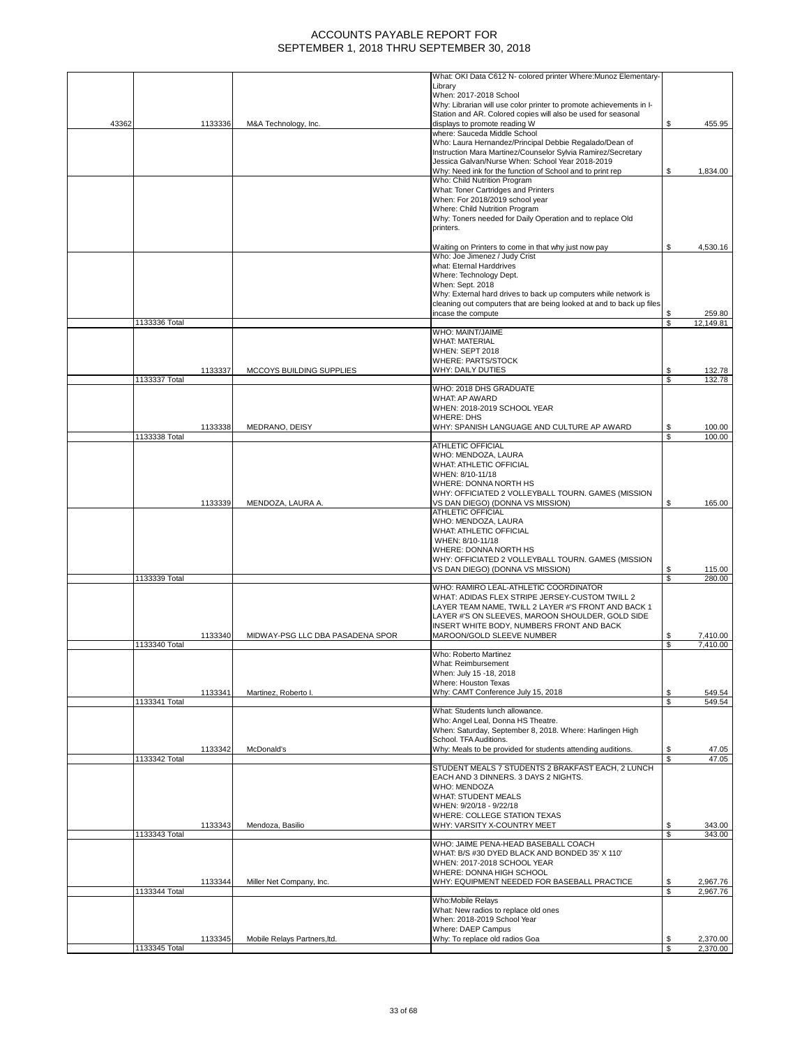# ACCOUNTS PAYABLE REPORT FOR SEPTEMBER 1, 2018 THRU SEPTEMBER 30, 2018

| | | | | |
|---|---|---|---|---|
| 43362 | 1133336 | M&A Technology, Inc. | What: OKI Data C612 N- colored printer Where:Munoz Elementary-Library When: 2017-2018 School Why: Librarian will use color printer to promote achievements in I-Station and AR. Colored copies will also be used for seasonal displays to promote reading W | $ 455.95 |
| | | | where: Sauceda Middle School Who: Laura Hernandez/Principal Debbie Regalado/Dean of Instruction Mara Martinez/Counselor Sylvia Ramirez/Secretary Jessica Galvan/Nurse When: School Year 2018-2019 Why: Need ink for the function of School and to print rep | $ 1,834.00 |
| | | | Who: Child Nutrition Program What: Toner Cartridges and Printers When: For 2018/2019 school year Where: Child Nutrition Program Why: Toners needed for Daily Operation and to replace Old printers. Waiting on Printers to come in that why just now pay | $ 4,530.16 |
| | | | Who: Joe Jimenez / Judy Crist what: Eternal Harddrives Where: Technology Dept. When: Sept. 2018 Why: External hard drives to back up computers while network is cleaning out computers that are being looked at and to back up files incase the compute | $ 259.80 |
| | 1133336 Total | | | $ 12,149.81 |
| | 1133337 | MCCOYS BUILDING SUPPLIES | WHO: MAINT/JAIME WHAT: MATERIAL WHEN: SEPT 2018 WHERE: PARTS/STOCK WHY: DAILY DUTIES | $ 132.78 |
| | 1133337 Total | | | $ 132.78 |
| | 1133338 | MEDRANO, DEISY | WHO: 2018 DHS GRADUATE WHAT: AP AWARD WHEN: 2018-2019 SCHOOL YEAR WHERE: DHS WHY: SPANISH LANGUAGE AND CULTURE AP AWARD | $ 100.00 |
| | 1133338 Total | | | $ 100.00 |
| | 1133339 | MENDOZA, LAURA A. | ATHLETIC OFFICIAL WHO: MENDOZA, LAURA WHAT: ATHLETIC OFFICIAL WHEN: 8/10-11/18 WHERE: DONNA NORTH HS WHY: OFFICIATED 2 VOLLEYBALL TOURN. GAMES (MISSION VS DAN DIEGO) (DONNA VS MISSION) | $ 165.00 |
| | | | ATHLETIC OFFICIAL WHO: MENDOZA, LAURA WHAT: ATHLETIC OFFICIAL WHEN: 8/10-11/18 WHERE: DONNA NORTH HS WHY: OFFICIATED 2 VOLLEYBALL TOURN. GAMES (MISSION VS DAN DIEGO) (DONNA VS MISSION) | $ 115.00 |
| | 1133339 Total | | | $ 280.00 |
| | 1133340 | MIDWAY-PSG LLC DBA PASADENA SPOR | WHO: RAMIRO LEAL-ATHLETIC COORDINATOR WHAT: ADIDAS FLEX STRIPE JERSEY-CUSTOM TWILL 2 LAYER TEAM NAME, TWILL 2 LAYER #'S FRONT AND BACK 1 LAYER #'S ON SLEEVES, MAROON SHOULDER, GOLD SIDE INSERT WHITE BODY, NUMBERS FRONT AND BACK MAROON/GOLD SLEEVE NUMBER | $ 7,410.00 |
| | 1133340 Total | | | $ 7,410.00 |
| | 1133341 | Martinez, Roberto I. | Who: Roberto Martinez What: Reimbursement When: July 15 -18, 2018 Where: Houston Texas Why: CAMT Conference July 15, 2018 | $ 549.54 |
| | 1133341 Total | | | $ 549.54 |
| | 1133342 | McDonald's | What: Students lunch allowance. Who: Angel Leal, Donna HS Theatre. When: Saturday, September 8, 2018. Where: Harlingen High School. TFA Auditions. Why: Meals to be provided for students attending auditions. | $ 47.05 |
| | 1133342 Total | | | $ 47.05 |
| | 1133343 | Mendoza, Basilio | STUDENT MEALS 7 STUDENTS 2 BRAKFAST EACH, 2 LUNCH EACH AND 3 DINNERS. 3 DAYS 2 NIGHTS. WHO: MENDOZA WHAT: STUDENT MEALS WHEN: 9/20/18 - 9/22/18 WHERE: COLLEGE STATION TEXAS WHY: VARSITY X-COUNTRY MEET | $ 343.00 |
| | 1133343 Total | | | $ 343.00 |
| | 1133344 | Miller Net Company, Inc. | WHO: JAIME PENA-HEAD BASEBALL COACH WHAT: B/S #30 DYED BLACK AND BONDED 35' X 110' WHEN: 2017-2018 SCHOOL YEAR WHERE: DONNA HIGH SCHOOL WHY: EQUIPMENT NEEDED FOR BASEBALL PRACTICE | $ 2,967.76 |
| | 1133344 Total | | | $ 2,967.76 |
| | 1133345 | Mobile Relays Partners,ltd. | Who:Mobile Relays What: New radios to replace old ones When: 2018-2019 School Year Where: DAEP Campus Why: To replace old radios Goa | $ 2,370.00 |
| | 1133345 Total | | | $ 2,370.00 |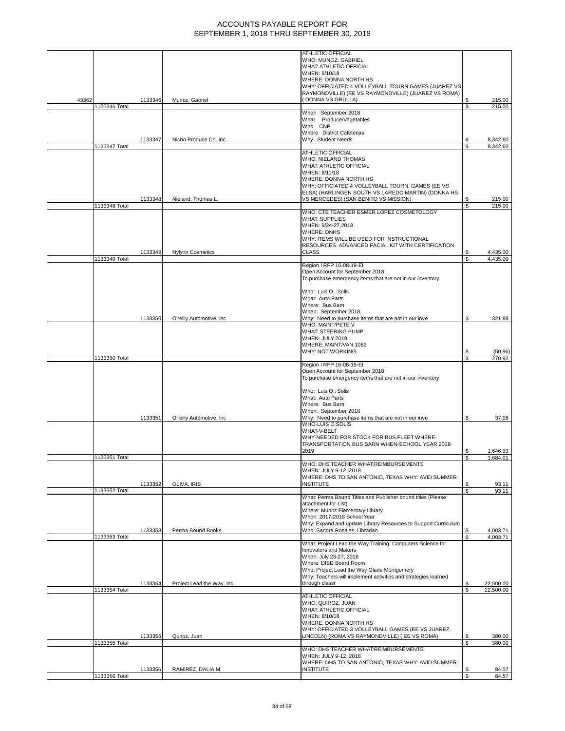# ACCOUNTS PAYABLE REPORT FOR SEPTEMBER 1, 2018 THRU SEPTEMBER 30, 2018

| | | | | | |
|---|---|---|---|---|---|
| 43362 | | 1133346 | Munoz, Gabriel | ATHLETIC OFFICIAL WHO: MUNOZ, GABRIEL WHAT: ATHLETIC OFFICIAL WHEN: 8/10/18 WHERE: DONNA NORTH HS WHY: OFFICIATED 4 VOLLEYBALL TOURN GAMES (JUAREZ VS RAYMONDVILLE) (EE VS RAYMONDVILLE) (JUAREZ VS ROMA) ( DONNA VS GRULLA) | $ 215.00 |
| | 1133346 Total | | | | $ 215.00 |
| | | 1133347 | Nicho Produce Co. Inc. | When September 2018 What Produce/Vegetables Who CNP Where District Cafeterias Why Student Needs | $ 8,342.60 |
| | 1133347 Total | | | | $ 8,342.60 |
| | | 1133348 | Nieland, Thomas L. | ATHLETIC OFFICIAL WHO: NIELAND THOMAS WHAT: ATHLETIC OFFICIAL WHEN: 8/11/18 WHERE: DONNA NORTH HS WHY: OFFICIATED 4 VOLLEYBALL TOURN. GAMES (EE VS ELSA) (HARLINGEN SOUTH VS LAREDO MARTIN) (DONNA HS VS MERCEDES) (SAN BENITO VS MISSION) | $ 215.00 |
| | 1133348 Total | | | | $ 215.00 |
| | | 1133349 | Nylynn Cosmetics | WHO: CTE TEACHER ESMER LOPEZ COSMETOLOGY WHAT: SUPPLIES WHEN: 9/24-27,2018 WHERE: DNHS WHY: ITEMS WILL BE USED FOR INSTRUCTIONAL RESOURCES. ADVANCED FACIAL KIT WITH CERTIFICATION CLASS | $ 4,435.00 |
| | 1133349 Total | | | | $ 4,435.00 |
| | | 1133350 | O'reilly Automotive, Inc | Region I RFP 16-08-19-EI Open Account for September 2018 To purchase emergency items that are not in our inventory Who: Luis O . Solis What: Auto Parts Where: Bus Barn When: September 2018 Why: Need to purchase items that are not in our inve | $ 321.88 |
| | | | | WHO: MAINT/PETE V WHAT: STEERING PUMP WHEN: JULY 2018 WHERE: MAINT/VAN 1082 WHY: NOT WORKING | $ (50.96) |
| | 1133350 Total | | | | $ 270.92 |
| | | 1133351 | O'reilly Automotive, Inc | Region I RFP 16-08-19-EI Open Account for September 2018 To purchase emergency items that are not in our inventory Who: Luis O . Solis What: Auto Parts Where: Bus Barn When: September 2018 Why: Need to purchase items that are not in our inve | $ 37.08 |
| | | | | WHO-LUIS O.SOLIS WHAT-V-BELT WHY-NEEDED FOR STOCK FOR BUS FLEET WHERE-TRANSPORTATION BUS BARN WHEN-SCHOOL YEAR 2018-2019 | $ 1,646.93 |
| | 1133351 Total | | | | $ 1,684.01 |
| | | 1133352 | OLIVA, IRIS | WHO: DHS TEACHER WHAT:REIMBURSEMENTS WHEN: JULY 9-12, 2018 WHERE: DHS TO SAN ANTONIO, TEXAS WHY: AVID SUMMER INSTITUTE | $ 93.11 |
| | 1133352 Total | | | | $ 93.11 |
| | | 1133353 | Perma Bound Books | What: Perma Bound Titles and Publisher bound titles (Please attachment for List) Where: Munoz Elementary Library When: 2017-2018 School Year Why: Expand and update Library Resources to Support Curriculum Who: Sandra Rosales, Librarian | $ 4,003.71 |
| | 1133353 Total | | | | $ 4,003.71 |
| | | 1133354 | Project Lead the Way, Inc. | What: Project Lead the Way Training: Computers Science for Innovators and Makers When: July 23-27, 2018 Where: DISD Board Room Who: Project Lead the Way Glade Montgomery Why: Teachers will implement activities and strategies learned through classr | $ 22,500.00 |
| | 1133354 Total | | | | $ 22,500.00 |
| | | 1133355 | Quiroz, Juan | ATHLETIC OFFICIAL WHO: QUIROZ, JUAN WHAT: ATHLETIC OFFICIAL WHEN: 8/10/18 WHERE: DONNA NORTH HS WHY: OFFICIATED 3 VOLLEYBALL GAMES (EE VS JUAREZ LINCOLN) (ROMA VS RAYMONDVILLE) ( EE VS ROMA) | $ 380.00 |
| | 1133355 Total | | | | $ 380.00 |
| | | 1133356 | RAMIREZ, DALIA M. | WHO: DHS TEACHER WHAT:REIMBURSEMENTS WHEN: JULY 9-12, 2018 WHERE: DHS TO SAN ANTONIO, TEXAS WHY: AVID SUMMER INSTITUTE | $ 84.57 |
| | 1133356 Total | | | | $ 84.57 |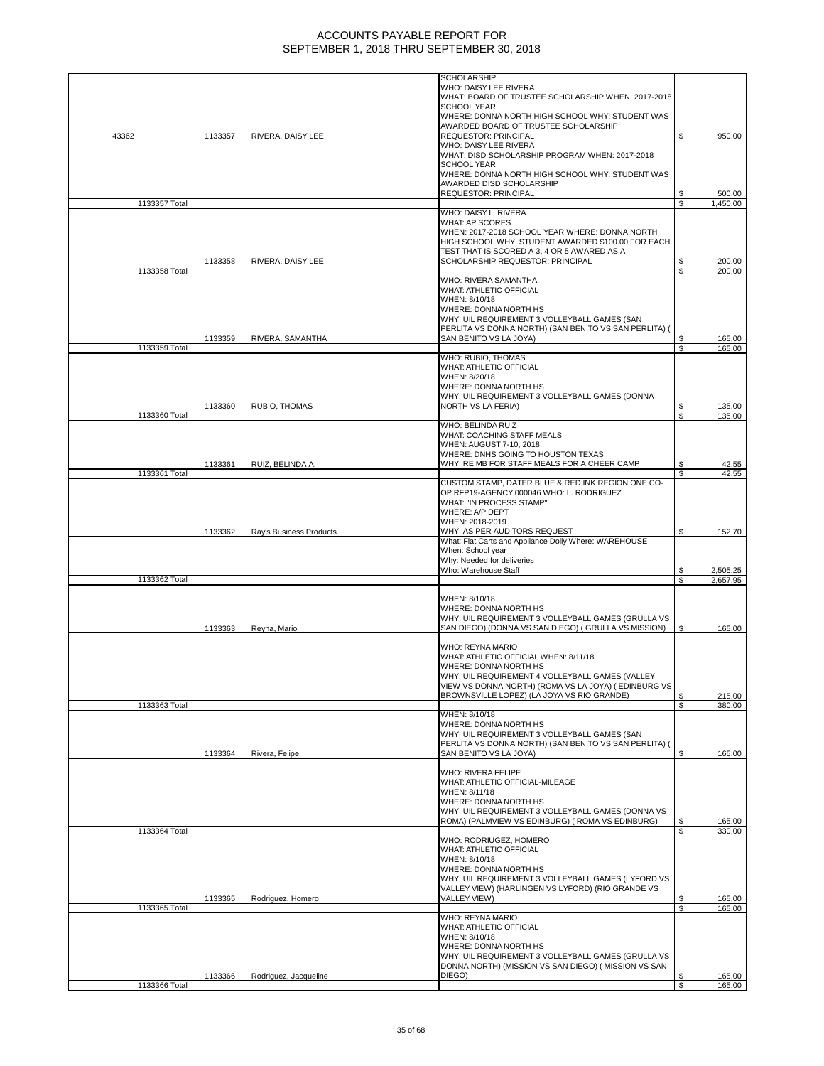# ACCOUNTS PAYABLE REPORT FOR
# SEPTEMBER 1, 2018 THRU SEPTEMBER 30, 2018

| | | | | |
|---|---|---|---|---|
| 43362 | 1133357 | RIVERA, DAISY LEE | SCHOLARSHIP WHO: DAISY LEE RIVERA WHAT: BOARD OF TRUSTEE SCHOLARSHIP WHEN: 2017-2018 SCHOOL YEAR WHERE: DONNA NORTH HIGH SCHOOL WHY: STUDENT WAS AWARDED BOARD OF TRUSTEE SCHOLARSHIP REQUESTOR: PRINCIPAL | $ 950.00 |
| | | | WHO: DAISY LEE RIVERA WHAT: DISD SCHOLARSHIP PROGRAM WHEN: 2017-2018 SCHOOL YEAR WHERE: DONNA NORTH HIGH SCHOOL WHY: STUDENT WAS AWARDED DISD SCHOLARSHIP REQUESTOR: PRINCIPAL | $ 500.00 |
| | 1133357 Total | | | $ 1,450.00 |
| | 1133358 | RIVERA, DAISY LEE | WHO: DAISY L. RIVERA WHAT: AP SCORES WHEN: 2017-2018 SCHOOL YEAR WHERE: DONNA NORTH HIGH SCHOOL WHY: STUDENT AWARDED $100.00 FOR EACH TEST THAT IS SCORED A 3, 4 OR 5 AWARED AS A SCHOLARSHIP REQUESTOR: PRINCIPAL | $ 200.00 |
| | 1133358 Total | | | $ 200.00 |
| | 1133359 | RIVERA, SAMANTHA | WHO: RIVERA SAMANTHA WHAT: ATHLETIC OFFICIAL WHEN: 8/10/18 WHERE: DONNA NORTH HS WHY: UIL REQUIREMENT 3 VOLLEYBALL GAMES (SAN PERLITA VS DONNA NORTH) (SAN BENITO VS SAN PERLITA) ( SAN BENITO VS LA JOYA) | $ 165.00 |
| | 1133359 Total | | | $ 165.00 |
| | 1133360 | RUBIO, THOMAS | WHO: RUBIO, THOMAS WHAT: ATHLETIC OFFICIAL WHEN: 8/20/18 WHERE: DONNA NORTH HS WHY: UIL REQUIREMENT 3 VOLLEYBALL GAMES (DONNA NORTH VS LA FERIA) | $ 135.00 |
| | 1133360 Total | | | $ 135.00 |
| | 1133361 | RUIZ, BELINDA A. | WHO: BELINDA RUIZ WHAT: COACHING STAFF MEALS WHEN: AUGUST 7-10, 2018 WHERE: DNHS GOING TO HOUSTON TEXAS WHY: REIMB FOR STAFF MEALS FOR A CHEER CAMP | $ 42.55 |
| | 1133361 Total | | | $ 42.55 |
| | 1133362 | Ray's Business Products | CUSTOM STAMP, DATER BLUE & RED INK REGION ONE CO-OP RFP19-AGENCY 000046 WHO: L. RODRIGUEZ WHAT: "IN PROCESS STAMP" WHERE: A/P DEPT WHEN: 2018-2019 WHY: AS PER AUDITORS REQUEST | $ 152.70 |
| | | | What: Flat Carts and Appliance Dolly Where: WAREHOUSE When: School year Why: Needed for deliveries Who: Warehouse Staff | $ 2,505.25 |
| | 1133362 Total | | | $ 2,657.95 |
| | 1133363 | Reyna, Mario | WHEN: 8/10/18 WHERE: DONNA NORTH HS WHY: UIL REQUIREMENT 3 VOLLEYBALL GAMES (GRULLA VS SAN DIEGO) (DONNA VS SAN DIEGO) ( GRULLA VS MISSION) | $ 165.00 |
| | | | WHO: REYNA MARIO WHAT: ATHLETIC OFFICIAL WHEN: 8/11/18 WHERE: DONNA NORTH HS WHY: UIL REQUIREMENT 4 VOLLEYBALL GAMES (VALLEY VIEW VS DONNA NORTH) (ROMA VS LA JOYA) ( EDINBURG VS BROWNSVILLE LOPEZ) (LA JOYA VS RIO GRANDE) | $ 215.00 |
| | 1133363 Total | | | $ 380.00 |
| | 1133364 | Rivera, Felipe | WHEN: 8/10/18 WHERE: DONNA NORTH HS WHY: UIL REQUIREMENT 3 VOLLEYBALL GAMES (SAN PERLITA VS DONNA NORTH) (SAN BENITO VS SAN PERLITA) ( SAN BENITO VS LA JOYA) | $ 165.00 |
| | | | WHO: RIVERA FELIPE WHAT: ATHLETIC OFFICIAL-MILEAGE WHEN: 8/11/18 WHERE: DONNA NORTH HS WHY: UIL REQUIREMENT 3 VOLLEYBALL GAMES (DONNA VS ROMA) (PALMVIEW VS EDINBURG) ( ROMA VS EDINBURG) | $ 165.00 |
| | 1133364 Total | | | $ 330.00 |
| | 1133365 | Rodriguez, Homero | WHO: RODRIUGEZ, HOMERO WHAT: ATHLETIC OFFICIAL WHEN: 8/10/18 WHERE: DONNA NORTH HS WHY: UIL REQUIREMENT 3 VOLLEYBALL GAMES (LYFORD VS VALLEY VIEW) (HARLINGEN VS LYFORD) (RIO GRANDE VS VALLEY VIEW) | $ 165.00 |
| | 1133365 Total | | | $ 165.00 |
| | 1133366 | Rodriguez, Jacqueline | WHO: REYNA MARIO WHAT: ATHLETIC OFFICIAL WHEN: 8/10/18 WHERE: DONNA NORTH HS WHY: UIL REQUIREMENT 3 VOLLEYBALL GAMES (GRULLA VS DONNA NORTH) (MISSION VS SAN DIEGO) ( MISSION VS SAN DIEGO) | $ 165.00 |
| | 1133366 Total | | | $ 165.00 |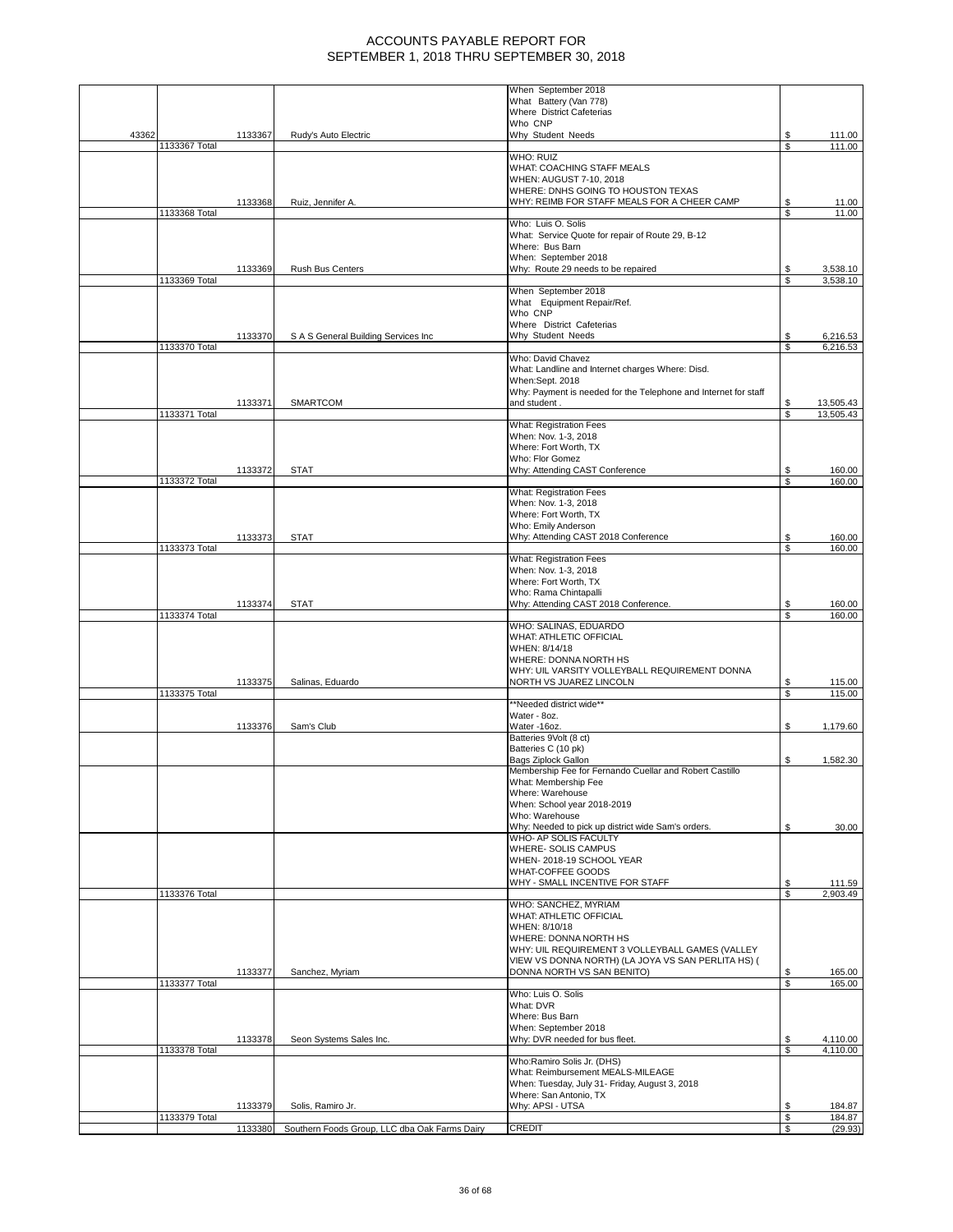# ACCOUNTS PAYABLE REPORT FOR
# SEPTEMBER 1, 2018 THRU SEPTEMBER 30, 2018

| | | | | | |
|---|---|---|---|---|---|
| 43362 | | 1133367 | Rudy's Auto Electric | When September 2018<br>What Battery (Van 778)<br>Where District Cafeterias<br>Who CNP<br>Why Student Needs | $ 111.00 |
| | 1133367 Total | | | | $ 111.00 |
| | | 1133368 | Ruiz, Jennifer A. | WHO: RUIZ<br>WHAT: COACHING STAFF MEALS<br>WHEN: AUGUST 7-10, 2018<br>WHERE: DNHS GOING TO HOUSTON TEXAS<br>WHY: REIMB FOR STAFF MEALS FOR A CHEER CAMP | $ 11.00 |
| | 1133368 Total | | | | $ 11.00 |
| | | 1133369 | Rush Bus Centers | Who: Luis O. Solis<br>What: Service Quote for repair of Route 29, B-12<br>Where: Bus Barn<br>When: September 2018<br>Why: Route 29 needs to be repaired | $ 3,538.10 |
| | 1133369 Total | | | | $ 3,538.10 |
| | | 1133370 | S A S General Building Services Inc | When September 2018<br>What Equipment Repair/Ref.<br>Who CNP<br>Where District Cafeterias<br>Why Student Needs | $ 6,216.53 |
| | 1133370 Total | | | | $ 6,216.53 |
| | | 1133371 | SMARTCOM | Who: David Chavez<br>What: Landline and Internet charges Where: Disd.<br>When:Sept. 2018<br>Why: Payment is needed for the Telephone and Internet for staff and student . | $ 13,505.43 |
| | 1133371 Total | | | | $ 13,505.43 |
| | | 1133372 | STAT | What: Registration Fees<br>When: Nov. 1-3, 2018<br>Where: Fort Worth, TX<br>Who: Flor Gomez<br>Why: Attending CAST Conference | $ 160.00 |
| | 1133372 Total | | | | $ 160.00 |
| | | 1133373 | STAT | What: Registration Fees<br>When: Nov. 1-3, 2018<br>Where: Fort Worth, TX<br>Who: Emily Anderson<br>Why: Attending CAST 2018 Conference | $ 160.00 |
| | 1133373 Total | | | | $ 160.00 |
| | | 1133374 | STAT | What: Registration Fees<br>When: Nov. 1-3, 2018<br>Where: Fort Worth, TX<br>Who: Rama Chintapalli<br>Why: Attending CAST 2018 Conference. | $ 160.00 |
| | 1133374 Total | | | | $ 160.00 |
| | | 1133375 | Salinas, Eduardo | WHO: SALINAS, EDUARDO<br>WHAT: ATHLETIC OFFICIAL<br>WHEN: 8/14/18<br>WHERE: DONNA NORTH HS<br>WHY: UIL VARSITY VOLLEYBALL REQUIREMENT DONNA NORTH VS JUAREZ LINCOLN | $ 115.00 |
| | 1133375 Total | | | | $ 115.00 |
| | | 1133376 | Sam's Club | **Needed district wide**<br>Water - 8oz.<br>Water -16oz. | $ 1,179.60 |
| | | | | Batteries 9Volt (8 ct)<br>Batteries C (10 pk)<br>Bags Ziplock Gallon | $ 1,582.30 |
| | | | | Membership Fee for Fernando Cuellar and Robert Castillo<br>What: Membership Fee<br>Where: Warehouse<br>When: School year 2018-2019<br>Who: Warehouse<br>Why: Needed to pick up district wide Sam's orders. | $ 30.00 |
| | | | | WHO- AP SOLIS FACULTY<br>WHERE- SOLIS CAMPUS<br>WHEN- 2018-19 SCHOOL YEAR<br>WHAT-COFFEE GOODS<br>WHY - SMALL INCENTIVE FOR STAFF | $ 111.59 |
| | 1133376 Total | | | | $ 2,903.49 |
| | | 1133377 | Sanchez, Myriam | WHO: SANCHEZ, MYRIAM<br>WHAT: ATHLETIC OFFICIAL<br>WHEN: 8/10/18<br>WHERE: DONNA NORTH HS<br>WHY: UIL REQUIREMENT 3 VOLLEYBALL GAMES (VALLEY VIEW VS DONNA NORTH) (LA JOYA VS SAN PERLITA HS) ( DONNA NORTH VS SAN BENITO) | $ 165.00 |
| | 1133377 Total | | | | $ 165.00 |
| | | 1133378 | Seon Systems Sales Inc. | Who: Luis O. Solis<br>What: DVR<br>Where: Bus Barn<br>When: September 2018<br>Why: DVR needed for bus fleet. | $ 4,110.00 |
| | 1133378 Total | | | | $ 4,110.00 |
| | | 1133379 | Solis, Ramiro Jr. | Who:Ramiro Solis Jr. (DHS)<br>What: Reimbursement MEALS-MILEAGE<br>When: Tuesday, July 31- Friday, August 3, 2018<br>Where: San Antonio, TX<br>Why: APSI - UTSA | $ 184.87 |
| | 1133379 Total | | | | $ 184.87 |
| | | 1133380 | Southern Foods Group, LLC dba Oak Farms Dairy | CREDIT | $ (29.93) |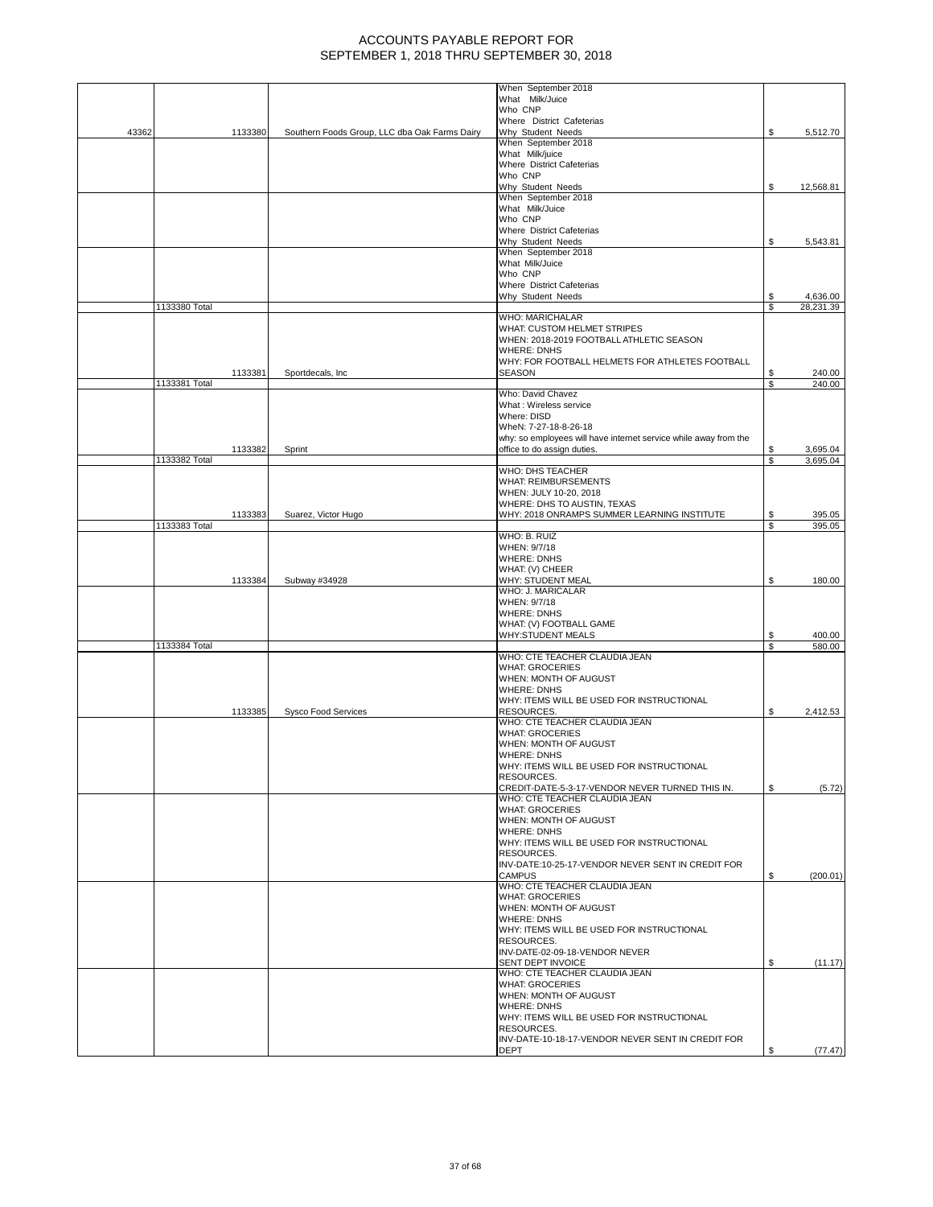# ACCOUNTS PAYABLE REPORT FOR SEPTEMBER 1, 2018 THRU SEPTEMBER 30, 2018

| | | | | |
|---|---|---|---|---|
| 43362 | 1133380 | Southern Foods Group, LLC dba Oak Farms Dairy | When September 2018<br>What Milk/Juice<br>Who CNP<br>Where District Cafeterias<br>Why Student Needs | $ 5,512.70 |
| | | | When September 2018<br>What Milk/juice<br>Where District Cafeterias<br>Who CNP<br>Why Student Needs | $ 12,568.81 |
| | | | When September 2018<br>What Milk/Juice<br>Who CNP<br>Where District Cafeterias<br>Why Student Needs | $ 5,543.81 |
| | | | When September 2018<br>What Milk/Juice<br>Who CNP<br>Where District Cafeterias<br>Why Student Needs | $ 4,636.00 |
| | 1133380 Total | | | $ 28,231.39 |
| | 1133381 | Sportdecals, Inc | WHO: MARICHALAR<br>WHAT: CUSTOM HELMET STRIPES<br>WHEN: 2018-2019 FOOTBALL ATHLETIC SEASON<br>WHERE: DNHS<br>WHY: FOR FOOTBALL HELMETS FOR ATHLETES FOOTBALL SEASON | $ 240.00 |
| | 1133381 Total | | | $ 240.00 |
| | 1133382 | Sprint | Who: David Chavez<br>What : Wireless service<br>Where: DISD<br>WheN: 7-27-18-8-26-18<br>why: so employees will have internet service while away from the office to do assign duties. | $ 3,695.04 |
| | 1133382 Total | | | $ 3,695.04 |
| | 1133383 | Suarez, Victor Hugo | WHO: DHS TEACHER<br>WHAT: REIMBURSEMENTS<br>WHEN: JULY 10-20, 2018<br>WHERE: DHS TO AUSTIN, TEXAS<br>WHY: 2018 ONRAMPS SUMMER LEARNING INSTITUTE | $ 395.05 |
| | 1133383 Total | | | $ 395.05 |
| | 1133384 | Subway #34928 | WHO: B. RUIZ<br>WHEN: 9/7/18<br>WHERE: DNHS<br>WHAT: (V) CHEER<br>WHY: STUDENT MEAL | $ 180.00 |
| | | | WHO: J. MARICALAR<br>WHEN: 9/7/18<br>WHERE: DNHS<br>WHAT: (V) FOOTBALL GAME<br>WHY:STUDENT MEALS | $ 400.00 |
| | 1133384 Total | | | $ 580.00 |
| | 1133385 | Sysco Food Services | WHO: CTE TEACHER CLAUDIA JEAN<br>WHAT: GROCERIES<br>WHEN: MONTH OF AUGUST<br>WHERE: DNHS<br>WHY: ITEMS WILL BE USED FOR INSTRUCTIONAL RESOURCES. | $ 2,412.53 |
| | | | WHO: CTE TEACHER CLAUDIA JEAN<br>WHAT: GROCERIES<br>WHEN: MONTH OF AUGUST<br>WHERE: DNHS<br>WHY: ITEMS WILL BE USED FOR INSTRUCTIONAL RESOURCES.<br>CREDIT-DATE-5-3-17-VENDOR NEVER TURNED THIS IN. | $ (5.72) |
| | | | WHO: CTE TEACHER CLAUDIA JEAN<br>WHAT: GROCERIES<br>WHEN: MONTH OF AUGUST<br>WHERE: DNHS<br>WHY: ITEMS WILL BE USED FOR INSTRUCTIONAL RESOURCES.<br>INV-DATE:10-25-17-VENDOR NEVER SENT IN CREDIT FOR CAMPUS | $ (200.01) |
| | | | WHO: CTE TEACHER CLAUDIA JEAN<br>WHAT: GROCERIES<br>WHEN: MONTH OF AUGUST<br>WHERE: DNHS<br>WHY: ITEMS WILL BE USED FOR INSTRUCTIONAL RESOURCES.<br>INV-DATE-02-09-18-VENDOR NEVER SENT DEPT INVOICE | $ (11.17) |
| | | | WHO: CTE TEACHER CLAUDIA JEAN<br>WHAT: GROCERIES<br>WHEN: MONTH OF AUGUST<br>WHERE: DNHS<br>WHY: ITEMS WILL BE USED FOR INSTRUCTIONAL RESOURCES.<br>INV-DATE-10-18-17-VENDOR NEVER SENT IN CREDIT FOR DEPT | $ (77.47) |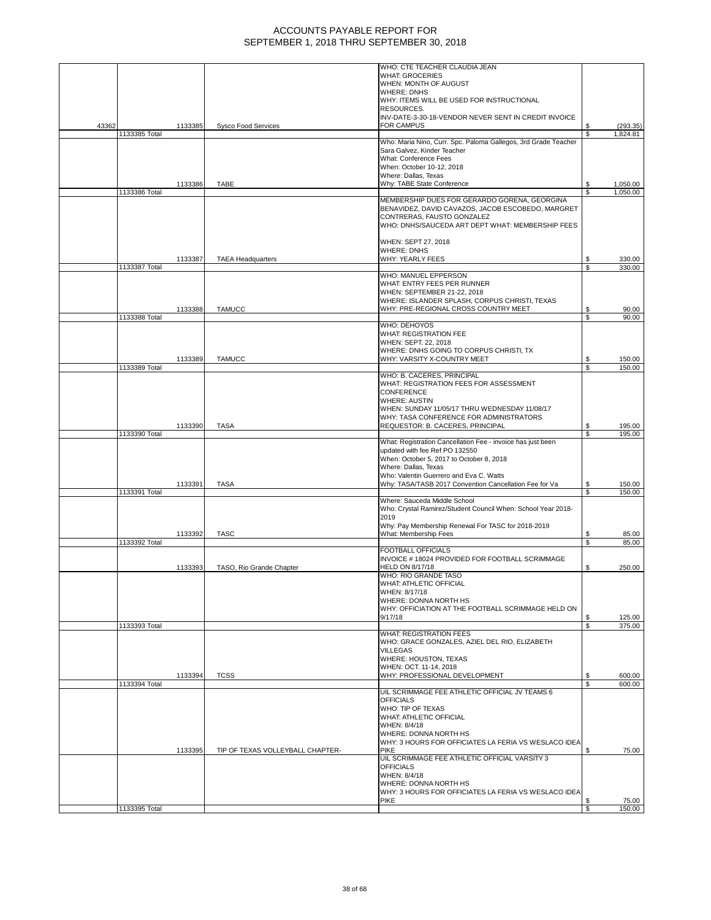# ACCOUNTS PAYABLE REPORT FOR
# SEPTEMBER 1, 2018 THRU SEPTEMBER 30, 2018

| | | | | | |
|---|---|---|---|---|---|
| 43362 | | 1133385 | Sysco Food Services | WHO: CTE TEACHER CLAUDIA JEAN<br>WHAT: GROCERIES<br>WHEN: MONTH OF AUGUST<br>WHERE: DNHS<br>WHY: ITEMS WILL BE USED FOR INSTRUCTIONAL RESOURCES.<br>INV-DATE-3-30-18-VENDOR NEVER SENT IN CREDIT INVOICE FOR CAMPUS | $ (293.35) |
| | 1133385 Total | | | | $ 1,824.81 |
| | | 1133386 | TABE | Who: Maria Nino, Curr. Spc. Paloma Gallegos, 3rd Grade Teacher Sara Galvez, Kinder Teacher<br>What: Conference Fees<br>When: October 10-12, 2018<br>Where: Dallas, Texas<br>Why: TABE State Conference | $ 1,050.00 |
| | 1133386 Total | | | | $ 1,050.00 |
| | | 1133387 | TAEA Headquarters | MEMBERSHIP DUES FOR GERARDO GORENA, GEORGINA BENAVIDEZ, DAVID CAVAZOS, JACOB ESCOBEDO, MARGRET CONTRERAS, FAUSTO GONZALEZ<br>WHO: DNHS/SAUCEDA ART DEPT WHAT: MEMBERSHIP FEES<br><br>WHEN: SEPT 27, 2018<br>WHERE: DNHS<br>WHY: YEARLY FEES | $ 330.00 |
| | 1133387 Total | | | | $ 330.00 |
| | | 1133388 | TAMUCC | WHO: MANUEL EPPERSON<br>WHAT: ENTRY FEES PER RUNNER<br>WHEN: SEPTEMBER 21-22, 2018<br>WHERE: ISLANDER SPLASH, CORPUS CHRISTI, TEXAS<br>WHY: PRE-REGIONAL CROSS COUNTRY MEET | $ 90.00 |
| | 1133388 Total | | | | $ 90.00 |
| | | 1133389 | TAMUCC | WHO: DEHOYOS<br>WHAT: REGISTRATION FEE<br>WHEN: SEPT. 22, 2018<br>WHERE: DNHS GOING TO CORPUS CHRISTI, TX<br>WHY: VARSITY X-COUNTRY MEET | $ 150.00 |
| | 1133389 Total | | | | $ 150.00 |
| | | 1133390 | TASA | WHO: B. CACERES, PRINCIPAL<br>WHAT: REGISTRATION FEES FOR ASSESSMENT CONFERENCE<br>WHERE: AUSTIN<br>WHEN: SUNDAY 11/05/17 THRU WEDNESDAY 11/08/17<br>WHY: TASA CONFERENCE FOR ADMINISTRATORS<br>REQUESTOR: B. CACERES, PRINCIPAL | $ 195.00 |
| | 1133390 Total | | | | $ 195.00 |
| | | 1133391 | TASA | What: Registration Cancellation Fee - invoice has just been updated with fee Ref PO 132550<br>When: October 5, 2017 to October 8, 2018<br>Where: Dallas, Texas<br>Who: Valentin Guerrero and Eva C. Watts<br>Why: TASA/TASB 2017 Convention Cancellation Fee for Va | $ 150.00 |
| | 1133391 Total | | | | $ 150.00 |
| | | 1133392 | TASC | Where: Sauceda Middle School<br>Who: Crystal Ramirez/Student Council When: School Year 2018-2019<br>Why: Pay Membership Renewal For TASC for 2018-2019<br>What: Membership Fees | $ 85.00 |
| | 1133392 Total | | | | $ 85.00 |
| | | 1133393 | TASO, Rio Grande Chapter | FOOTBALL OFFICIALS<br>INVOICE # 18024 PROVIDED FOR FOOTBALL SCRIMMAGE HELD ON 8/17/18 | $ 250.00 |
| | | | | WHO: RIO GRANDE TASO<br>WHAT: ATHLETIC OFFICIAL<br>WHEN: 8/17/18<br>WHERE: DONNA NORTH HS<br>WHY: OFFICIATION AT THE FOOTBALL SCRIMMAGE HELD ON 9/17/18 | $ 125.00 |
| | 1133393 Total | | | | $ 375.00 |
| | | 1133394 | TCSS | WHAT: REGISTRATION FEES<br>WHO: GRACE GONZALES, AZIEL DEL RIO, ELIZABETH VILLEGAS<br>WHERE: HOUSTON, TEXAS<br>WHEN: OCT. 11-14, 2018<br>WHY: PROFESSIONAL DEVELOPMENT | $ 600.00 |
| | 1133394 Total | | | | $ 600.00 |
| | | 1133395 | TIP OF TEXAS VOLLEYBALL CHAPTER- | UIL SCRIMMAGE FEE ATHLETIC OFFICIAL JV TEAMS 6 OFFICIALS<br>WHO: TIP OF TEXAS<br>WHAT: ATHLETIC OFFICIAL<br>WHEN: 8/4/18<br>WHERE: DONNA NORTH HS<br>WHY: 3 HOURS FOR OFFICIATES LA FERIA VS WESLACO IDEA PIKE | $ 75.00 |
| | | | | UIL SCRIMMAGE FEE ATHLETIC OFFICIAL VARSITY 3 OFFICIALS<br>WHEN: 8/4/18<br>WHERE: DONNA NORTH HS<br>WHY: 3 HOURS FOR OFFICIATES LA FERIA VS WESLACO IDEA PIKE | $ 75.00 |
| | 1133395 Total | | | | $ 150.00 |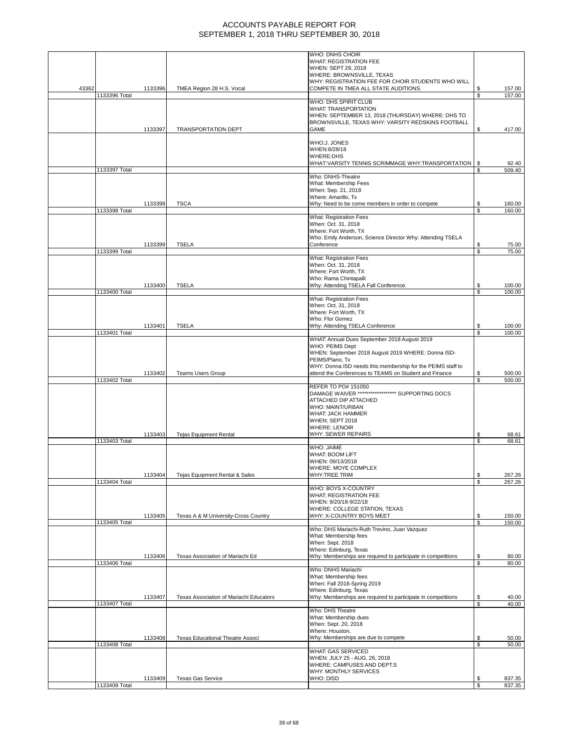# ACCOUNTS PAYABLE REPORT FOR
# SEPTEMBER 1, 2018 THRU SEPTEMBER 30, 2018

| | | | | | |
|---|---|---|---|---|---|
| 43362 | 1133396 | TMEA Region 28 H.S. Vocal | WHO: DNHS CHOIR<br>WHAT: REGISTRATION FEE<br>WHEN: SEPT 29, 2018<br>WHERE: BROWNSVILLE, TEXAS<br>WHY: REGISTRATION FEE FOR CHOIR STUDENTS WHO WILL COMPETE IN TMEA ALL STATE AUDITIONS. | $ | 157.00 |
| | 1133396 Total | | | $ | 157.00 |
| | 1133397 | TRANSPORTATION DEPT | WHO: DHS SPIRIT CLUB<br>WHAT: TRANSPORTATION<br>WHEN: SEPTEMBER 13, 2018 (THURSDAY) WHERE: DHS TO BROWNSVILLE, TEXAS WHY: VARSITY REDSKINS FOOTBALL GAME | $ | 417.00 |
| | | | WHO:J. JONES<br>WHEN:8/28/18<br>WHERE:DHS<br>WHAT:VARSITY TENNIS SCRIMMAGE WHY:TRANSPORTATION | $ | 92.40 |
| | 1133397 Total | | | $ | 509.40 |
| | 1133398 | TSCA | Who: DNHS-Theatre<br>What: Membership Fees<br>When: Sep. 21, 2018<br>Where: Amarillo, Tx<br>Why: Need to be come members in order to compete | $ | 160.00 |
| | 1133398 Total | | | $ | 160.00 |
| | 1133399 | TSELA | What: Registration Fees<br>When: Oct. 31, 2018<br>Where: Fort Worth, TX<br>Who: Emily Anderson, Science Director Why: Attending TSELA Conference | $ | 75.00 |
| | 1133399 Total | | | $ | 75.00 |
| | 1133400 | TSELA | What: Registration Fees<br>When: Oct. 31, 2018<br>Where: Fort Worth, TX<br>Who: Rama Chintapalli<br>Why: Attending TSELA Fall Conference. | $ | 100.00 |
| | 1133400 Total | | | $ | 100.00 |
| | 1133401 | TSELA | What: Registration Fees<br>When: Oct. 31, 2018<br>Where: Fort Worth, TX<br>Who: Flor Gomez<br>Why: Attending TSELA Conference | $ | 100.00 |
| | 1133401 Total | | | $ | 100.00 |
| | 1133402 | Teams Users Group | WHAT: Annual Dues September 2018 August 2019<br>WHO: PEIMS Dept<br>WHEN: September 2018 August 2019 WHERE: Donna ISD-PEIMS/Plano, Tx<br>WHY: Donna ISD needs this membership for the PEIMS staff to attend the Conferences to TEAMS on Student and Finance | $ | 500.00 |
| | 1133402 Total | | | $ | 500.00 |
| | 1133403 | Tejas Equipment Rental | REFER TO PO# 151050<br>DAMAGE WAIVER ****************** SUPPORTING DOCS ATTACHED DIP ATTACHED<br>WHO: MAINT/URBAN<br>WHAT: JACK HAMMER<br>WHEN; SEPT 2018<br>WHERE: LENOIR<br>WHY: SEWER REPAIRS | $ | 68.61 |
| | 1133403 Total | | | $ | 68.61 |
| | 1133404 | Tejas Equipment Rental & Sales | WHO: JAIME<br>WHAT: BOOM LIFT<br>WHEN: 09/13/2018<br>WHERE: MOYE COMPLEX<br>WHY:TREE TRIM | $ | 267.26 |
| | 1133404 Total | | | $ | 267.26 |
| | 1133405 | Texas A & M University-Cross Country | WHO: BOYS X-COUNTRY<br>WHAT: REGISTRATION FEE<br>WHEN: 9/20/18-9/22/18<br>WHERE: COLLEGE STATION, TEXAS<br>WHY: X-COUNTRY BOYS MEET | $ | 150.00 |
| | 1133405 Total | | | $ | 150.00 |
| | 1133406 | Texas Association of Mariachi Ed | Who: DHS Mariachi-Ruth Trevino, Juan Vazquez<br>What: Membership fees<br>When: Sept. 2018<br>Where: Edinburg, Texas<br>Why: Memberships are required to participate in competitions | $ | 80.00 |
| | 1133406 Total | | | $ | 80.00 |
| | 1133407 | Texas Association of Mariachi Educators | Who: DNHS Mariachi<br>What: Membership fees<br>When: Fall 2018-Spring 2019<br>Where: Edinburg, Texas<br>Why: Memberships are required to participate in competitions | $ | 40.00 |
| | 1133407 Total | | | $ | 40.00 |
| | 1133408 | Texas Educational Theatre Associ | Who: DHS Theatre<br>What: Membership dues<br>When: Sept. 20, 2018<br>Where: Houston,<br>Why: Memberships are due to compete | $ | 50.00 |
| | 1133408 Total | | | $ | 50.00 |
| | 1133409 | Texas Gas Service | WHAT: GAS SERVICED<br>WHEN: JULY 25 - AUG. 26, 2018<br>WHERE: CAMPUSES AND DEPT.S<br>WHY: MONTHLY SERVICES<br>WHO: DISD | $ | 837.35 |
| | 1133409 Total | | | $ | 837.35 |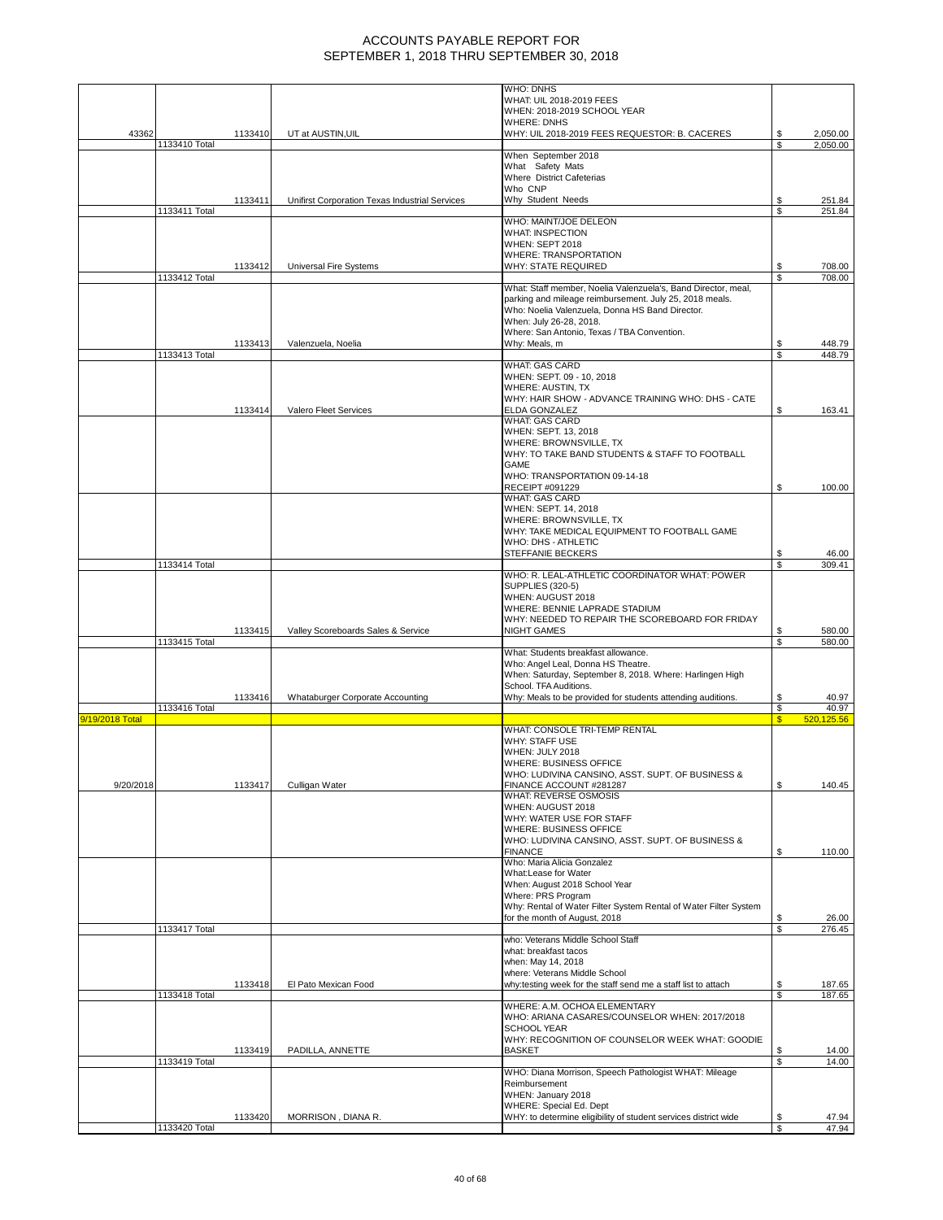# ACCOUNTS PAYABLE REPORT FOR SEPTEMBER 1, 2018 THRU SEPTEMBER 30, 2018

| | | | | | |
|---|---|---|---|---|---|
| 43362 | | 1133410 | UT at AUSTIN,UIL | WHO: DNHS WHAT: UIL 2018-2019 FEES WHEN: 2018-2019 SCHOOL YEAR WHERE: DNHS WHY: UIL 2018-2019 FEES REQUESTOR: B. CACERES | $ 2,050.00 |
| | 1133410 Total | | | | $ 2,050.00 |
| | | 1133411 | Unifirst Corporation Texas Industrial Services | When September 2018 What Safety Mats Where District Cafeterias Who CNP Why Student Needs | $ 251.84 |
| | 1133411 Total | | | | $ 251.84 |
| | | 1133412 | Universal Fire Systems | WHO: MAINT/JOE DELEON WHAT: INSPECTION WHEN: SEPT 2018 WHERE: TRANSPORTATION WHY: STATE REQUIRED | $ 708.00 |
| | 1133412 Total | | | | $ 708.00 |
| | | 1133413 | Valenzuela, Noelia | What: Staff member, Noelia Valenzuela's, Band Director, meal, parking and mileage reimbursement. July 25, 2018 meals. Who: Noelia Valenzuela, Donna HS Band Director. When: July 26-28, 2018. Where: San Antonio, Texas / TBA Convention. Why: Meals, m | $ 448.79 |
| | 1133413 Total | | | | $ 448.79 |
| | | 1133414 | Valero Fleet Services | WHAT: GAS CARD WHEN: SEPT. 09 - 10, 2018 WHERE: AUSTIN, TX WHY: HAIR SHOW - ADVANCE TRAINING WHO: DHS - CATE ELDA GONZALEZ | $ 163.41 |
| | | | | WHAT: GAS CARD WHEN: SEPT. 13, 2018 WHERE: BROWNSVILLE, TX WHY: TO TAKE BAND STUDENTS & STAFF TO FOOTBALL GAME WHO: TRANSPORTATION 09-14-18 RECEIPT #091229 | $ 100.00 |
| | | | | WHAT: GAS CARD WHEN: SEPT. 14, 2018 WHERE: BROWNSVILLE, TX WHY: TAKE MEDICAL EQUIPMENT TO FOOTBALL GAME WHO: DHS - ATHLETIC STEFFANIE BECKERS | $ 46.00 |
| | 1133414 Total | | | | $ 309.41 |
| | | 1133415 | Valley Scoreboards Sales & Service | WHO: R. LEAL-ATHLETIC COORDINATOR WHAT: POWER SUPPLIES (320-5) WHEN: AUGUST 2018 WHERE: BENNIE LAPRADE STADIUM WHY: NEEDED TO REPAIR THE SCOREBOARD FOR FRIDAY NIGHT GAMES | $ 580.00 |
| | 1133415 Total | | | | $ 580.00 |
| | | 1133416 | Whataburger Corporate Accounting | What: Students breakfast allowance. Who: Angel Leal, Donna HS Theatre. When: Saturday, September 8, 2018. Where: Harlingen High School. TFA Auditions. Why: Meals to be provided for students attending auditions. | $ 40.97 |
| | 1133416 Total | | | | $ 40.97 |
| 9/19/2018 Total | | | | | $ 520,125.56 |
| 9/20/2018 | | 1133417 | Culligan Water | WHAT: CONSOLE TRI-TEMP RENTAL WHY: STAFF USE WHEN: JULY 2018 WHERE: BUSINESS OFFICE WHO: LUDIVINA CANSINO, ASST. SUPT. OF BUSINESS & FINANCE ACCOUNT #281287 | $ 140.45 |
| | | | | WHAT: REVERSE OSMOSIS WHEN: AUGUST 2018 WHY: WATER USE FOR STAFF WHERE: BUSINESS OFFICE WHO: LUDIVINA CANSINO, ASST. SUPT. OF BUSINESS & FINANCE | $ 110.00 |
| | | | | Who: Maria Alicia Gonzalez What:Lease for Water When: August 2018 School Year Where: PRS Program Why: Rental of Water Filter System Rental of Water Filter System for the month of August, 2018 | $ 26.00 |
| | 1133417 Total | | | | $ 276.45 |
| | | 1133418 | El Pato Mexican Food | who: Veterans Middle School Staff what: breakfast tacos when: May 14, 2018 where: Veterans Middle School why:testing week for the staff send me a staff list to attach | $ 187.65 |
| | 1133418 Total | | | | $ 187.65 |
| | | 1133419 | PADILLA, ANNETTE | WHERE: A.M. OCHOA ELEMENTARY WHO: ARIANA CASARES/COUNSELOR WHEN: 2017/2018 SCHOOL YEAR WHY: RECOGNITION OF COUNSELOR WEEK WHAT: GOODIE BASKET | $ 14.00 |
| | 1133419 Total | | | | $ 14.00 |
| | | 1133420 | MORRISON , DIANA R. | WHO: Diana Morrison, Speech Pathologist WHAT: Mileage Reimbursement WHEN: January 2018 WHERE: Special Ed. Dept WHY: to determine eligibility of student services district wide | $ 47.94 |
| | 1133420 Total | | | | $ 47.94 |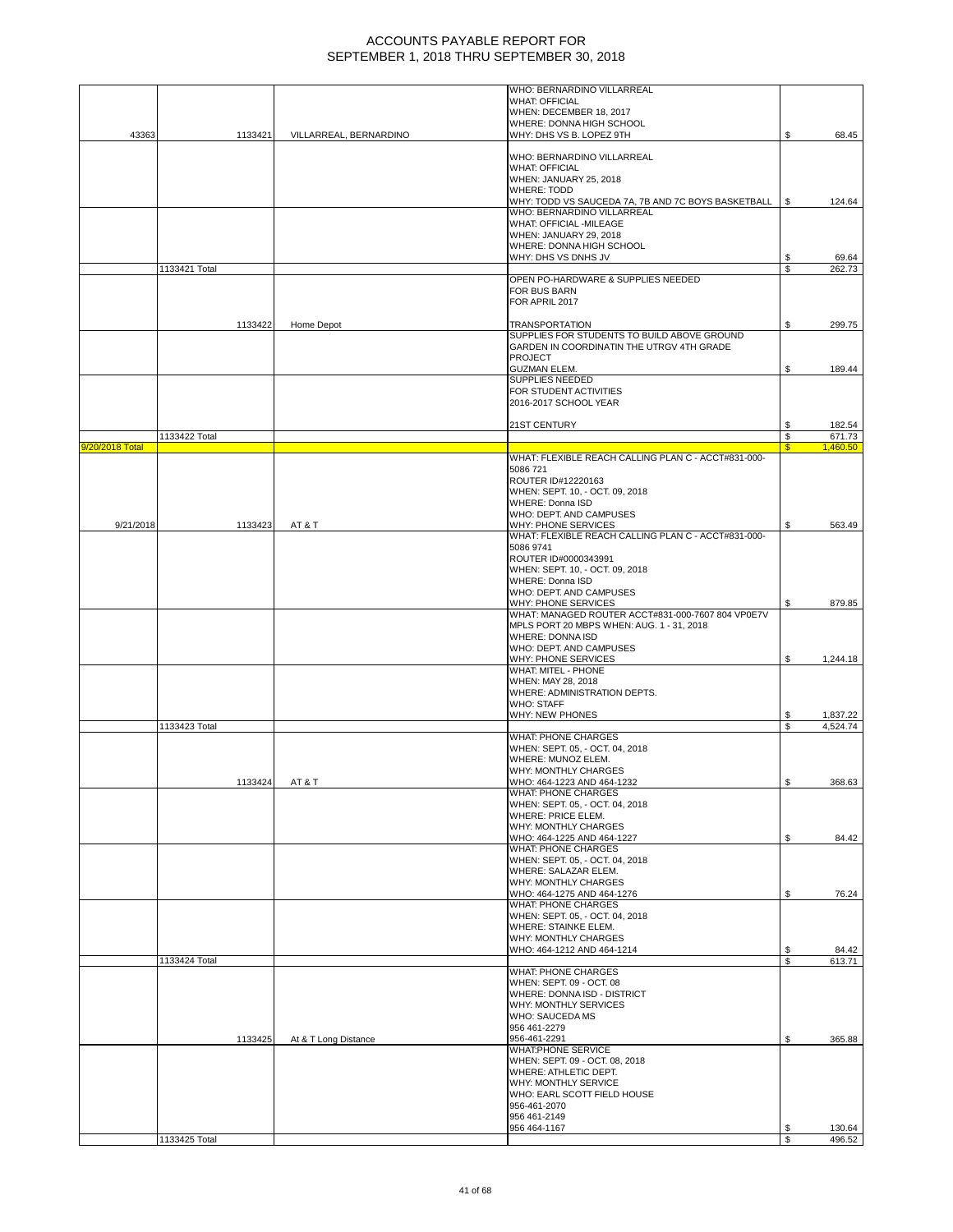# ACCOUNTS PAYABLE REPORT FOR SEPTEMBER 1, 2018 THRU SEPTEMBER 30, 2018

| | | | | |
|---|---|---|---|---|
| 43363 | 1133421 | VILLARREAL, BERNARDINO | WHO: BERNARDINO VILLARREAL<br>WHAT: OFFICIAL<br>WHEN: DECEMBER 18, 2017<br>WHERE: DONNA HIGH SCHOOL<br>WHY: DHS VS B. LOPEZ 9TH | $ 68.45 |
| | | | WHO: BERNARDINO VILLARREAL<br>WHAT: OFFICIAL<br>WHEN: JANUARY 25, 2018<br>WHERE: TODD<br>WHY: TODD VS SAUCEDA 7A, 7B AND 7C BOYS BASKETBALL | $ 124.64 |
| | | | WHO: BERNARDINO VILLARREAL<br>WHAT: OFFICIAL -MILEAGE<br>WHEN: JANUARY 29, 2018<br>WHERE: DONNA HIGH SCHOOL<br>WHY: DHS VS DNHS JV | $ 69.64 |
| | 1133421 Total | | | $ 262.73 |
| | 1133422 | Home Depot | OPEN PO-HARDWARE & SUPPLIES NEEDED<br>FOR BUS BARN<br>FOR APRIL 2017<br><br>TRANSPORTATION | $ 299.75 |
| | | | SUPPLIES FOR STUDENTS TO BUILD ABOVE GROUND GARDEN IN COORDINATIN THE UTRGV 4TH GRADE PROJECT<br>GUZMAN ELEM. | $ 189.44 |
| | | | SUPPLIES NEEDED<br>FOR STUDENT ACTIVITIES<br>2016-2017 SCHOOL YEAR<br><br>21ST CENTURY | $ 182.54 |
| | 1133422 Total | | | $ 671.73 |
| 9/20/2018 Total | | | | $ 1,460.50 |
| 9/21/2018 | 1133423 | AT & T | WHAT: FLEXIBLE REACH CALLING PLAN C - ACCT#831-000-5086 721<br>ROUTER ID#12220163<br>WHEN: SEPT. 10, - OCT. 09, 2018<br>WHERE: Donna ISD<br>WHO: DEPT. AND CAMPUSES<br>WHY: PHONE SERVICES | $ 563.49 |
| | | | WHAT: FLEXIBLE REACH CALLING PLAN C - ACCT#831-000-5086 9741<br>ROUTER ID#0000343991<br>WHEN: SEPT. 10, - OCT. 09, 2018<br>WHERE: Donna ISD<br>WHO: DEPT. AND CAMPUSES<br>WHY: PHONE SERVICES | $ 879.85 |
| | | | WHAT: MANAGED ROUTER ACCT#831-000-7607 804 VP0E7V MPLS PORT 20 MBPS WHEN: AUG. 1 - 31, 2018<br>WHERE: DONNA ISD<br>WHO: DEPT. AND CAMPUSES<br>WHY: PHONE SERVICES | $ 1,244.18 |
| | | | WHAT: MITEL - PHONE<br>WHEN: MAY 28, 2018<br>WHERE: ADMINISTRATION DEPTS.<br>WHO: STAFF<br>WHY: NEW PHONES | $ 1,837.22 |
| | 1133423 Total | | | $ 4,524.74 |
| | 1133424 | AT & T | WHAT: PHONE CHARGES<br>WHEN: SEPT. 05, - OCT. 04, 2018<br>WHERE: MUNOZ ELEM.<br>WHY: MONTHLY CHARGES<br>WHO: 464-1223 AND 464-1232 | $ 368.63 |
| | | | WHAT: PHONE CHARGES<br>WHEN: SEPT. 05, - OCT. 04, 2018<br>WHERE: PRICE ELEM.<br>WHY: MONTHLY CHARGES<br>WHO: 464-1225 AND 464-1227 | $ 84.42 |
| | | | WHAT: PHONE CHARGES<br>WHEN: SEPT. 05, - OCT. 04, 2018<br>WHERE: SALAZAR ELEM.<br>WHY: MONTHLY CHARGES<br>WHO: 464-1275 AND 464-1276 | $ 76.24 |
| | | | WHAT: PHONE CHARGES<br>WHEN: SEPT. 05, - OCT. 04, 2018<br>WHERE: STAINKE ELEM.<br>WHY: MONTHLY CHARGES<br>WHO: 464-1212 AND 464-1214 | $ 84.42 |
| | 1133424 Total | | | $ 613.71 |
| | 1133425 | At & T Long Distance | WHAT: PHONE CHARGES<br>WHEN: SEPT. 09 - OCT. 08<br>WHERE: DONNA ISD - DISTRICT<br>WHY: MONTHLY SERVICES<br>WHO: SAUCEDA MS<br>956 461-2279<br>956-461-2291 | $ 365.88 |
| | | | WHAT:PHONE SERVICE<br>WHEN: SEPT. 09 - OCT. 08, 2018<br>WHERE: ATHLETIC DEPT.<br>WHY: MONTHLY SERVICE<br>WHO: EARL SCOTT FIELD HOUSE<br>956-461-2070<br>956 461-2149<br>956 464-1167 | $ 130.64 |
| | 1133425 Total | | | $ 496.52 |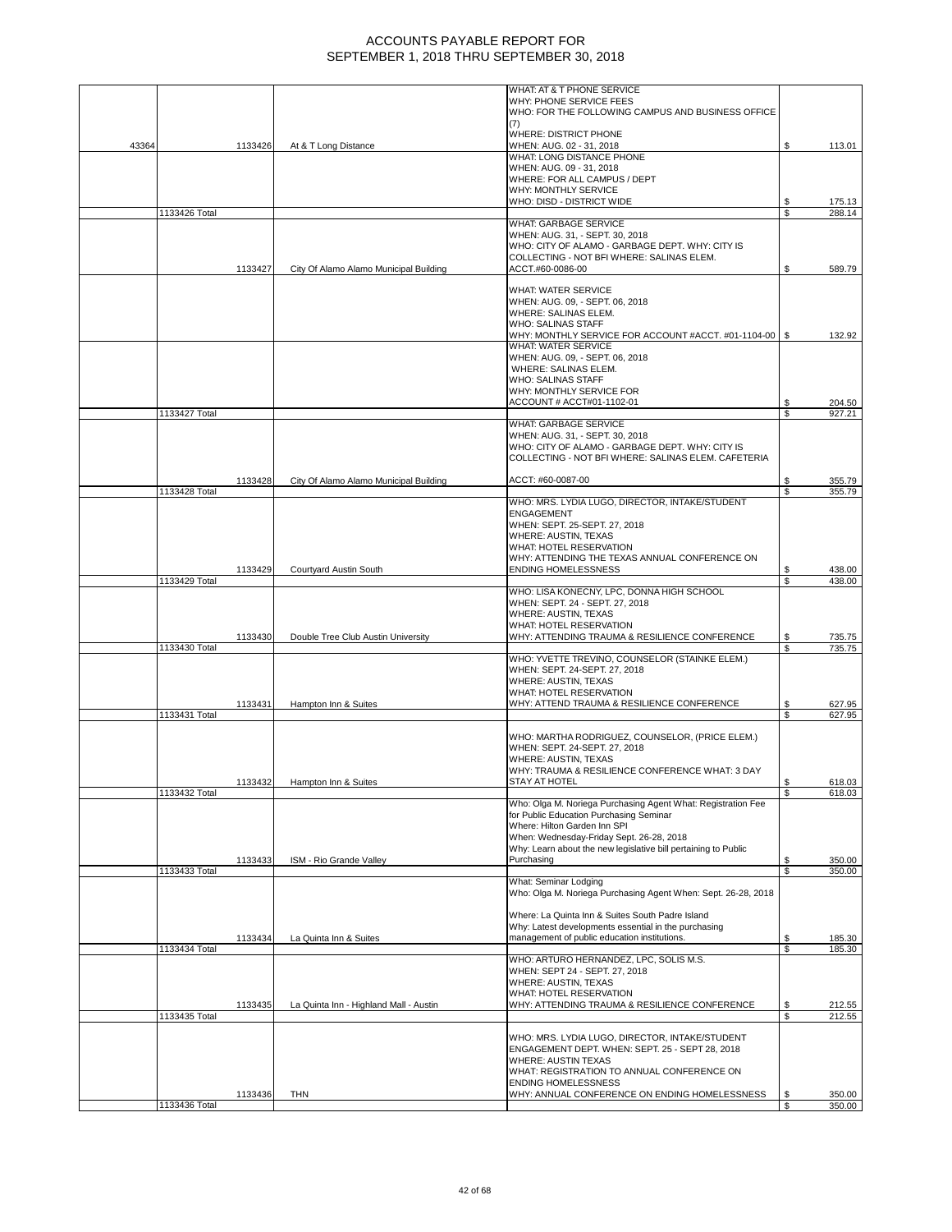# ACCOUNTS PAYABLE REPORT FOR
# SEPTEMBER 1, 2018 THRU SEPTEMBER 30, 2018

| | | | | | |
|---|---|---|---|---|---|
| 43364 | | 1133426 | At & T Long Distance | WHAT: AT & T PHONE SERVICE WHY: PHONE SERVICE FEES WHO: FOR THE FOLLOWING CAMPUS AND BUSINESS OFFICE (7) WHERE: DISTRICT PHONE WHEN: AUG. 02 - 31, 2018 | $ 113.01 |
| | | | | WHAT: LONG DISTANCE PHONE WHEN: AUG. 09 - 31, 2018 WHERE: FOR ALL CAMPUS / DEPT WHY: MONTHLY SERVICE WHO: DISD - DISTRICT WIDE | $ 175.13 |
| | 1133426 Total | | | | $ 288.14 |
| | | 1133427 | City Of Alamo Alamo Municipal Building | WHAT: GARBAGE SERVICE WHEN: AUG. 31, - SEPT. 30, 2018 WHO: CITY OF ALAMO - GARBAGE DEPT. WHY: CITY IS COLLECTING - NOT BFI WHERE: SALINAS ELEM. ACCT.#60-0086-00 | $ 589.79 |
| | | | | WHAT: WATER SERVICE WHEN: AUG. 09, - SEPT. 06, 2018 WHERE: SALINAS ELEM. WHO: SALINAS STAFF WHY: MONTHLY SERVICE FOR ACCOUNT #ACCT. #01-1104-00 | $ 132.92 |
| | | | | WHAT: WATER SERVICE WHEN: AUG. 09, - SEPT. 06, 2018 WHERE: SALINAS ELEM. WHO: SALINAS STAFF WHY: MONTHLY SERVICE FOR ACCOUNT # ACCT#01-1102-01 | $ 204.50 |
| | 1133427 Total | | | | $ 927.21 |
| | | 1133428 | City Of Alamo Alamo Municipal Building | WHAT: GARBAGE SERVICE WHEN: AUG. 31, - SEPT. 30, 2018 WHO: CITY OF ALAMO - GARBAGE DEPT. WHY: CITY IS COLLECTING - NOT BFI WHERE: SALINAS ELEM. CAFETERIA ACCT: #60-0087-00 | $ 355.79 |
| | 1133428 Total | | | | $ 355.79 |
| | | 1133429 | Courtyard Austin South | WHO: MRS. LYDIA LUGO, DIRECTOR, INTAKE/STUDENT ENGAGEMENT WHEN: SEPT. 25-SEPT. 27, 2018 WHERE: AUSTIN, TEXAS WHAT: HOTEL RESERVATION WHY: ATTENDING THE TEXAS ANNUAL CONFERENCE ON ENDING HOMELESSNESS | $ 438.00 |
| | 1133429 Total | | | | $ 438.00 |
| | | 1133430 | Double Tree Club Austin University | WHO: LISA KONECNY, LPC, DONNA HIGH SCHOOL WHEN: SEPT. 24 - SEPT. 27, 2018 WHERE: AUSTIN, TEXAS WHAT: HOTEL RESERVATION WHY: ATTENDING TRAUMA & RESILIENCE CONFERENCE | $ 735.75 |
| | 1133430 Total | | | | $ 735.75 |
| | | 1133431 | Hampton Inn & Suites | WHO: YVETTE TREVINO, COUNSELOR (STAINKE ELEM.) WHEN: SEPT. 24-SEPT. 27, 2018 WHERE: AUSTIN, TEXAS WHAT: HOTEL RESERVATION WHY: ATTEND TRAUMA & RESILIENCE CONFERENCE | $ 627.95 |
| | 1133431 Total | | | | $ 627.95 |
| | | 1133432 | Hampton Inn & Suites | WHO: MARTHA RODRIGUEZ, COUNSELOR, (PRICE ELEM.) WHEN: SEPT. 24-SEPT. 27, 2018 WHERE: AUSTIN, TEXAS WHY: TRAUMA & RESILIENCE CONFERENCE WHAT: 3 DAY STAY AT HOTEL | $ 618.03 |
| | 1133432 Total | | | | $ 618.03 |
| | | 1133433 | ISM - Rio Grande Valley | Who: Olga M. Noriega Purchasing Agent What: Registration Fee for Public Education Purchasing Seminar Where: Hilton Garden Inn SPI When: Wednesday-Friday Sept. 26-28, 2018 Why: Learn about the new legislative bill pertaining to Public Purchasing | $ 350.00 |
| | 1133433 Total | | | | $ 350.00 |
| | | 1133434 | La Quinta Inn & Suites | What: Seminar Lodging Who: Olga M. Noriega Purchasing Agent When: Sept. 26-28, 2018 Where: La Quinta Inn & Suites South Padre Island Why: Latest developments essential in the purchasing management of public education institutions. | $ 185.30 |
| | 1133434 Total | | | | $ 185.30 |
| | | 1133435 | La Quinta Inn - Highland Mall - Austin | WHO: ARTURO HERNANDEZ, LPC, SOLIS M.S. WHEN: SEPT 24 - SEPT. 27, 2018 WHERE: AUSTIN, TEXAS WHAT: HOTEL RESERVATION WHY: ATTENDING TRAUMA & RESILIENCE CONFERENCE | $ 212.55 |
| | 1133435 Total | | | | $ 212.55 |
| | | 1133436 | THN | WHO: MRS. LYDIA LUGO, DIRECTOR, INTAKE/STUDENT ENGAGEMENT DEPT. WHEN: SEPT. 25 - SEPT 28, 2018 WHERE: AUSTIN TEXAS WHAT: REGISTRATION TO ANNUAL CONFERENCE ON ENDING HOMELESSNESS WHY: ANNUAL CONFERENCE ON ENDING HOMELESSNESS | $ 350.00 |
| | 1133436 Total | | | | $ 350.00 |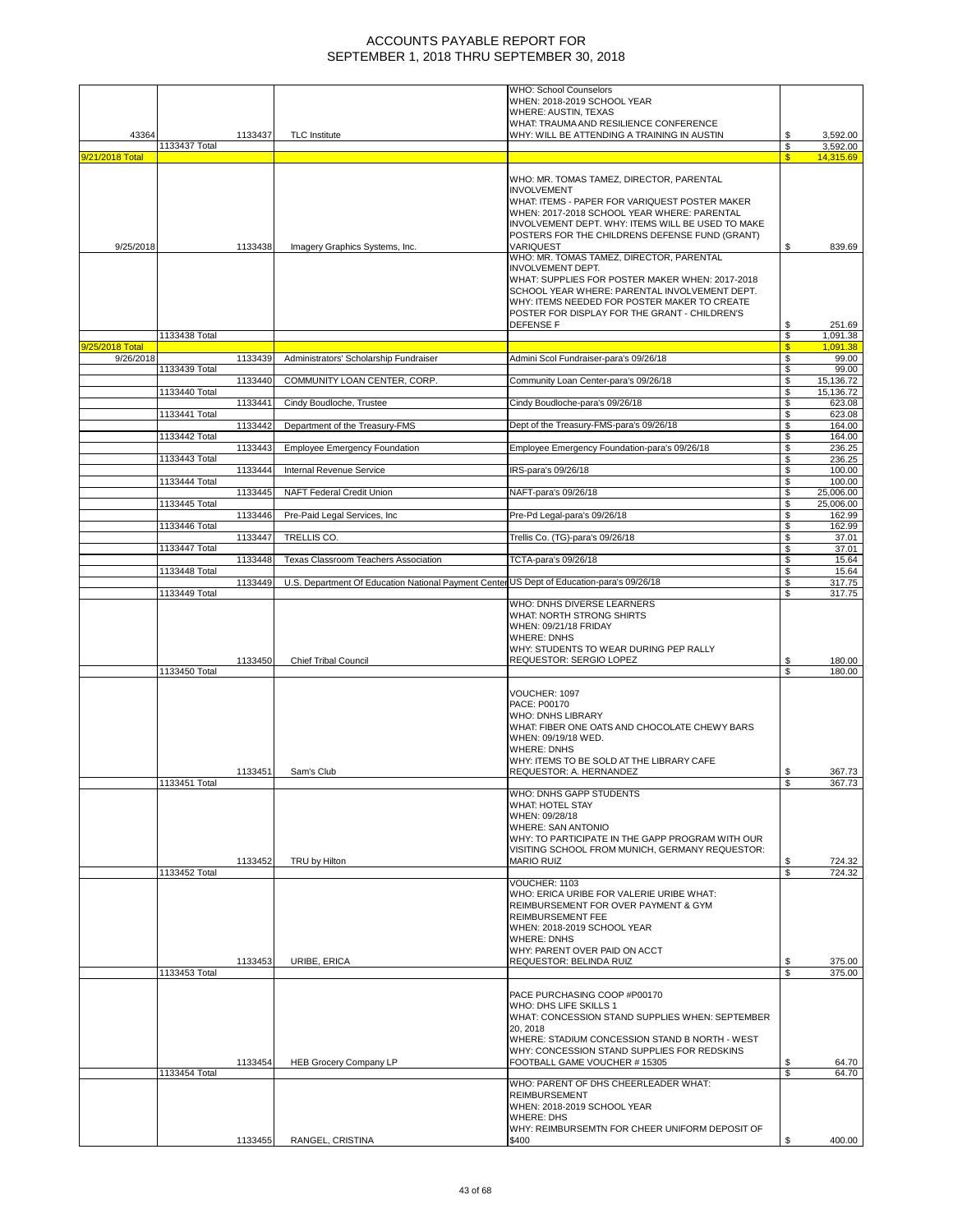# ACCOUNTS PAYABLE REPORT FOR
# SEPTEMBER 1, 2018 THRU SEPTEMBER 30, 2018

| | | | | | |
|---|---|---|---|---|---|
| 43364 | | 1133437 | TLC Institute | WHO: School Counselors WHEN: 2018-2019 SCHOOL YEAR WHERE: AUSTIN, TEXAS WHAT: TRAUMA AND RESILIENCE CONFERENCE WHY: WILL BE ATTENDING A TRAINING IN AUSTIN | $ 3,592.00 |
| | 1133437 Total | | | | $ 3,592.00 |
| 9/21/2018 Total | | | | | $ 14,315.69 |
| 9/25/2018 | | 1133438 | Imagery Graphics Systems, Inc. | WHO: MR. TOMAS TAMEZ, DIRECTOR, PARENTAL INVOLVEMENT WHAT: ITEMS - PAPER FOR VARIQUEST POSTER MAKER WHEN: 2017-2018 SCHOOL YEAR WHERE: PARENTAL INVOLVEMENT DEPT. WHY: ITEMS WILL BE USED TO MAKE POSTERS FOR THE CHILDRENS DEFENSE FUND (GRANT) VARIQUEST | $ 839.69 |
| | | | | WHO: MR. TOMAS TAMEZ, DIRECTOR, PARENTAL INVOLVEMENT DEPT. WHAT: SUPPLIES FOR POSTER MAKER WHEN: 2017-2018 SCHOOL YEAR WHERE: PARENTAL INVOLVEMENT DEPT. WHY: ITEMS NEEDED FOR POSTER MAKER TO CREATE POSTER FOR DISPLAY FOR THE GRANT - CHILDREN'S DEFENSE F | $ 251.69 |
| | 1133438 Total | | | | $ 1,091.38 |
| 9/25/2018 Total | | | | | $ 1,091.38 |
| 9/26/2018 | | 1133439 | Administrators' Scholarship Fundraiser | Admini Scol Fundraiser-para's 09/26/18 | $ 99.00 |
| | 1133439 Total | | | | $ 99.00 |
| | | 1133440 | COMMUNITY LOAN CENTER, CORP. | Community Loan Center-para's 09/26/18 | $ 15,136.72 |
| | 1133440 Total | | | | $ 15,136.72 |
| | | 1133441 | Cindy Boudloche, Trustee | Cindy Boudloche-para's 09/26/18 | $ 623.08 |
| | 1133441 Total | | | | $ 623.08 |
| | | 1133442 | Department of the Treasury-FMS | Dept of the Treasury-FMS-para's 09/26/18 | $ 164.00 |
| | 1133442 Total | | | | $ 164.00 |
| | | 1133443 | Employee Emergency Foundation | Employee Emergency Foundation-para's 09/26/18 | $ 236.25 |
| | 1133443 Total | | | | $ 236.25 |
| | | 1133444 | Internal Revenue Service | IRS-para's 09/26/18 | $ 100.00 |
| | 1133444 Total | | | | $ 100.00 |
| | | 1133445 | NAFT Federal Credit Union | NAFT-para's 09/26/18 | $ 25,006.00 |
| | 1133445 Total | | | | $ 25,006.00 |
| | | 1133446 | Pre-Paid Legal Services, Inc | Pre-Pd Legal-para's 09/26/18 | $ 162.99 |
| | 1133446 Total | | | | $ 162.99 |
| | | 1133447 | TRELLIS CO. | Trellis Co. (TG)-para's 09/26/18 | $ 37.01 |
| | 1133447 Total | | | | $ 37.01 |
| | | 1133448 | Texas Classroom Teachers Association | TCTA-para's 09/26/18 | $ 15.64 |
| | 1133448 Total | | | | $ 15.64 |
| | | 1133449 | U.S. Department Of Education National Payment Center | US Dept of Education-para's 09/26/18 | $ 317.75 |
| | 1133449 Total | | | | $ 317.75 |
| | | 1133450 | Chief Tribal Council | WHO: DNHS DIVERSE LEARNERS WHAT: NORTH STRONG SHIRTS WHEN: 09/21/18 FRIDAY WHERE: DNHS WHY: STUDENTS TO WEAR DURING PEP RALLY REQUESTOR: SERGIO LOPEZ | $ 180.00 |
| | 1133450 Total | | | | $ 180.00 |
| | | 1133451 | Sam's Club | VOUCHER: 1097 PACE: P00170 WHO: DNHS LIBRARY WHAT: FIBER ONE OATS AND CHOCOLATE CHEWY BARS WHEN: 09/19/18 WED. WHERE: DNHS WHY: ITEMS TO BE SOLD AT THE LIBRARY CAFE REQUESTOR: A. HERNANDEZ | $ 367.73 |
| | 1133451 Total | | | | $ 367.73 |
| | | 1133452 | TRU by Hilton | WHO: DNHS GAPP STUDENTS WHAT: HOTEL STAY WHEN: 09/28/18 WHERE: SAN ANTONIO WHY: TO PARTICIPATE IN THE GAPP PROGRAM WITH OUR VISITING SCHOOL FROM MUNICH, GERMANY REQUESTOR: MARIO RUIZ | $ 724.32 |
| | 1133452 Total | | | | $ 724.32 |
| | | 1133453 | URIBE, ERICA | VOUCHER: 1103 WHO: ERICA URIBE FOR VALERIE URIBE WHAT: REIMBURSEMENT FOR OVER PAYMENT & GYM REIMBURSEMENT FEE WHEN: 2018-2019 SCHOOL YEAR WHERE: DNHS WHY: PARENT OVER PAID ON ACCT REQUESTOR: BELINDA RUIZ | $ 375.00 |
| | 1133453 Total | | | | $ 375.00 |
| | | 1133454 | HEB Grocery Company LP | PACE PURCHASING COOP #P00170 WHO: DHS LIFE SKILLS 1 WHAT: CONCESSION STAND SUPPLIES WHEN: SEPTEMBER 20, 2018 WHERE: STADIUM CONCESSION STAND B NORTH - WEST WHY: CONCESSION STAND SUPPLIES FOR REDSKINS FOOTBALL GAME VOUCHER # 15305 | $ 64.70 |
| | 1133454 Total | | | | $ 64.70 |
| | | 1133455 | RANGEL, CRISTINA | WHO: PARENT OF DHS CHEERLEADER WHAT: REIMBURSEMENT WHEN: 2018-2019 SCHOOL YEAR WHERE: DHS WHY: REIMBURSEMTN FOR CHEER UNIFORM DEPOSIT OF $400 | $ 400.00 |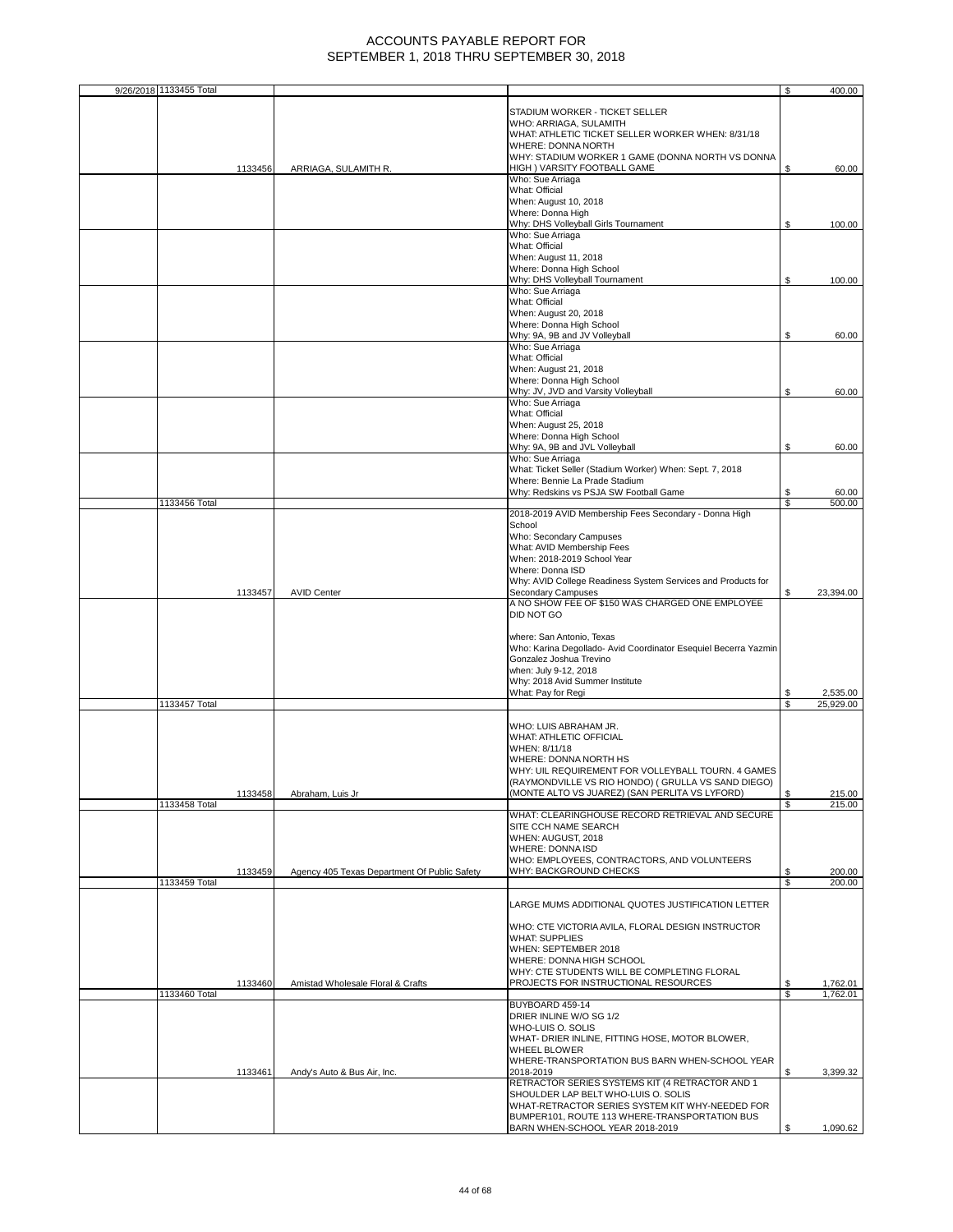# ACCOUNTS PAYABLE REPORT FOR
# SEPTEMBER 1, 2018 THRU SEPTEMBER 30, 2018

| Date | Check | Vendor | Description | Amount |
|---|---|---|---|---|
| 9/26/2018 | 1133455 Total | | | $ 400.00 |
| | 1133456 | ARRIAGA, SULAMITH R. | STADIUM WORKER - TICKET SELLER WHO: ARRIAGA, SULAMITH WHAT: ATHLETIC TICKET SELLER WORKER WHEN: 8/31/18 WHERE: DONNA NORTH WHY: STADIUM WORKER 1 GAME (DONNA NORTH VS DONNA HIGH ) VARSITY FOOTBALL GAME | $ 60.00 |
| | | | Who: Sue Arriaga What: Official When: August 10, 2018 Where: Donna High Why: DHS Volleyball Girls Tournament | $ 100.00 |
| | | | Who: Sue Arriaga What: Official When: August 11, 2018 Where: Donna High School Why: DHS Volleyball Tournament | $ 100.00 |
| | | | Who: Sue Arriaga What: Official When: August 20, 2018 Where: Donna High School Why: 9A, 9B and JV Volleyball | $ 60.00 |
| | | | Who: Sue Arriaga What: Official When: August 21, 2018 Where: Donna High School Why: JV, JVD and Varsity Volleyball | $ 60.00 |
| | | | Who: Sue Arriaga What: Official When: August 25, 2018 Where: Donna High School Why: 9A, 9B and JVL Volleyball | $ 60.00 |
| | | | Who: Sue Arriaga What: Ticket Seller (Stadium Worker) When: Sept. 7, 2018 Where: Bennie La Prade Stadium Why: Redskins vs PSJA SW Football Game | $ 60.00 |
| | 1133456 Total | | | $ 500.00 |
| | 1133457 | AVID Center | 2018-2019 AVID Membership Fees Secondary - Donna High School Who: Secondary Campuses What: AVID Membership Fees When: 2018-2019 School Year Where: Donna ISD Why: AVID College Readiness System Services and Products for Secondary Campuses | $ 23,394.00 |
| | | | A NO SHOW FEE OF $150 WAS CHARGED ONE EMPLOYEE DID NOT GO where: San Antonio, Texas Who: Karina Degollado- Avid Coordinator Esequiel Becerra Yazmin Gonzalez Joshua Trevino when: July 9-12, 2018 Why: 2018 Avid Summer Institute What: Pay for Regi | $ 2,535.00 |
| | 1133457 Total | | | $ 25,929.00 |
| | 1133458 | Abraham, Luis Jr | WHO: LUIS ABRAHAM JR. WHAT: ATHLETIC OFFICIAL WHEN: 8/11/18 WHERE: DONNA NORTH HS WHY: UIL REQUIREMENT FOR VOLLEYBALL TOURN. 4 GAMES (RAYMONDVILLE VS RIO HONDO) ( GRULLA VS SAND DIEGO) (MONTE ALTO VS JUAREZ) (SAN PERLITA VS LYFORD) | $ 215.00 |
| | 1133458 Total | | | $ 215.00 |
| | 1133459 | Agency 405 Texas Department Of Public Safety | WHAT: CLEARINGHOUSE RECORD RETRIEVAL AND SECURE SITE CCH NAME SEARCH WHEN: AUGUST, 2018 WHERE: DONNA ISD WHO: EMPLOYEES, CONTRACTORS, AND VOLUNTEERS WHY: BACKGROUND CHECKS | $ 200.00 |
| | 1133459 Total | | | $ 200.00 |
| | 1133460 | Amistad Wholesale Floral & Crafts | LARGE MUMS ADDITIONAL QUOTES JUSTIFICATION LETTER WHO: CTE VICTORIA AVILA, FLORAL DESIGN INSTRUCTOR WHAT: SUPPLIES WHEN: SEPTEMBER 2018 WHERE: DONNA HIGH SCHOOL WHY: CTE STUDENTS WILL BE COMPLETING FLORAL PROJECTS FOR INSTRUCTIONAL RESOURCES | $ 1,762.01 |
| | 1133460 Total | | | $ 1,762.01 |
| | 1133461 | Andy's Auto & Bus Air, Inc. | BUYBOARD 459-14 DRIER INLINE W/O SG 1/2 WHO-LUIS O. SOLIS WHAT- DRIER INLINE, FITTING HOSE, MOTOR BLOWER, WHEEL BLOWER WHERE-TRANSPORTATION BUS BARN WHEN-SCHOOL YEAR 2018-2019 | $ 3,399.32 |
| | | | RETRACTOR SERIES SYSTEMS KIT (4 RETRACTOR AND 1 SHOULDER LAP BELT WHO-LUIS O. SOLIS WHAT-RETRACTOR SERIES SYSTEM KIT WHY-NEEDED FOR BUMPER101, ROUTE 113 WHERE-TRANSPORTATION BUS BARN WHEN-SCHOOL YEAR 2018-2019 | $ 1,090.62 |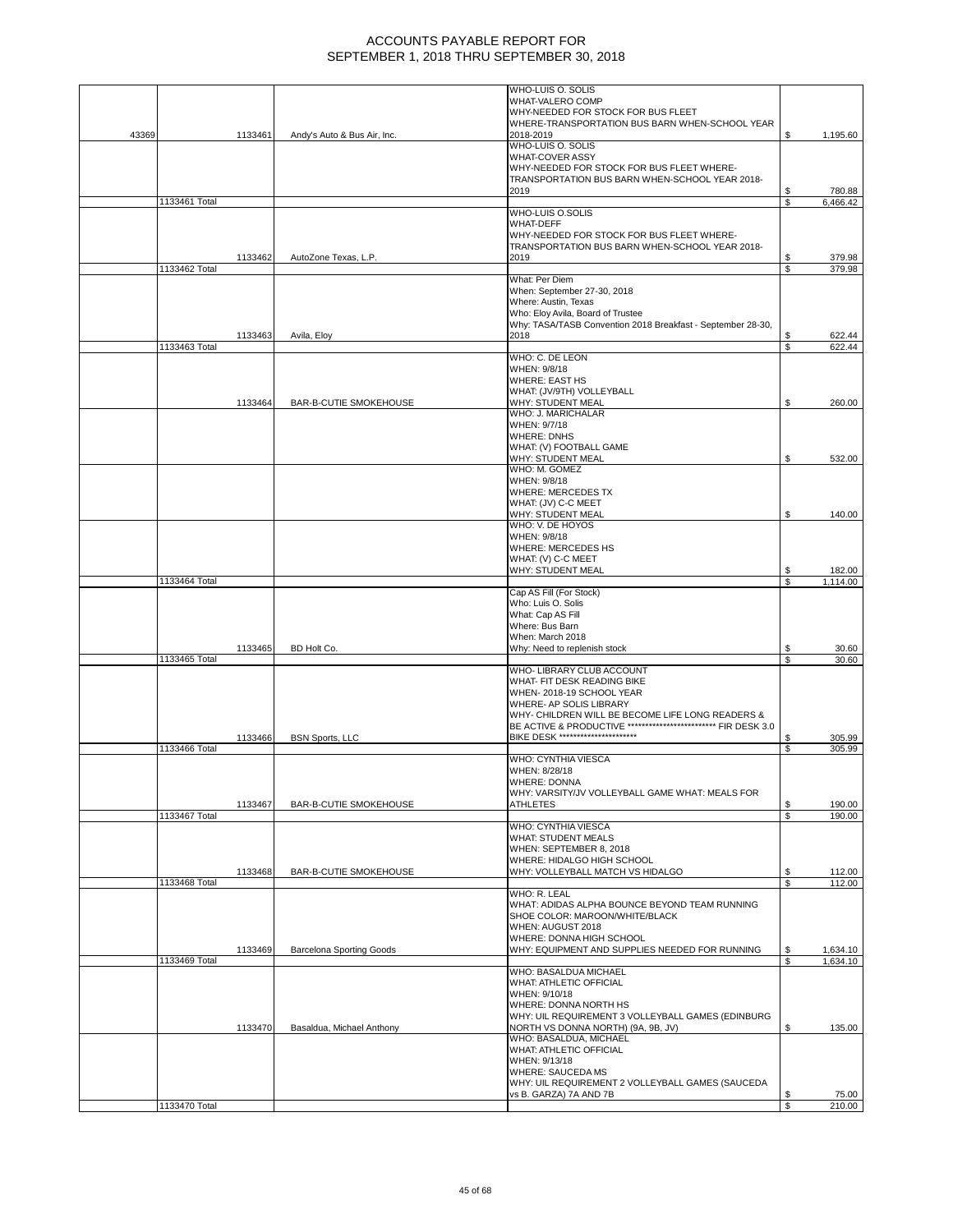# ACCOUNTS PAYABLE REPORT FOR SEPTEMBER 1, 2018 THRU SEPTEMBER 30, 2018

| | | | | | |
|---|---|---|---|---|---|
| 43369 | 1133461 | Andy's Auto & Bus Air, Inc. | WHO-LUIS O. SOLIS WHAT-VALERO COMP WHY-NEEDED FOR STOCK FOR BUS FLEET WHERE-TRANSPORTATION BUS BARN WHEN-SCHOOL YEAR 2018-2019 | $ | 1,195.60 |
| | | | WHO-LUIS O. SOLIS WHAT-COVER ASSY WHY-NEEDED FOR STOCK FOR BUS FLEET WHERE-TRANSPORTATION BUS BARN WHEN-SCHOOL YEAR 2018-2019 | $ | 780.88 |
| | 1133461 Total | | | $ | 6,466.42 |
| | 1133462 | AutoZone Texas, L.P. | WHO-LUIS O.SOLIS WHAT-DEFF WHY-NEEDED FOR STOCK FOR BUS FLEET WHERE-TRANSPORTATION BUS BARN WHEN-SCHOOL YEAR 2018-2019 | $ | 379.98 |
| | 1133462 Total | | | $ | 379.98 |
| | 1133463 | Avila, Eloy | What: Per Diem When: September 27-30, 2018 Where: Austin, Texas Who: Eloy Avila, Board of Trustee Why: TASA/TASB Convention 2018 Breakfast - September 28-30, 2018 | $ | 622.44 |
| | 1133463 Total | | | $ | 622.44 |
| | 1133464 | BAR-B-CUTIE SMOKEHOUSE | WHO: C. DE LEON WHEN: 9/8/18 WHERE: EAST HS WHAT: (JV/9TH) VOLLEYBALL WHY: STUDENT MEAL | $ | 260.00 |
| | | | WHO: J. MARICHALAR WHEN: 9/7/18 WHERE: DNHS WHAT: (V) FOOTBALL GAME WHY: STUDENT MEAL | $ | 532.00 |
| | | | WHO: M. GOMEZ WHEN: 9/8/18 WHERE: MERCEDES TX WHAT: (JV) C-C MEET WHY: STUDENT MEAL | $ | 140.00 |
| | | | WHO: V. DE HOYOS WHEN: 9/8/18 WHERE: MERCEDES HS WHAT: (V) C-C MEET WHY: STUDENT MEAL | $ | 182.00 |
| | 1133464 Total | | | $ | 1,114.00 |
| | 1133465 | BD Holt Co. | Cap AS Fill (For Stock) Who: Luis O. Solis What: Cap AS Fill Where: Bus Barn When: March 2018 Why: Need to replenish stock | $ | 30.60 |
| | 1133465 Total | | | $ | 30.60 |
| | 1133466 | BSN Sports, LLC | WHO- LIBRARY CLUB ACCOUNT WHAT- FIT DESK READING BIKE WHEN- 2018-19 SCHOOL YEAR WHERE- AP SOLIS LIBRARY WHY- CHILDREN WILL BE BECOME LIFE LONG READERS & BE ACTIVE & PRODUCTIVE ************************* FIR DESK 3.0 BIKE DESK ********************** | $ | 305.99 |
| | 1133466 Total | | | $ | 305.99 |
| | 1133467 | BAR-B-CUTIE SMOKEHOUSE | WHO: CYNTHIA VIESCA WHEN: 8/28/18 WHERE: DONNA WHY: VARSITY/JV VOLLEYBALL GAME WHAT: MEALS FOR ATHLETES | $ | 190.00 |
| | 1133467 Total | | | $ | 190.00 |
| | 1133468 | BAR-B-CUTIE SMOKEHOUSE | WHO: CYNTHIA VIESCA WHAT: STUDENT MEALS WHEN: SEPTEMBER 8, 2018 WHERE: HIDALGO HIGH SCHOOL WHY: VOLLEYBALL MATCH VS HIDALGO | $ | 112.00 |
| | 1133468 Total | | | $ | 112.00 |
| | 1133469 | Barcelona Sporting Goods | WHO: R. LEAL WHAT: ADIDAS ALPHA BOUNCE BEYOND TEAM RUNNING SHOE COLOR: MAROON/WHITE/BLACK WHEN: AUGUST 2018 WHERE: DONNA HIGH SCHOOL WHY: EQUIPMENT AND SUPPLIES NEEDED FOR RUNNING | $ | 1,634.10 |
| | 1133469 Total | | | $ | 1,634.10 |
| | 1133470 | Basaldua, Michael Anthony | WHO: BASALDUA MICHAEL WHAT: ATHLETIC OFFICIAL WHEN: 9/10/18 WHERE: DONNA NORTH HS WHY: UIL REQUIREMENT 3 VOLLEYBALL GAMES (EDINBURG NORTH VS DONNA NORTH) (9A, 9B, JV) | $ | 135.00 |
| | | | WHO: BASALDUA, MICHAEL WHAT: ATHLETIC OFFICIAL WHEN: 9/13/18 WHERE: SAUCEDA MS WHY: UIL REQUIREMENT 2 VOLLEYBALL GAMES (SAUCEDA vs B. GARZA) 7A AND 7B | $ | 75.00 |
| | 1133470 Total | | | $ | 210.00 |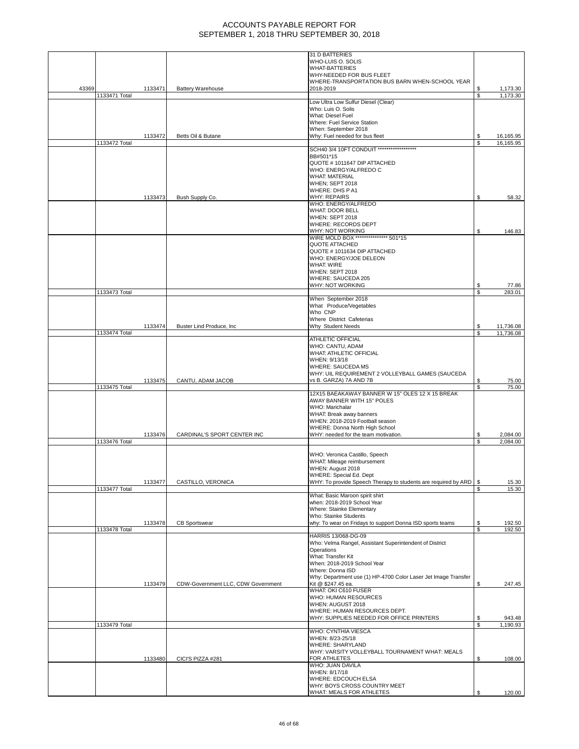# ACCOUNTS PAYABLE REPORT FOR
# SEPTEMBER 1, 2018 THRU SEPTEMBER 30, 2018

| | | | | |
|---|---|---|---|---|
| 43369 | 1133471 | Battery Warehouse | 31 D BATTERIES WHO-LUIS O. SOLIS WHAT-BATTERIES WHY-NEEDED FOR BUS FLEET WHERE-TRANSPORTATION BUS BARN WHEN-SCHOOL YEAR 2018-2019 | $ 1,173.30 |
| | 1133471 Total | | | $ 1,173.30 |
| | 1133472 | Betts Oil & Butane | Low Ultra Low Sulfur Diesel (Clear) Who: Luis O. Solis What: Diesel Fuel Where: Fuel Service Station When: September 2018 Why: Fuel needed for bus fleet | $ 16,165.95 |
| | 1133472 Total | | | $ 16,165.95 |
| | 1133473 | Bush Supply Co. | SCH40 3/4 10FT CONDUIT ****************** BB#501*15 QUOTE # 1011647 DIP ATTACHED WHO: ENERGY/ALFREDO C WHAT: MATERIAL WHEN; SEPT 2018 WHERE: DHS P A1 WHY: REPAIRS | $ 58.32 |
| | | | WHO: ENERGY/ALFREDO WHAT: DOOR BELL WHEN: SEPT 2018 WHERE: RECORDS DEPT WHY: NOT WORKING | $ 146.83 |
| | | | WIRE MOLD BOX *************** 501*15 QUOTE ATTACHED QUOTE # 1011634 DIP ATTACHED WHO: ENERGY/JOE DELEON WHAT: WIRE WHEN: SEPT 2018 WHERE: SAUCEDA 205 WHY: NOT WORKING | $ 77.86 |
| | 1133473 Total | | | $ 283.01 |
| | 1133474 | Buster Lind Produce, Inc | When September 2018 What Produce/Vegetables Who CNP Where District Cafeterias Why Student Needs | $ 11,736.08 |
| | 1133474 Total | | | $ 11,736.08 |
| | 1133475 | CANTU, ADAM JACOB | ATHLETIC OFFICIAL WHO: CANTU, ADAM WHAT: ATHLETIC OFFICIAL WHEN: 9/13/18 WHERE: SAUCEDA MS WHY: UIL REQUIREMENT 2 VOLLEYBALL GAMES (SAUCEDA vs B. GARZA) 7A AND 7B | $ 75.00 |
| | 1133475 Total | | | $ 75.00 |
| | 1133476 | CARDINAL'S SPORT CENTER INC | 12X15 BAEAKAWAY BANNER W 15" OLES 12 X 15 BREAK AWAY BANNER WITH 15" POLES WHO: Marichalar WHAT: Break away banners WHEN: 2018-2019 Football season WHERE: Donna North High School WHY: needed for the team motivation. | $ 2,084.00 |
| | 1133476 Total | | | $ 2,084.00 |
| | 1133477 | CASTILLO, VERONICA | WHO: Veronica Castillo, Speech WHAT: Mileage reimbursement WHEN: August 2018 WHERE: Special Ed. Dept WHY: To provide Speech Therapy to students are required by ARD | $ 15.30 |
| | 1133477 Total | | | $ 15.30 |
| | 1133478 | CB Sportswear | What: Basic Maroon spirit shirt when: 2018-2019 School Year Where: Stainke Elementary Who: Stainke Students why: To wear on Fridays to support Donna ISD sports teams | $ 192.50 |
| | 1133478 Total | | | $ 192.50 |
| | 1133479 | CDW-Government LLC, CDW Government | HARRIS 13/068-DG-09 Who: Velma Rangel, Assistant Superintendent of District Operations What: Transfer Kit When: 2018-2019 School Year Where: Donna ISD Why: Department use (1) HP-4700 Color Laser Jet Image Transfer Kit @ $247.45 ea. | $ 247.45 |
| | | | WHAT: OKI C610 FUSER WHO: HUMAN RESOURCES WHEN: AUGUST 2018 WHERE: HUMAN RESOURCES DEPT. WHY: SUPPLIES NEEDED FOR OFFICE PRINTERS | $ 943.48 |
| | 1133479 Total | | | $ 1,190.93 |
| | 1133480 | CICI'S PIZZA #281 | WHO: CYNTHIA VIESCA WHEN: 8/23-25/18 WHERE: SHARYLAND WHY: VARSITY VOLLEYBALL TOURNAMENT WHAT: MEALS FOR ATHLETES | $ 108.00 |
| | | | WHO: JUAN DAVILA WHEN: 8/17/18 WHERE: EDCOUCH ELSA WHY: BOYS CROSS COUNTRY MEET WHAT: MEALS FOR ATHLETES | $ 120.00 |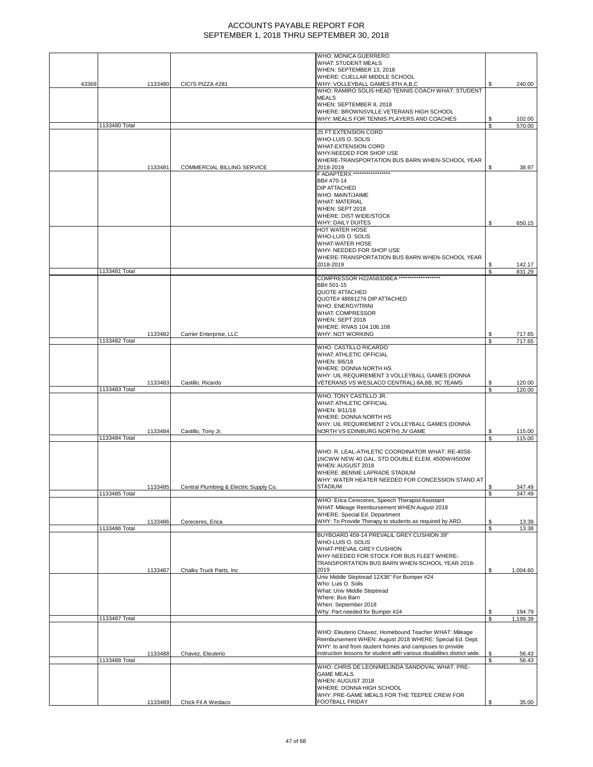# ACCOUNTS PAYABLE REPORT FOR SEPTEMBER 1, 2018 THRU SEPTEMBER 30, 2018

| | | | | | |
|---|---|---|---|---|---|
| 43369 | | 1133480 | CICI'S PIZZA #281 | WHO: MONICA GUERRERO WHAT: STUDENT MEALS WHEN: SEPTEMBER 13, 2018 WHERE: CUELLAR MIDDLE SCHOOL WHY: VOLLEYBALL GAMES 8TH A,B,C | $ 240.00 |
| | | | | WHO: RAMIRO SOLIS-HEAD TENNIS COACH WHAT: STUDENT MEALS WHEN: SEPTEMBER 8, 2018 WHERE: BROWNSVILLE VETERANS HIGH SCHOOL WHY: MEALS FOR TENNIS PLAYERS AND COACHES | $ 102.00 |
| | 1133480 Total | | | | $ 570.00 |
| | | 1133481 | COMMERCIAL BILLING SERVICE | 25 FT EXTENSION CORD WHO-LUIS O. SOLIS WHAT-EXTENSION CORD WHY-NEEDED FOR SHOP USE WHERE-TRANSPORTATION BUS BARN WHEN-SCHOOL YEAR 2018-2019 | $ 38.97 |
| | | | | F ADAPTERX ***************** BB# 470-14 DIP ATTACHED WHO: MAINT/JAIME WHAT: MATERIAL WHEN: SEPT 2018 WHERE: DIST WIDE/STOCK WHY: DAILY DUITES | $ 650.15 |
| | | | | HOT WATER HOSE WHO-LUIS O. SOLIS WHAT-WATER HOSE WHY- NEEDED FOR SHOP USE WHERE-TRANSPORTATION BUS BARN WHEN-SCHOOL YEAR 2018-2019 | $ 142.17 |
| | 1133481 Total | | | | $ 831.29 |
| | | 1133482 | Carrier Enterprise, LLC | COMPRESSOR H22A583DBEA ******************* BB# 501-15 QUOTE ATTACHED QUOTE# 48691276 DIP ATTACHED WHO: ENERGY/TRINI WHAT: COMPRESSOR WHEN; SEPT 2018 WHERE: RIVAS 104.106.108 WHY: NOT WORKING | $ 717.65 |
| | 1133482 Total | | | | $ 717.65 |
| | | 1133483 | Castillo, Ricardo | WHO: CASTILLO RICARDO WHAT: ATHLETIC OFFICIAL WHEN: 9/6/18 WHERE: DONNA NORTH HS WHY: UIL REQUIREMENT 3 VOLLEYBALL GAMES (DONNA VETERANS VS WESLACO CENTRAL) 8A,8B, 8C TEAMS | $ 120.00 |
| | 1133483 Total | | | | $ 120.00 |
| | | 1133484 | Castillo, Tony Jr. | WHO: TONY CASTILLO JR. WHAT: ATHLETIC OFFICIAL WHEN: 9/11/18 WHERE: DONNA NORTH HS WHY: UIL REQUIREMENT 2 VOLLEYBALL GAMES (DONNA NORTH VS EDINBURG NORTH) JV GAME | $ 115.00 |
| | 1133484 Total | | | | $ 115.00 |
| | | 1133485 | Central Plumbing & Electric Supply Co. | WHO: R. LEAL-ATHLETIC COORDINATOR WHAT: RE-40S6-1NCWW NEW 40 GAL. STD DOUBLE ELEM, 4500W/4500W WHEN: AUGUST 2018 WHERE: BENNIE LAPRADE STADIUM WHY: WATER HEATER NEEDED FOR CONCESSION STAND AT STADIUM | $ 347.49 |
| | 1133485 Total | | | | $ 347.49 |
| | | 1133486 | Cereceres, Erica | WHO: Erica Cereceres, Speech Therapist Assistant WHAT: Mileage Reimbursement WHEN:August 2018 WHERE: Special Ed. Department WHY: To Provide Therapy to students as required by ARD. | $ 13.38 |
| | 1133486 Total | | | | $ 13.38 |
| | | 1133487 | Chalks Truck Parts, Inc | BUYBOARD 459-14 PREVALIL GREY CUSHION 39" WHO-LUIS O. SOLIS WHAT-PREVAIL GREY CUSHION WHY-NEEDED FOR STOCK FOR BUS FLEET WHERE-TRANSPORTATION BUS BARN WHEN-SCHOOL YEAR 2018-2019 | $ 1,004.60 |
| | | | | Univ Middle Steptread 12X36" For Bumper #24 Who: Luis O. Solis What: Univ Middle Steptread Where: Bus Barn When: September 2018 Why: Part needed for Bumper #24 | $ 194.79 |
| | 1133487 Total | | | | $ 1,199.39 |
| | | 1133488 | Chavez, Eleuterio | WHO: Eleuterio Chavez, Homebound Teacher WHAT: Mileage Reimbursement WHEN: August 2018 WHERE: Special Ed. Dept. WHY: to and from student homes and campuses to provide instruction lessons for student with various disabilities district wide. | $ 56.43 |
| | 1133488 Total | | | | $ 56.43 |
| | | 1133489 | Chick Fil A Weslaco | WHO: CHRIS DE LEON/MELINDA SANDOVAL WHAT: PRE-GAME MEALS WHEN: AUGUST 2018 WHERE: DONNA HIGH SCHOOL WHY: PRE-GAME MEALS FOR THE TEEPEE CREW FOR FOOTBALL FRIDAY | $ 35.00 |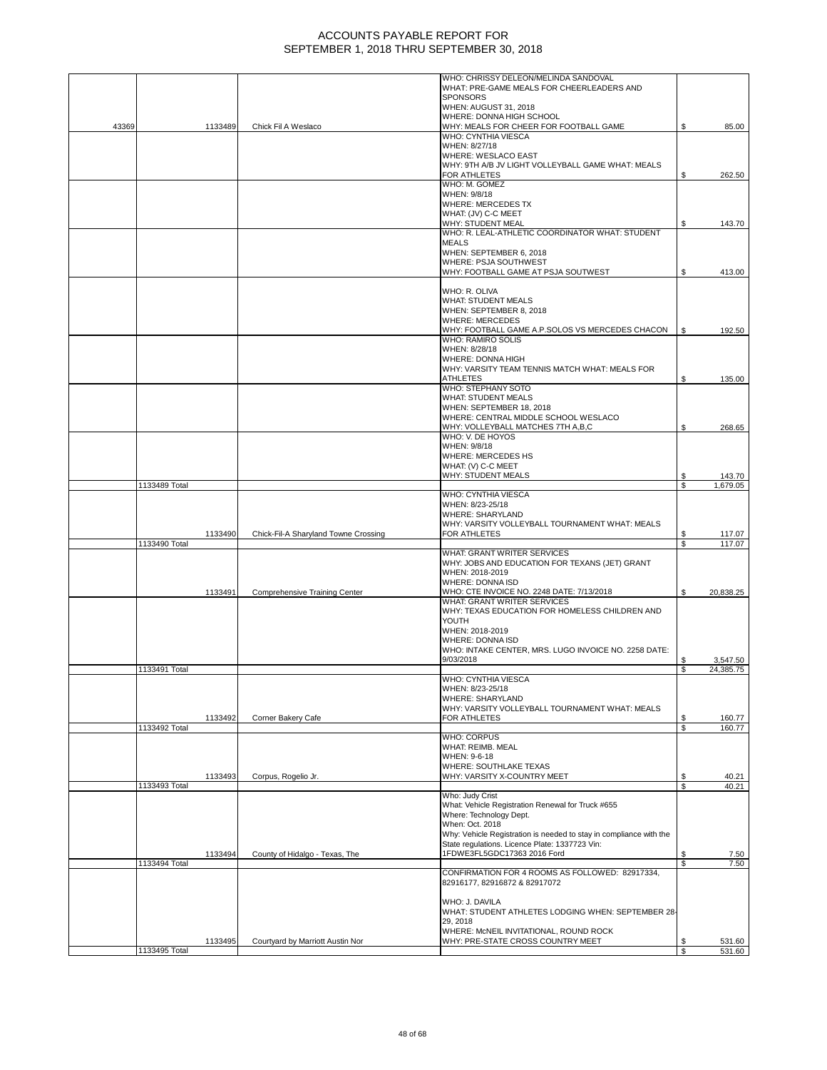# ACCOUNTS PAYABLE REPORT FOR
# SEPTEMBER 1, 2018 THRU SEPTEMBER 30, 2018

| | | | | |
|---|---|---|---|---|
| 43369 | 1133489 | Chick Fil A Weslaco | WHO: CHRISSY DELEON/MELINDA SANDOVAL WHAT: PRE-GAME MEALS FOR CHEERLEADERS AND SPONSORS WHEN: AUGUST 31, 2018 WHERE: DONNA HIGH SCHOOL WHY: MEALS FOR CHEER FOR FOOTBALL GAME | $ 85.00 |
| | | | WHO: CYNTHIA VIESCA WHEN: 8/27/18 WHERE: WESLACO EAST WHY: 9TH A/B JV LIGHT VOLLEYBALL GAME WHAT: MEALS FOR ATHLETES | $ 262.50 |
| | | | WHO: M. GOMEZ WHEN: 9/8/18 WHERE: MERCEDES TX WHAT: (JV) C-C MEET WHY: STUDENT MEAL | $ 143.70 |
| | | | WHO: R. LEAL-ATHLETIC COORDINATOR WHAT: STUDENT MEALS WHEN: SEPTEMBER 6, 2018 WHERE: PSJA SOUTHWEST WHY: FOOTBALL GAME AT PSJA SOUTWEST | $ 413.00 |
| | | | WHO: R. OLIVA WHAT: STUDENT MEALS WHEN: SEPTEMBER 8, 2018 WHERE: MERCEDES WHY: FOOTBALL GAME A.P.SOLOS VS MERCEDES CHACON | $ 192.50 |
| | | | WHO: RAMIRO SOLIS WHEN: 8/28/18 WHERE: DONNA HIGH WHY: VARSITY TEAM TENNIS MATCH WHAT: MEALS FOR ATHLETES | $ 135.00 |
| | | | WHO: STEPHANY SOTO WHAT: STUDENT MEALS WHEN: SEPTEMBER 18, 2018 WHERE: CENTRAL MIDDLE SCHOOL WESLACO WHY: VOLLEYBALL MATCHES 7TH A,B,C | $ 268.65 |
| | | | WHO: V. DE HOYOS WHEN: 9/8/18 WHERE: MERCEDES HS WHAT: (V) C-C MEET WHY: STUDENT MEALS | $ 143.70 |
| | 1133489 Total | | | $ 1,679.05 |
| | 1133490 | Chick-Fil-A Sharyland Towne Crossing | WHO: CYNTHIA VIESCA WHEN: 8/23-25/18 WHERE: SHARYLAND WHY: VARSITY VOLLEYBALL TOURNAMENT WHAT: MEALS FOR ATHLETES | $ 117.07 |
| | 1133490 Total | | | $ 117.07 |
| | 1133491 | Comprehensive Training Center | WHAT: GRANT WRITER SERVICES WHY: JOBS AND EDUCATION FOR TEXANS (JET) GRANT WHEN: 2018-2019 WHERE: DONNA ISD WHO: CTE INVOICE NO. 2248 DATE: 7/13/2018 | $ 20,838.25 |
| | | | WHAT: GRANT WRITER SERVICES WHY: TEXAS EDUCATION FOR HOMELESS CHILDREN AND YOUTH WHEN: 2018-2019 WHERE: DONNA ISD WHO: INTAKE CENTER, MRS. LUGO INVOICE NO. 2258 DATE: 9/03/2018 | $ 3,547.50 |
| | 1133491 Total | | | $ 24,385.75 |
| | 1133492 | Corner Bakery Cafe | WHO: CYNTHIA VIESCA WHEN: 8/23-25/18 WHERE: SHARYLAND WHY: VARSITY VOLLEYBALL TOURNAMENT WHAT: MEALS FOR ATHLETES | $ 160.77 |
| | 1133492 Total | | | $ 160.77 |
| | 1133493 | Corpus, Rogelio Jr. | WHO: CORPUS WHAT: REIMB. MEAL WHEN: 9-6-18 WHERE: SOUTHLAKE TEXAS WHY: VARSITY X-COUNTRY MEET | $ 40.21 |
| | 1133493 Total | | | $ 40.21 |
| | 1133494 | County of Hidalgo - Texas, The | Who: Judy Crist What: Vehicle Registration Renewal for Truck #655 Where: Technology Dept. When: Oct. 2018 Why: Vehicle Registration is needed to stay in compliance with the State regulations. Licence Plate: 1337723 Vin: 1FDWE3FL5GDC17363 2016 Ford | $ 7.50 |
| | 1133494 Total | | | $ 7.50 |
| | 1133495 | Courtyard by Marriott Austin Nor | CONFIRMATION FOR 4 ROOMS AS FOLLOWED: 82917334, 82916177, 82916872 & 82917072 WHO: J. DAVILA WHAT: STUDENT ATHLETES LODGING WHEN: SEPTEMBER 28-29, 2018 WHERE: McNEIL INVITATIONAL, ROUND ROCK WHY: PRE-STATE CROSS COUNTRY MEET | $ 531.60 |
| | 1133495 Total | | | $ 531.60 |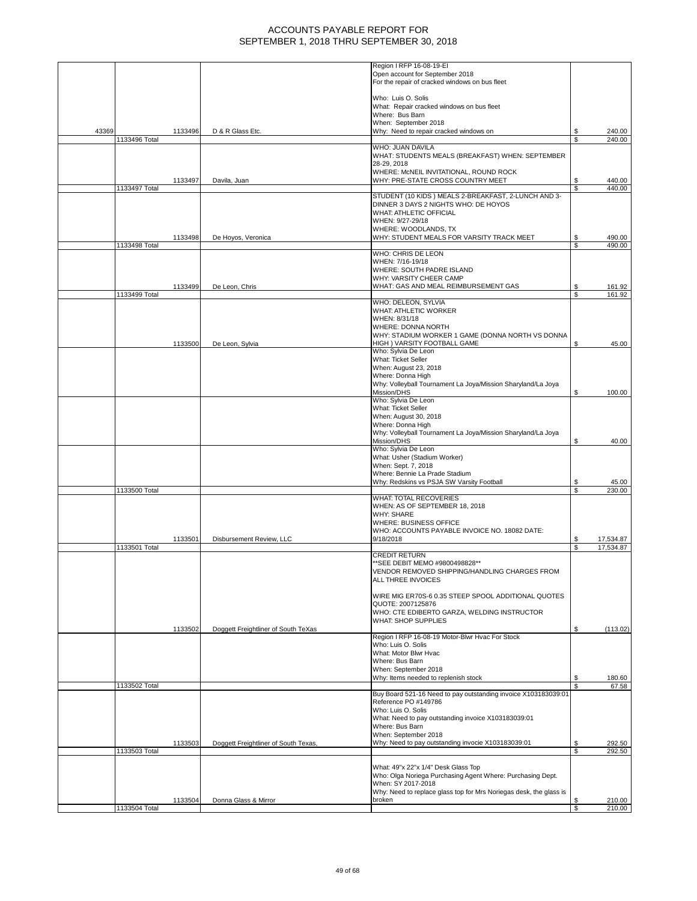# ACCOUNTS PAYABLE REPORT FOR SEPTEMBER 1, 2018 THRU SEPTEMBER 30, 2018

| | | | | Description | Amount |
|---|---|---|---|---|---|
| 43369 | | 1133496 | D & R Glass Etc. | Region I RFP 16-08-19-EI<br>Open account for September 2018<br>For the repair of cracked windows on bus fleet<br><br>Who: Luis O. Solis<br>What: Repair cracked windows on bus fleet<br>Where: Bus Barn<br>When: September 2018<br>Why: Need to repair cracked windows on | $ 240.00 |
| | 1133496 Total | | | | $ 240.00 |
| | | 1133497 | Davila, Juan | WHO: JUAN DAVILA<br>WHAT: STUDENTS MEALS (BREAKFAST) WHEN: SEPTEMBER 28-29, 2018<br>WHERE: McNEIL INVITATIONAL, ROUND ROCK<br>WHY: PRE-STATE CROSS COUNTRY MEET | $ 440.00 |
| | 1133497 Total | | | | $ 440.00 |
| | | 1133498 | De Hoyos, Veronica | STUDENT (10 KIDS ) MEALS 2-BREAKFAST, 2-LUNCH AND 3-DINNER 3 DAYS 2 NIGHTS WHO: DE HOYOS<br>WHAT: ATHLETIC OFFICIAL<br>WHEN: 9/27-29/18<br>WHERE: WOODLANDS, TX<br>WHY: STUDENT MEALS FOR VARSITY TRACK MEET | $ 490.00 |
| | 1133498 Total | | | | $ 490.00 |
| | | 1133499 | De Leon, Chris | WHO: CHRIS DE LEON<br>WHEN: 7/16-19/18<br>WHERE: SOUTH PADRE ISLAND<br>WHY: VARSITY CHEER CAMP<br>WHAT: GAS AND MEAL REIMBURSEMENT GAS | $ 161.92 |
| | 1133499 Total | | | | $ 161.92 |
| | | 1133500 | De Leon, Sylvia | WHO: DELEON, SYLVIA<br>WHAT: ATHLETIC WORKER<br>WHEN: 8/31/18<br>WHERE: DONNA NORTH<br>WHY: STADIUM WORKER 1 GAME (DONNA NORTH VS DONNA HIGH ) VARSITY FOOTBALL GAME | $ 45.00 |
| | | | | Who: Sylvia De Leon<br>What: Ticket Seller<br>When: August 23, 2018<br>Where: Donna High<br>Why: Volleyball Tournament La Joya/Mission Sharyland/La Joya Mission/DHS | $ 100.00 |
| | | | | Who: Sylvia De Leon<br>What: Ticket Seller<br>When: August 30, 2018<br>Where: Donna High<br>Why: Volleyball Tournament La Joya/Mission Sharyland/La Joya Mission/DHS | $ 40.00 |
| | | | | Who: Sylvia De Leon<br>What: Usher (Stadium Worker)<br>When: Sept. 7, 2018<br>Where: Bennie La Prade Stadium<br>Why: Redskins vs PSJA SW Varsity Football | $ 45.00 |
| | 1133500 Total | | | | $ 230.00 |
| | | 1133501 | Disbursement Review, LLC | WHAT: TOTAL RECOVERIES<br>WHEN: AS OF SEPTEMBER 18, 2018<br>WHY: SHARE<br>WHERE: BUSINESS OFFICE<br>WHO: ACCOUNTS PAYABLE INVOICE NO. 18082 DATE: 9/18/2018 | $ 17,534.87 |
| | 1133501 Total | | | | $ 17,534.87 |
| | | 1133502 | Doggett Freightliner of South TeXas | CREDIT RETURN<br>**SEE DEBIT MEMO #9800498828**<br>VENDOR REMOVED SHIPPING/HANDLING CHARGES FROM ALL THREE INVOICES<br><br>WIRE MIG ER70S-6 0.35 STEEP SPOOL ADDITIONAL QUOTES QUOTE: 2007125876<br>WHO: CTE EDIBERTO GARZA, WELDING INSTRUCTOR<br>WHAT: SHOP SUPPLIES | $ (113.02) |
| | | | | Region I RFP 16-08-19 Motor-Blwr Hvac For Stock<br>Who: Luis O. Solis<br>What: Motor Blwr Hvac<br>Where: Bus Barn<br>When: September 2018<br>Why: Items needed to replenish stock | $ 180.60 |
| | 1133502 Total | | | | $ 67.58 |
| | | 1133503 | Doggett Freightliner of South Texas, | Buy Board 521-16 Need to pay outstanding invoice X103183039:01<br>Reference PO #149786<br>Who: Luis O. Solis<br>What: Need to pay outstanding invoice X103183039:01<br>Where: Bus Barn<br>When: September 2018<br>Why: Need to pay outstanding invocie X103183039:01 | $ 292.50 |
| | 1133503 Total | | | | $ 292.50 |
| | | 1133504 | Donna Glass & Mirror | What: 49"x 22"x 1/4" Desk Glass Top<br>Who: Olga Noriega Purchasing Agent Where: Purchasing Dept.<br>When: SY 2017-2018<br>Why: Need to replace glass top for Mrs Noriegas desk, the glass is broken | $ 210.00 |
| | 1133504 Total | | | | $ 210.00 |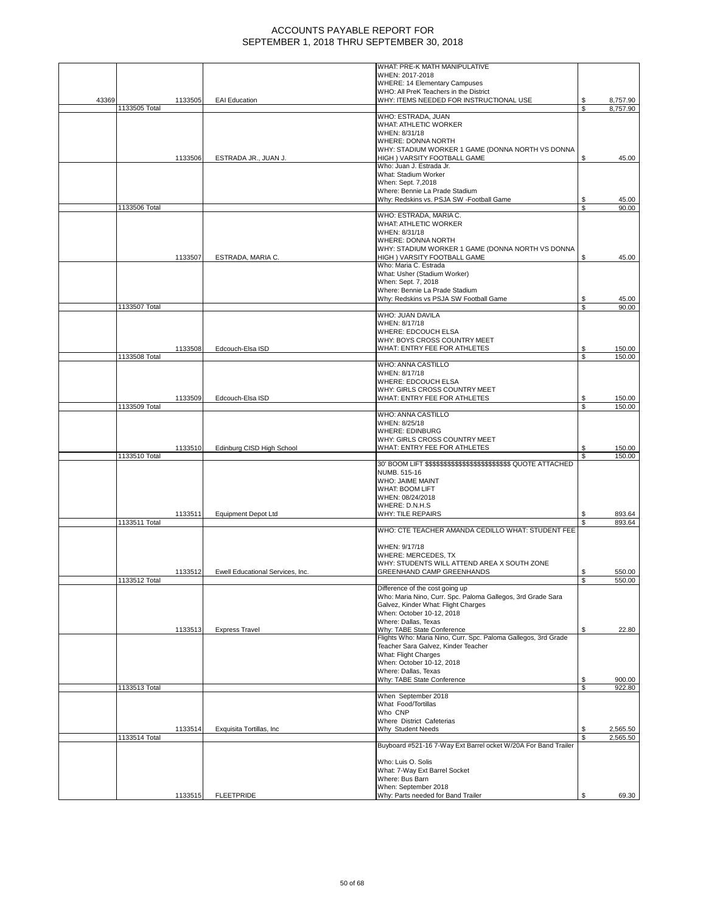# ACCOUNTS PAYABLE REPORT FOR
# SEPTEMBER 1, 2018 THRU SEPTEMBER 30, 2018

| | | | | | |
|---|---|---|---|---|---|
| 43369 | 1133505 | EAI Education | WHAT: PRE-K MATH MANIPULATIVE<br>WHEN: 2017-2018<br>WHERE: 14 Elementary Campuses<br>WHO: All PreK Teachers in the District<br>WHY: ITEMS NEEDED FOR INSTRUCTIONAL USE | $ | 8,757.90 |
| | 1133505 Total | | | $ | 8,757.90 |
| | 1133506 | ESTRADA JR., JUAN J. | WHO: ESTRADA, JUAN<br>WHAT: ATHLETIC WORKER<br>WHEN: 8/31/18<br>WHERE: DONNA NORTH<br>WHY: STADIUM WORKER 1 GAME (DONNA NORTH VS DONNA HIGH ) VARSITY FOOTBALL GAME | $ | 45.00 |
| | | | Who: Juan J. Estrada Jr.<br>What: Stadium Worker<br>When: Sept. 7,2018<br>Where: Bennie La Prade Stadium<br>Why: Redskins vs. PSJA SW -Football Game | $ | 45.00 |
| | 1133506 Total | | | $ | 90.00 |
| | 1133507 | ESTRADA, MARIA C. | WHO: ESTRADA, MARIA C.<br>WHAT: ATHLETIC WORKER<br>WHEN: 8/31/18<br>WHERE: DONNA NORTH<br>WHY: STADIUM WORKER 1 GAME (DONNA NORTH VS DONNA HIGH ) VARSITY FOOTBALL GAME | $ | 45.00 |
| | | | Who: Maria C. Estrada<br>What: Usher (Stadium Worker)<br>When: Sept. 7, 2018<br>Where: Bennie La Prade Stadium<br>Why: Redskins vs PSJA SW Football Game | $ | 45.00 |
| | 1133507 Total | | | $ | 90.00 |
| | 1133508 | Edcouch-Elsa ISD | WHO: JUAN DAVILA<br>WHEN: 8/17/18<br>WHERE: EDCOUCH ELSA<br>WHY: BOYS CROSS COUNTRY MEET<br>WHAT: ENTRY FEE FOR ATHLETES | $ | 150.00 |
| | 1133508 Total | | | $ | 150.00 |
| | 1133509 | Edcouch-Elsa ISD | WHO: ANNA CASTILLO<br>WHEN: 8/17/18<br>WHERE: EDCOUCH ELSA<br>WHY: GIRLS CROSS COUNTRY MEET<br>WHAT: ENTRY FEE FOR ATHLETES | $ | 150.00 |
| | 1133509 Total | | | $ | 150.00 |
| | 1133510 | Edinburg CISD High School | WHO: ANNA CASTILLO<br>WHEN: 8/25/18<br>WHERE: EDINBURG<br>WHY: GIRLS CROSS COUNTRY MEET<br>WHAT: ENTRY FEE FOR ATHLETES | $ | 150.00 |
| | 1133510 Total | | | $ | 150.00 |
| | 1133511 | Equipment Depot Ltd | 30' BOOM LIFT $$$$$$$$$$$$$$$$$$$$$$$$$$$ QUOTE ATTACHED NUMB. 515-16<br>WHO: JAIME MAINT<br>WHAT: BOOM LIFT<br>WHEN: 08/24/2018<br>WHERE: D.N.H.S<br>WHY: TILE REPAIRS | $ | 893.64 |
| | 1133511 Total | | | $ | 893.64 |
| | 1133512 | Ewell Educational Services, Inc. | WHO: CTE TEACHER AMANDA CEDILLO WHAT: STUDENT FEE<br><br>WHEN: 9/17/18<br>WHERE: MERCEDES, TX<br>WHY: STUDENTS WILL ATTEND AREA X SOUTH ZONE GREENHAND CAMP GREENHANDS | $ | 550.00 |
| | 1133512 Total | | | $ | 550.00 |
| | 1133513 | Express Travel | Difference of the cost going up<br>Who: Maria Nino, Curr. Spc. Paloma Gallegos, 3rd Grade Sara Galvez, Kinder What: Flight Charges<br>When: October 10-12, 2018<br>Where: Dallas, Texas<br>Why: TABE State Conference | $ | 22.80 |
| | | | Flights Who: Maria Nino, Curr. Spc. Paloma Gallegos, 3rd Grade Teacher Sara Galvez, Kinder Teacher<br>What: Flight Charges<br>When: October 10-12, 2018<br>Where: Dallas, Texas<br>Why: TABE State Conference | $ | 900.00 |
| | 1133513 Total | | | $ | 922.80 |
| | 1133514 | Exquisita Tortillas, Inc | When September 2018<br>What Food/Tortillas<br>Who CNP<br>Where District Cafeterias<br>Why Student Needs | $ | 2,565.50 |
| | 1133514 Total | | | $ | 2,565.50 |
| | 1133515 | FLEETPRIDE | Buyboard #521-16 7-Way Ext Barrel ocket W/20A For Band Trailer<br><br>Who: Luis O. Solis<br>What: 7-Way Ext Barrel Socket<br>Where: Bus Barn<br>When: September 2018<br>Why: Parts needed for Band Trailer | $ | 69.30 |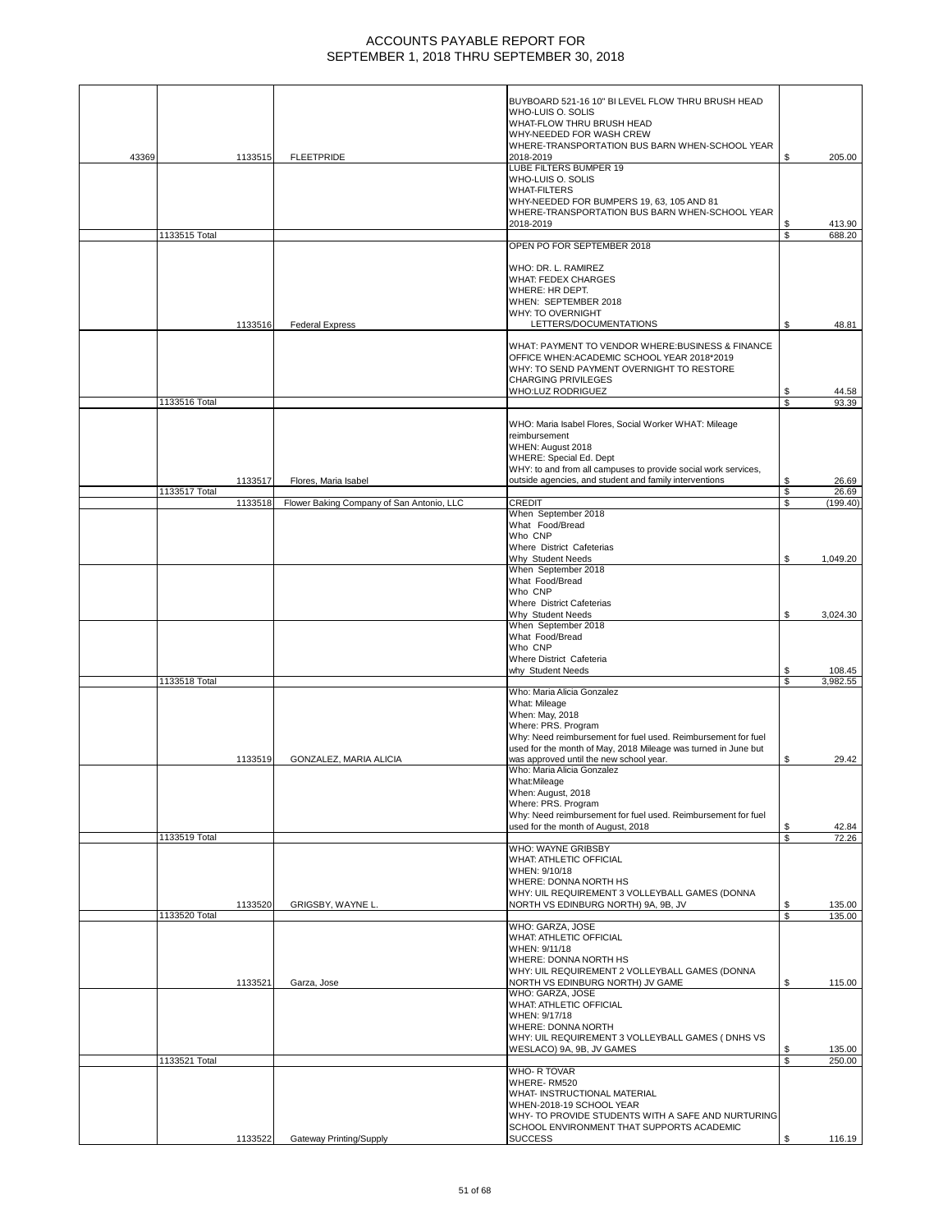# ACCOUNTS PAYABLE REPORT FOR SEPTEMBER 1, 2018 THRU SEPTEMBER 30, 2018

| | | | | |
|---|---|---|---|---|
| 43369 | 1133515 | FLEETPRIDE | BUYBOARD 521-16 10" BI LEVEL FLOW THRU BRUSH HEAD WHO-LUIS O. SOLIS WHAT-FLOW THRU BRUSH HEAD WHY-NEEDED FOR WASH CREW WHERE-TRANSPORTATION BUS BARN WHEN-SCHOOL YEAR 2018-2019 | $ 205.00 |
| | | | LUBE FILTERS BUMPER 19 WHO-LUIS O. SOLIS WHAT-FILTERS WHY-NEEDED FOR BUMPERS 19, 63, 105 AND 81 WHERE-TRANSPORTATION BUS BARN WHEN-SCHOOL YEAR 2018-2019 | $ 413.90 |
| | 1133515 Total | | | $ 688.20 |
| | 1133516 | Federal Express | OPEN PO FOR SEPTEMBER 2018 WHO: DR. L. RAMIREZ WHAT: FEDEX CHARGES WHERE: HR DEPT. WHEN: SEPTEMBER 2018 WHY: TO OVERNIGHT LETTERS/DOCUMENTATIONS | $ 48.81 |
| | | | WHAT: PAYMENT TO VENDOR WHERE:BUSINESS & FINANCE OFFICE WHEN:ACADEMIC SCHOOL YEAR 2018*2019 WHY: TO SEND PAYMENT OVERNIGHT TO RESTORE CHARGING PRIVILEGES WHO:LUZ RODRIGUEZ | $ 44.58 |
| | 1133516 Total | | | $ 93.39 |
| | 1133517 | Flores, Maria Isabel | WHO: Maria Isabel Flores, Social Worker WHAT: Mileage reimbursement WHEN: August 2018 WHERE: Special Ed. Dept WHY: to and from all campuses to provide social work services, outside agencies, and student and family interventions | $ 26.69 |
| | 1133517 Total | | | $ 26.69 |
| | 1133518 | Flower Baking Company of San Antonio, LLC | CREDIT | $ (199.40) |
| | | | When September 2018 What Food/Bread Who CNP Where District Cafeterias Why Student Needs | $ 1,049.20 |
| | | | When September 2018 What Food/Bread Who CNP Where District Cafeterias Why Student Needs | $ 3,024.30 |
| | | | When September 2018 What Food/Bread Who CNP Where District Cafeteria why Student Needs | $ 108.45 |
| | 1133518 Total | | | $ 3,982.55 |
| | 1133519 | GONZALEZ, MARIA ALICIA | Who: Maria Alicia Gonzalez What: Mileage When: May, 2018 Where: PRS. Program Why: Need reimbursement for fuel used. Reimbursement for fuel used for the month of May, 2018 Mileage was turned in June but was approved until the new school year. | $ 29.42 |
| | | | Who: Maria Alicia Gonzalez What:Mileage When: August, 2018 Where: PRS. Program Why: Need reimbursement for fuel used. Reimbursement for fuel used for the month of August, 2018 | $ 42.84 |
| | 1133519 Total | | | $ 72.26 |
| | 1133520 | GRIGSBY, WAYNE L. | WHO: WAYNE GRIBSBY WHAT: ATHLETIC OFFICIAL WHEN: 9/10/18 WHERE: DONNA NORTH HS WHY: UIL REQUIREMENT 3 VOLLEYBALL GAMES (DONNA NORTH VS EDINBURG NORTH) 9A, 9B, JV | $ 135.00 |
| | 1133520 Total | | | $ 135.00 |
| | 1133521 | Garza, Jose | WHO: GARZA, JOSE WHAT: ATHLETIC OFFICIAL WHEN: 9/11/18 WHERE: DONNA NORTH HS WHY: UIL REQUIREMENT 2 VOLLEYBALL GAMES (DONNA NORTH VS EDINBURG NORTH) JV GAME | $ 115.00 |
| | | | WHO: GARZA, JOSE WHAT: ATHLETIC OFFICIAL WHEN: 9/17/18 WHERE: DONNA NORTH WHY: UIL REQUIREMENT 3 VOLLEYBALL GAMES ( DNHS VS WESLACO) 9A, 9B, JV GAMES | $ 135.00 |
| | 1133521 Total | | | $ 250.00 |
| | 1133522 | Gateway Printing/Supply | WHO- R TOVAR WHERE- RM520 WHAT- INSTRUCTIONAL MATERIAL WHEN-2018-19 SCHOOL YEAR WHY- TO PROVIDE STUDENTS WITH A SAFE AND NURTURING SCHOOL ENVIRONMENT THAT SUPPORTS ACADEMIC SUCCESS | $ 116.19 |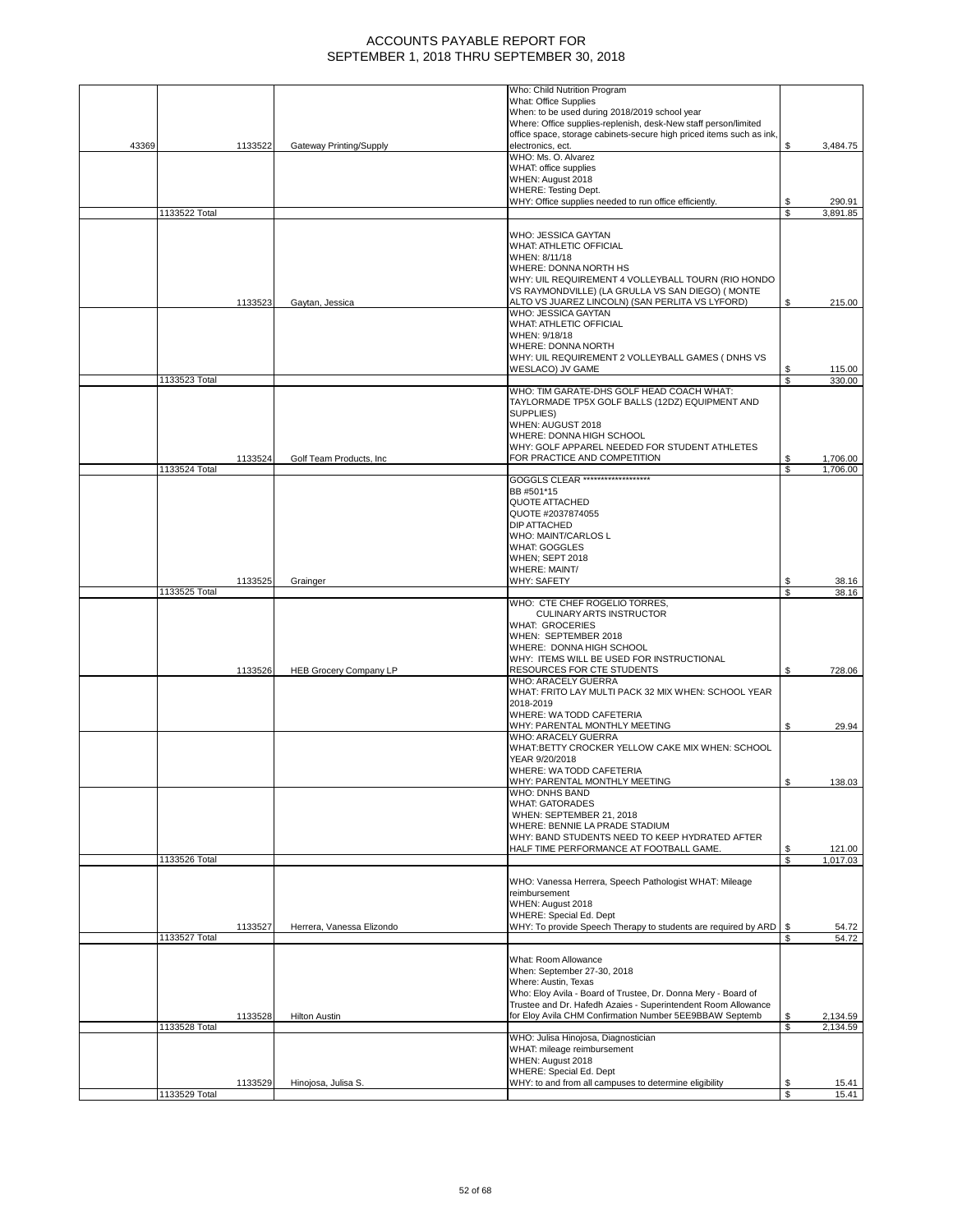# ACCOUNTS PAYABLE REPORT FOR
# SEPTEMBER 1, 2018 THRU SEPTEMBER 30, 2018

| | | | | | |
|---|---|---|---|---|---|
| 43369 | | 1133522 | Gateway Printing/Supply | Who: Child Nutrition Program What: Office Supplies When: to be used during 2018/2019 school year Where: Office supplies-replenish, desk-New staff person/limited office space, storage cabinets-secure high priced items such as ink, electronics, ect. | $ 3,484.75 |
| | | | | WHO: Ms. O. Alvarez WHAT: office supplies WHEN: August 2018 WHERE: Testing Dept. WHY: Office supplies needed to run office efficiently. | $ 290.91 |
| | 1133522 Total | | | | $ 3,891.85 |
| | | 1133523 | Gaytan, Jessica | WHO: JESSICA GAYTAN WHAT: ATHLETIC OFFICIAL WHEN: 8/11/18 WHERE: DONNA NORTH HS WHY: UIL REQUIREMENT 4 VOLLEYBALL TOURN (RIO HONDO VS RAYMONDVILLE) (LA GRULLA VS SAN DIEGO) ( MONTE ALTO VS JUAREZ LINCOLN) (SAN PERLITA VS LYFORD) | $ 215.00 |
| | | | | WHO: JESSICA GAYTAN WHAT: ATHLETIC OFFICIAL WHEN: 9/18/18 WHERE: DONNA NORTH WHY: UIL REQUIREMENT 2 VOLLEYBALL GAMES ( DNHS VS WESLACO) JV GAME | $ 115.00 |
| | 1133523 Total | | | | $ 330.00 |
| | | 1133524 | Golf Team Products, Inc | WHO: TIM GARATE-DHS GOLF HEAD COACH WHAT: TAYLORMADE TP5X GOLF BALLS (12DZ) EQUIPMENT AND SUPPLIES) WHEN: AUGUST 2018 WHERE: DONNA HIGH SCHOOL WHY: GOLF APPAREL NEEDED FOR STUDENT ATHLETES FOR PRACTICE AND COMPETITION | $ 1,706.00 |
| | 1133524 Total | | | | $ 1,706.00 |
| | | 1133525 | Grainger | GOGGLS CLEAR ****************** BB #501*15 QUOTE ATTACHED QUOTE #2037874055 DIP ATTACHED WHO: MAINT/CARLOS L WHAT: GOGGLES WHEN; SEPT 2018 WHERE: MAINT/ WHY: SAFETY | $ 38.16 |
| | 1133525 Total | | | | $ 38.16 |
| | | 1133526 | HEB Grocery Company LP | WHO: CTE CHEF ROGELIO TORRES, CULINARY ARTS INSTRUCTOR WHAT: GROCERIES WHEN: SEPTEMBER 2018 WHERE: DONNA HIGH SCHOOL WHY: ITEMS WILL BE USED FOR INSTRUCTIONAL RESOURCES FOR CTE STUDENTS | $ 728.06 |
| | | | | WHO: ARACELY GUERRA WHAT: FRITO LAY MULTI PACK 32 MIX WHEN: SCHOOL YEAR 2018-2019 WHERE: WA TODD CAFETERIA WHY: PARENTAL MONTHLY MEETING | $ 29.94 |
| | | | | WHO: ARACELY GUERRA WHAT:BETTY CROCKER YELLOW CAKE MIX WHEN: SCHOOL YEAR 9/20/2018 WHERE: WA TODD CAFETERIA WHY: PARENTAL MONTHLY MEETING | $ 138.03 |
| | | | | WHO: DNHS BAND WHAT: GATORADES WHEN: SEPTEMBER 21, 2018 WHERE: BENNIE LA PRADE STADIUM WHY: BAND STUDENTS NEED TO KEEP HYDRATED AFTER HALF TIME PERFORMANCE AT FOOTBALL GAME. | $ 121.00 |
| | 1133526 Total | | | | $ 1,017.03 |
| | | 1133527 | Herrera, Vanessa Elizondo | WHO: Vanessa Herrera, Speech Pathologist WHAT: Mileage reimbursement WHEN: August 2018 WHERE: Special Ed. Dept WHY: To provide Speech Therapy to students are required by ARD | $ 54.72 |
| | 1133527 Total | | | | $ 54.72 |
| | | 1133528 | Hilton Austin | What: Room Allowance When: September 27-30, 2018 Where: Austin, Texas Who: Eloy Avila - Board of Trustee, Dr. Donna Mery - Board of Trustee and Dr. Hafedh Azaies - Superintendent Room Allowance for Eloy Avila CHM Confirmation Number 5EE9BBAW Septemb | $ 2,134.59 |
| | 1133528 Total | | | | $ 2,134.59 |
| | | 1133529 | Hinojosa, Julisa S. | WHO: Julisa Hinojosa, Diagnostician WHAT: mileage reimbursement WHEN: August 2018 WHERE: Special Ed. Dept WHY: to and from all campuses to determine eligibility | $ 15.41 |
| | 1133529 Total | | | | $ 15.41 |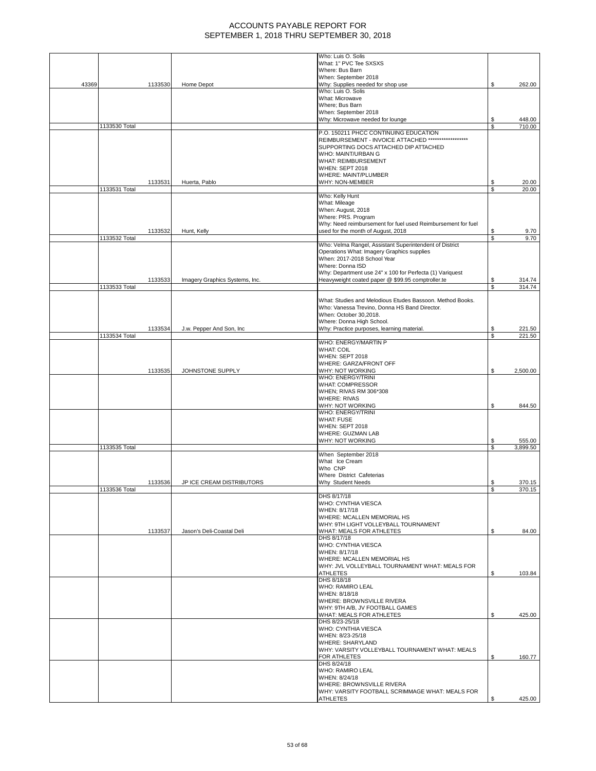# ACCOUNTS PAYABLE REPORT FOR SEPTEMBER 1, 2018 THRU SEPTEMBER 30, 2018

| | | | | |
|---|---|---|---|---|
| 43369 | 1133530 | Home Depot | Who: Luis O. Solis What: 1" PVC Tee SXSXS Where: Bus Barn When: September 2018 Why: Supplies needed for shop use | $ 262.00 |
| | | | Who: Luis O. Solis What: Microwave Where; Bus Barn When: September 2018 Why: Microwave needed for lounge | $ 448.00 |
| | 1133530 Total | | | $ 710.00 |
| | 1133531 | Huerta, Pablo | P.O. 150211 PHCC CONTINUING EDUCATION REIMBURSEMENT - INVOICE ATTACHED ****************** SUPPORTING DOCS ATTACHED DIP ATTACHED WHO: MAINT/URBAN G WHAT: REIMBURSEMENT WHEN: SEPT 2018 WHERE: MAINT/PLUMBER WHY: NON-MEMBER | $ 20.00 |
| | 1133531 Total | | | $ 20.00 |
| | 1133532 | Hunt, Kelly | Who: Kelly Hunt What: Mileage When: August, 2018 Where: PRS. Program Why: Need reimbursement for fuel used Reimbursement for fuel used for the month of August, 2018 | $ 9.70 |
| | 1133532 Total | | | $ 9.70 |
| | 1133533 | Imagery Graphics Systems, Inc. | Who: Velma Rangel, Assistant Superintendent of District Operations What: Imagery Graphics supplies When: 2017-2018 School Year Where: Donna ISD Why: Department use 24" x 100 for Perfecta (1) Variquest Heavyweight coated paper @ $99.95 comptroller.te | $ 314.74 |
| | 1133533 Total | | | $ 314.74 |
| | 1133534 | J.w. Pepper And Son, Inc | What: Studies and Melodious Etudes Bassoon. Method Books. Who: Vanessa Trevino, Donna HS Band Director. When: October 30,2018. Where: Donna High School. Why: Practice purposes, learning material. | $ 221.50 |
| | 1133534 Total | | | $ 221.50 |
| | 1133535 | JOHNSTONE SUPPLY | WHO: ENERGY/MARTIN P WHAT: COIL WHEN: SEPT 2018 WHERE: GARZA/FRONT OFF WHY: NOT WORKING | $ 2,500.00 |
| | | | WHO: ENERGY/TRINI WHAT: COMPRESSOR WHEN; RIVAS RM 306*308 WHERE: RIVAS WHY: NOT WORKING | $ 844.50 |
| | | | WHO: ENERGY/TRINI WHAT: FUSE WHEN: SEPT 2018 WHERE: GUZMAN LAB WHY: NOT WORKING | $ 555.00 |
| | 1133535 Total | | | $ 3,899.50 |
| | 1133536 | JP ICE CREAM DISTRIBUTORS | When September 2018 What Ice Cream Who CNP Where District Cafeterias Why Student Needs | $ 370.15 |
| | 1133536 Total | | | $ 370.15 |
| | 1133537 | Jason's Deli-Coastal Deli | DHS 8/17/18 WHO: CYNTHIA VIESCA WHEN: 8/17/18 WHERE: MCALLEN MEMORIAL HS WHY: 9TH LIGHT VOLLEYBALL TOURNAMENT WHAT: MEALS FOR ATHLETES | $ 84.00 |
| | | | DHS 8/17/18 WHO: CYNTHIA VIESCA WHEN: 8/17/18 WHERE: MCALLEN MEMORIAL HS WHY: JVL VOLLEYBALL TOURNAMENT WHAT: MEALS FOR ATHLETES | $ 103.84 |
| | | | DHS 8/18/18 WHO: RAMIRO LEAL WHEN: 8/18/18 WHERE: BROWNSVILLE RIVERA WHY: 9TH A/B, JV FOOTBALL GAMES WHAT: MEALS FOR ATHLETES | $ 425.00 |
| | | | DHS 8/23-25/18 WHO: CYNTHIA VIESCA WHEN: 8/23-25/18 WHERE: SHARYLAND WHY: VARSITY VOLLEYBALL TOURNAMENT WHAT: MEALS FOR ATHLETES | $ 160.77 |
| | | | DHS 8/24/18 WHO: RAMIRO LEAL WHEN: 8/24/18 WHERE: BROWNSVILLE RIVERA WHY: VARSITY FOOTBALL SCRIMMAGE WHAT: MEALS FOR ATHLETES | $ 425.00 |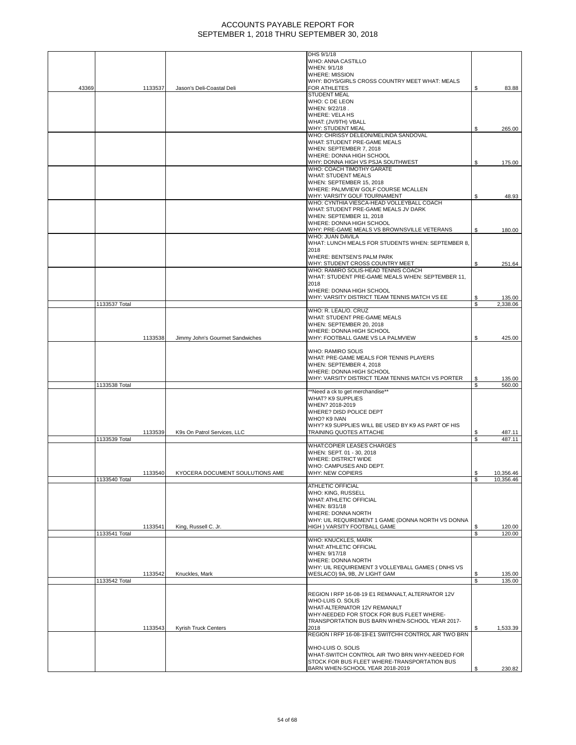# ACCOUNTS PAYABLE REPORT FOR
# SEPTEMBER 1, 2018 THRU SEPTEMBER 30, 2018

| | | | | |
|---|---|---|---|---|
| 43369 | 1133537 | Jason's Deli-Coastal Deli | DHS 9/1/18 WHO: ANNA CASTILLO WHEN: 9/1/18 WHERE: MISSION WHY: BOYS/GIRLS CROSS COUNTRY MEET WHAT: MEALS FOR ATHLETES | $ 83.88 |
| | | | STUDENT MEAL WHO: C DE LEON WHEN: 9/22/18 . WHERE: VELA HS WHAT: (JV/9TH) VBALL WHY: STUDENT MEAL | $ 265.00 |
| | | | WHO: CHRISSY DELEON/MELINDA SANDOVAL WHAT: STUDENT PRE-GAME MEALS WHEN: SEPTEMBER 7, 2018 WHERE: DONNA HIGH SCHOOL WHY: DONNA HIGH VS PSJA SOUTHWEST | $ 175.00 |
| | | | WHO: COACH TIMOTHY GARATE WHAT: STUDENT MEALS WHEN: SEPTEMBER 15, 2018 WHERE: PALMVIEW GOLF COURSE MCALLEN WHY: VARSITY GOLF TOURNAMENT | $ 48.93 |
| | | | WHO: CYNTHIA VIESCA-HEAD VOLLEYBALL COACH WHAT: STUDENT PRE-GAME MEALS JV DARK WHEN: SEPTEMBER 11, 2018 WHERE: DONNA HIGH SCHOOL WHY: PRE-GAME MEALS VS BROWNSVILLE VETERANS | $ 180.00 |
| | | | WHO: JUAN DAVILA WHAT: LUNCH MEALS FOR STUDENTS WHEN: SEPTEMBER 8, 2018 WHERE: BENTSEN'S PALM PARK WHY: STUDENT CROSS COUNTRY MEET | $ 251.64 |
| | | | WHO: RAMIRO SOLIS-HEAD TENNIS COACH WHAT: STUDENT PRE-GAME MEALS WHEN: SEPTEMBER 11, 2018 WHERE: DONNA HIGH SCHOOL WHY: VARSITY DISTRICT TEAM TENNIS MATCH VS EE | $ 135.00 |
| | 1133537 Total | | | $ 2,338.06 |
| | 1133538 | Jimmy John's Gourmet Sandwiches | WHO: R. LEAL/O. CRUZ WHAT: STUDENT PRE-GAME MEALS WHEN: SEPTEMBER 20, 2018 WHERE: DONNA HIGH SCHOOL WHY: FOOTBALL GAME VS LA PALMVIEW | $ 425.00 |
| | | | WHO: RAMIRO SOLIS WHAT: PRE-GAME MEALS FOR TENNIS PLAYERS WHEN: SEPTEMBER 4, 2018 WHERE: DONNA HIGH SCHOOL WHY: VARSITY DISTRICT TEAM TENNIS MATCH VS PORTER | $ 135.00 |
| | 1133538 Total | | | $ 560.00 |
| | 1133539 | K9s On Patrol Services, LLC | **Need a ck to get merchandise** WHAT? K9 SUPPLIES WHEN? 2018-2019 WHERE? DISD POLICE DEPT WHO? K9 IVAN WHY? K9 SUPPLIES WILL BE USED BY K9 AS PART OF HIS TRAINING QUOTES ATTACHE | $ 487.11 |
| | 1133539 Total | | | $ 487.11 |
| | 1133540 | KYOCERA DOCUMENT SOULUTIONS AME | WHAT:COPIER LEASES CHARGES WHEN: SEPT. 01 - 30, 2018 WHERE: DISTRICT WIDE WHO: CAMPUSES AND DEPT. WHY: NEW COPIERS | $ 10,356.46 |
| | 1133540 Total | | | $ 10,356.46 |
| | 1133541 | King, Russell C. Jr. | ATHLETIC OFFICIAL WHO: KING, RUSSELL WHAT: ATHLETIC OFFICIAL WHEN: 8/31/18 WHERE: DONNA NORTH WHY: UIL REQUIREMENT 1 GAME (DONNA NORTH VS DONNA HIGH ) VARSITY FOOTBALL GAME | $ 120.00 |
| | 1133541 Total | | | $ 120.00 |
| | 1133542 | Knuckles, Mark | WHO: KNUCKLES, MARK WHAT: ATHLETIC OFFICIAL WHEN: 9/17/18 WHERE: DONNA NORTH WHY: UIL REQUIREMENT 3 VOLLEYBALL GAMES ( DNHS VS WESLACO) 9A, 9B, JV LIGHT GAM | $ 135.00 |
| | 1133542 Total | | | $ 135.00 |
| | 1133543 | Kyrish Truck Centers | REGION I RFP 16-08-19 E1 REMANALT, ALTERNATOR 12V WHO-LUIS O. SOLIS WHAT-ALTERNATOR 12V REMANALT WHY-NEEDED FOR STOCK FOR BUS FLEET WHERE-TRANSPORTATION BUS BARN WHEN-SCHOOL YEAR 2017-2018 | $ 1,533.39 |
| | | | REGION I RFP 16-08-19-E1 SWITCHH CONTROL AIR TWO BRN WHO-LUIS O. SOLIS WHAT-SWITCH CONTROL AIR TWO BRN WHY-NEEDED FOR STOCK FOR BUS FLEET WHERE-TRANSPORTATION BUS BARN WHEN-SCHOOL YEAR 2018-2019 | $ 230.82 |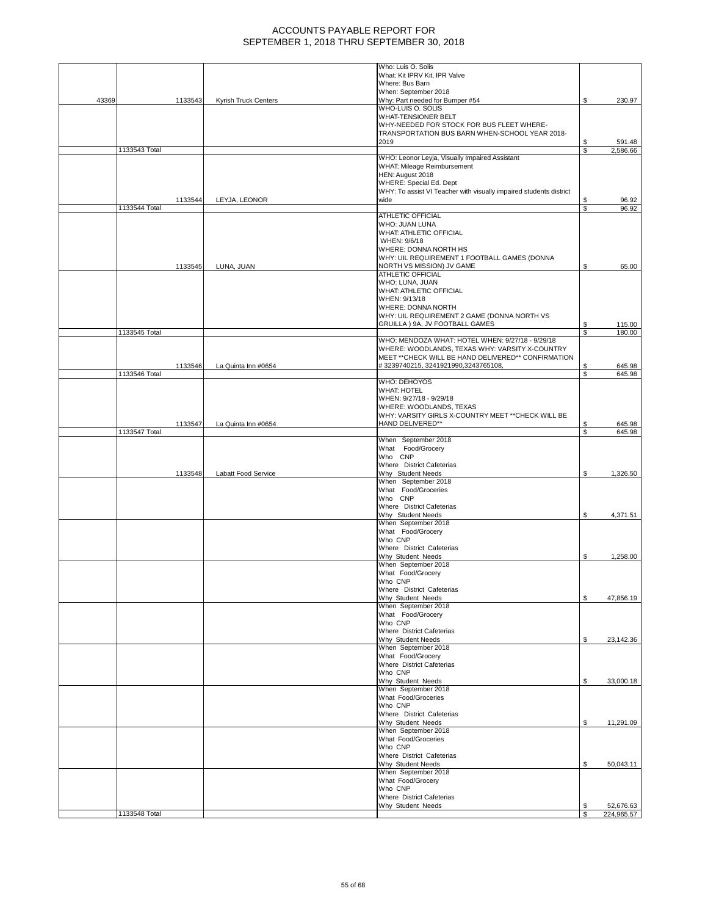# ACCOUNTS PAYABLE REPORT FOR SEPTEMBER 1, 2018 THRU SEPTEMBER 30, 2018

| | | | | |
|---|---|---|---|---|
| 43369 | 1133543 | Kyrish Truck Centers | Who: Luis O. Solis What: Kit IPRV Kit, IPR Valve Where: Bus Barn When: September 2018 Why: Part needed for Bumper #54 | $ 230.97 |
| | | | WHO-LUIS O. SOLIS WHAT-TENSIONER BELT WHY-NEEDED FOR STOCK FOR BUS FLEET WHERE-TRANSPORTATION BUS BARN WHEN-SCHOOL YEAR 2018-2019 | $ 591.48 |
| | 1133543 Total | | | $ 2,586.66 |
| | 1133544 | LEYJA, LEONOR | WHO: Leonor Leyja, Visually Impaired Assistant WHAT: Mileage Reimbursement HEN: August 2018 WHERE: Special Ed. Dept WHY: To assist VI Teacher with visually impaired students district wide | $ 96.92 |
| | 1133544 Total | | | $ 96.92 |
| | 1133545 | LUNA, JUAN | ATHLETIC OFFICIAL WHO: JUAN LUNA WHAT: ATHLETIC OFFICIAL WHEN: 9/6/18 WHERE: DONNA NORTH HS WHY: UIL REQUIREMENT 1 FOOTBALL GAMES (DONNA NORTH VS MISSION) JV GAME | $ 65.00 |
| | | | ATHLETIC OFFICIAL WHO: LUNA, JUAN WHAT: ATHLETIC OFFICIAL WHEN: 9/13/18 WHERE: DONNA NORTH WHY: UIL REQUIREMENT 2 GAME (DONNA NORTH VS GRUILLA ) 9A, JV FOOTBALL GAMES | $ 115.00 |
| | 1133545 Total | | | $ 180.00 |
| | 1133546 | La Quinta Inn #0654 | WHO: MENDOZA WHAT: HOTEL WHEN: 9/27/18 - 9/29/18 WHERE: WOODLANDS, TEXAS WHY: VARSITY X-COUNTRY MEET **CHECK WILL BE HAND DELIVERED** CONFIRMATION # 3239740215, 3241921990,3243765108, | $ 645.98 |
| | 1133546 Total | | | $ 645.98 |
| | 1133547 | La Quinta Inn #0654 | WHO: DEHOYOS WHAT: HOTEL WHEN: 9/27/18 - 9/29/18 WHERE: WOODLANDS, TEXAS WHY: VARSITY GIRLS X-COUNTRY MEET **CHECK WILL BE HAND DELIVERED** | $ 645.98 |
| | 1133547 Total | | | $ 645.98 |
| | 1133548 | Labatt Food Service | When September 2018 What Food/Grocery Who CNP Where District Cafeterias Why Student Needs | $ 1,326.50 |
| | | | When September 2018 What Food/Groceries Who CNP Where District Cafeterias Why Student Needs | $ 4,371.51 |
| | | | When September 2018 What Food/Grocery Who CNP Where District Cafeterias Why Student Needs | $ 1,258.00 |
| | | | When September 2018 What Food/Grocery Who CNP Where District Cafeterias Why Student Needs | $ 47,856.19 |
| | | | When September 2018 What Food/Grocery Who CNP Where District Cafeterias Why Student Needs | $ 23,142.36 |
| | | | When September 2018 What Food/Grocery Where District Cafeterias Who CNP Why Student Needs | $ 33,000.18 |
| | | | When September 2018 What Food/Groceries Who CNP Where District Cafeterias Why Student Needs | $ 11,291.09 |
| | | | When September 2018 What Food/Groceries Who CNP Where District Cafeterias Why Student Needs | $ 50,043.11 |
| | | | When September 2018 What Food/Grocery Who CNP Where District Cafeterias Why Student Needs | $ 52,676.63 |
| | 1133548 Total | | | $ 224,965.57 |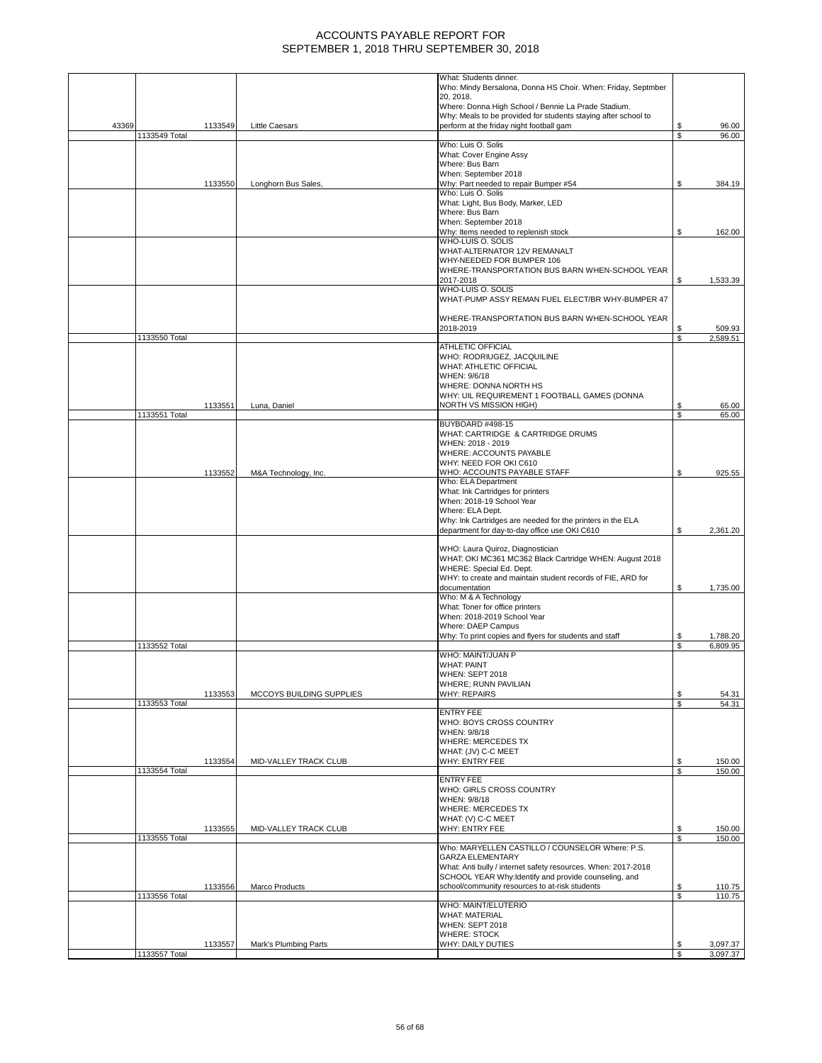# ACCOUNTS PAYABLE REPORT FOR SEPTEMBER 1, 2018 THRU SEPTEMBER 30, 2018

| | | | | | |
|---|---|---|---|---|---|
| 43369 | | 1133549 | Little Caesars | What: Students dinner. Who: Mindy Bersalona, Donna HS Choir. When: Friday, Septmber 20, 2018. Where: Donna High School / Bennie La Prade Stadium. Why: Meals to be provided for students staying after school to perform at the friday night football gam | $ 96.00 |
| | 1133549 Total | | | | $ 96.00 |
| | | 1133550 | Longhorn Bus Sales, | Who: Luis O. Solis What: Cover Engine Assy Where: Bus Barn When: September 2018 Why: Part needed to repair Bumper #54 | $ 384.19 |
| | | | | Who: Luis O. Solis What: Light, Bus Body, Marker, LED Where: Bus Barn When: September 2018 Why: Items needed to replenish stock | $ 162.00 |
| | | | | WHO-LUIS O. SOLIS WHAT-ALTERNATOR 12V REMANALT WHY-NEEDED FOR BUMPER 106 WHERE-TRANSPORTATION BUS BARN WHEN-SCHOOL YEAR 2017-2018 | $ 1,533.39 |
| | | | | WHO-LUIS O. SOLIS WHAT-PUMP ASSY REMAN FUEL ELECT/BR WHY-BUMPER 47 WHERE-TRANSPORTATION BUS BARN WHEN-SCHOOL YEAR 2018-2019 | $ 509.93 |
| | 1133550 Total | | | | $ 2,589.51 |
| | | 1133551 | Luna, Daniel | ATHLETIC OFFICIAL WHO: RODRIUGEZ, JACQUILINE WHAT: ATHLETIC OFFICIAL WHEN: 9/6/18 WHERE: DONNA NORTH HS WHY: UIL REQUIREMENT 1 FOOTBALL GAMES (DONNA NORTH VS MISSION HIGH) | $ 65.00 |
| | 1133551 Total | | | | $ 65.00 |
| | | 1133552 | M&A Technology, Inc. | BUYBOARD #498-15 WHAT: CARTRIDGE & CARTRIDGE DRUMS WHEN: 2018 - 2019 WHERE: ACCOUNTS PAYABLE WHY: NEED FOR OKI C610 WHO: ACCOUNTS PAYABLE STAFF | $ 925.55 |
| | | | | Who: ELA Department What: Ink Cartridges for printers When: 2018-19 School Year Where: ELA Dept. Why: Ink Cartridges are needed for the printers in the ELA department for day-to-day office use OKI C610 | $ 2,361.20 |
| | | | | WHO: Laura Quiroz, Diagnostician WHAT: OKI MC361 MC362 Black Cartridge WHEN: August 2018 WHERE: Special Ed. Dept. WHY: to create and maintain student records of FIE, ARD for documentation | $ 1,735.00 |
| | | | | Who: M & A Technology What: Toner for office printers When: 2018-2019 School Year Where: DAEP Campus Why: To print copies and flyers for students and staff | $ 1,788.20 |
| | 1133552 Total | | | | $ 6,809.95 |
| | | 1133553 | MCCOYS BUILDING SUPPLIES | WHO: MAINT/JUAN P WHAT: PAINT WHEN: SEPT 2018 WHERE; RUNN PAVILIAN WHY: REPAIRS | $ 54.31 |
| | 1133553 Total | | | | $ 54.31 |
| | | 1133554 | MID-VALLEY TRACK CLUB | ENTRY FEE WHO: BOYS CROSS COUNTRY WHEN: 9/8/18 WHERE: MERCEDES TX WHAT: (JV) C-C MEET WHY: ENTRY FEE | $ 150.00 |
| | 1133554 Total | | | | $ 150.00 |
| | | 1133555 | MID-VALLEY TRACK CLUB | ENTRY FEE WHO: GIRLS CROSS COUNTRY WHEN: 9/8/18 WHERE: MERCEDES TX WHAT: (V) C-C MEET WHY: ENTRY FEE | $ 150.00 |
| | 1133555 Total | | | | $ 150.00 |
| | | 1133556 | Marco Products | Who: MARYELLEN CASTILLO / COUNSELOR Where: P.S. GARZA ELEMENTARY What: Anti bully / internet safety resources. When: 2017-2018 SCHOOL YEAR Why:Identify and provide counseling, and school/community resources to at-risk students | $ 110.75 |
| | 1133556 Total | | | | $ 110.75 |
| | | 1133557 | Mark's Plumbing Parts | WHO: MAINT/ELUTERIO WHAT: MATERIAL WHEN: SEPT 2018 WHERE: STOCK WHY: DAILY DUTIES | $ 3,097.37 |
| | 1133557 Total | | | | $ 3,097.37 |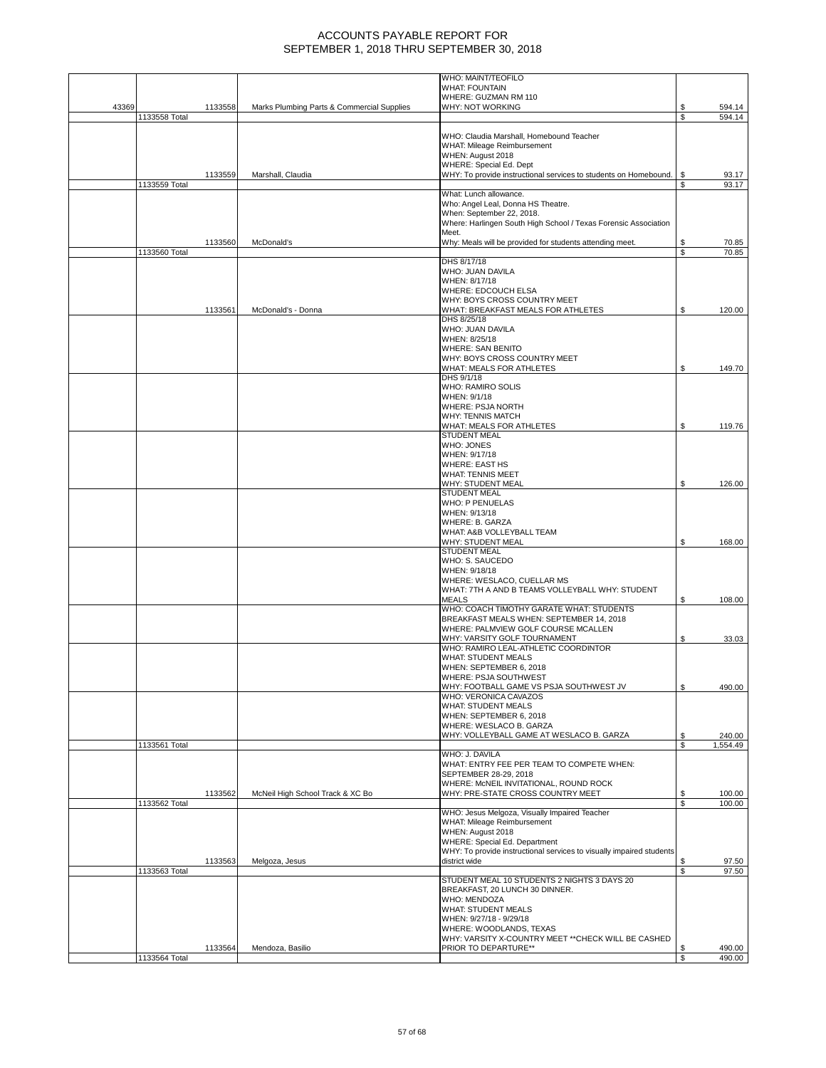# ACCOUNTS PAYABLE REPORT FOR SEPTEMBER 1, 2018 THRU SEPTEMBER 30, 2018

| | | | | | |
|---|---|---|---|---|---|
| 43369 | | 1133558 | Marks Plumbing Parts & Commercial Supplies | WHO: MAINT/TEOFILO WHAT: FOUNTAIN WHERE: GUZMAN RM 110 WHY: NOT WORKING | $ 594.14 |
| | 1133558 Total | | | | $ 594.14 |
| | | 1133559 | Marshall, Claudia | WHO: Claudia Marshall, Homebound Teacher WHAT: Mileage Reimbursement WHEN: August 2018 WHERE: Special Ed. Dept WHY: To provide instructional services to students on Homebound. | $ 93.17 |
| | 1133559 Total | | | | $ 93.17 |
| | | 1133560 | McDonald's | What: Lunch allowance. Who: Angel Leal, Donna HS Theatre. When: September 22, 2018. Where: Harlingen South High School / Texas Forensic Association Meet. Why: Meals will be provided for students attending meet. | $ 70.85 |
| | 1133560 Total | | | | $ 70.85 |
| | | 1133561 | McDonald's - Donna | DHS 8/17/18 WHO: JUAN DAVILA WHEN: 8/17/18 WHERE: EDCOUCH ELSA WHY: BOYS CROSS COUNTRY MEET WHAT: BREAKFAST MEALS FOR ATHLETES | $ 120.00 |
| | | | | DHS 8/25/18 WHO: JUAN DAVILA WHEN: 8/25/18 WHERE: SAN BENITO WHY: BOYS CROSS COUNTRY MEET WHAT: MEALS FOR ATHLETES | $ 149.70 |
| | | | | DHS 9/1/18 WHO: RAMIRO SOLIS WHEN: 9/1/18 WHERE: PSJA NORTH WHY: TENNIS MATCH WHAT: MEALS FOR ATHLETES | $ 119.76 |
| | | | | STUDENT MEAL WHO: JONES WHEN: 9/17/18 WHERE: EAST HS WHAT: TENNIS MEET WHY: STUDENT MEAL | $ 126.00 |
| | | | | STUDENT MEAL WHO: P PENUELAS WHEN: 9/13/18 WHERE: B. GARZA WHAT: A&B VOLLEYBALL TEAM WHY: STUDENT MEAL | $ 168.00 |
| | | | | STUDENT MEAL WHO: S. SAUCEDO WHEN: 9/18/18 WHERE: WESLACO, CUELLAR MS WHAT: 7TH A AND B TEAMS VOLLEYBALL WHY: STUDENT MEALS | $ 108.00 |
| | | | | WHO: COACH TIMOTHY GARATE WHAT: STUDENTS BREAKFAST MEALS WHEN: SEPTEMBER 14, 2018 WHERE: PALMVIEW GOLF COURSE MCALLEN WHY: VARSITY GOLF TOURNAMENT | $ 33.03 |
| | | | | WHO: RAMIRO LEAL-ATHLETIC COORDINTOR WHAT: STUDENT MEALS WHEN: SEPTEMBER 6, 2018 WHERE: PSJA SOUTHWEST WHY: FOOTBALL GAME VS PSJA SOUTHWEST JV | $ 490.00 |
| | | | | WHO: VERONICA CAVAZOS WHAT: STUDENT MEALS WHEN: SEPTEMBER 6, 2018 WHERE: WESLACO B. GARZA WHY: VOLLEYBALL GAME AT WESLACO B. GARZA | $ 240.00 |
| | 1133561 Total | | | | $ 1,554.49 |
| | | 1133562 | McNeil High School Track & XC Bo | WHO: J. DAVILA WHAT: ENTRY FEE PER TEAM TO COMPETE WHEN: SEPTEMBER 28-29, 2018 WHERE: McNEIL INVITATIONAL, ROUND ROCK WHY: PRE-STATE CROSS COUNTRY MEET | $ 100.00 |
| | 1133562 Total | | | | $ 100.00 |
| | | 1133563 | Melgoza, Jesus | WHO: Jesus Melgoza, Visually Impaired Teacher WHAT: Mileage Reimbursement WHEN: August 2018 WHERE: Special Ed. Department WHY: To provide instructional services to visually impaired students district wide | $ 97.50 |
| | 1133563 Total | | | | $ 97.50 |
| | | 1133564 | Mendoza, Basilio | STUDENT MEAL 10 STUDENTS 2 NIGHTS 3 DAYS 20 BREAKFAST, 20 LUNCH 30 DINNER. WHO: MENDOZA WHAT: STUDENT MEALS WHEN: 9/27/18 - 9/29/18 WHERE: WOODLANDS, TEXAS WHY: VARSITY X-COUNTRY MEET **CHECK WILL BE CASHED PRIOR TO DEPARTURE** | $ 490.00 |
| | 1133564 Total | | | | $ 490.00 |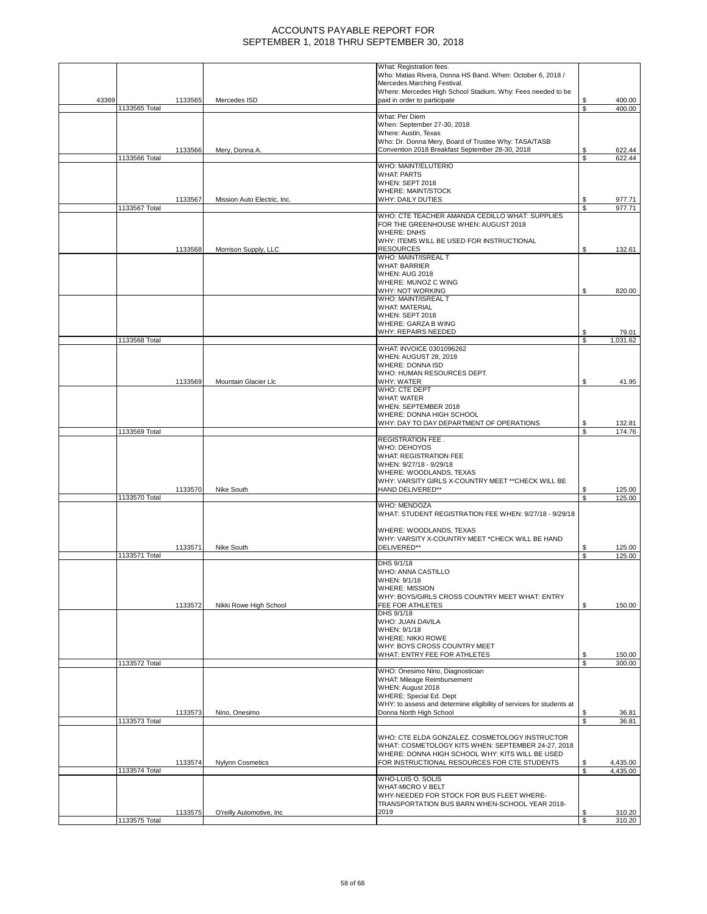# ACCOUNTS PAYABLE REPORT FOR SEPTEMBER 1, 2018 THRU SEPTEMBER 30, 2018

| | | | | | |
|---|---|---|---|---|---|
| 43369 | | 1133565 | Mercedes ISD | What: Registration fees. Who: Matias Rivera, Donna HS Band. When: October 6, 2018 / Mercedes Marching Festival. Where: Mercedes High School Stadium. Why: Fees needed to be paid in order to participate | $ 400.00 |
| | 1133565 Total | | | | $ 400.00 |
| | | 1133566 | Mery, Donna A. | What: Per Diem When: September 27-30, 2018 Where: Austin, Texas Who: Dr. Donna Mery, Board of Trustee Why: TASA/TASB Convention 2018 Breakfast September 28-30, 2018 | $ 622.44 |
| | 1133566 Total | | | | $ 622.44 |
| | | 1133567 | Mission Auto Electric, Inc. | WHO: MAINT/ELUTERIO WHAT: PARTS WHEN: SEPT 2018 WHERE: MAINT/STOCK WHY: DAILY DUTIES | $ 977.71 |
| | 1133567 Total | | | | $ 977.71 |
| | | 1133568 | Morrison Supply, LLC | WHO: CTE TEACHER AMANDA CEDILLO WHAT: SUPPLIES FOR THE GREENHOUSE WHEN: AUGUST 2018 WHERE: DNHS WHY: ITEMS WILL BE USED FOR INSTRUCTIONAL RESOURCES | $ 132.61 |
| | | | | WHO: MAINT/ISREAL T WHAT: BARRIER WHEN: AUG 2018 WHERE: MUNOZ C WING WHY: NOT WORKING | $ 820.00 |
| | | | | WHO: MAINT/ISREAL T WHAT: MATERIAL WHEN: SEPT 2018 WHERE: GARZA B WING WHY: REPAIRS NEEDED | $ 79.01 |
| | 1133568 Total | | | | $ 1,031.62 |
| | | 1133569 | Mountain Glacier Llc | WHAT: INVOICE 0301096262 WHEN: AUGUST 28, 2018 WHERE: DONNA ISD WHO: HUMAN RESOURCES DEPT. WHY: WATER | $ 41.95 |
| | | | | WHO: CTE DEPT WHAT: WATER WHEN: SEPTEMBER 2018 WHERE: DONNA HIGH SCHOOL WHY: DAY TO DAY DEPARTMENT OF OPERATIONS | $ 132.81 |
| | 1133569 Total | | | | $ 174.76 |
| | | 1133570 | Nike South | REGISTRATION FEE . WHO: DEHOYOS WHAT: REGISTRATION FEE WHEN: 9/27/18 - 9/29/18 WHERE: WOODLANDS, TEXAS WHY: VARSITY GIRLS X-COUNTRY MEET **CHECK WILL BE HAND DELIVERED** | $ 125.00 |
| | 1133570 Total | | | | $ 125.00 |
| | | 1133571 | Nike South | WHO: MENDOZA WHAT: STUDENT REGISTRATION FEE WHEN: 9/27/18 - 9/29/18 WHERE: WOODLANDS, TEXAS WHY: VARSITY X-COUNTRY MEET *CHECK WILL BE HAND DELIVERED** | $ 125.00 |
| | 1133571 Total | | | | $ 125.00 |
| | | 1133572 | Nikki Rowe High School | DHS 9/1/18 WHO: ANNA CASTILLO WHEN: 9/1/18 WHERE: MISSION WHY: BOYS/GIRLS CROSS COUNTRY MEET WHAT: ENTRY FEE FOR ATHLETES | $ 150.00 |
| | | | | DHS 9/1/18 WHO: JUAN DAVILA WHEN: 9/1/18 WHERE: NIKKI ROWE WHY: BOYS CROSS COUNTRY MEET WHAT: ENTRY FEE FOR ATHLETES | $ 150.00 |
| | 1133572 Total | | | | $ 300.00 |
| | | 1133573 | Nino, Onesimo | WHO: Onesimo Nino, Diagnostician WHAT: Mileage Reimbursement WHEN: August 2018 WHERE: Special Ed. Dept WHY: to assess and determine eligibility of services for students at Donna North High School | $ 36.81 |
| | 1133573 Total | | | | $ 36.81 |
| | | 1133574 | Nylynn Cosmetics | WHO: CTE ELDA GONZALEZ, COSMETOLOGY INSTRUCTOR WHAT: COSMETOLOGY KITS WHEN: SEPTEMBER 24-27, 2018 WHERE: DONNA HIGH SCHOOL WHY: KITS WILL BE USED FOR INSTRUCTIONAL RESOURCES FOR CTE STUDENTS | $ 4,435.00 |
| | 1133574 Total | | | | $ 4,435.00 |
| | | 1133575 | O'reilly Automotive, Inc | WHO-LUIS O. SOLIS WHAT-MICRO V BELT WHY-NEEDED FOR STOCK FOR BUS FLEET WHERE-TRANSPORTATION BUS BARN WHEN-SCHOOL YEAR 2018-2019 | $ 310.20 |
| | 1133575 Total | | | | $ 310.20 |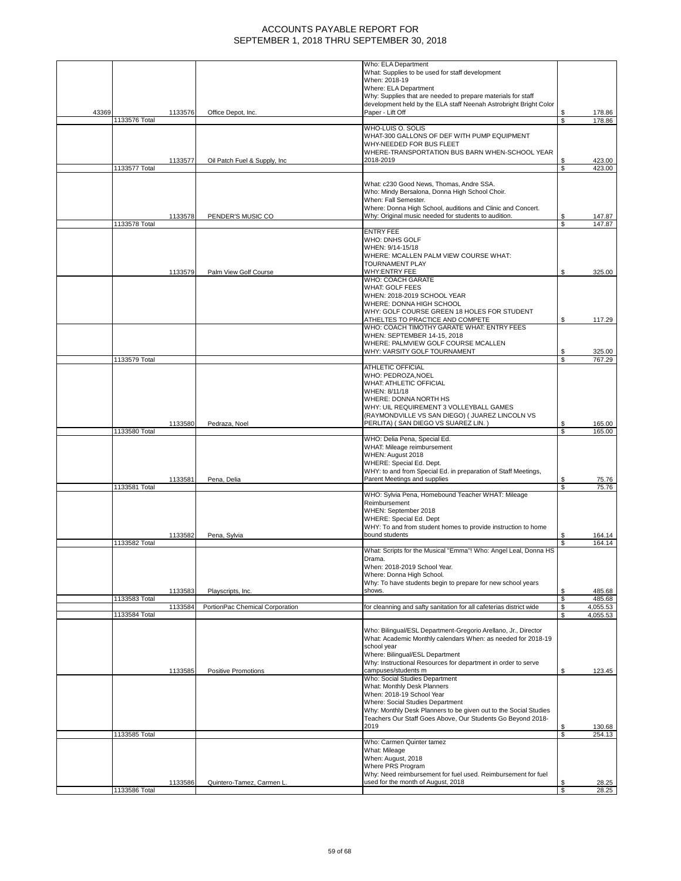# ACCOUNTS PAYABLE REPORT FOR SEPTEMBER 1, 2018 THRU SEPTEMBER 30, 2018

| | | | | | |
|---|---|---|---|---|---|
| 43369 | | 1133576 | Office Depot, Inc. | Who: ELA Department What: Supplies to be used for staff development When: 2018-19 Where: ELA Department Why: Supplies that are needed to prepare materials for staff development held by the ELA staff Neenah Astrobright Bright Color Paper - Lift Off | $ 178.86 |
| | 1133576 Total | | | | $ 178.86 |
| | | 1133577 | Oil Patch Fuel & Supply, Inc | WHO-LUIS O. SOLIS WHAT-300 GALLONS OF DEF WITH PUMP EQUIPMENT WHY-NEEDED FOR BUS FLEET WHERE-TRANSPORTATION BUS BARN WHEN-SCHOOL YEAR 2018-2019 | $ 423.00 |
| | 1133577 Total | | | | $ 423.00 |
| | | 1133578 | PENDER'S MUSIC CO | What: c230 Good News, Thomas, Andre SSA. Who: Mindy Bersalona, Donna High School Choir. When: Fall Semester. Where: Donna High School, auditions and Clinic and Concert. Why: Original music needed for students to audition. | $ 147.87 |
| | 1133578 Total | | | | $ 147.87 |
| | | 1133579 | Palm View Golf Course | ENTRY FEE WHO: DNHS GOLF WHEN: 9/14-15/18 WHERE: MCALLEN PALM VIEW COURSE WHAT: TOURNAMENT PLAY WHY:ENTRY FEE | $ 325.00 |
| | | | | WHO: COACH GARATE WHAT: GOLF FEES WHEN: 2018-2019 SCHOOL YEAR WHERE: DONNA HIGH SCHOOL WHY: GOLF COURSE GREEN 18 HOLES FOR STUDENT ATHELTES TO PRACTICE AND COMPETE | $ 117.29 |
| | | | | WHO: COACH TIMOTHY GARATE WHAT: ENTRY FEES WHEN: SEPTEMBER 14-15, 2018 WHERE: PALMVIEW GOLF COURSE MCALLEN WHY: VARSITY GOLF TOURNAMENT | $ 325.00 |
| | 1133579 Total | | | | $ 767.29 |
| | | 1133580 | Pedraza, Noel | ATHLETIC OFFICIAL WHO: PEDROZA,NOEL WHAT: ATHLETIC OFFICIAL WHEN: 8/11/18 WHERE: DONNA NORTH HS WHY: UIL REQUIREMENT 3 VOLLEYBALL GAMES (RAYMONDVILLE VS SAN DIEGO) ( JUAREZ LINCOLN VS PERLITA) ( SAN DIEGO VS SUAREZ LIN. ) | $ 165.00 |
| | 1133580 Total | | | | $ 165.00 |
| | | 1133581 | Pena, Delia | WHO: Delia Pena, Special Ed. WHAT: Mileage reimbursement WHEN: August 2018 WHERE: Special Ed. Dept. WHY: to and from Special Ed. in preparation of Staff Meetings, Parent Meetings and supplies | $ 75.76 |
| | 1133581 Total | | | | $ 75.76 |
| | | 1133582 | Pena, Sylvia | WHO: Sylvia Pena, Homebound Teacher WHAT: Mileage Reimbursement WHEN: September 2018 WHERE: Special Ed. Dept WHY: To and from student homes to provide instruction to home bound students | $ 164.14 |
| | 1133582 Total | | | | $ 164.14 |
| | | 1133583 | Playscripts, Inc. | What: Scripts for the Musical "Emma"! Who: Angel Leal, Donna HS Drama. When: 2018-2019 School Year. Where: Donna High School. Why: To have students begin to prepare for new school years shows. | $ 485.68 |
| | 1133583 Total | | | | $ 485.68 |
| | | 1133584 | PortionPac Chemical Corporation | for cleanning and safty sanitation for all cafeterias district wide | $ 4,055.53 |
| | 1133584 Total | | | | $ 4,055.53 |
| | | 1133585 | Positive Promotions | Who: Bilingual/ESL Department-Gregorio Arellano, Jr., Director What: Academic Monthly calendars When: as needed for 2018-19 school year Where: Bilingual/ESL Department Why: Instructional Resources for department in order to serve campuses/students m | $ 123.45 |
| | | | | Who: Social Studies Department What: Monthly Desk Planners When: 2018-19 School Year Where: Social Studies Department Why: Monthly Desk Planners to be given out to the Social Studies Teachers Our Staff Goes Above, Our Students Go Beyond 2018-2019 | $ 130.68 |
| | 1133585 Total | | | | $ 254.13 |
| | | 1133586 | Quintero-Tamez, Carmen L. | Who: Carmen Quinter tamez What: Mileage When: August, 2018 Where PRS Program Why: Need reimbursement for fuel used. Reimbursement for fuel used for the month of August, 2018 | $ 28.25 |
| | 1133586 Total | | | | $ 28.25 |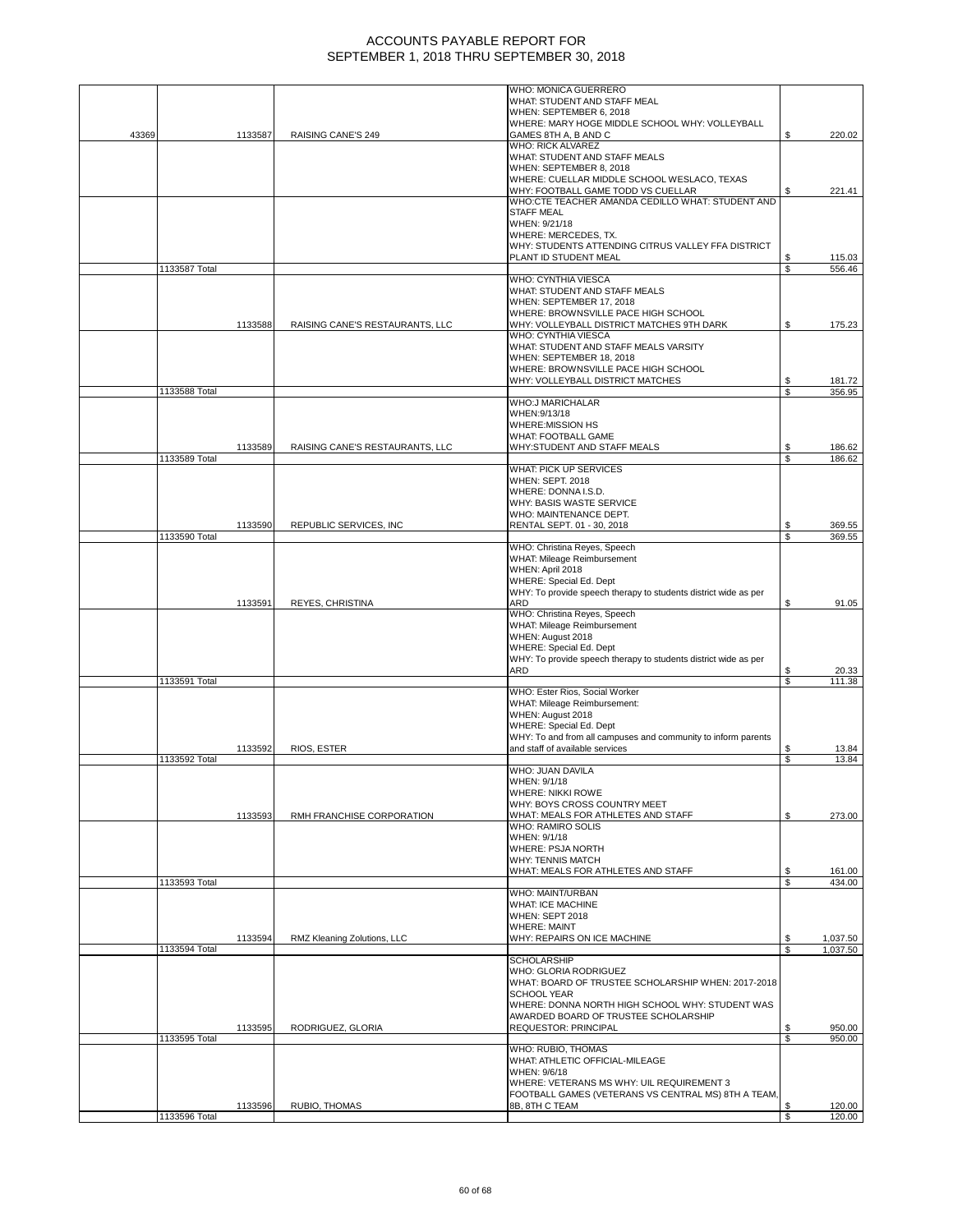# ACCOUNTS PAYABLE REPORT FOR SEPTEMBER 1, 2018 THRU SEPTEMBER 30, 2018

| | | | | | |
|---|---|---|---|---|---|
| 43369 | | 1133587 | RAISING CANE'S 249 | WHO: MONICA GUERRERO WHAT: STUDENT AND STAFF MEAL WHEN: SEPTEMBER 6, 2018 WHERE: MARY HOGE MIDDLE SCHOOL WHY: VOLLEYBALL GAMES 8TH A, B AND C | $ 220.02 |
| | | | | WHO: RICK ALVAREZ WHAT: STUDENT AND STAFF MEALS WHEN: SEPTEMBER 8, 2018 WHERE: CUELLAR MIDDLE SCHOOL WESLACO, TEXAS WHY: FOOTBALL GAME TODD VS CUELLAR | $ 221.41 |
| | | | | WHO:CTE TEACHER AMANDA CEDILLO WHAT: STUDENT AND STAFF MEAL WHEN: 9/21/18 WHERE: MERCEDES, TX. WHY: STUDENTS ATTENDING CITRUS VALLEY FFA DISTRICT PLANT ID STUDENT MEAL | $ 115.03 |
| | 1133587 Total | | | | $ 556.46 |
| | | 1133588 | RAISING CANE'S RESTAURANTS, LLC | WHO: CYNTHIA VIESCA WHAT: STUDENT AND STAFF MEALS WHEN: SEPTEMBER 17, 2018 WHERE: BROWNSVILLE PACE HIGH SCHOOL WHY: VOLLEYBALL DISTRICT MATCHES 9TH DARK | $ 175.23 |
| | | | | WHO: CYNTHIA VIESCA WHAT: STUDENT AND STAFF MEALS VARSITY WHEN: SEPTEMBER 18, 2018 WHERE: BROWNSVILLE PACE HIGH SCHOOL WHY: VOLLEYBALL DISTRICT MATCHES | $ 181.72 |
| | 1133588 Total | | | | $ 356.95 |
| | | 1133589 | RAISING CANE'S RESTAURANTS, LLC | WHO:J MARICHALAR WHEN:9/13/18 WHERE:MISSION HS WHAT: FOOTBALL GAME WHY:STUDENT AND STAFF MEALS | $ 186.62 |
| | 1133589 Total | | | | $ 186.62 |
| | | 1133590 | REPUBLIC SERVICES, INC | WHAT: PICK UP SERVICES WHEN: SEPT. 2018 WHERE: DONNA I.S.D. WHY: BASIS WASTE SERVICE WHO: MAINTENANCE DEPT. RENTAL SEPT. 01 - 30, 2018 | $ 369.55 |
| | 1133590 Total | | | | $ 369.55 |
| | | 1133591 | REYES, CHRISTINA | WHO: Christina Reyes, Speech WHAT: Mileage Reimbursement WHEN: April 2018 WHERE: Special Ed. Dept WHY: To provide speech therapy to students district wide as per ARD | $ 91.05 |
| | | | | WHO: Christina Reyes, Speech WHAT: Mileage Reimbursement WHEN: August 2018 WHERE: Special Ed. Dept WHY: To provide speech therapy to students district wide as per ARD | $ 20.33 |
| | 1133591 Total | | | | $ 111.38 |
| | | 1133592 | RIOS, ESTER | WHO: Ester Rios, Social Worker WHAT: Mileage Reimbursement: WHEN: August 2018 WHERE: Special Ed. Dept WHY: To and from all campuses and community to inform parents and staff of available services | $ 13.84 |
| | 1133592 Total | | | | $ 13.84 |
| | | 1133593 | RMH FRANCHISE CORPORATION | WHO: JUAN DAVILA WHEN: 9/1/18 WHERE: NIKKI ROWE WHY: BOYS CROSS COUNTRY MEET WHAT: MEALS FOR ATHLETES AND STAFF | $ 273.00 |
| | | | | WHO: RAMIRO SOLIS WHEN: 9/1/18 WHERE: PSJA NORTH WHY: TENNIS MATCH WHAT: MEALS FOR ATHLETES AND STAFF | $ 161.00 |
| | 1133593 Total | | | | $ 434.00 |
| | | 1133594 | RMZ Kleaning Zolutions, LLC | WHO: MAINT/URBAN WHAT: ICE MACHINE WHEN: SEPT 2018 WHERE: MAINT WHY: REPAIRS ON ICE MACHINE | $ 1,037.50 |
| | 1133594 Total | | | | $ 1,037.50 |
| | | 1133595 | RODRIGUEZ, GLORIA | SCHOLARSHIP WHO: GLORIA RODRIGUEZ WHAT: BOARD OF TRUSTEE SCHOLARSHIP WHEN: 2017-2018 SCHOOL YEAR WHERE: DONNA NORTH HIGH SCHOOL WHY: STUDENT WAS AWARDED BOARD OF TRUSTEE SCHOLARSHIP REQUESTOR: PRINCIPAL | $ 950.00 |
| | 1133595 Total | | | | $ 950.00 |
| | | 1133596 | RUBIO, THOMAS | WHO: RUBIO, THOMAS WHAT: ATHLETIC OFFICIAL-MILEAGE WHEN: 9/6/18 WHERE: VETERANS MS WHY: UIL REQUIREMENT 3 FOOTBALL GAMES (VETERANS VS CENTRAL MS) 8TH A TEAM, 8B, 8TH C TEAM | $ 120.00 |
| | 1133596 Total | | | | $ 120.00 |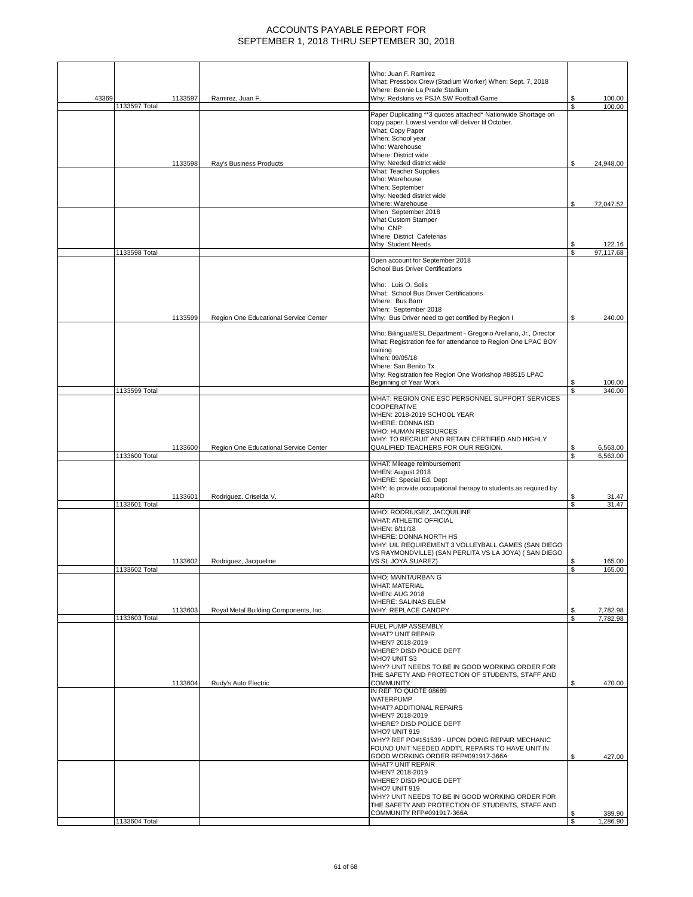# ACCOUNTS PAYABLE REPORT FOR
# SEPTEMBER 1, 2018 THRU SEPTEMBER 30, 2018

| | | | | | |
|---|---|---|---|---|---|
| 43369 | 1133597 | Ramirez, Juan F. | Who: Juan F. Ramirez<br>What: Pressbox Crew (Stadium Worker) When: Sept. 7, 2018<br>Where: Bennie La Prade Stadium<br>Why: Redskins vs PSJA SW Football Game | $ | 100.00 |
| | 1133597 Total | | | $ | 100.00 |
| | 1133598 | Ray's Business Products | Paper Duplicating **3 quotes attached* Nationwide Shortage on copy paper. Lowest vendor will deliver til October.<br>What: Copy Paper<br>When: School year<br>Who: Warehouse<br>Where: District wide<br>Why: Needed district wide | $ | 24,948.00 |
| | | | What: Teacher Supplies<br>Who: Warehouse<br>When: September<br>Why: Needed district wide<br>Where: Warehouse | $ | 72,047.52 |
| | | | When September 2018<br>What Custom Stamper<br>Who CNP<br>Where District Cafeterias<br>Why Student Needs | $ | 122.16 |
| | 1133598 Total | | | $ | 97,117.68 |
| | 1133599 | Region One Educational Service Center | Open account for September 2018<br>School Bus Driver Certifications<br><br>Who: Luis O. Solis<br>What: School Bus Driver Certifications<br>Where: Bus Barn<br>When: September 2018<br>Why: Bus Driver need to get certified by Region I | $ | 240.00 |
| | | | Who: Bilingual/ESL Department - Gregorio Arellano, Jr., Director<br>What: Registration fee for attendance to Region One LPAC BOY training<br>When: 09/05/18<br>Where: San Benito Tx<br>Why: Registration fee Region One Workshop #88515 LPAC Beginning of Year Work | $ | 100.00 |
| | 1133599 Total | | | $ | 340.00 |
| | 1133600 | Region One Educational Service Center | WHAT: REGION ONE ESC PERSONNEL SUPPORT SERVICES COOPERATIVE<br>WHEN: 2018-2019 SCHOOL YEAR<br>WHERE: DONNA ISD<br>WHO: HUMAN RESOURCES<br>WHY: TO RECRUIT AND RETAIN CERTIFIED AND HIGHLY QUALIFIED TEACHERS FOR OUR REGION. | $ | 6,563.00 |
| | 1133600 Total | | | $ | 6,563.00 |
| | 1133601 | Rodriguez, Criselda V. | WHAT: Mileage reimbursement<br>WHEN: August 2018<br>WHERE: Special Ed. Dept<br>WHY: to provide occupational therapy to students as required by ARD | $ | 31.47 |
| | 1133601 Total | | | $ | 31.47 |
| | 1133602 | Rodriguez, Jacqueline | WHO: RODRIUGEZ, JACQUILINE<br>WHAT: ATHLETIC OFFICIAL<br>WHEN: 8/11/18<br>WHERE: DONNA NORTH HS<br>WHY: UIL REQUIREMENT 3 VOLLEYBALL GAMES (SAN DIEGO VS RAYMONDVILLE) (SAN PERLITA VS LA JOYA) ( SAN DIEGO VS SL JOYA SUAREZ) | $ | 165.00 |
| | 1133602 Total | | | $ | 165.00 |
| | 1133603 | Royal Metal Building Components, Inc. | WHO; MAINT/URBAN G<br>WHAT: MATERIAL<br>WHEN: AUG 2018<br>WHERE: SALINAS ELEM<br>WHY: REPLACE CANOPY | $ | 7,782.98 |
| | 1133603 Total | | | $ | 7,782.98 |
| | 1133604 | Rudy's Auto Electric | FUEL PUMP ASSEMBLY<br>WHAT? UNIT REPAIR<br>WHEN? 2018-2019<br>WHERE? DISD POLICE DEPT<br>WHO? UNIT S3<br>WHY? UNIT NEEDS TO BE IN GOOD WORKING ORDER FOR THE SAFETY AND PROTECTION OF STUDENTS, STAFF AND COMMUNITY | $ | 470.00 |
| | | | IN REF TO QUOTE 08689<br>WATERPUMP<br>WHAT? ADDITIONAL REPAIRS<br>WHEN? 2018-2019<br>WHERE? DISD POLICE DEPT<br>WHO? UNIT 919<br>WHY? REF PO#151539 - UPON DOING REPAIR MECHANIC FOUND UNIT NEEDED ADDT'L REPAIRS TO HAVE UNIT IN GOOD WORKING ORDER RFP#091917-366A | $ | 427.00 |
| | | | WHAT? UNIT REPAIR<br>WHEN? 2018-2019<br>WHERE? DISD POLICE DEPT<br>WHO? UNIT 919<br>WHY? UNIT NEEDS TO BE IN GOOD WORKING ORDER FOR THE SAFETY AND PROTECTION OF STUDENTS, STAFF AND COMMUNITY RFP#091917-366A | $ | 389.90 |
| | 1133604 Total | | | $ | 1,286.90 |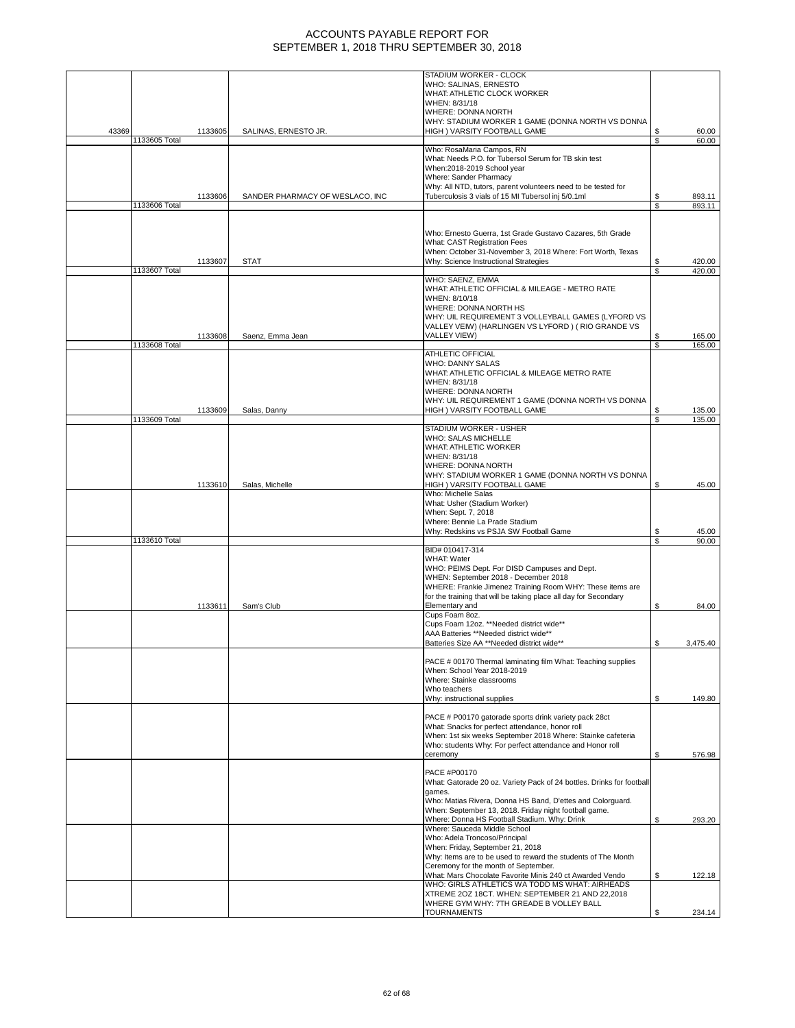# ACCOUNTS PAYABLE REPORT FOR
# SEPTEMBER 1, 2018 THRU SEPTEMBER 30, 2018

| | | | | | |
|---|---|---|---|---|---|
| 43369 | | 1133605 | SALINAS, ERNESTO JR. | STADIUM WORKER - CLOCK WHO: SALINAS, ERNESTO WHAT: ATHLETIC CLOCK WORKER WHEN: 8/31/18 WHERE: DONNA NORTH WHY: STADIUM WORKER 1 GAME (DONNA NORTH VS DONNA HIGH ) VARSITY FOOTBALL GAME | $ 60.00 |
| | 1133605 Total | | | | $ 60.00 |
| | | 1133606 | SANDER PHARMACY OF WESLACO, INC | Who: RosaMaria Campos, RN What: Needs P.O. for Tubersol Serum for TB skin test When:2018-2019 School year Where: Sander Pharmacy Why: All NTD, tutors, parent volunteers need to be tested for Tuberculosis 3 vials of 15 Ml Tubersol inj 5/0.1ml | $ 893.11 |
| | 1133606 Total | | | | $ 893.11 |
| | | 1133607 | STAT | Who: Ernesto Guerra, 1st Grade Gustavo Cazares, 5th Grade What: CAST Registration Fees When: October 31-November 3, 2018 Where: Fort Worth, Texas Why: Science Instructional Strategies | $ 420.00 |
| | 1133607 Total | | | | $ 420.00 |
| | | 1133608 | Saenz, Emma Jean | WHO: SAENZ, EMMA WHAT: ATHLETIC OFFICIAL & MILEAGE - METRO RATE WHEN: 8/10/18 WHERE: DONNA NORTH HS WHY: UIL REQUIREMENT 3 VOLLEYBALL GAMES (LYFORD VS VALLEY VEIW) (HARLINGEN VS LYFORD ) ( RIO GRANDE VS VALLEY VIEW) | $ 165.00 |
| | 1133608 Total | | | | $ 165.00 |
| | | 1133609 | Salas, Danny | ATHLETIC OFFICIAL WHO: DANNY SALAS WHAT: ATHLETIC OFFICIAL & MILEAGE METRO RATE WHEN: 8/31/18 WHERE: DONNA NORTH WHY: UIL REQUIREMENT 1 GAME (DONNA NORTH VS DONNA HIGH ) VARSITY FOOTBALL GAME | $ 135.00 |
| | 1133609 Total | | | | $ 135.00 |
| | | 1133610 | Salas, Michelle | STADIUM WORKER - USHER WHO: SALAS MICHELLE WHAT: ATHLETIC WORKER WHEN: 8/31/18 WHERE: DONNA NORTH WHY: STADIUM WORKER 1 GAME (DONNA NORTH VS DONNA HIGH ) VARSITY FOOTBALL GAME | $ 45.00 |
| | | | | Who: Michelle Salas What: Usher (Stadium Worker) When: Sept. 7, 2018 Where: Bennie La Prade Stadium Why: Redskins vs PSJA SW Football Game | $ 45.00 |
| | 1133610 Total | | | | $ 90.00 |
| | | 1133611 | Sam's Club | BID# 010417-314 WHAT: Water WHO: PEIMS Dept. For DISD Campuses and Dept. WHEN: September 2018 - December 2018 WHERE: Frankie Jimenez Training Room WHY: These items are for the training that will be taking place all day for Secondary Elementary and | $ 84.00 |
| | | | | Cups Foam 8oz. Cups Foam 12oz. **Needed district wide** AAA Batteries **Needed district wide** Batteries Size AA **Needed district wide** | $ 3,475.40 |
| | | | | PACE # 00170 Thermal laminating film What: Teaching supplies When: School Year 2018-2019 Where: Stainke classrooms Who teachers Why: instructional supplies | $ 149.80 |
| | | | | PACE # P00170 gatorade sports drink variety pack 28ct What: Snacks for perfect attendance, honor roll When: 1st six weeks September 2018 Where: Stainke cafeteria Who: students Why: For perfect attendance and Honor roll ceremony | $ 576.98 |
| | | | | PACE #P00170 What: Gatorade 20 oz. Variety Pack of 24 bottles. Drinks for football games. Who: Matias Rivera, Donna HS Band, D'ettes and Colorguard. When: September 13, 2018. Friday night football game. Where: Donna HS Football Stadium. Why: Drink | $ 293.20 |
| | | | | Where: Sauceda Middle School Who: Adela Troncoso/Principal When: Friday, September 21, 2018 Why: Items are to be used to reward the students of The Month Ceremony for the month of September. What: Mars Chocolate Favorite Minis 240 ct Awarded Vendo | $ 122.18 |
| | | | | WHO: GIRLS ATHLETICS WA TODD MS WHAT: AIRHEADS XTREME 2OZ 18CT. WHEN: SEPTEMBER 21 AND 22,2018 WHERE GYM WHY: 7TH GREADE B VOLLEY BALL TOURNAMENTS | $ 234.14 |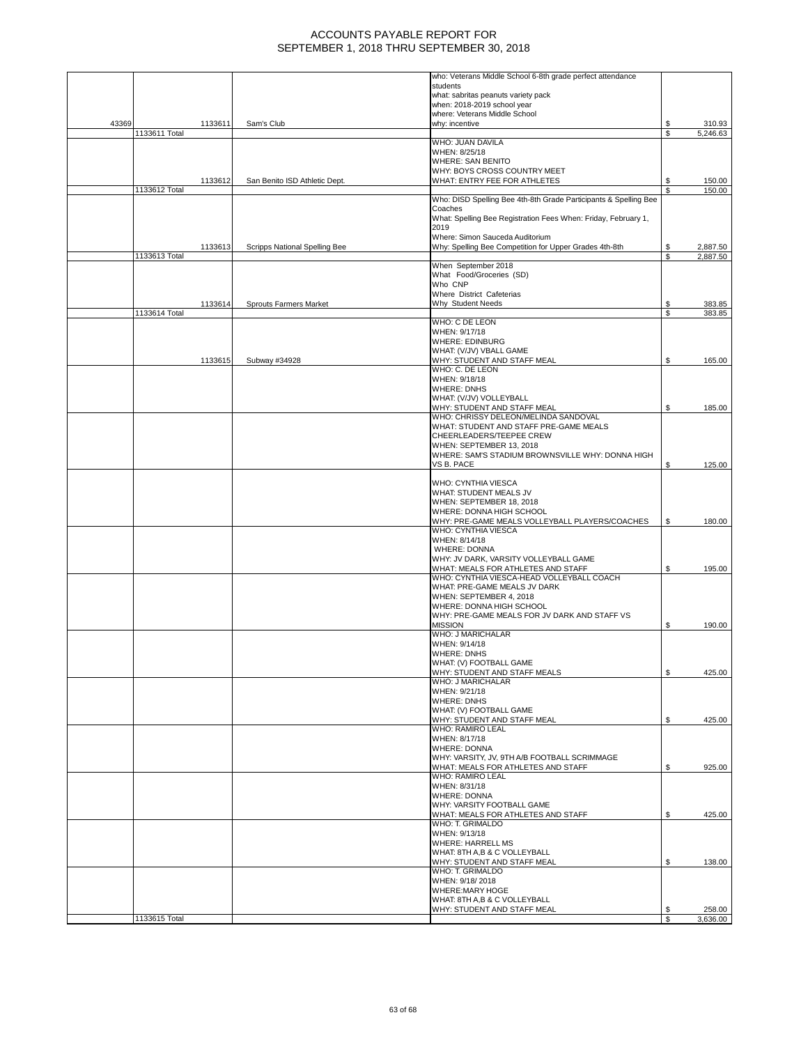# ACCOUNTS PAYABLE REPORT FOR SEPTEMBER 1, 2018 THRU SEPTEMBER 30, 2018

| | | | | |
|---|---|---|---|---|
| 43369 | 1133611 | Sam's Club | who: Veterans Middle School 6-8th grade perfect attendance students what: sabritas peanuts variety pack when: 2018-2019 school year where: Veterans Middle School why: incentive | $ 310.93 |
| | 1133611 Total | | | $ 5,246.63 |
| | 1133612 | San Benito ISD Athletic Dept. | WHO: JUAN DAVILA WHEN: 8/25/18 WHERE: SAN BENITO WHY: BOYS CROSS COUNTRY MEET WHAT: ENTRY FEE FOR ATHLETES | $ 150.00 |
| | 1133612 Total | | | $ 150.00 |
| | 1133613 | Scripps National Spelling Bee | Who: DISD Spelling Bee 4th-8th Grade Participants & Spelling Bee Coaches What: Spelling Bee Registration Fees When: Friday, February 1, 2019 Where: Simon Sauceda Auditorium Why: Spelling Bee Competition for Upper Grades 4th-8th | $ 2,887.50 |
| | 1133613 Total | | | $ 2,887.50 |
| | 1133614 | Sprouts Farmers Market | When September 2018 What Food/Groceries (SD) Who CNP Where District Cafeterias Why Student Needs | $ 383.85 |
| | 1133614 Total | | | $ 383.85 |
| | 1133615 | Subway #34928 | WHO: C DE LEON WHEN: 9/17/18 WHERE: EDINBURG WHAT: (V/JV) VBALL GAME WHY: STUDENT AND STAFF MEAL | $ 165.00 |
| | | | WHO: C. DE LEON WHEN: 9/18/18 WHERE: DNHS WHAT: (V/JV) VOLLEYBALL WHY: STUDENT AND STAFF MEAL | $ 185.00 |
| | | | WHO: CHRISSY DELEON/MELINDA SANDOVAL WHAT: STUDENT AND STAFF PRE-GAME MEALS CHEERLEADERS/TEEPEE CREW WHEN: SEPTEMBER 13, 2018 WHERE: SAM'S STADIUM BROWNSVILLE WHY: DONNA HIGH VS B. PACE | $ 125.00 |
| | | | WHO: CYNTHIA VIESCA WHAT: STUDENT MEALS JV WHEN: SEPTEMBER 18, 2018 WHERE: DONNA HIGH SCHOOL WHY: PRE-GAME MEALS VOLLEYBALL PLAYERS/COACHES | $ 180.00 |
| | | | WHO: CYNTHIA VIESCA WHEN: 8/14/18 WHERE: DONNA WHY: JV DARK, VARSITY VOLLEYBALL GAME WHAT: MEALS FOR ATHLETES AND STAFF | $ 195.00 |
| | | | WHO: CYNTHIA VIESCA-HEAD VOLLEYBALL COACH WHAT: PRE-GAME MEALS JV DARK WHEN: SEPTEMBER 4, 2018 WHERE: DONNA HIGH SCHOOL WHY: PRE-GAME MEALS FOR JV DARK AND STAFF VS MISSION | $ 190.00 |
| | | | WHO: J MARICHALAR WHEN: 9/14/18 WHERE: DNHS WHAT: (V) FOOTBALL GAME WHY: STUDENT AND STAFF MEALS | $ 425.00 |
| | | | WHO: J MARICHALAR WHEN: 9/21/18 WHERE: DNHS WHAT: (V) FOOTBALL GAME WHY: STUDENT AND STAFF MEAL | $ 425.00 |
| | | | WHO: RAMIRO LEAL WHEN: 8/17/18 WHERE: DONNA WHY: VARSITY, JV, 9TH A/B FOOTBALL SCRIMMAGE WHAT: MEALS FOR ATHLETES AND STAFF | $ 925.00 |
| | | | WHO: RAMIRO LEAL WHEN: 8/31/18 WHERE: DONNA WHY: VARSITY FOOTBALL GAME WHAT: MEALS FOR ATHLETES AND STAFF | $ 425.00 |
| | | | WHO: T. GRIMALDO WHEN: 9/13/18 WHERE: HARRELL MS WHAT: 8TH A,B & C VOLLEYBALL WHY: STUDENT AND STAFF MEAL | $ 138.00 |
| | | | WHO: T. GRIMALDO WHEN: 9/18/ 2018 WHERE:MARY HOGE WHAT: 8TH A,B & C VOLLEYBALL WHY: STUDENT AND STAFF MEAL | $ 258.00 |
| | 1133615 Total | | | $ 3,636.00 |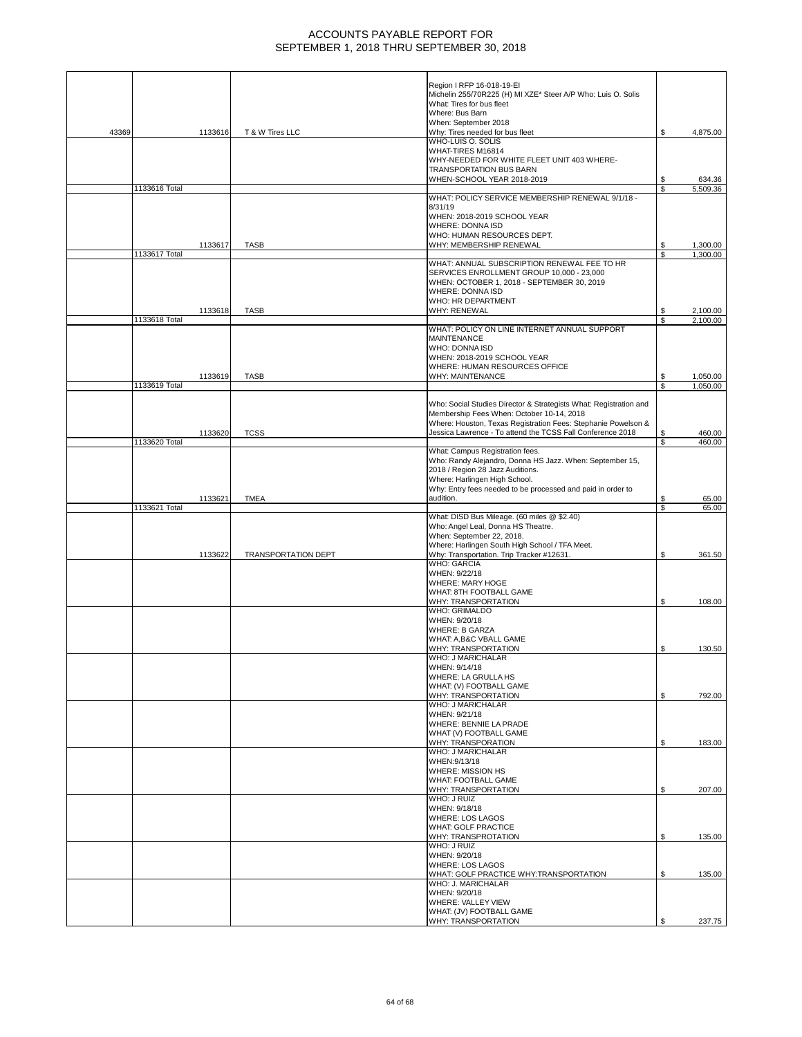# ACCOUNTS PAYABLE REPORT FOR SEPTEMBER 1, 2018 THRU SEPTEMBER 30, 2018

| | | | | |
|---|---|---|---|---|
| 43369 | 1133616 | T & W Tires LLC | Region I RFP 16-018-19-EI Michelin 255/70R225 (H) MI XZE* Steer A/P Who: Luis O. Solis What: Tires for bus fleet Where: Bus Barn When: September 2018 Why: Tires needed for bus fleet | $ 4,875.00 |
| | | | WHO-LUIS O. SOLIS WHAT-TIRES M16814 WHY-NEEDED FOR WHITE FLEET UNIT 403 WHERE-TRANSPORTATION BUS BARN WHEN-SCHOOL YEAR 2018-2019 | $ 634.36 |
| | 1133616 Total | | | $ 5,509.36 |
| | 1133617 | TASB | WHAT: POLICY SERVICE MEMBERSHIP RENEWAL 9/1/18 - 8/31/19 WHEN: 2018-2019 SCHOOL YEAR WHERE: DONNA ISD WHO: HUMAN RESOURCES DEPT. WHY: MEMBERSHIP RENEWAL | $ 1,300.00 |
| | 1133617 Total | | | $ 1,300.00 |
| | 1133618 | TASB | WHAT: ANNUAL SUBSCRIPTION RENEWAL FEE TO HR SERVICES ENROLLMENT GROUP 10,000 - 23,000 WHEN: OCTOBER 1, 2018 - SEPTEMBER 30, 2019 WHERE: DONNA ISD WHO: HR DEPARTMENT WHY: RENEWAL | $ 2,100.00 |
| | 1133618 Total | | | $ 2,100.00 |
| | 1133619 | TASB | WHAT: POLICY ON LINE INTERNET ANNUAL SUPPORT MAINTENANCE WHO: DONNA ISD WHEN: 2018-2019 SCHOOL YEAR WHERE: HUMAN RESOURCES OFFICE WHY: MAINTENANCE | $ 1,050.00 |
| | 1133619 Total | | | $ 1,050.00 |
| | 1133620 | TCSS | Who: Social Studies Director & Strategists What: Registration and Membership Fees When: October 10-14, 2018 Where: Houston, Texas Registration Fees: Stephanie Powelson & Jessica Lawrence - To attend the TCSS Fall Conference 2018 | $ 460.00 |
| | 1133620 Total | | | $ 460.00 |
| | 1133621 | TMEA | What: Campus Registration fees. Who: Randy Alejandro, Donna HS Jazz. When: September 15, 2018 / Region 28 Jazz Auditions. Where: Harlingen High School. Why: Entry fees needed to be processed and paid in order to audition. | $ 65.00 |
| | 1133621 Total | | | $ 65.00 |
| | 1133622 | TRANSPORTATION DEPT | What: DISD Bus Mileage. (60 miles @ $2.40) Who: Angel Leal, Donna HS Theatre. When: September 22, 2018. Where: Harlingen South High School / TFA Meet. Why: Transportation. Trip Tracker #12631. | $ 361.50 |
| | | | WHO: GARCIA WHEN: 9/22/18 WHERE: MARY HOGE WHAT: 8TH FOOTBALL GAME WHY: TRANSPORTATION | $ 108.00 |
| | | | WHO: GRIMALDO WHEN: 9/20/18 WHERE: B GARZA WHAT: A,B&C VBALL GAME WHY: TRANSPORTATION | $ 130.50 |
| | | | WHO: J MARICHALAR WHEN: 9/14/18 WHERE: LA GRULLA HS WHAT: (V) FOOTBALL GAME WHY: TRANSPORTATION | $ 792.00 |
| | | | WHO: J MARICHALAR WHEN: 9/21/18 WHERE: BENNIE LA PRADE WHAT (V) FOOTBALL GAME WHY: TRANSPORATION | $ 183.00 |
| | | | WHO: J MARICHALAR WHEN:9/13/18 WHERE: MISSION HS WHAT: FOOTBALL GAME WHY: TRANSPORTATION | $ 207.00 |
| | | | WHO: J RUIZ WHEN: 9/18/18 WHERE: LOS LAGOS WHAT: GOLF PRACTICE WHY: TRANSPROTATION | $ 135.00 |
| | | | WHO: J RUIZ WHEN: 9/20/18 WHERE: LOS LAGOS WHAT: GOLF PRACTICE WHY:TRANSPORTATION | $ 135.00 |
| | | | WHO: J. MARICHALAR WHEN: 9/20/18 WHERE: VALLEY VIEW WHAT: (JV) FOOTBALL GAME WHY: TRANSPORTATION | $ 237.75 |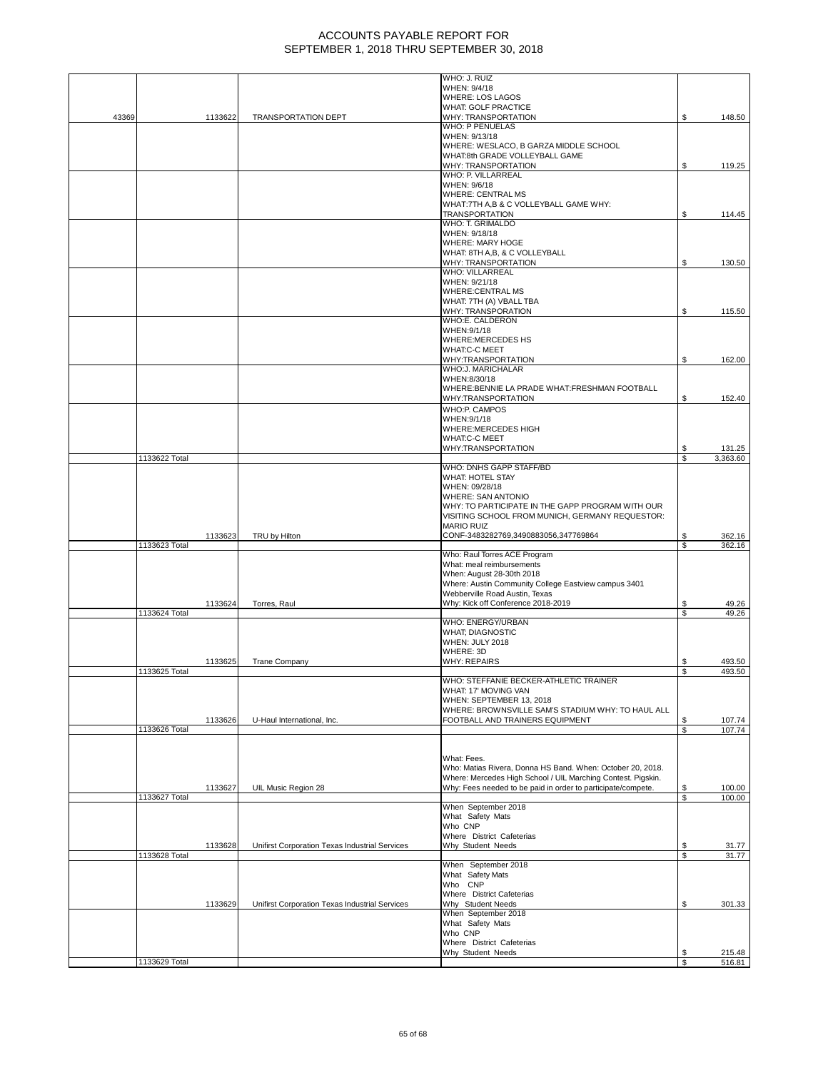# ACCOUNTS PAYABLE REPORT FOR SEPTEMBER 1, 2018 THRU SEPTEMBER 30, 2018

| | | | | |
|---|---|---|---|---|
| 43369 | 1133622 | TRANSPORTATION DEPT | WHO: J. RUIZ WHEN: 9/4/18 WHERE: LOS LAGOS WHAT: GOLF PRACTICE WHY: TRANSPORTATION | $ 148.50 |
| | | | WHO: P PENUELAS WHEN: 9/13/18 WHERE: WESLACO, B GARZA MIDDLE SCHOOL WHAT:8th GRADE VOLLEYBALL GAME WHY: TRANSPORTATION | $ 119.25 |
| | | | WHO: P. VILLARREAL WHEN: 9/6/18 WHERE: CENTRAL MS WHAT:7TH A,B & C VOLLEYBALL GAME WHY: TRANSPORTATION | $ 114.45 |
| | | | WHO: T. GRIMALDO WHEN: 9/18/18 WHERE: MARY HOGE WHAT: 8TH A,B, & C VOLLEYBALL WHY: TRANSPORTATION | $ 130.50 |
| | | | WHO: VILLARREAL WHEN: 9/21/18 WHERE:CENTRAL MS WHAT: 7TH (A) VBALL TBA WHY: TRANSPORATION | $ 115.50 |
| | | | WHO:E. CALDERON WHEN:9/1/18 WHERE:MERCEDES HS WHAT:C-C MEET WHY:TRANSPORTATION | $ 162.00 |
| | | | WHO:J. MARICHALAR WHEN:8/30/18 WHERE:BENNIE LA PRADE WHAT:FRESHMAN FOOTBALL WHY:TRANSPORTATION | $ 152.40 |
| | | | WHO:P. CAMPOS WHEN:9/1/18 WHERE:MERCEDES HIGH WHAT:C-C MEET WHY:TRANSPORTATION | $ 131.25 |
| | 1133622 Total | | | $ 3,363.60 |
| | 1133623 | TRU by Hilton | WHO: DNHS GAPP STAFF/BD WHAT: HOTEL STAY WHEN: 09/28/18 WHERE: SAN ANTONIO WHY: TO PARTICIPATE IN THE GAPP PROGRAM WITH OUR VISITING SCHOOL FROM MUNICH, GERMANY REQUESTOR: MARIO RUIZ CONF-3483282769,3490883056,347769864 | $ 362.16 |
| | 1133623 Total | | | $ 362.16 |
| | 1133624 | Torres, Raul | Who: Raul Torres ACE Program What: meal reimbursements When: August 28-30th 2018 Where: Austin Community College Eastview campus 3401 Webberville Road Austin, Texas Why: Kick off Conference 2018-2019 | $ 49.26 |
| | 1133624 Total | | | $ 49.26 |
| | 1133625 | Trane Company | WHO: ENERGY/URBAN WHAT; DIAGNOSTIC WHEN: JULY 2018 WHERE: 3D WHY: REPAIRS | $ 493.50 |
| | 1133625 Total | | | $ 493.50 |
| | 1133626 | U-Haul International, Inc. | WHO: STEFFANIE BECKER-ATHLETIC TRAINER WHAT: 17' MOVING VAN WHEN: SEPTEMBER 13, 2018 WHERE: BROWNSVILLE SAM'S STADIUM WHY: TO HAUL ALL FOOTBALL AND TRAINERS EQUIPMENT | $ 107.74 |
| | 1133626 Total | | | $ 107.74 |
| | 1133627 | UIL Music Region 28 | What: Fees. Who: Matias Rivera, Donna HS Band. When: October 20, 2018. Where: Mercedes High School / UIL Marching Contest. Pigskin. Why: Fees needed to be paid in order to participate/compete. | $ 100.00 |
| | 1133627 Total | | | $ 100.00 |
| | 1133628 | Unifirst Corporation Texas Industrial Services | When September 2018 What Safety Mats Who CNP Where District Cafeterias Why Student Needs | $ 31.77 |
| | 1133628 Total | | | $ 31.77 |
| | 1133629 | Unifirst Corporation Texas Industrial Services | When September 2018 What Safety Mats Who CNP Where District Cafeterias Why Student Needs | $ 301.33 |
| | | | When September 2018 What Safety Mats Who CNP Where District Cafeterias Why Student Needs | $ 215.48 |
| | 1133629 Total | | | $ 516.81 |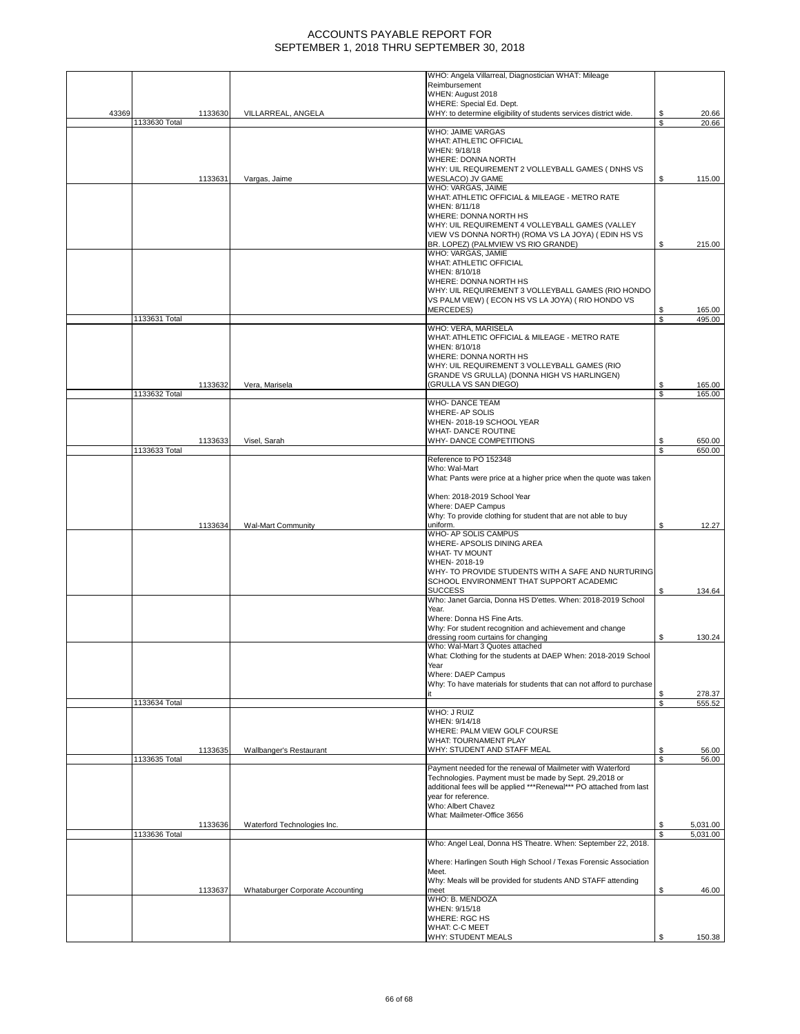# ACCOUNTS PAYABLE REPORT FOR
# SEPTEMBER 1, 2018 THRU SEPTEMBER 30, 2018

| | | | | |
|---|---|---|---|---|
| 43369 | 1133630 | VILLARREAL, ANGELA | WHO: Angela Villarreal, Diagnostician WHAT: Mileage Reimbursement WHEN: August 2018 WHERE: Special Ed. Dept. WHY: to determine eligibility of students services district wide. | $ 20.66 |
| | 1133630 Total | | | $ 20.66 |
| | 1133631 | Vargas, Jaime | WHO: JAIME VARGAS WHAT: ATHLETIC OFFICIAL WHEN: 9/18/18 WHERE: DONNA NORTH WHY: UIL REQUIREMENT 2 VOLLEYBALL GAMES ( DNHS VS WESLACO) JV GAME | $ 115.00 |
| | | | WHO: VARGAS, JAIME WHAT: ATHLETIC OFFICIAL & MILEAGE - METRO RATE WHEN: 8/11/18 WHERE: DONNA NORTH HS WHY: UIL REQUIREMENT 4 VOLLEYBALL GAMES (VALLEY VIEW VS DONNA NORTH) (ROMA VS LA JOYA) ( EDIN HS VS BR. LOPEZ) (PALMVIEW VS RIO GRANDE) | $ 215.00 |
| | | | WHO: VARGAS, JAMIE WHAT: ATHLETIC OFFICIAL WHEN: 8/10/18 WHERE: DONNA NORTH HS WHY: UIL REQUIREMENT 3 VOLLEYBALL GAMES (RIO HONDO VS PALM VIEW) ( ECON HS VS LA JOYA) ( RIO HONDO VS MERCEDES) | $ 165.00 |
| | 1133631 Total | | | $ 495.00 |
| | 1133632 | Vera, Marisela | WHO: VERA, MARISELA WHAT: ATHLETIC OFFICIAL & MILEAGE - METRO RATE WHEN: 8/10/18 WHERE: DONNA NORTH HS WHY: UIL REQUIREMENT 3 VOLLEYBALL GAMES (RIO GRANDE VS GRULLA) (DONNA HIGH VS HARLINGEN) (GRULLA VS SAN DIEGO) | $ 165.00 |
| | 1133632 Total | | | $ 165.00 |
| | 1133633 | Visel, Sarah | WHO- DANCE TEAM WHERE- AP SOLIS WHEN- 2018-19 SCHOOL YEAR WHAT- DANCE ROUTINE WHY- DANCE COMPETITIONS | $ 650.00 |
| | 1133633 Total | | | $ 650.00 |
| | 1133634 | Wal-Mart Community | Reference to PO 152348 Who: Wal-Mart What: Pants were price at a higher price when the quote was taken When: 2018-2019 School Year Where: DAEP Campus Why: To provide clothing for student that are not able to buy uniform. | $ 12.27 |
| | | | WHO- AP SOLIS CAMPUS WHERE- APSOLIS DINING AREA WHAT- TV MOUNT WHEN- 2018-19 WHY- TO PROVIDE STUDENTS WITH A SAFE AND NURTURING SCHOOL ENVIRONMENT THAT SUPPORT ACADEMIC SUCCESS | $ 134.64 |
| | | | Who: Janet Garcia, Donna HS D'ettes. When: 2018-2019 School Year. Where: Donna HS Fine Arts. Why: For student recognition and achievement and change dressing room curtains for changing | $ 130.24 |
| | | | Who: Wal-Mart 3 Quotes attached What: Clothing for the students at DAEP When: 2018-2019 School Year Where: DAEP Campus Why: To have materials for students that can not afford to purchase it | $ 278.37 |
| | 1133634 Total | | | $ 555.52 |
| | 1133635 | Wallbanger's Restaurant | WHO: J RUIZ WHEN: 9/14/18 WHERE: PALM VIEW GOLF COURSE WHAT: TOURNAMENT PLAY WHY: STUDENT AND STAFF MEAL | $ 56.00 |
| | 1133635 Total | | | $ 56.00 |
| | 1133636 | Waterford Technologies Inc. | Payment needed for the renewal of Mailmeter with Waterford Technologies. Payment must be made by Sept. 29,2018 or additional fees will be applied ***Renewal*** PO attached from last year for reference. Who: Albert Chavez What: Mailmeter-Office 3656 | $ 5,031.00 |
| | 1133636 Total | | | $ 5,031.00 |
| | 1133637 | Whataburger Corporate Accounting | Who: Angel Leal, Donna HS Theatre. When: September 22, 2018. Where: Harlingen South High School / Texas Forensic Association Meet. Why: Meals will be provided for students AND STAFF attending meet | $ 46.00 |
| | | | WHO: B. MENDOZA WHEN: 9/15/18 WHERE: RGC HS WHAT: C-C MEET WHY: STUDENT MEALS | $ 150.38 |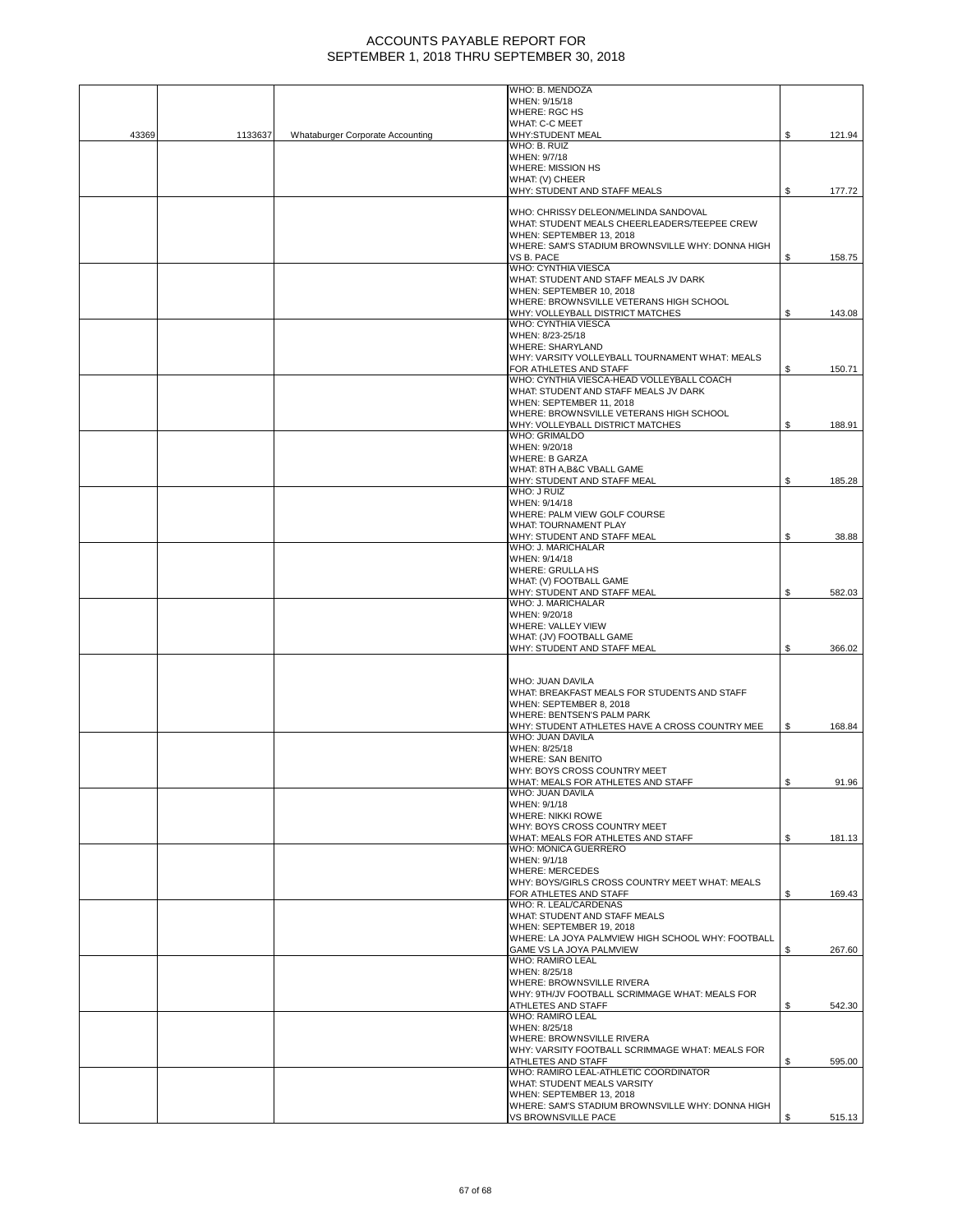# ACCOUNTS PAYABLE REPORT FOR SEPTEMBER 1, 2018 THRU SEPTEMBER 30, 2018

| | | | | |
|---|---|---|---|---|
| 43369 | 1133637 | Whataburger Corporate Accounting | WHO: B. MENDOZA<br>WHEN: 9/15/18<br>WHERE: RGC HS<br>WHAT: C-C MEET<br>WHY:STUDENT MEAL | $ 121.94 |
| | | | WHO: B. RUIZ<br>WHEN: 9/7/18<br>WHERE: MISSION HS<br>WHAT: (V) CHEER<br>WHY: STUDENT AND STAFF MEALS | $ 177.72 |
| | | | WHO: CHRISSY DELEON/MELINDA SANDOVAL<br>WHAT: STUDENT MEALS CHEERLEADERS/TEEPEE CREW<br>WHEN: SEPTEMBER 13, 2018<br>WHERE: SAM'S STADIUM BROWNSVILLE WHY: DONNA HIGH VS B. PACE | $ 158.75 |
| | | | WHO: CYNTHIA VIESCA<br>WHAT: STUDENT AND STAFF MEALS JV DARK<br>WHEN: SEPTEMBER 10, 2018<br>WHERE: BROWNSVILLE VETERANS HIGH SCHOOL<br>WHY: VOLLEYBALL DISTRICT MATCHES | $ 143.08 |
| | | | WHO: CYNTHIA VIESCA<br>WHEN: 8/23-25/18<br>WHERE: SHARYLAND<br>WHY: VARSITY VOLLEYBALL TOURNAMENT WHAT: MEALS FOR ATHLETES AND STAFF | $ 150.71 |
| | | | WHO: CYNTHIA VIESCA-HEAD VOLLEYBALL COACH<br>WHAT: STUDENT AND STAFF MEALS JV DARK<br>WHEN: SEPTEMBER 11, 2018<br>WHERE: BROWNSVILLE VETERANS HIGH SCHOOL<br>WHY: VOLLEYBALL DISTRICT MATCHES | $ 188.91 |
| | | | WHO: GRIMALDO<br>WHEN: 9/20/18<br>WHERE: B GARZA<br>WHAT: 8TH A,B&C VBALL GAME<br>WHY: STUDENT AND STAFF MEAL | $ 185.28 |
| | | | WHO: J RUIZ<br>WHEN: 9/14/18<br>WHERE: PALM VIEW GOLF COURSE<br>WHAT: TOURNAMENT PLAY<br>WHY: STUDENT AND STAFF MEAL | $ 38.88 |
| | | | WHO: J. MARICHALAR<br>WHEN: 9/14/18<br>WHERE: GRULLA HS<br>WHAT: (V) FOOTBALL GAME<br>WHY: STUDENT AND STAFF MEAL | $ 582.03 |
| | | | WHO: J. MARICHALAR<br>WHEN: 9/20/18<br>WHERE: VALLEY VIEW<br>WHAT: (JV) FOOTBALL GAME<br>WHY: STUDENT AND STAFF MEAL | $ 366.02 |
| | | | WHO: JUAN DAVILA<br>WHAT: BREAKFAST MEALS FOR STUDENTS AND STAFF<br>WHEN: SEPTEMBER 8, 2018<br>WHERE: BENTSEN'S PALM PARK<br>WHY: STUDENT ATHLETES HAVE A CROSS COUNTRY MEE | $ 168.84 |
| | | | WHO: JUAN DAVILA<br>WHEN: 8/25/18<br>WHERE: SAN BENITO<br>WHY: BOYS CROSS COUNTRY MEET<br>WHAT: MEALS FOR ATHLETES AND STAFF | $ 91.96 |
| | | | WHO: JUAN DAVILA<br>WHEN: 9/1/18<br>WHERE: NIKKI ROWE<br>WHY: BOYS CROSS COUNTRY MEET<br>WHAT: MEALS FOR ATHLETES AND STAFF | $ 181.13 |
| | | | WHO: MONICA GUERRERO<br>WHEN: 9/1/18<br>WHERE: MERCEDES<br>WHY: BOYS/GIRLS CROSS COUNTRY MEET WHAT: MEALS FOR ATHLETES AND STAFF | $ 169.43 |
| | | | WHO: R. LEAL/CARDENAS<br>WHAT: STUDENT AND STAFF MEALS<br>WHEN: SEPTEMBER 19, 2018<br>WHERE: LA JOYA PALMVIEW HIGH SCHOOL WHY: FOOTBALL GAME VS LA JOYA PALMVIEW | $ 267.60 |
| | | | WHO: RAMIRO LEAL<br>WHEN: 8/25/18<br>WHERE: BROWNSVILLE RIVERA<br>WHY: 9TH/JV FOOTBALL SCRIMMAGE WHAT: MEALS FOR ATHLETES AND STAFF | $ 542.30 |
| | | | WHO: RAMIRO LEAL<br>WHEN: 8/25/18<br>WHERE: BROWNSVILLE RIVERA<br>WHY: VARSITY FOOTBALL SCRIMMAGE WHAT: MEALS FOR ATHLETES AND STAFF | $ 595.00 |
| | | | WHO: RAMIRO LEAL-ATHLETIC COORDINATOR<br>WHAT: STUDENT MEALS VARSITY<br>WHEN: SEPTEMBER 13, 2018<br>WHERE: SAM'S STADIUM BROWNSVILLE WHY: DONNA HIGH VS BROWNSVILLE PACE | $ 515.13 |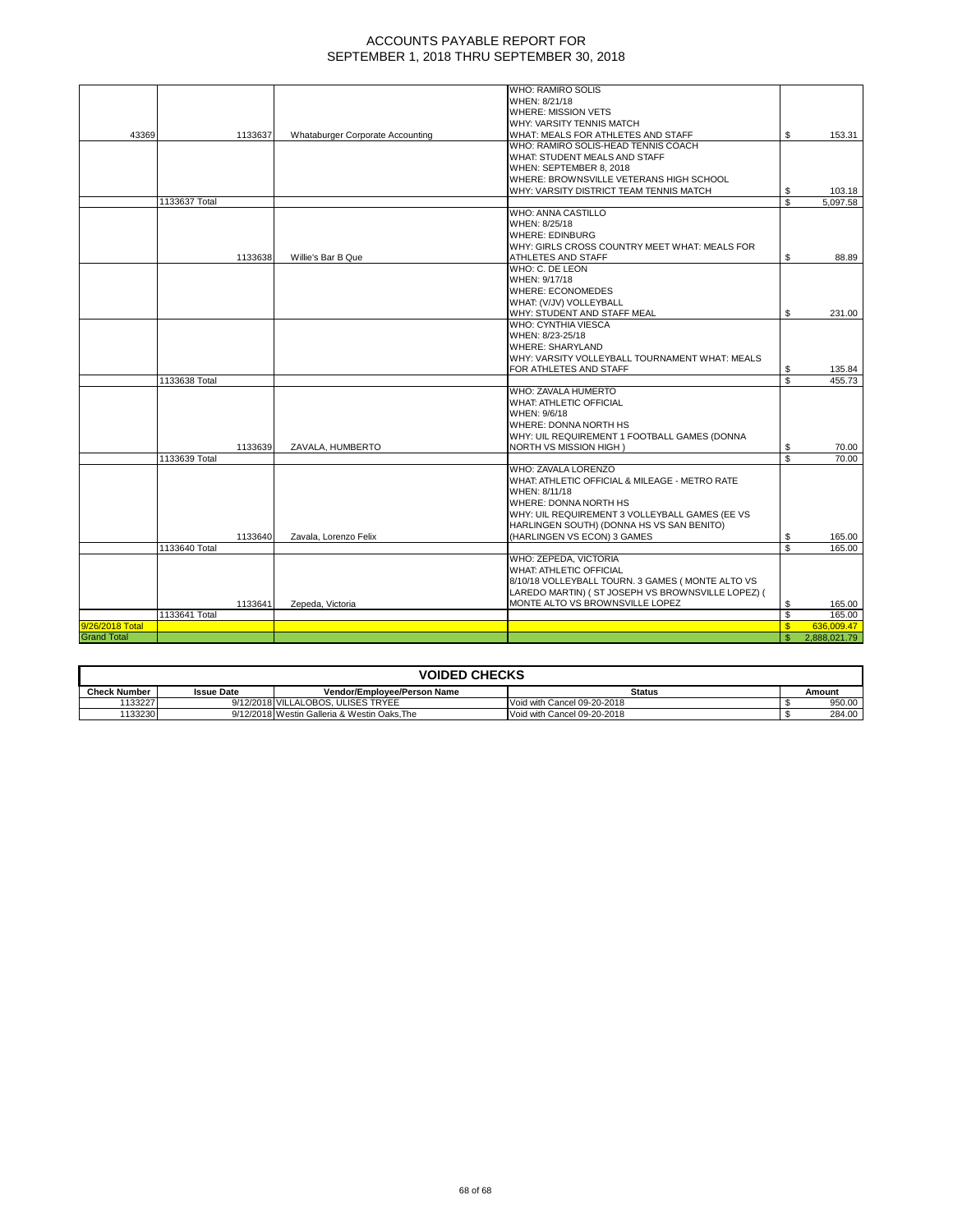# ACCOUNTS PAYABLE REPORT FOR SEPTEMBER 1, 2018 THRU SEPTEMBER 30, 2018

| | | | | |
|---|---|---|---|---|
| 43369 | 1133637 | Whataburger Corporate Accounting | WHO: RAMIRO SOLIS WHEN: 8/21/18 WHERE: MISSION VETS WHY: VARSITY TENNIS MATCH WHAT: MEALS FOR ATHLETES AND STAFF | $ 153.31 |
| | | | WHO: RAMIRO SOLIS-HEAD TENNIS COACH WHAT: STUDENT MEALS AND STAFF WHEN: SEPTEMBER 8, 2018 WHERE: BROWNSVILLE VETERANS HIGH SCHOOL WHY: VARSITY DISTRICT TEAM TENNIS MATCH | $ 103.18 |
| | 1133637 Total | | | $ 5,097.58 |
| | 1133638 | Willie's Bar B Que | WHO: ANNA CASTILLO WHEN: 8/25/18 WHERE: EDINBURG WHY: GIRLS CROSS COUNTRY MEET WHAT: MEALS FOR ATHLETES AND STAFF | $ 88.89 |
| | | | WHO: C. DE LEON WHEN: 9/17/18 WHERE: ECONOMEDES WHAT: (V/JV) VOLLEYBALL WHY: STUDENT AND STAFF MEAL | $ 231.00 |
| | | | WHO: CYNTHIA VIESCA WHEN: 8/23-25/18 WHERE: SHARYLAND WHY: VARSITY VOLLEYBALL TOURNAMENT WHAT: MEALS FOR ATHLETES AND STAFF | $ 135.84 |
| | 1133638 Total | | | $ 455.73 |
| | 1133639 | ZAVALA, HUMBERTO | WHO: ZAVALA HUMERTO WHAT: ATHLETIC OFFICIAL WHEN: 9/6/18 WHERE: DONNA NORTH HS WHY: UIL REQUIREMENT 1 FOOTBALL GAMES (DONNA NORTH VS MISSION HIGH ) | $ 70.00 |
| | 1133639 Total | | | $ 70.00 |
| | 1133640 | Zavala, Lorenzo Felix | WHO: ZAVALA LORENZO WHAT: ATHLETIC OFFICIAL & MILEAGE - METRO RATE WHEN: 8/11/18 WHERE: DONNA NORTH HS WHY: UIL REQUIREMENT 3 VOLLEYBALL GAMES (EE VS HARLINGEN SOUTH) (DONNA HS VS SAN BENITO) (HARLINGEN VS ECON) 3 GAMES | $ 165.00 |
| | 1133640 Total | | | $ 165.00 |
| | 1133641 | Zepeda, Victoria | WHO: ZEPEDA, VICTORIA WHAT: ATHLETIC OFFICIAL 8/10/18 VOLLEYBALL TOURN. 3 GAMES ( MONTE ALTO VS LAREDO MARTIN) ( ST JOSEPH VS BROWNSVILLE LOPEZ) ( MONTE ALTO VS BROWNSVILLE LOPEZ | $ 165.00 |
| | 1133641 Total | | | $ 165.00 |
| 9/26/2018 Total | | | | $ 636,009.47 |
| Grand Total | | | | $ 2,888,021.79 |

## VOIDED CHECKS

| Check Number | Issue Date | Vendor/Employee/Person Name | Status | Amount |
|---|---|---|---|---|
| 1133227 | 9/12/2018 | VILLALOBOS, ULISES TRYEE | Void with Cancel 09-20-2018 | $ 950.00 |
| 1133230 | 9/12/2018 | Westin Galleria & Westin Oaks,The | Void with Cancel 09-20-2018 | $ 284.00 |